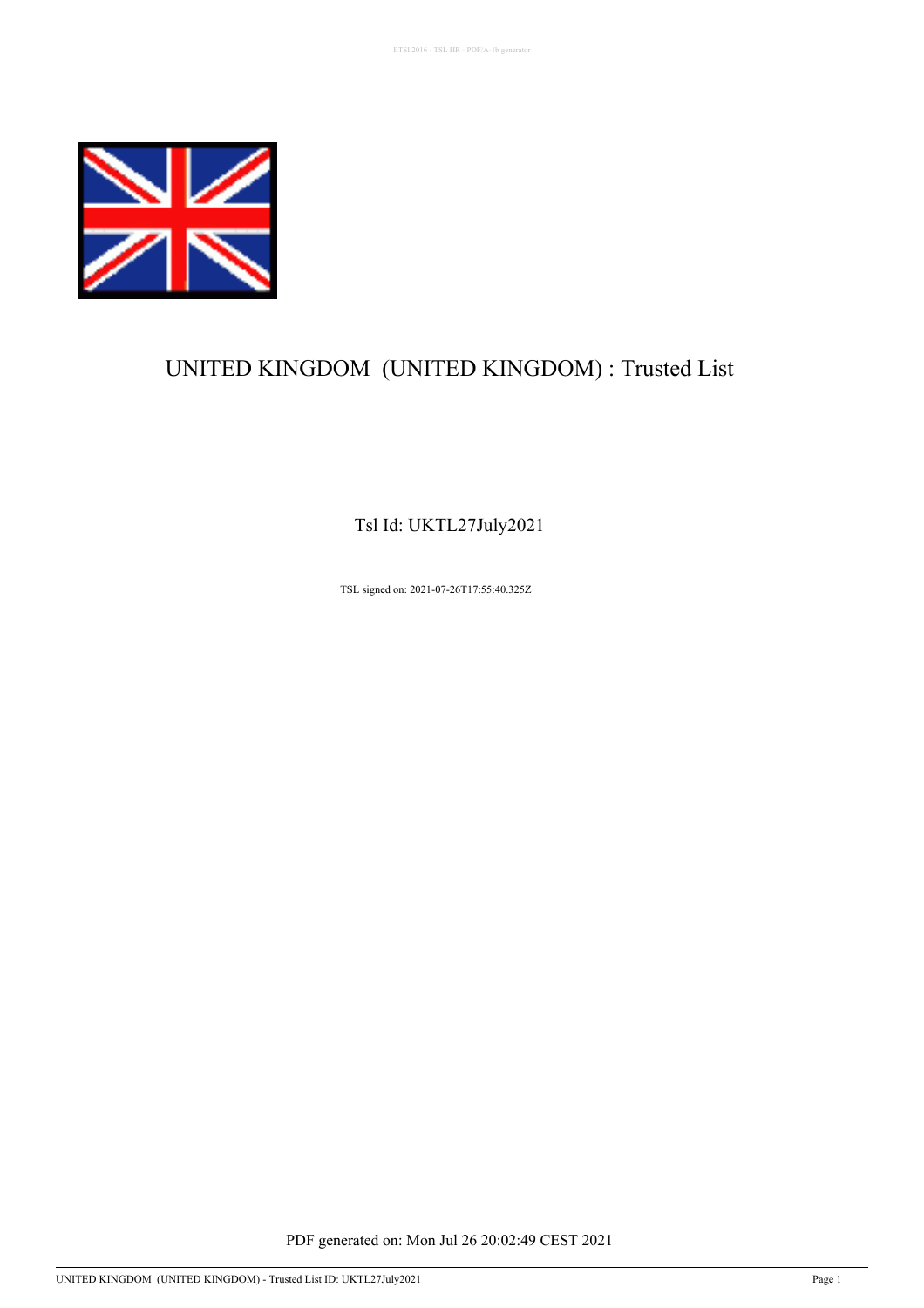# UNITED KINGDOM (UNITED KINGDOM) : Trusted List

Tsl Id: UKTL27July2021

TSL signed on: 2021-07-26T17:55:40.325Z

PDF generated on: Mon Jul 26 20:02:49 CEST 2021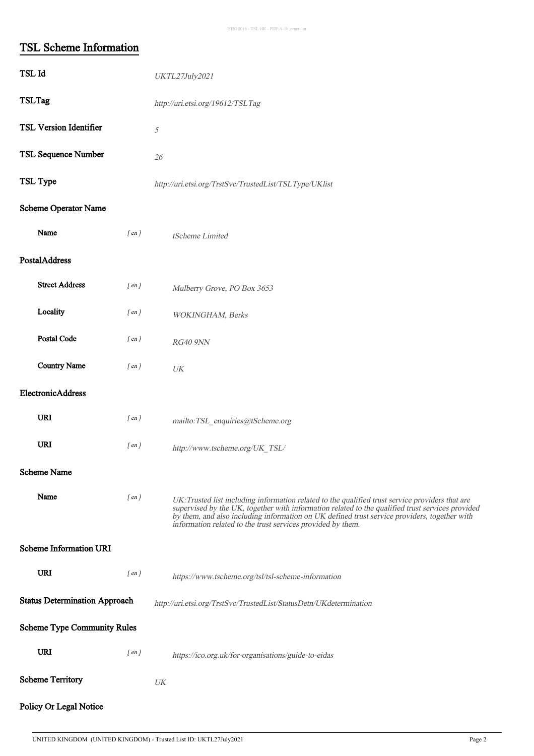## TSL Scheme Information

**TSL Id** *UKTL27July2021*

**TSLTag** *http://uri.etsi.org/19612/TSLTag*

**TSL Version Identifier** *5*

**TSL Sequence Number** *26*

**TSL Type** *http://uri.etsi.org/TrstSvc/TrustedList/TSLType/UKlist*

### Scheme Operator Name

**Name** [ en ] *tScheme Limited*

### PostalAddress

**Street Address** [ en ] *Mulberry Grove, PO Box 3653*

**Locality** [ en ] *WOKINGHAM, Berks*

**Postal Code** [ en ] *RG40 9NN*

**Country Name** [ en ] *UK*

### ElectronicAddress

**URI** [ en ] *mailto:TSL_enquiries@tScheme.org*

**URI** [ en ] *http://www.tscheme.org/UK_TSL/*

### Scheme Name

**Name** [ en ] *UK:Trusted list including information related to the qualified trust service providers that are supervised by the UK, together with information related to the qualified trust services provided by them, and also including information on UK defined trust service providers, together with information related to the trust services provided by them.*

### Scheme Information URI

**URI** [ en ] *https://www.tscheme.org/tsl/tsl-scheme-information*

**Status Determination Approach** *http://uri.etsi.org/TrstSvc/TrustedList/StatusDetn/UKdetermination*

### Scheme Type Community Rules

**URI** [ en ] *https://ico.org.uk/for-organisations/guide-to-eidas*

**Scheme Territory** *UK*

### Policy Or Legal Notice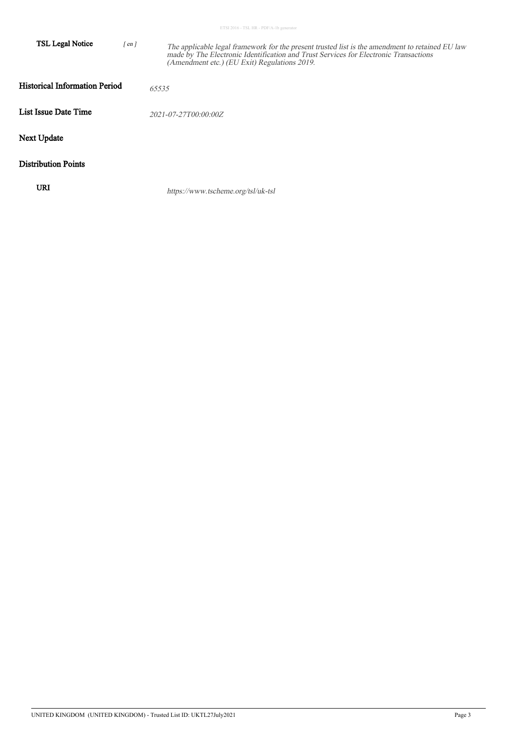**TSL Legal Notice** *[ en ]* *The applicable legal framework for the present trusted list is the amendment to retained EU law made by The Electronic Identification and Trust Services for Electronic Transactions (Amendment etc.) (EU Exit) Regulations 2019.*

**Historical Information Period** *65535*

**List Issue Date Time** *2021-07-27T00:00:00Z*

**Next Update**

**Distribution Points**

**URI** *https://www.tscheme.org/tsl/uk-tsl*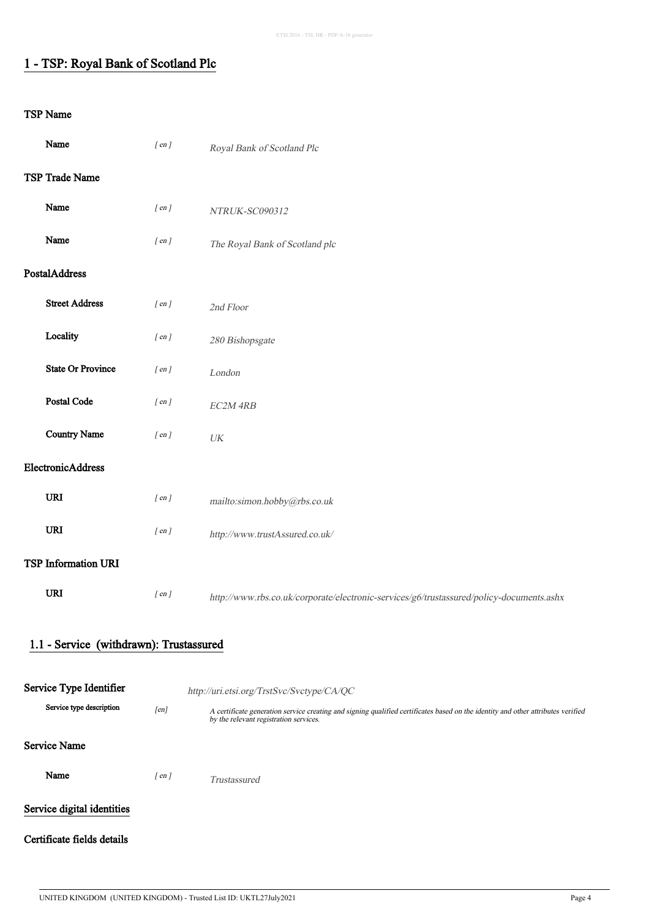## 1 - TSP: Royal Bank of Scotland Plc

### TSP Name

| | | |
|---|---|---|
| **Name** | *[ en ]* | *Royal Bank of Scotland Plc* |

### TSP Trade Name

| | | |
|---|---|---|
| **Name** | *[ en ]* | *NTRUK-SC090312* |
| **Name** | *[ en ]* | *The Royal Bank of Scotland plc* |

### PostalAddress

| | | |
|---|---|---|
| **Street Address** | *[ en ]* | *2nd Floor* |
| **Locality** | *[ en ]* | *280 Bishopsgate* |
| **State Or Province** | *[ en ]* | *London* |
| **Postal Code** | *[ en ]* | *EC2M 4RB* |
| **Country Name** | *[ en ]* | *UK* |

### ElectronicAddress

| | | |
|---|---|---|
| **URI** | *[ en ]* | *mailto:simon.hobby@rbs.co.uk* |
| **URI** | *[ en ]* | *http://www.trustAssured.co.uk/* |

### TSP Information URI

| | | |
|---|---|---|
| **URI** | *[ en ]* | *http://www.rbs.co.uk/corporate/electronic-services/g6/trustassured/policy-documents.ashx* |

## 1.1 - Service (withdrawn): Trustassured

### Service Type Identifier

*http://uri.etsi.org/TrstSvc/Svctype/CA/QC*

| | | |
|---|---|---|
| **Service type description** | *[en]* | *A certificate generation service creating and signing qualified certificates based on the identity and other attributes verified by the relevant registration services.* |

### Service Name

| | | |
|---|---|---|
| **Name** | *[ en ]* | *Trustassured* |

### Service digital identities

### Certificate fields details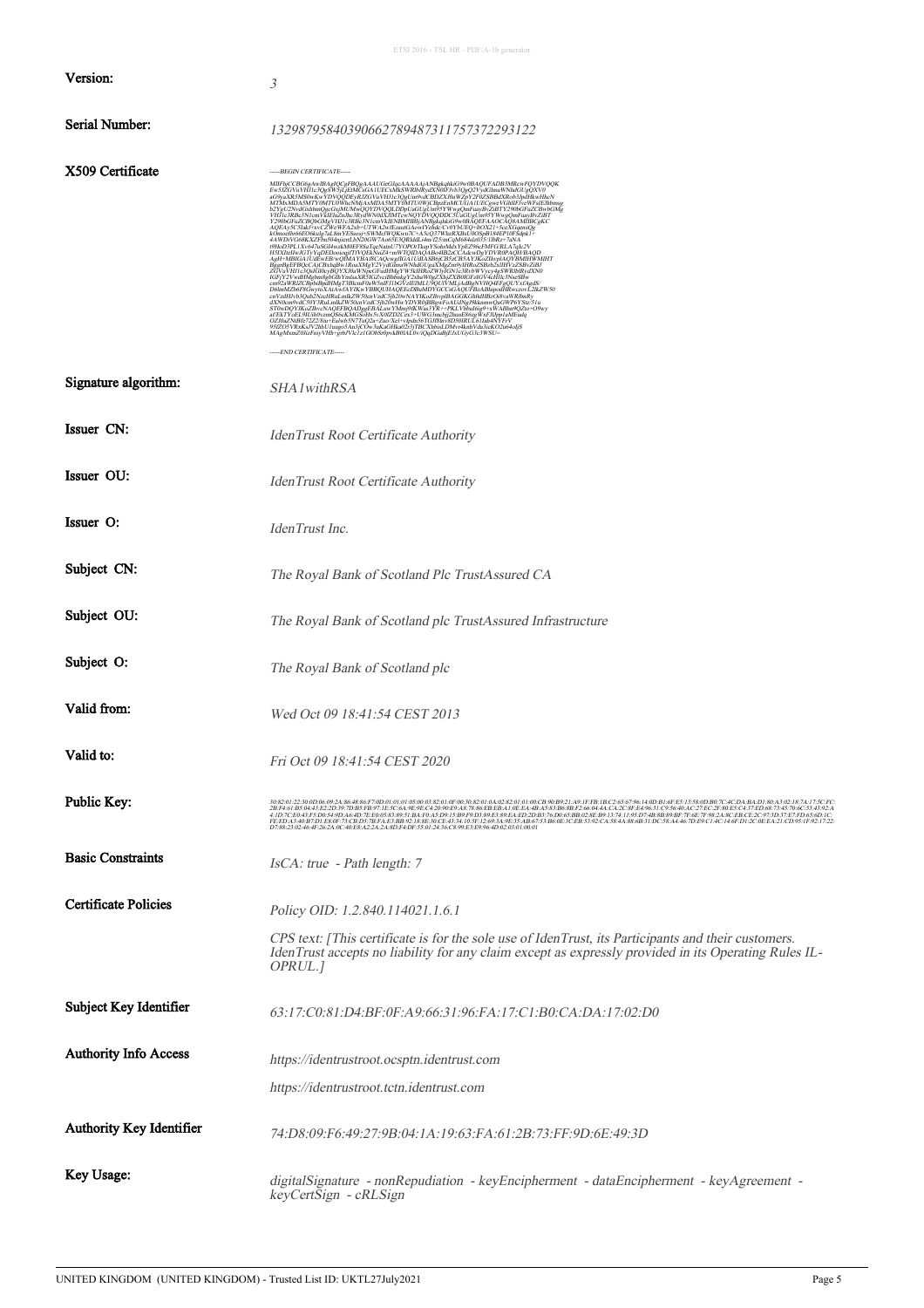| | |
|---|---|
| **Version:** | *3* |
| **Serial Number:** | *13298795840390662789487311757372293122* |
| **X509 Certificate** | -----BEGIN CERTIFICATE-----<br>MIIFhjCCBG6gAwIBAgIQCgFBQgAAAUGeG/acAAAAAjANBgkqhkiG9w0BAQUFADB3MRcwFQYDVQQK<br>Ew5JZGVuVHJ1c3QgSW5jLjEtMCsGA1UECxMkSWRlblRydXN0IFJvb3QgQ2VydGlmaWNhdGUgQXV0<br>aG9yaXR5MS0wKwYDVQQDEyRJZGVuVHJ1c3QgUm9vdCBDZXJ0aWZpY2F0ZSBBdXRob3JpdHkwHhcN<br>MTMxMDA5MTY0MTU0WhcNMjAxMDA5MTY0MTU0WjCBpzEnMCUGA1UEChMeVGhlIFJveWFsIEJhbmsg<br>b2YgU2NvdGxhbmQgcGxjMUMwQQYDVQQLDDpUaGUgUm95YWwgQmFuayBvZiBTY290bGFuZCBwbGMg<br>VHJ1c3RBc3N1cmVkIEluZnJhc3RydWN0dXJlMTcwNQYDVQQDDC5UaGUgUm95YWwgQmFuayBvZiBT<br>Y290bGFuZCBQbGMgVHJ1c3RBc3N1cmVkIENBMIIBIjANBgkqhkiG9w0BAQEFAAOCAQ8AMIIBCgKC<br>AQEAy5C5Iak5+xvCZWeWFA2xb+UTWA2w/fEzautGAowIYelldc/Cv0Ybl/EQ+8OX21+5ceXGqensQg<br>kOmoof0r66tOrkulg7aL8mYE5uosj+SWMcIWQKwn7C+ASeQ37WhzRXBsU0OSpB184EP10F5dpk1+<br>4AWDiVG68KXZFbn504njiertLbN20GW7Ao65E3QRlddL/4mvf25/mCqM684sIn035/1BtRz+7aNA<br>t9HoD3PL1Xv647uSGl4wzkM0EF8SuTqeNatuU7YOPOtTkopY5ohtMdxYpEZ96eFMFG/RLA7qIc2V<br>H5lXHzHwJGTyYqDEDoonqpTfVQEkNuZ4+mWTQIDAQABo4IB2zCCAdcwDgYDVR0PAQH/BAQD<br>AgH+MBIGA1UdEwEB/wQIMAYBAf8CAQcwgdIGA1UdIASByjCBxzCBxAYJKoZIhvpIAQYBMIHWMIHT<br>BggrBgEFBQcCAjCBvhqBu1RoaXMgY2VydGlmaWNhdGUgaXMgZm9yIHRoZSBzb2xlIHVzZSBvZiBJ<br>ZGVuVHJ1c3QsIGl0cyBQYXJ0aWNpcGFudHMgYW5kIHRoZWlyIGN1c3RvbWVycy4gSWRlblRydXN0<br>IGFjY2VwdHMgbm8gbGlhYmlsaXR5IGZvciBhbnkgY2xhaW0gZXhjZXB0IGFzIGV4cHJlc3NseSBw<br>cm92aWRlZCBpbiBpdHMgT3BlcmF0aW5nIFJ1bGVzIElMLU9QUlVMLjAdBgNVHQ4EFgQUYxfAgdS/<br>D6bmMZbt+F8GwyttAXtAwHAYIKwYBBQUHAQEEcDBuMDYGCCsGAQUFBzABhipodHRwczovL2lkZW50<br>cnVzdHJvb3Qub2NzcHRuLmlkZW50cnVzdC5jb20wNAYIKwYBBQUHMAKGKGh0dHBzOi8vaWRlbnRy<br>dXN0cm9vdC50Y3RuLmlkZW50cnVzdC5jb20wHwYDVR0jBBgwFoAUdNgJ9kknmwQaGWP6YSts/51u<br>ST0wDQYJKoZIhvcNAQEFBQADggEBALuwYMmj0fKWas3YR++PKLVbbuh6ig9+xWABlsr9QZte+O9wy<br>aFEkTYoEL9IUlh0vznwQS6oKMGSoHx5vX0fZD2Ccz3+UWG3mcbj2humE6tqcWxFJJpp1uMEudq<br>OZ0taZNtBf672Z2/Niu+EalwhSN7TaQ2a+Zuo/Xel+vJpdn56TG0Sktv8D50RUL611ab4NYFrV<br>95fZO5VRxKuJV2hhU1uuqo5AnJjCOw3uKaGHkal2t3jTBCXhbxLDMvr4knbVda3icKO2a64ojS<br>MAgMxmZ0IizFuiyVHb+grbJVlc1z1GObSr0pvkB0IAL0v/iQqDGaBjEJxUGyG3c3WSU=<br>-----END CERTIFICATE----- |
| **Signature algorithm:** | *SHA1withRSA* |
| **Issuer CN:** | *IdenTrust Root Certificate Authority* |
| **Issuer OU:** | *IdenTrust Root Certificate Authority* |
| **Issuer O:** | *IdenTrust Inc.* |
| **Subject CN:** | *The Royal Bank of Scotland Plc TrustAssured CA* |
| **Subject OU:** | *The Royal Bank of Scotland plc TrustAssured Infrastructure* |
| **Subject O:** | *The Royal Bank of Scotland plc* |
| **Valid from:** | *Wed Oct 09 18:41:54 CEST 2013* |
| **Valid to:** | *Fri Oct 09 18:41:54 CEST 2020* |
| **Public Key:** | *30:82:01:22:30:0D:06:09:2A:86:48:86:F7:0D:01:01:01:05:00:03:82:01:0F:00:30:82:01:0A:02:82:01:01:00:CB:90:B9:21:A9:1F:FB:1B:C2:65:67:96:14:0D:B1:6F:E5:13:58:0D:B0:7C:4C:DA:BA:D1:80:A3:02:18:7A:17:5C:FC:2B:F4:61:B5:04:43:E2:2D:79:7D:B5:FB:97:1E:5C:6A:9E:9E:C4:20:90:E9:A8:78:B6:EB:EB:A1:0E:EA:4B:A5:83:B6:8B:F2:66:04:4A:CA:2C:8F:E4:96:31:C9:56:40:AC:27:EC:2F:80:E5:C4:37:ED:68:73:45:70:6C:53:43:92:A4:1D:7C:E0:43:F5:D0:5E:9D:A6:4D:7E:E0:05:83:89:51:BA:F0:A5:D9:15:B9:F9:D3:89:E3:89:EA:ED:2D:B3:76:D0:65:BB:02:8E:B9:13:74:11:95:D7:4B:8B:89:BF:7F:6E:7F:98:2A:8C:EB:CE:2C:97:3D:37:E7:FD:65:6D:1C:FE:ED:A3:40:B7:D1:E8:0F:73:CB:D5:7B:FA:E3:BB:92:18:8E:30:CE:43:34:10:5F:12:69:3A:9E:35:AB:67:53:B6:0E:3C:EB:53:92:CA:58:4A:88:6B:31:DC:58:A4:46:7D:E9:C1:4C:14:6F:D1:2C:0E:EA:21:CD:95:1F:92:17:22:D7:88:23:02:46:4F:26:2A:0C:40:E8:A2:2A:2A:8D:F4:DF:55:01:24:36:C8:99:E3:E9:96:4D:02:03:01:00:01* |
| **Basic Constraints** | *IsCA: true - Path length: 7* |
| **Certificate Policies** | *Policy OID: 1.2.840.114021.1.6.1*<br><br>*CPS text: [This certificate is for the sole use of IdenTrust, its Participants and their customers. IdenTrust accepts no liability for any claim except as expressly provided in its Operating Rules IL-OPRUL.]* |
| **Subject Key Identifier** | *63:17:C0:81:D4:BF:0F:A9:66:31:96:FA:17:C1:B0:CA:DA:17:02:D0* |
| **Authority Info Access** | *https://identrustroot.ocsptn.identrust.com*<br><br>*https://identrustroot.tctn.identrust.com* |
| **Authority Key Identifier** | *74:D8:09:F6:49:27:9B:04:1A:19:63:FA:61:2B:73:FF:9D:6E:49:3D* |
| **Key Usage:** | *digitalSignature - nonRepudiation - keyEncipherment - dataEncipherment - keyAgreement - keyCertSign - cRLSign* |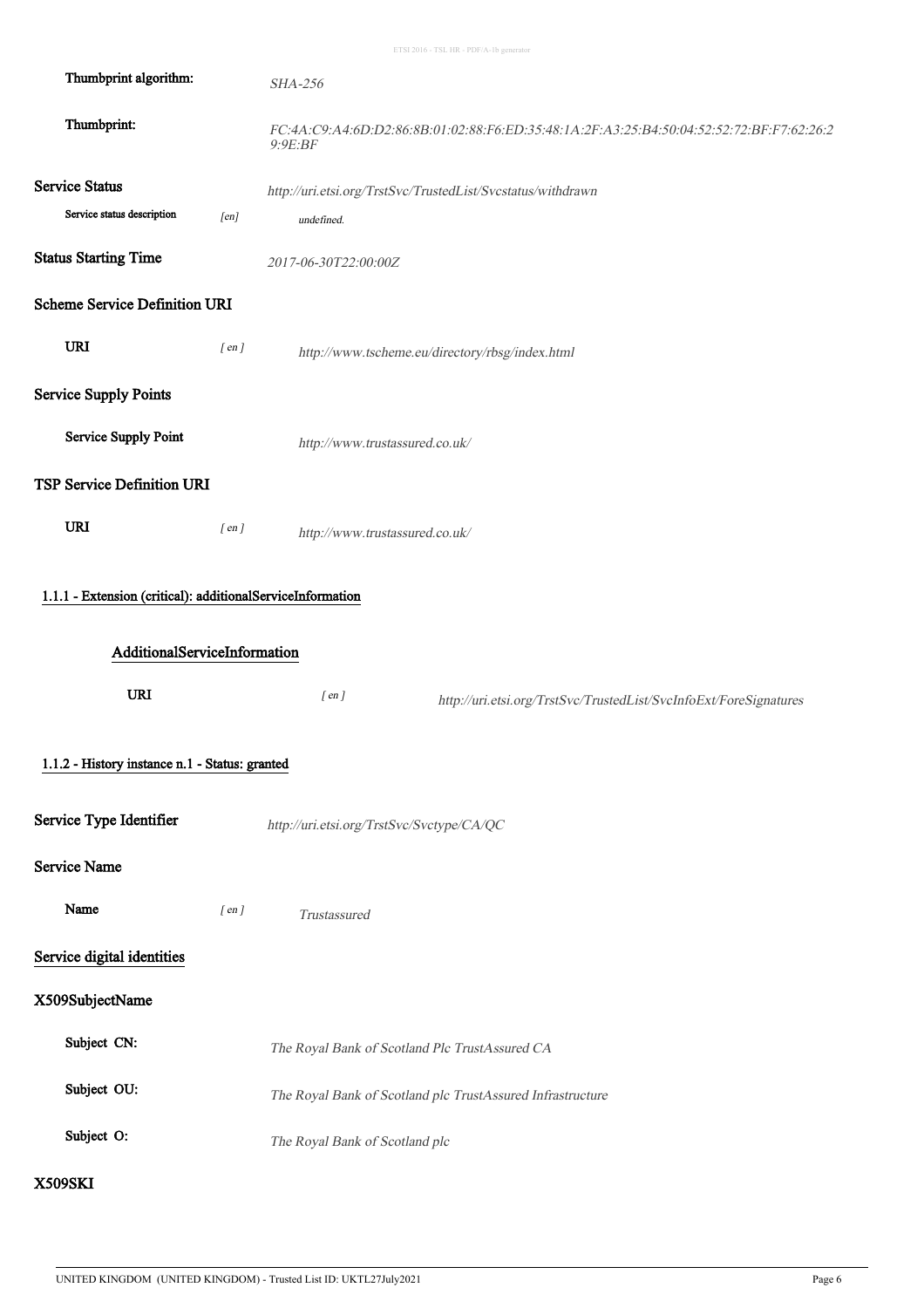**Thumbprint algorithm:** *SHA-256*

**Thumbprint:** *FC:4A:C9:A4:6D:D2:86:8B:01:02:88:F6:ED:35:48:1A:2F:A3:25:B4:50:04:52:52:72:BF:F7:62:26:29:9E:BF*

**Service Status** *http://uri.etsi.org/TrstSvc/TrustedList/Svcstatus/withdrawn*

**Service status description** [en] *undefined.*

**Status Starting Time** *2017-06-30T22:00:00Z*

**Scheme Service Definition URI**

**URI** [ en ] *http://www.tscheme.eu/directory/rbsg/index.html*

**Service Supply Points**

**Service Supply Point** *http://www.trustassured.co.uk/*

**TSP Service Definition URI**

**URI** [ en ] *http://www.trustassured.co.uk/*

1.1.1 - Extension (critical): additionalServiceInformation

**AdditionalServiceInformation**

**URI** [ en ] *http://uri.etsi.org/TrstSvc/TrustedList/SvcInfoExt/ForeSignatures*

1.1.2 - History instance n.1 - Status: granted

**Service Type Identifier** *http://uri.etsi.org/TrstSvc/Svctype/CA/QC*

**Service Name**

**Name** [ en ] *Trustassured*

**Service digital identities**

**X509SubjectName**

**Subject CN:** *The Royal Bank of Scotland Plc TrustAssured CA*

**Subject OU:** *The Royal Bank of Scotland plc TrustAssured Infrastructure*

**Subject O:** *The Royal Bank of Scotland plc*

**X509SKI**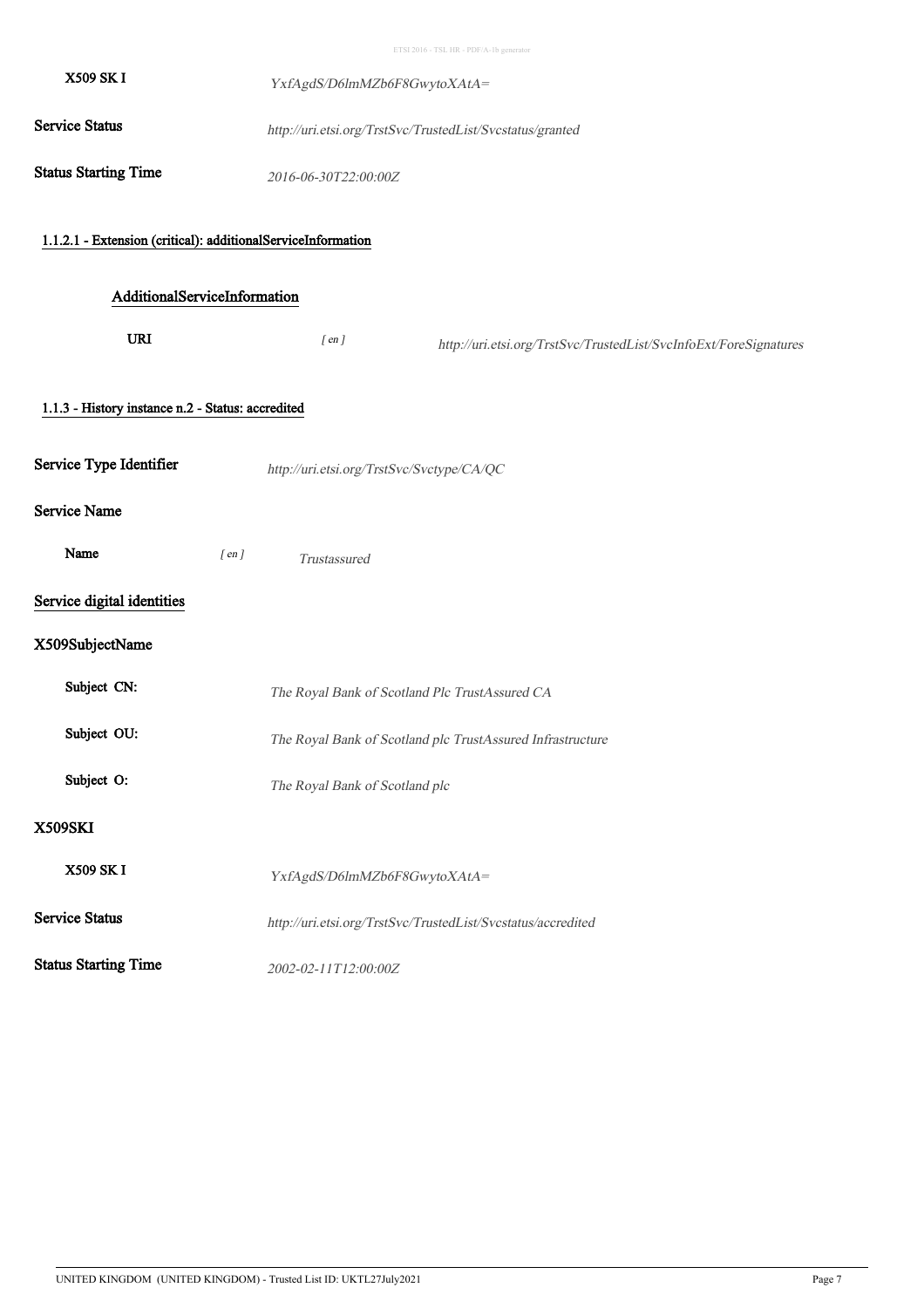**X509 SK I** *YxfAgdS/D6lmMZb6F8GwytoXAtA=*

**Service Status** *http://uri.etsi.org/TrstSvc/TrustedList/Svcstatus/granted*

**Status Starting Time** *2016-06-30T22:00:00Z*

#### 1.1.2.1 - Extension (critical): additionalServiceInformation

##### AdditionalServiceInformation

**URI** *[ en ]* *http://uri.etsi.org/TrstSvc/TrustedList/SvcInfoExt/ForeSignatures*

### 1.1.3 - History instance n.2 - Status: accredited

**Service Type Identifier** *http://uri.etsi.org/TrstSvc/Svctype/CA/QC*

**Service Name**

**Name** *[ en ]* *Trustassured*

**Service digital identities**

**X509SubjectName**

**Subject CN:** *The Royal Bank of Scotland Plc TrustAssured CA*

**Subject OU:** *The Royal Bank of Scotland plc TrustAssured Infrastructure*

**Subject O:** *The Royal Bank of Scotland plc*

**X509SKI**

**X509 SK I** *YxfAgdS/D6lmMZb6F8GwytoXAtA=*

**Service Status** *http://uri.etsi.org/TrstSvc/TrustedList/Svcstatus/accredited*

**Status Starting Time** *2002-02-11T12:00:00Z*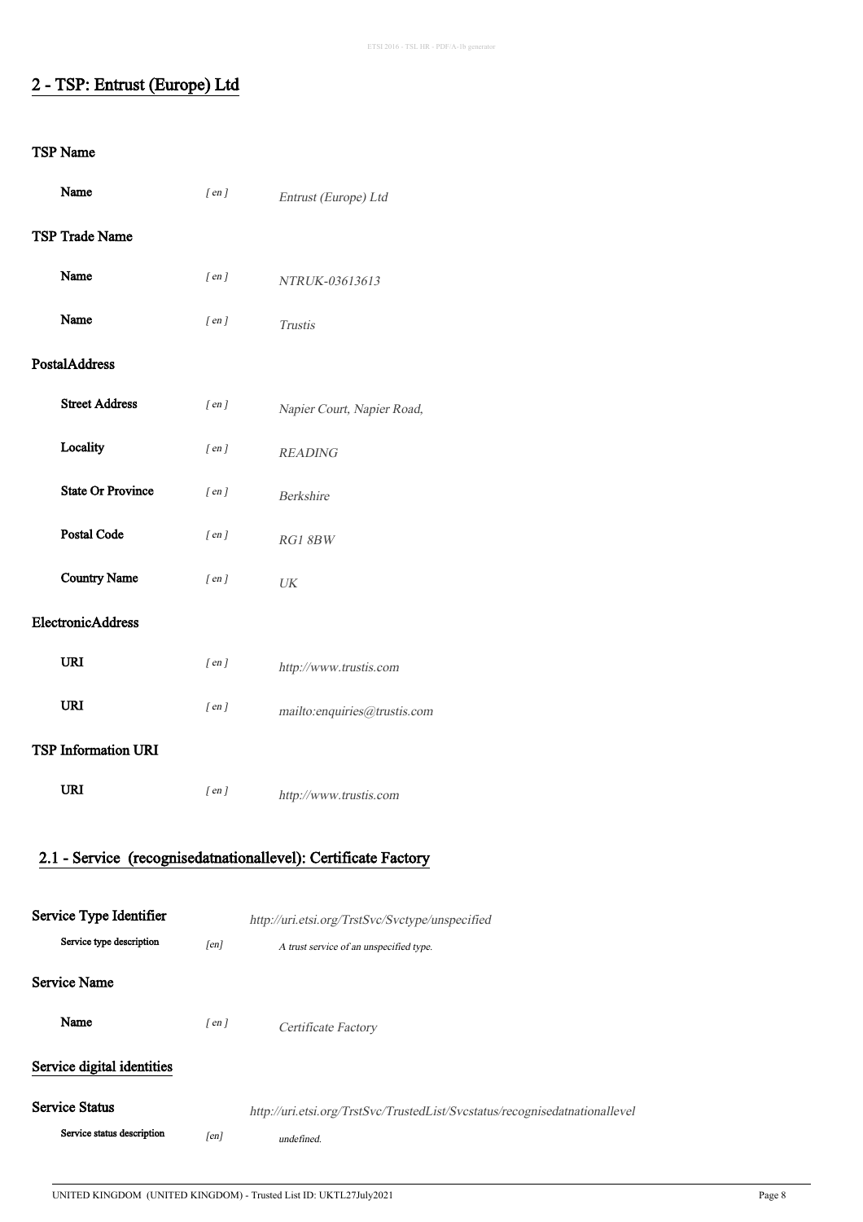## 2 - TSP: Entrust (Europe) Ltd

### TSP Name

| | | |
|---|---|---|
| **Name** | [ en ] | *Entrust (Europe) Ltd* |

### TSP Trade Name

| | | |
|---|---|---|
| **Name** | [ en ] | *NTRUK-03613613* |
| **Name** | [ en ] | *Trustis* |

### PostalAddress

| | | |
|---|---|---|
| **Street Address** | [ en ] | *Napier Court, Napier Road,* |
| **Locality** | [ en ] | *READING* |
| **State Or Province** | [ en ] | *Berkshire* |
| **Postal Code** | [ en ] | *RG1 8BW* |
| **Country Name** | [ en ] | *UK* |

### ElectronicAddress

| | | |
|---|---|---|
| **URI** | [ en ] | *http://www.trustis.com* |
| **URI** | [ en ] | *mailto:enquiries@trustis.com* |

### TSP Information URI

| | | |
|---|---|---|
| **URI** | [ en ] | *http://www.trustis.com* |

### 2.1 - Service (recognisedatnationallevel): Certificate Factory

**Service Type Identifier** *http://uri.etsi.org/TrstSvc/Svctype/unspecified*

| | | |
|---|---|---|
| **Service type description** | [en] | *A trust service of an unspecified type.* |

**Service Name**

| | | |
|---|---|---|
| **Name** | [ en ] | *Certificate Factory* |

**Service digital identities**

**Service Status** *http://uri.etsi.org/TrstSvc/TrustedList/Svcstatus/recognisedatnationallevel*

| | | |
|---|---|---|
| **Service status description** | [en] | *undefined.* |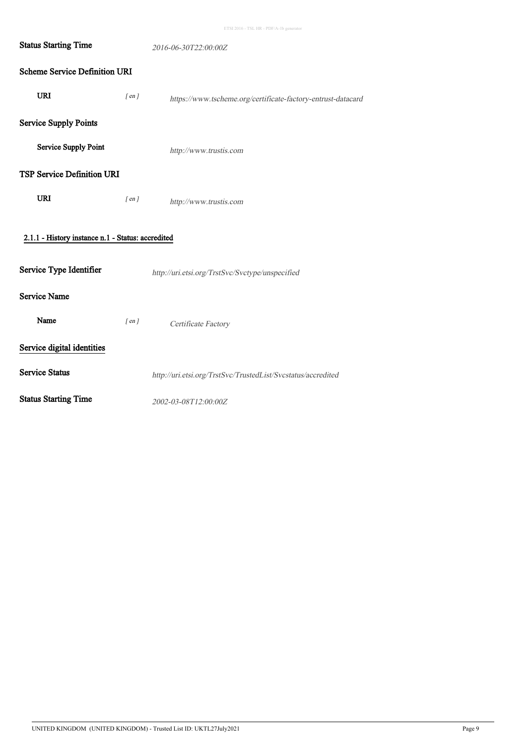**Status Starting Time** *2016-06-30T22:00:00Z*

**Scheme Service Definition URI**

**URI** *[ en ]* *https://www.tscheme.org/certificate-factory-entrust-datacard*

**Service Supply Points**

**Service Supply Point** *http://www.trustis.com*

**TSP Service Definition URI**

**URI** *[ en ]* *http://www.trustis.com*

#### 2.1.1 - History instance n.1 - Status: accredited

**Service Type Identifier** *http://uri.etsi.org/TrstSvc/Svctype/unspecified*

**Service Name**

**Name** *[ en ]* *Certificate Factory*

**Service digital identities**

**Service Status** *http://uri.etsi.org/TrstSvc/TrustedList/Svcstatus/accredited*

**Status Starting Time** *2002-03-08T12:00:00Z*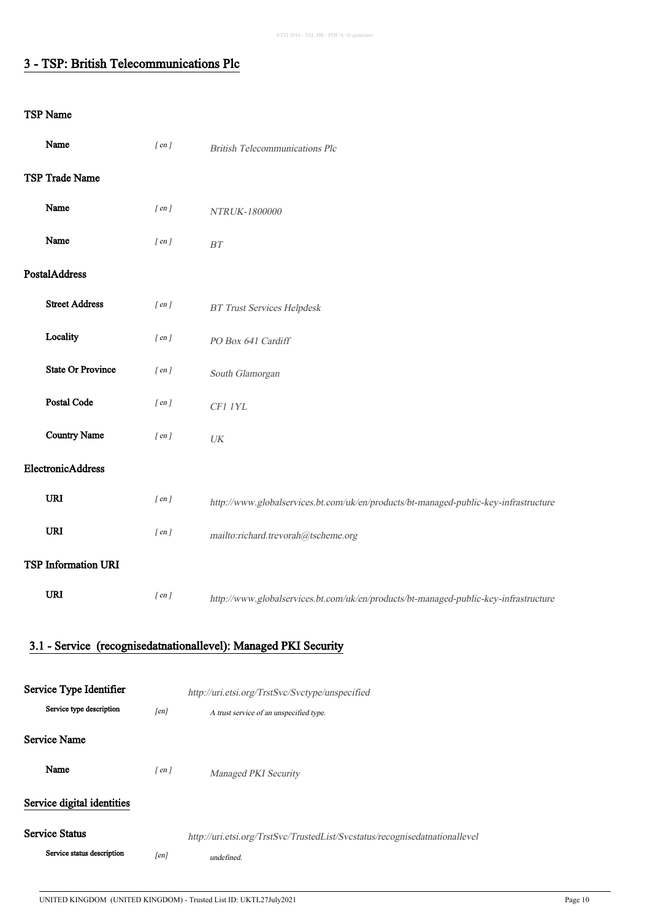## 3 - TSP: British Telecommunications Plc

### TSP Name

| | | |
|---|---|---|
| **Name** | *[ en ]* | *British Telecommunications Plc* |

### TSP Trade Name

| | | |
|---|---|---|
| **Name** | *[ en ]* | *NTRUK-1800000* |
| **Name** | *[ en ]* | *BT* |

### PostalAddress

| | | |
|---|---|---|
| **Street Address** | *[ en ]* | *BT Trust Services Helpdesk* |
| **Locality** | *[ en ]* | *PO Box 641 Cardiff* |
| **State Or Province** | *[ en ]* | *South Glamorgan* |
| **Postal Code** | *[ en ]* | *CF1 1YL* |
| **Country Name** | *[ en ]* | *UK* |

### ElectronicAddress

| | | |
|---|---|---|
| **URI** | *[ en ]* | *http://www.globalservices.bt.com/uk/en/products/bt-managed-public-key-infrastructure* |
| **URI** | *[ en ]* | *mailto:richard.trevorah@tscheme.org* |

### TSP Information URI

| | | |
|---|---|---|
| **URI** | *[ en ]* | *http://www.globalservices.bt.com/uk/en/products/bt-managed-public-key-infrastructure* |

## 3.1 - Service (recognisedatnationallevel): Managed PKI Security

### Service Type Identifier

*http://uri.etsi.org/TrstSvc/Svctype/unspecified*

| | | |
|---|---|---|
| **Service type description** | *[en]* | *A trust service of an unspecified type.* |

### Service Name

| | | |
|---|---|---|
| **Name** | *[ en ]* | *Managed PKI Security* |

### Service digital identities

### Service Status

*http://uri.etsi.org/TrstSvc/TrustedList/Svcstatus/recognisedatnationallevel*

| | | |
|---|---|---|
| **Service status description** | *[en]* | *undefined.* |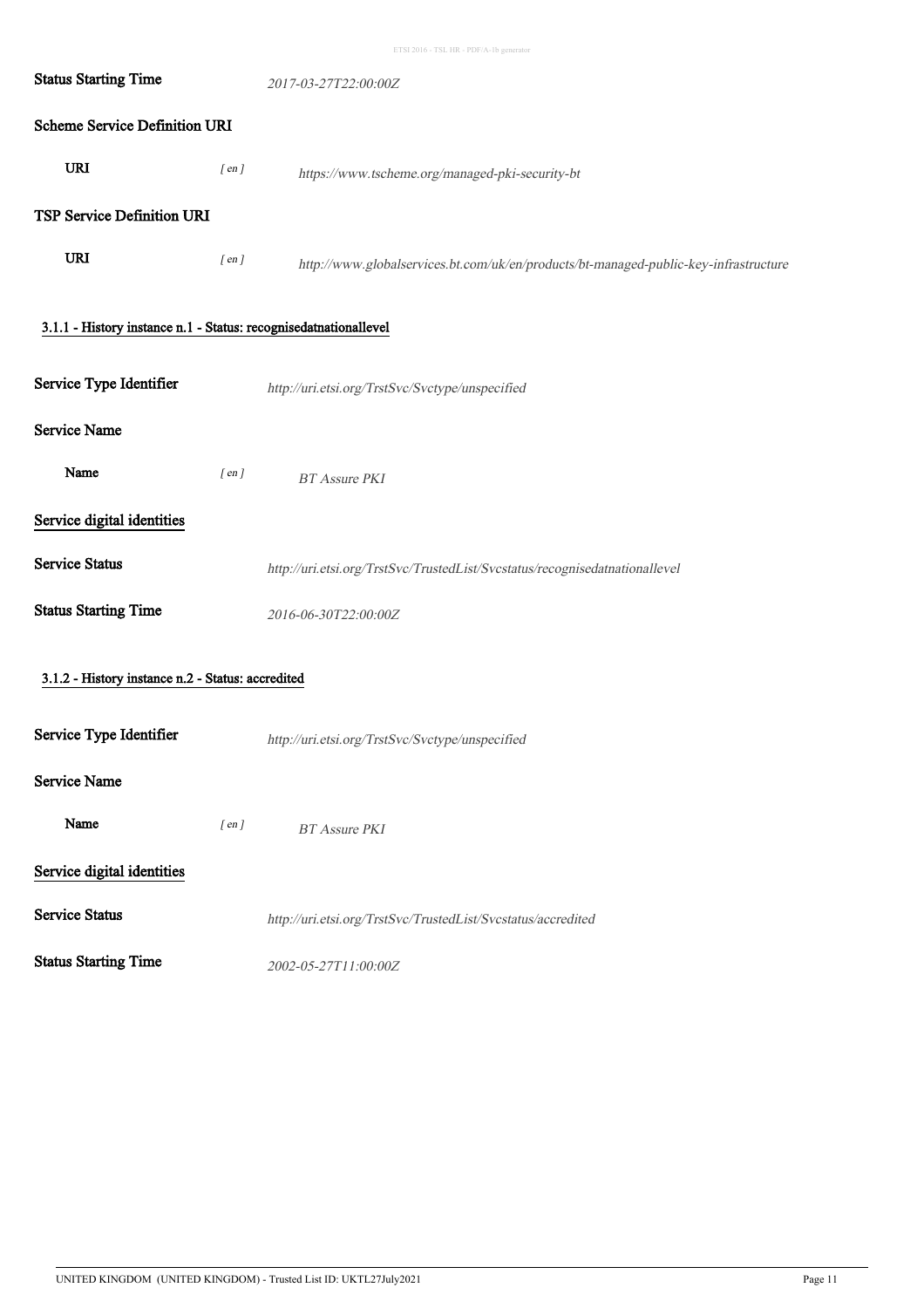**Status Starting Time** *2017-03-27T22:00:00Z*

**Scheme Service Definition URI**

**URI** *[ en ]* *https://www.tscheme.org/managed-pki-security-bt*

**TSP Service Definition URI**

**URI** *[ en ]* *http://www.globalservices.bt.com/uk/en/products/bt-managed-public-key-infrastructure*

### 3.1.1 - History instance n.1 - Status: recognisedatnationallevel

**Service Type Identifier** *http://uri.etsi.org/TrstSvc/Svctype/unspecified*

**Service Name**

**Name** *[ en ]* *BT Assure PKI*

**Service digital identities**

**Service Status** *http://uri.etsi.org/TrstSvc/TrustedList/Svcstatus/recognisedatnationallevel*

**Status Starting Time** *2016-06-30T22:00:00Z*

### 3.1.2 - History instance n.2 - Status: accredited

**Service Type Identifier** *http://uri.etsi.org/TrstSvc/Svctype/unspecified*

**Service Name**

**Name** *[ en ]* *BT Assure PKI*

**Service digital identities**

**Service Status** *http://uri.etsi.org/TrstSvc/TrustedList/Svcstatus/accredited*

**Status Starting Time** *2002-05-27T11:00:00Z*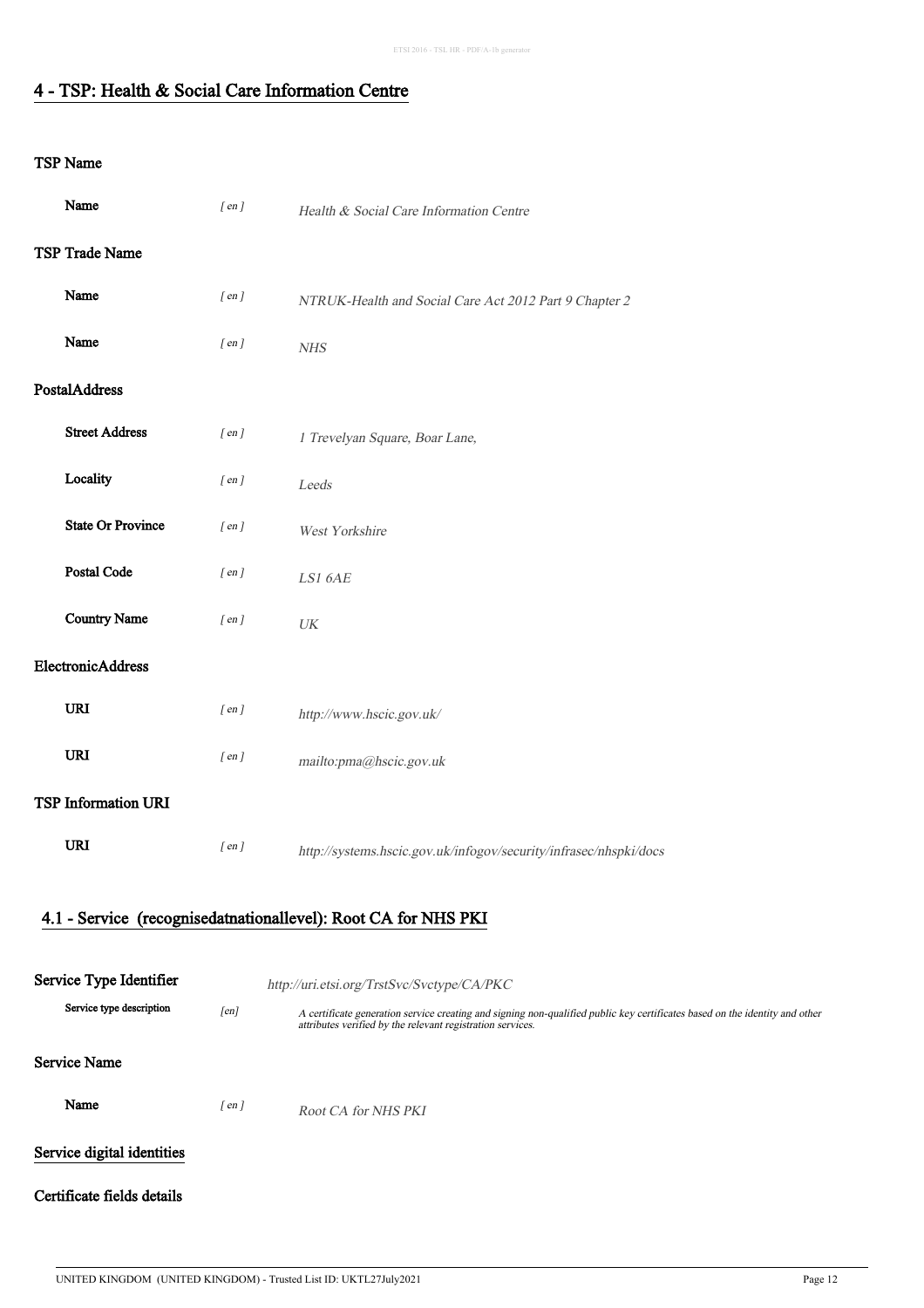## 4 - TSP: Health & Social Care Information Centre

### TSP Name

| | | |
|---|---|---|
| **Name** | *[ en ]* | *Health & Social Care Information Centre* |

### TSP Trade Name

| | | |
|---|---|---|
| **Name** | *[ en ]* | *NTRUK-Health and Social Care Act 2012 Part 9 Chapter 2* |
| **Name** | *[ en ]* | *NHS* |

### PostalAddress

| | | |
|---|---|---|
| **Street Address** | *[ en ]* | *1 Trevelyan Square, Boar Lane,* |
| **Locality** | *[ en ]* | *Leeds* |
| **State Or Province** | *[ en ]* | *West Yorkshire* |
| **Postal Code** | *[ en ]* | *LS1 6AE* |
| **Country Name** | *[ en ]* | *UK* |

### ElectronicAddress

| | | |
|---|---|---|
| **URI** | *[ en ]* | *http://www.hscic.gov.uk/* |
| **URI** | *[ en ]* | *mailto:pma@hscic.gov.uk* |

### TSP Information URI

| | | |
|---|---|---|
| **URI** | *[ en ]* | *http://systems.hscic.gov.uk/infogov/security/infrasec/nhspki/docs* |

## 4.1 - Service (recognisedatnationallevel): Root CA for NHS PKI

**Service Type Identifier** *http://uri.etsi.org/TrstSvc/Svctype/CA/PKC*

| | | |
|---|---|---|
| **Service type description** | *[en]* | *A certificate generation service creating and signing non-qualified public key certificates based on the identity and other attributes verified by the relevant registration services.* |

### Service Name

| | | |
|---|---|---|
| **Name** | *[ en ]* | *Root CA for NHS PKI* |

### Service digital identities

### Certificate fields details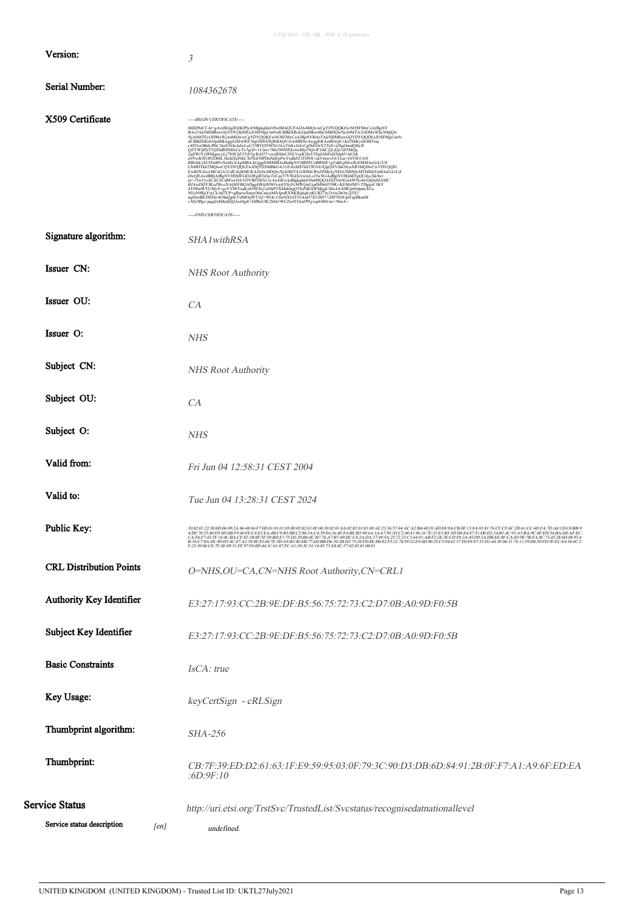**Version:** *3*

**Serial Number:** *1084362678*

**X509 Certificate**

```
-----BEGIN CERTIFICATE-----
MIIDfzCCAmegAwIBAgIEQKIPtjANBgkqhkiG9w0BAQUFADA4MQwwCgYDVQQKEwNOSFMxCzAJBgNV
BAsTAkNBMRswGQYDVQQDExJOSFMgUm9vdCBBdXRob3JpdHkwHhcNMDQwNjA0MTA1ODMxWhcNMjQw
NjA0MTEyODMxWjA4MQwwCgYDVQQKEwNOSFMxCzAJBgNVBAsTAkNBMRswGQYDVQQDExJOSFMgUm9v
dCBBdXRob3JpdHkwggEiMA0GCSqGSIb3DQEBAQUAA4IBDwAwggEKAoIBAQCvlzZXhKyrIE4BTzia
y48TioOBdeP8C1hzE56fuAdwLuU33BVQNWNr/IAiTti6vJs4vCgDrE0rY2TuS+tZhqOmdQHsJI
QZYWlJPjT3Q5IdR0NI6sUyTo7qcD+1UatiwT7RcNO80zFZH1ibmOHA4XwNJ4RovDxzjTuyixxK
2jdWtVyI8NkpavyLj7N8CpF27rb7gK4J57+ouzRSltCINLVseK3In9VTejO/b6FaHShjbVA6Jdi
u9YwK9JI1P2OtlL1hn5ZIuINkCXFlGI38PDuNdFpPwYxdhFZ1FD9X+s6VmwyIlCGm+OtVH/UAN
RBxdh/ybUDwBFoNznIxXAgMBAAGjggEHMIIBAzBaBgNVHR8EUzBRME+gTaBLpEkwRzEMMAoGA1UE
ChMDTkhTMQswCQYDVQQLEwJDQTEbMBkGA1UEAxMSTkhTIFJvb3QgQXV0aG9yaXR5MQ0wCwYDVQQD
EwRDUkwxMCsGA1UdEAQkMCKADzIwMDQwNjA0MTA1ODMxWoEPMjAyNDA2MDQxMTI4MzFaMAsGA1Ud
DwQEAwIBBjAfBgNVHSMEGDAWgBTjJxeTzCue37VWdXJywtcLoJ3wWzAdBgNVHQ4EFgQU4ycXk8wr
nt+1VnVycsLXC6Cd8FswDAYDVR0TBAUwAwEB/zAdBgkqhkiG9n0HQQAEEDAOGwhWNy4wOjQuMAMC
BJAwDQYJKoZIhvcNAQEFBQADggEBAIHWfvzcbYSyFcMWQmUzpIM0a0559K+KEMzIMS+TDqqzC3K9
4Y09mWYUMyS+goYV88VeaKyb38FSs2/uNhPTXMdabqQTIoPiR2DFMjgiCMoAfvh9R2pFnbpncXLa
9l1aN9RgYrqCk/6d7UP+gBtawfxmyO8nCmwtMlvIpoRXNKRqbqh/zKUKF9Yc2tvw2bOw2j5X1
aqIIzrBb/DEFkvK9IaQg6cYdMOgWT/iQ+WOc/UIaNXGfYFsAzD7XUlHI7+ZSFNEtUjnUqiBkmM
vXJy9Bgv/pqqZe8HedZjQAc6SgE+DfbuU8CZt6h1WCZu4YIAaFPFg1qeO4bUm+/96oA=
-----END CERTIFICATE-----
```

**Signature algorithm:** *SHA1withRSA*

**Issuer CN:** *NHS Root Authority*

**Issuer OU:** *CA*

**Issuer O:** *NHS*

**Subject CN:** *NHS Root Authority*

**Subject OU:** *CA*

**Subject O:** *NHS*

**Valid from:** *Fri Jun 04 12:58:31 CEST 2004*

**Valid to:** *Tue Jun 04 13:28:31 CEST 2024*

**Public Key:** *30:82:01:22:30:0D:06:09:2A:86:48:86:F7:0D:01:01:01:05:00:03:82:01:0F:00:30:82:01:0A:02:82:01:01:00:AF:23:36:57:84:AC:A2:B4:4E:01:4D:E8:9A:CB:8F:13:8A:83:81:76:CF:CF:6C:2D:61:CC:4D:FA:7D:A0:1D:C0:BB:94:DF:70:55:40:D5:8D:8B:F9:40:FE:C4:E2:EA:4B:C9:B3:8B:C2:80:3A:C4:39:E6:36:4E:E4:BE:B5:98:6A:3A:67:50:1D:C2:48:41:96:16:7E:33:E3:B5:3D:D0:E4:87:51:D0:D2:34:B1:4C:93:A3:BA:9C:0F:ED:54:BA:D8:AF:EC:CA:F6:F7:43:5F:16:4C:BA:CF:82:1B:8F:5F:50:BD:F1:75:D2:20:B6:8C:B7:76:A7:B7:49:DC:C4:2A:DA:37:49:5A:25:72:23:C3:64:81:AB:F2:2E:3E:CD:F0:2A:45:D9:3A:DB:EE:0F:CA:E0:9E:7B:FA:8C:73:45:28:6D:08:93:4B:56:C7:8A:DC:89:D5:4C:87:A3:38:9E:85:68:7E:5D:A9:B5:40:EB:77:6D:BB:D6:30:2B:D2:75:20:FD:8E:D0:82:F5:22:74:99:22:E9:4D:90:25:C5:94:62:37:F0:F0:E7:35:D1:60:3F:06:31:76:11:59:D4:50:FD:5F:EC:E4:56:6C:2F:23:50:86:CE:7F:8E:89:51:FF:97:F0:0D:44:1C:61:87:FC:A1:50:3C:01:16:83:73:E8:8C:57:02:03:01:00:01*

**CRL Distribution Points:** *O=NHS,OU=CA,CN=NHS Root Authority,CN=CRL1*

**Authority Key Identifier:** *E3:27:17:93:CC:2B:9E:DF:B5:56:75:72:73:C2:D7:0B:A0:9D:F0:5B*

**Subject Key Identifier:** *E3:27:17:93:CC:2B:9E:DF:B5:56:75:72:73:C2:D7:0B:A0:9D:F0:5B*

**Basic Constraints:** *IsCA: true*

**Key Usage:** *keyCertSign - cRLSign*

**Thumbprint algorithm:** *SHA-256*

**Thumbprint:** *CB:7F:39:ED:D2:61:63:1F:E9:59:95:03:0F:79:3C:90:D3:DB:6D:84:91:2B:0F:F7:A1:A9:6F:ED:EA:6D:9F:10*

## Service Status

*http://uri.etsi.org/TrstSvc/TrustedList/Svcstatus/recognisedatnationallevel*

**Service status description** [en] *undefined.*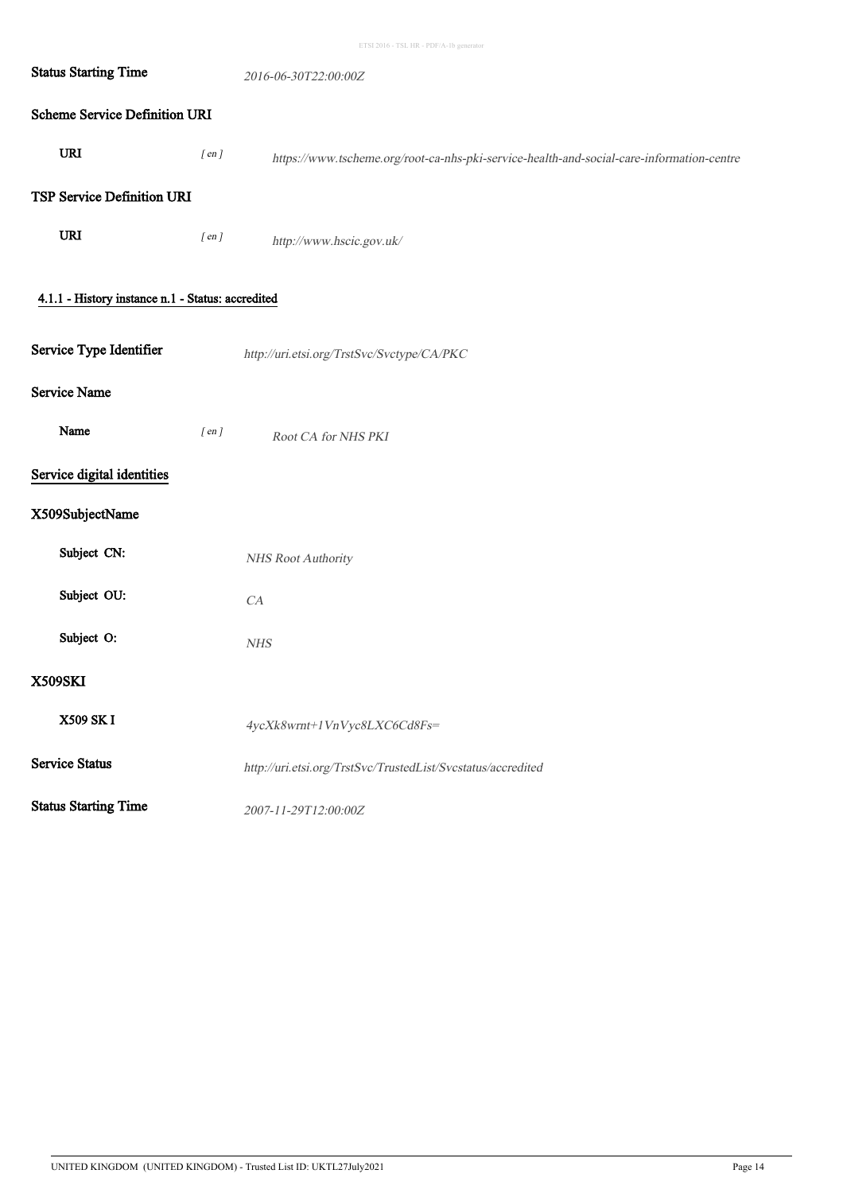**Status Starting Time** *2016-06-30T22:00:00Z*

**Scheme Service Definition URI**

**URI** *[ en ]* *https://www.tscheme.org/root-ca-nhs-pki-service-health-and-social-care-information-centre*

**TSP Service Definition URI**

**URI** *[ en ]* *http://www.hscic.gov.uk/*

### 4.1.1 - History instance n.1 - Status: accredited

**Service Type Identifier** *http://uri.etsi.org/TrstSvc/Svctype/CA/PKC*

**Service Name**

**Name** *[ en ]* *Root CA for NHS PKI*

**Service digital identities**

**X509SubjectName**

**Subject CN:** *NHS Root Authority*

**Subject OU:** *CA*

**Subject O:** *NHS*

**X509SKI**

**X509 SK I** *4ycXk8wrnt+1VnVyc8LXC6Cd8Fs=*

**Service Status** *http://uri.etsi.org/TrstSvc/TrustedList/Svcstatus/accredited*

**Status Starting Time** *2007-11-29T12:00:00Z*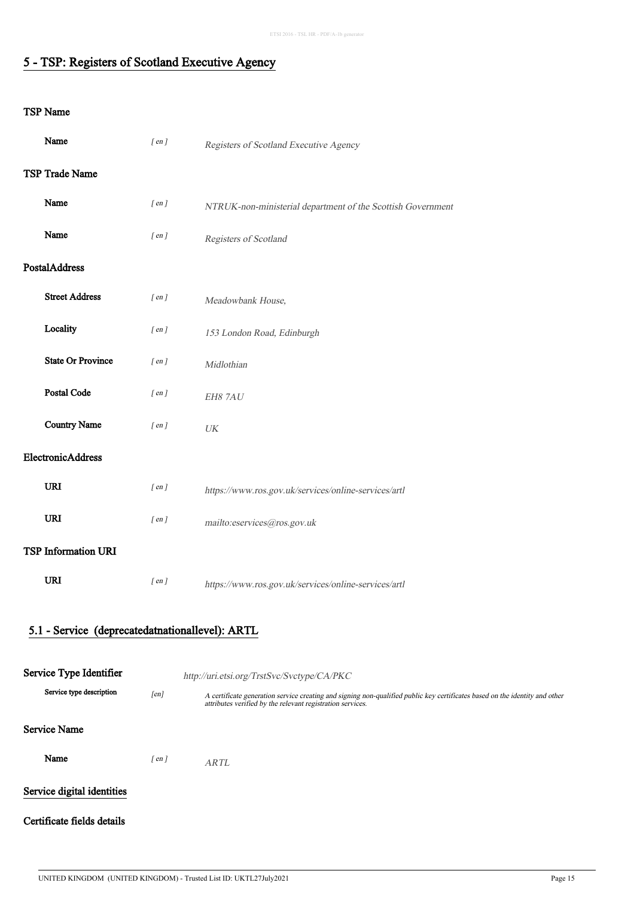## 5 - TSP: Registers of Scotland Executive Agency

### TSP Name

| | | |
|---|---|---|
| **Name** | [ en ] | *Registers of Scotland Executive Agency* |

### TSP Trade Name

| | | |
|---|---|---|
| **Name** | [ en ] | *NTRUK-non-ministerial department of the Scottish Government* |
| **Name** | [ en ] | *Registers of Scotland* |

### PostalAddress

| | | |
|---|---|---|
| **Street Address** | [ en ] | *Meadowbank House,* |
| **Locality** | [ en ] | *153 London Road, Edinburgh* |
| **State Or Province** | [ en ] | *Midlothian* |
| **Postal Code** | [ en ] | *EH8 7AU* |
| **Country Name** | [ en ] | *UK* |

### ElectronicAddress

| | | |
|---|---|---|
| **URI** | [ en ] | *https://www.ros.gov.uk/services/online-services/artl* |
| **URI** | [ en ] | *mailto:eservices@ros.gov.uk* |

### TSP Information URI

| | | |
|---|---|---|
| **URI** | [ en ] | *https://www.ros.gov.uk/services/online-services/artl* |

## 5.1 - Service (deprecatedatnationallevel): ARTL

**Service Type Identifier** *http://uri.etsi.org/TrstSvc/Svctype/CA/PKC*

| | | |
|---|---|---|
| **Service type description** | [en] | *A certificate generation service creating and signing non-qualified public key certificates based on the identity and other attributes verified by the relevant registration services.* |

### Service Name

| | | |
|---|---|---|
| **Name** | [ en ] | *ARTL* |

### Service digital identities

### Certificate fields details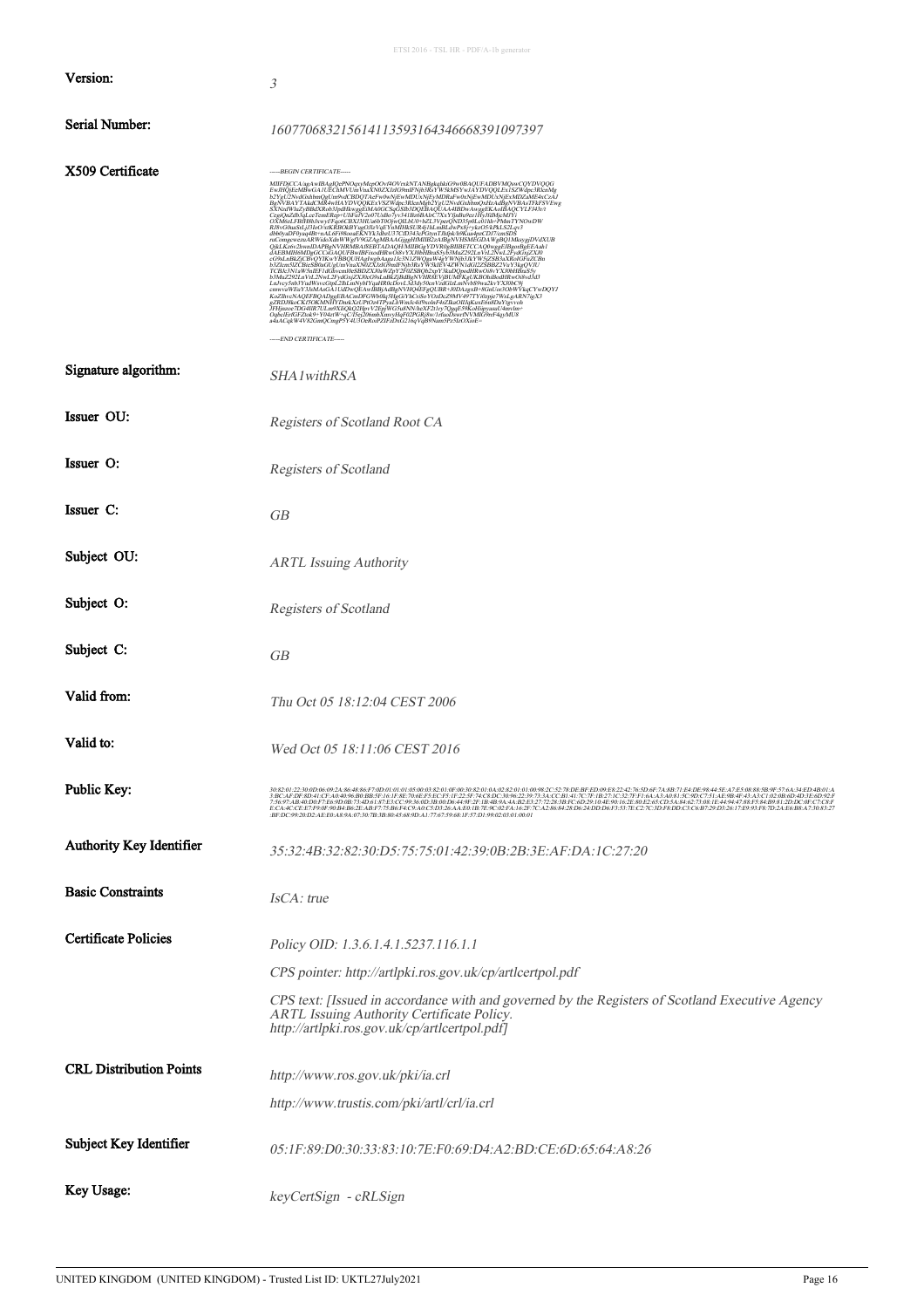| | |
|---|---|
| **Version:** | *3* |
| **Serial Number:** | *160770683215614113593164346668391097397* |
| **X509 Certificate** | *-----BEGIN CERTIFICATE-----<br>MIIFfjCCA/agAwIBAgIQePNOqxyMcpOOvf4OVexkNTANBgkqhkiG9w0BAQUFADBVMQswCQYDVQQG<br>EwJHQjEeMBwGA1UEChMVUmVnaXN0ZXJzIG9mIFNjb3RsYW5kMSYwJAYDVQQLEx1SZWdpc3RlcnMg<br>b2YgU2NvdGxhbmQgUm9vdCBDQTAeFw0wNjEwMDUxNjEyMDRaFw0xNjEwMDUxNjExMDZaME4xCzAJ<br>BgNVBAYTAkdCMR4wHAYDVQQKExVSZWdpc3RlcnMgb2YgU2NvdGxhbmQxHzAdBgNVBAsTFkFSVEwg<br>SXNzdWluZyBBdXRob3JpdHkwggEiMA0GCSqGSIb3DQEBAQUAA4IBDwAwggEKAoIBAQCYLFf43r/t<br>CzgrQnZdb5qLceTemERep+UJrFelV2o07UsBo7yv541Ro6BAlrC7XxYjuBu9ez1HyJ0lMjcMJYi<br>OXMbzLFRfJB8Jswy/Fqo6CBXf3HUa6bT0OjwQILhU0+bZL37perQND35p0Lc01hh+PMmTYN0wDW<br>RJ8vG0uaSxLjJ3IoO/stKRBOkBYagO3iVqEYnMJHkSUR4j1hLmBLdwPx8j+ykzO5/kPkLS2Lqv3<br>db6byaDF0yaq4Bt+nAL6FiWkouqEKNYk3dbzU37CD343cPGltynTBlpk/bWKua4pzCDI7/cmSDS<br>ruCompgwezuARWidoXdeWWgtV9GZAgMBAAGjggHMMIIByzAfBgNVHSMEGDAWgBQ1MksygjDVdXUB<br>QjkLKz6v2hwnIDAPBgNVHRMBAf8EBTADAQH/MIIBGgYDVR0gBIIBETCCAQ0wggEJBgorBgEEAah1<br>dAEBMIH6MDgGCCsGAQUFBwIBFixodHRwOi8vYXJ0bHBraS5yb3MuZ292LnVrL2NwL2FydGxjZXJ0<br>cG9sLnBkZjCBvQYIKwYBBQUHAgIwgbAagbJJc3N1ZWQgaW4gYWNjb3JkYW5jZSBhbmQgZ292ZXJu<br>b3ZlcmSIZCBieSB0aGUgUmVnaXN0ZXJzIG9mIFNjb3RsYW5kIEV4ZWN1dGl2ZSBBZ2VuY3kgQVJU<br>TCBJc3N1aW5nIEF1dGhvcml0eSBDZXJ0aWZpY2F0ZSBQb2xpY3kuDQpodHRwOi8vYXJ0bHBraS5y<br>b3MuZ292LnVrL2NwL2FydGxjZXJ0cG9sLnBkZjBdBgNVHR8EVjBUMCKgIKBOhiBodHRwOi8vd3d3<br>LnJvcy5nb3YudWsvcGtpL2lhLmNybDAuoCygKoYoaHR0cDovL3d3dy50cnVzdGlzLmNvbS9wa2kv<br>YXJ0bC9jcmwvaWEuY3JsMAsGA1UdDwQEAwIBBjAdBgNVHQ4EFgQUBR+J0DAzgxB+8GnUne3ObWVkqCYwDQYJ<br>KoZIhvcNAQEFBQADggEBACmDFGWb0Ig5HgGiYhCtiSoYOzDcZ9MV497TY6trpjc7WsLgARN7igX3<br>gZRDJ8koCKf5OkMNHYDmKXzUPtOz4TPyaLhWm3c4i0tolnF4sZIkaOIIjKuxE6n8DaYtgvvoh<br>fFHjzzoe7DG4lIR7ULm9XhQkQ2HpvV2EpjWG5aRNN/hzXF2t1ry7QggE59KoHiqyasaU4mvlm+<br>OqbcIEtfGFZtok9+Y04ztW+qC/I5ej206mbXmvyHqF02PGR8w/1rfuoDswrfNVMIG9rrF4qyMU8<br>a4aACqkW4V82GmQCmpP5Y4U5OcRoiPZIFdxG216qVqB9Nam5Pz5IrOXioE=<br>-----END CERTIFICATE-----* |
| **Signature algorithm:** | *SHA1withRSA* |
| **Issuer OU:** | *Registers of Scotland Root CA* |
| **Issuer O:** | *Registers of Scotland* |
| **Issuer C:** | *GB* |
| **Subject OU:** | *ARTL Issuing Authority* |
| **Subject O:** | *Registers of Scotland* |
| **Subject C:** | *GB* |
| **Valid from:** | *Thu Oct 05 18:12:04 CEST 2006* |
| **Valid to:** | *Wed Oct 05 18:11:06 CEST 2016* |
| **Public Key:** | *30:82:01:22:30:0D:06:09:2A:86:48:86:F7:0D:01:01:01:05:00:03:82:01:0F:00:30:82:01:0A:02:82:01:01:00:98:2C:57:F8:DE:BF:ED:0B:38:2B:42:76:5D:6F:9A:8B:71:E4:DE:98:44:5E:A7:E5:09:AC:57:A5:57:6A:34:ED:4B:01:A3:BC:AF:E7:8D:54:7A:0E:40:96:B0:BB:5F:16:1F:8E:70:6E:F5:EC:F5:1F:22:5F:74:C8:DC:30:96:22:39:73:3A:CC:B1:45:7C:90:7C:26:CC:32:7F:16:AA:3A:A0:81:5C:9D:C7:51:AE:9B:4F:43:A3:C1:02:0B:6D:4D:3E:6D:92:F7:56:97:AB:40:D0:F7:E6:9D:0B:73:4D:61:87:E3:CC:99:36:0D:3B:00:D6:44:9F:2F:1B:4B:9A:4A:B2:E3:27:72:28:3B:FC:6D:29:10:4E:90:16:2E:80:E2:65:CD:5A:84:62:73:08:1E:44:94:47:88:F8:84:B9:81:2D:DC:0F:C7:C8:FE:CA:4C:CE:E7:F9:0F:90:B4:B6:2E:AB:F7:75:B6:F4:C9:A0:C5:D3:26:AA:E0:1B:7E:9C:02:FA:16:2F:7C:A2:86:84:28:D6:24:DD:D6:F3:53:7E:C2:7C:3D:F8:DD:C3:C6:B7:29:D3:26:17:E9:93:F8:7D:2A:E6:B8:A7:30:83:27:BF:DC:99:20:D2:AE:E0:A8:9A:07:30:7B:3B:80:45:68:9D:A1:77:67:59:68:1F:57:D1:99:02:03:01:00:01* |
| **Authority Key Identifier** | *35:32:4B:32:82:30:D5:75:75:01:42:39:0B:2B:3E:AF:DA:1C:27:20* |
| **Basic Constraints** | *IsCA: true* |
| **Certificate Policies** | *Policy OID: 1.3.6.1.4.1.5237.116.1.1*<br><br>*CPS pointer: http://artlpki.ros.gov.uk/cp/artlcertpol.pdf*<br><br>*CPS text: [Issued in accordance with and governed by the Registers of Scotland Executive Agency ARTL Issuing Authority Certificate Policy. http://artlpki.ros.gov.uk/cp/artlcertpol.pdf]* |
| **CRL Distribution Points** | *http://www.ros.gov.uk/pki/ia.crl*<br><br>*http://www.trustis.com/pki/artl/crl/ia.crl* |
| **Subject Key Identifier** | *05:1F:89:D0:30:33:83:10:7E:F0:69:D4:A2:BD:CE:6D:65:64:A8:26* |
| **Key Usage:** | *keyCertSign - cRLSign* |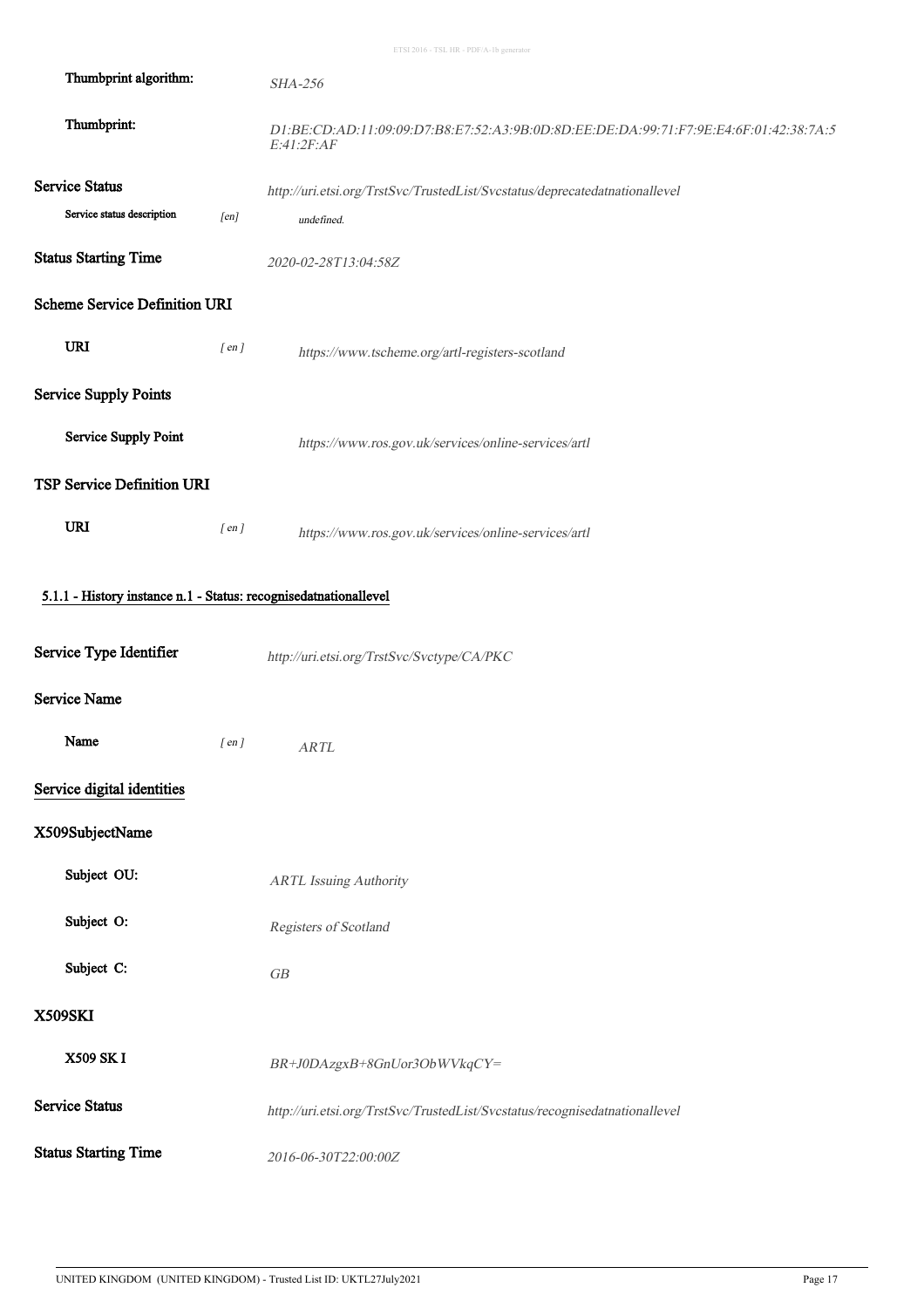**Thumbprint algorithm:** *SHA-256*

**Thumbprint:** *D1:BE:CD:AD:11:09:09:D7:B8:E7:52:A3:9B:0D:8D:EE:DE:DA:99:71:F7:9E:E4:6F:01:42:38:7A:5E:41:2F:AF*

**Service Status** *http://uri.etsi.org/TrstSvc/TrustedList/Svcstatus/deprecatedatnationallevel*

**Service status description** [en] *undefined.*

**Status Starting Time** *2020-02-28T13:04:58Z*

**Scheme Service Definition URI**

**URI** [ en ] *https://www.tscheme.org/artl-registers-scotland*

**Service Supply Points**

**Service Supply Point** *https://www.ros.gov.uk/services/online-services/artl*

**TSP Service Definition URI**

**URI** [ en ] *https://www.ros.gov.uk/services/online-services/artl*

#### 5.1.1 - History instance n.1 - Status: recognisedatnationallevel

**Service Type Identifier** *http://uri.etsi.org/TrstSvc/Svctype/CA/PKC*

**Service Name**

**Name** [ en ] *ARTL*

**Service digital identities**

**X509SubjectName**

**Subject OU:** *ARTL Issuing Authority*

**Subject O:** *Registers of Scotland*

**Subject C:** *GB*

**X509SKI**

**X509 SK I** *BR+J0DAzgxB+8GnUor3ObWVkqCY=*

**Service Status** *http://uri.etsi.org/TrstSvc/TrustedList/Svcstatus/recognisedatnationallevel*

**Status Starting Time** *2016-06-30T22:00:00Z*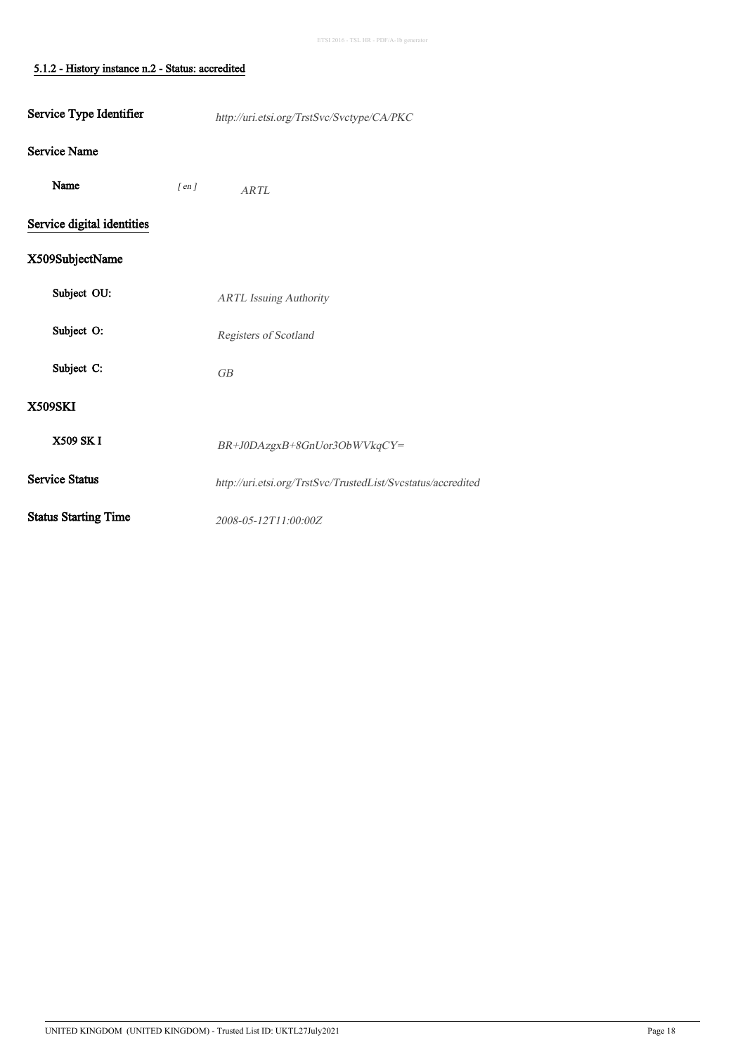#### 5.1.2 - History instance n.2 - Status: accredited

**Service Type Identifier** *http://uri.etsi.org/TrstSvc/Svctype/CA/PKC*

**Service Name**

**Name** *[ en ]* *ARTL*

**Service digital identities**

**X509SubjectName**

**Subject OU:** *ARTL Issuing Authority*

**Subject O:** *Registers of Scotland*

**Subject C:** *GB*

**X509SKI**

**X509 SK I** *BR+J0DAzgxB+8GnUor3ObWVkqCY=*

**Service Status** *http://uri.etsi.org/TrstSvc/TrustedList/Svcstatus/accredited*

**Status Starting Time** *2008-05-12T11:00:00Z*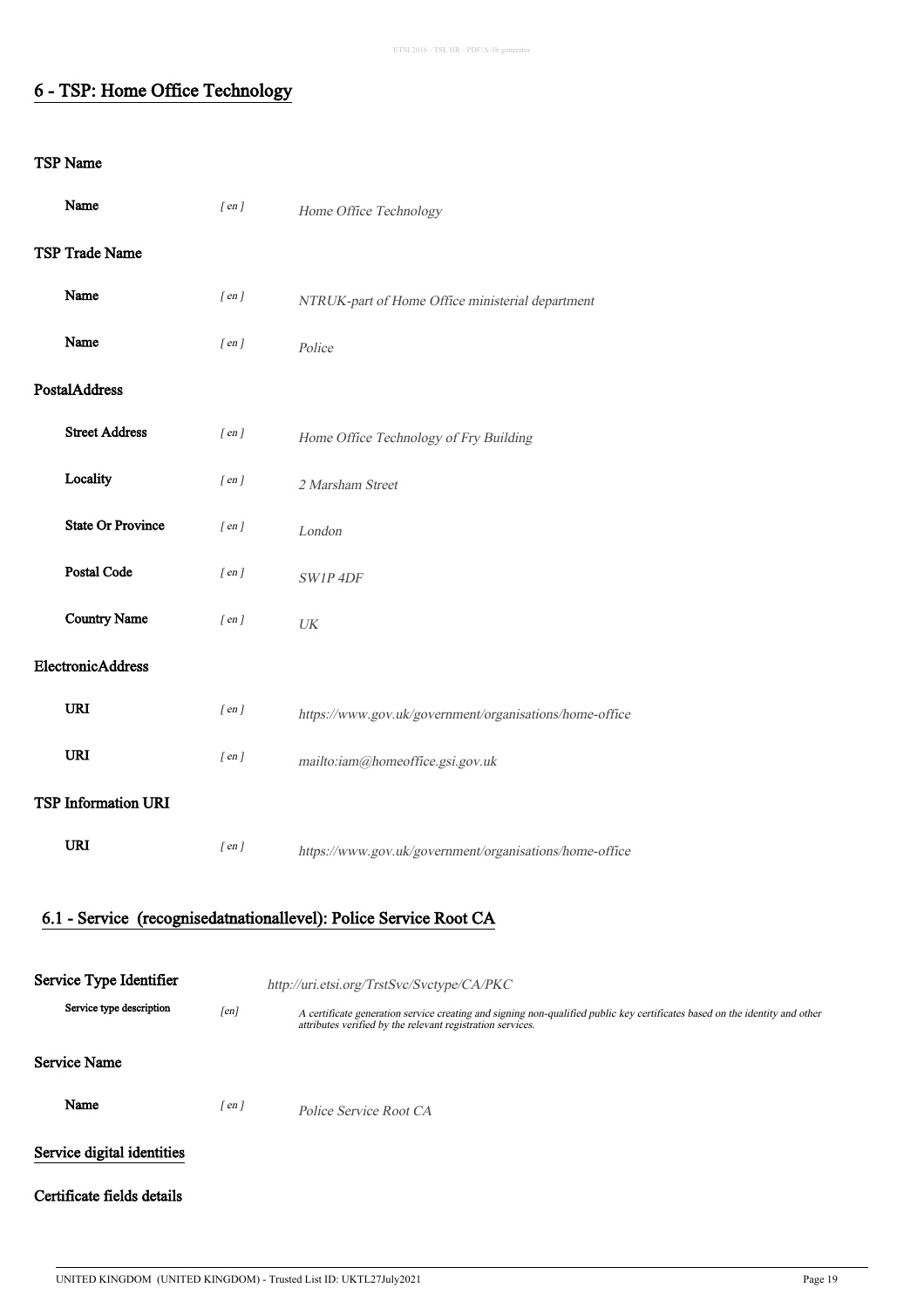## 6 - TSP: Home Office Technology

### TSP Name

| | | |
|---|---|---|
| **Name** | *[ en ]* | *Home Office Technology* |

### TSP Trade Name

| | | |
|---|---|---|
| **Name** | *[ en ]* | *NTRUK-part of Home Office ministerial department* |
| **Name** | *[ en ]* | *Police* |

### PostalAddress

| | | |
|---|---|---|
| **Street Address** | *[ en ]* | *Home Office Technology of Fry Building* |
| **Locality** | *[ en ]* | *2 Marsham Street* |
| **State Or Province** | *[ en ]* | *London* |
| **Postal Code** | *[ en ]* | *SW1P 4DF* |
| **Country Name** | *[ en ]* | *UK* |

### ElectronicAddress

| | | |
|---|---|---|
| **URI** | *[ en ]* | *https://www.gov.uk/government/organisations/home-office* |
| **URI** | *[ en ]* | *mailto:iam@homeoffice.gsi.gov.uk* |

### TSP Information URI

| | | |
|---|---|---|
| **URI** | *[ en ]* | *https://www.gov.uk/government/organisations/home-office* |

## 6.1 - Service (recognisedatnationallevel): Police Service Root CA

**Service Type Identifier** *http://uri.etsi.org/TrstSvc/Svctype/CA/PKC*

**Service type description** *[en]* *A certificate generation service creating and signing non-qualified public key certificates based on the identity and other attributes verified by the relevant registration services.*

### Service Name

| | | |
|---|---|---|
| **Name** | *[ en ]* | *Police Service Root CA* |

### Service digital identities

### Certificate fields details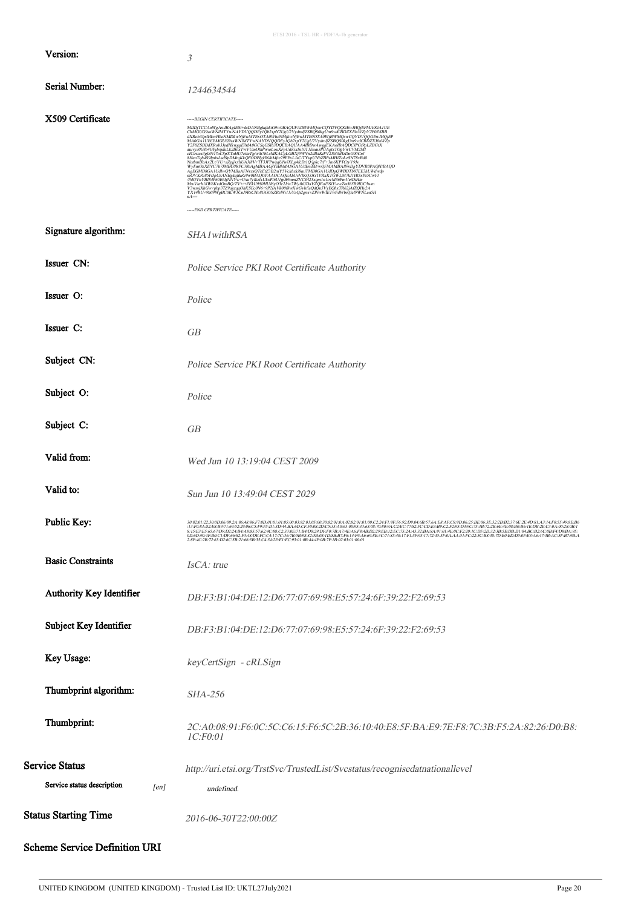| | |
|---|---|
| **Version:** | *3* |
| **Serial Number:** | *1244634544* |
| **X509 Certificate** | *-----BEGIN CERTIFICATE-----<br>MIIDjTCCAnWgAwIBAgIESi+duDANBgkqhkiG9w0BAQUFADBWMQswCQYDVQQGEwJHQjEPMA0GA1UE<br>ChMGUG9saWNlMTYwNAYDVQQDEy1Qb2xpY2UgU2VydmljZSBQS0kgUm9vdCBDZXJ0aWZpY2F0ZSBB<br>dXRob3JpdHkwHhcNMDkwNjEwMTExOTA0WhcNMjkwNjEwMTE0OTA0WjBWMQswCQYDVQQGEwJHQjEP<br>MA0GA1UEChMGUG9saWNlMTYwNAYDVQQDEy1Qb2xpY2UgU2VydmljZSBQS0kgUm9vdCBDZXJ0aWZp<br>Y2F0ZSBBdXRob3JpdHkwggEiMA0GCSqGSIb3DQEBAQUAA4IBDwAwggEKAoIBAQDCJPGfWpLZBGtX<br>auuyJ0GJb4GPjJtnjduLk2BiixTwVUmOthPwiwLouXFpUikOxfu10T1Eum3PUAgtxTOgYwCVM2MI<br>cECawaxJgleN47nCSpXTnHU7czluTgiwtb7hLsMKACgLGBXjj5WVn2dlktKiFV23MiMIzDnG00CmI<br>8HumTqb4S9lp6xLsdSpDMuqKkQFODPfgHN8tMjtz29EEvL36C/TYupUNbZBPaMHlZoLzSN78xBd8<br>NmbmDbAx2Lt/YU+aZpjjxnhUAX8V+TF3JFPwqqUFwiXLg4JeDt1Q/jpkc7rF+3m6KPTCtyY9Js<br>WyFmOzXEVC7b7JMBC0RPC38bAgMBAAGjYzBhMA8GA1UdEwEB/wQFMAMBAf8wDgYDVR0PAQH/BAQD<br>AgEGMB8GA1UdIwQYMBaAFNvzsQTeEtZ3B2mY5VckbzkiImTMB0GA1UdDgQWBBTb87EE3hLWdwdp<br>mOVXJG85IvJpUzANBgkqhkiG9w0BAQUFAAOCAQEAhUsVIKQ3JGTYRxKTGWLM7kJ1H5SsPz5CwFI<br>/PdGVuYBI84P60E6IjNNYw+Uxu7yfkzlxUkxP/6U1gtB9mmZVChI23xqm1n1ovM36PmVeiDtHie<br>MwVurh18W6KvdOmBQ/TV+/+ZFkU9S0HU/i6yOJc2J/w7WyfaUDaVZQEoJ3SiYwwZsOt5B9lUC5wm<br>V3wmjXhGw+pbp37Z9agzqpOhKSEz0N6+9P2iAVk00f8wKsiGvIifaiQdQn5VyEQhxTR62jAfEQHy2A<br>YX14RU+9h09WgBC0KWICuJ9RaCHo8GGU8ZRzWi11iYaQi2gwr+ZPrwWfETwFdWbQlef9WNLsm5H<br>nA==<br>-----END CERTIFICATE-----* |
| **Signature algorithm:** | *SHA1withRSA* |
| **Issuer CN:** | *Police Service PKI Root Certificate Authority* |
| **Issuer O:** | *Police* |
| **Issuer C:** | *GB* |
| **Subject CN:** | *Police Service PKI Root Certificate Authority* |
| **Subject O:** | *Police* |
| **Subject C:** | *GB* |
| **Valid from:** | *Wed Jun 10 13:19:04 CEST 2009* |
| **Valid to:** | *Sun Jun 10 13:49:04 CEST 2029* |
| **Public Key:** | *30:82:01:22:30:0D:06:09:2A:86:48:86:F7:0D:01:01:01:05:00:03:82:01:0F:00:30:82:01:0A:02:82:01:01:00:C2:24:F1:9F:5A:92:D9:04:6B:57:6A:EB:B2:27:41:89:6F:81:8F:8C:9B:67:8D:DB:8B:93:60:62:8B:14:F0:55:49:8E:B6:13:F0:8A:82:E8:B9:71:69:52:29:0E:C5:F9:F5:D1:3D:44:BA:6D:CF:50:08:2D:C5:33:A0:63:00:95:33:63:08:70:40:9A:C2:EC:77:82:5C:CD:E3:B9:C2:F2:95:D3:9C:75:3B:72:2B:6E:4E:08:B0:B6:1E:DB:2E:C3:0A:00:28:0B:18:15:E3:E5:65:67:D9:D2:24:B4:A8:85:57:62:4C:88:C2:33:0E:71:B4:D0:29:DF:F0:7B:A7:4E:A6:F8:4B:D2:29:EB:12:EC:75:2A:43:32:BA:8A:91:01:4E:0C:F2:20:1C:DF:2D:32:3B:5E:DB:D1:04:BC:B2:6C:0B:F4:D8:BA:95:0D:6D:90:4F:B0:C1:DF:66:82:F3:48:DE:FC:C4:17:7C:36:7B:5B:98:82:5B:03:1D:8B:B7:F6:14:F9:A6:69:8E:3C:71:85:40:17:F1:5F:93:17:72:45:3F:0A:AA:51:FC:22:5C:B8:38:7D:E0:ED:D5:0F:E3:A6:47:3B:AC:5F:B7:9B:A2:8F:4C:2B:72:63:D2:6C:5B:21:66:3B:35:C4:54:2E:E1:EC:93:01:0B:44:4F:0B:7F:1B:02:03:01:00:01* |
| **Basic Constraints** | *IsCA: true* |
| **Authority Key Identifier** | *DB:F3:B1:04:DE:12:D6:77:07:69:98:E5:57:24:6F:39:22:F2:69:53* |
| **Subject Key Identifier** | *DB:F3:B1:04:DE:12:D6:77:07:69:98:E5:57:24:6F:39:22:F2:69:53* |
| **Key Usage:** | *keyCertSign - cRLSign* |
| **Thumbprint algorithm:** | *SHA-256* |
| **Thumbprint:** | *2C:A0:08:91:F6:0C:5C:C6:15:F6:5C:2B:36:10:40:E8:5F:BA:E9:7E:F8:7C:3B:F5:2A:82:26:D0:B8:1C:F0:01* |

## Service Status

*http://uri.etsi.org/TrstSvc/TrustedList/Svcstatus/recognisedatnationallevel*

**Service status description** [en] *undefined.*

## Status Starting Time

*2016-06-30T22:00:00Z*

## Scheme Service Definition URI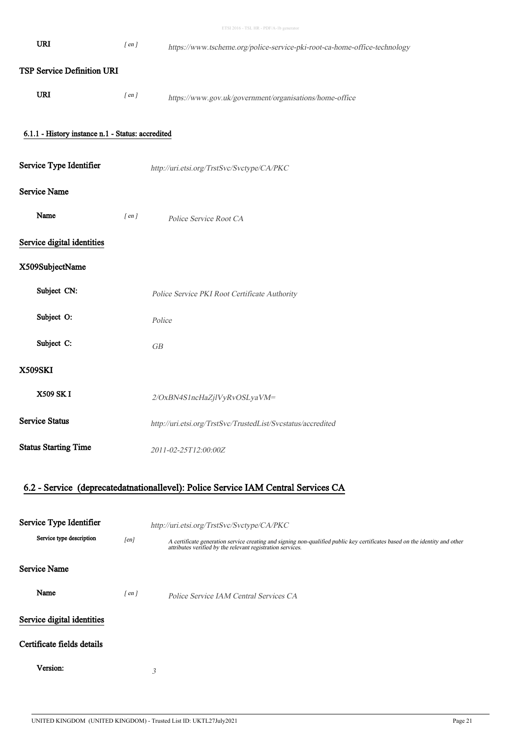| | | |
|---|---|---|
| **URI** | *[ en ]* | *https://www.tscheme.org/police-service-pki-root-ca-home-office-technology* |

**TSP Service Definition URI**

| | | |
|---|---|---|
| **URI** | *[ en ]* | *https://www.gov.uk/government/organisations/home-office* |

#### 6.1.1 - History instance n.1 - Status: accredited

**Service Type Identifier** *http://uri.etsi.org/TrstSvc/Svctype/CA/PKC*

**Service Name**

| | | |
|---|---|---|
| **Name** | *[ en ]* | *Police Service Root CA* |

**Service digital identities**

**X509SubjectName**

| | |
|---|---|
| **Subject CN:** | *Police Service PKI Root Certificate Authority* |
| **Subject O:** | *Police* |
| **Subject C:** | *GB* |

**X509SKI**

| | |
|---|---|
| **X509 SK I** | *2/OxBN4S1ncHaZjlVyRvOSLyaVM=* |

**Service Status** *http://uri.etsi.org/TrstSvc/TrustedList/Svcstatus/accredited*

**Status Starting Time** *2011-02-25T12:00:00Z*

### 6.2 - Service (deprecatedatnationallevel): Police Service IAM Central Services CA

**Service Type Identifier** *http://uri.etsi.org/TrstSvc/Svctype/CA/PKC*

| | | |
|---|---|---|
| **Service type description** | *[en]* | *A certificate generation service creating and signing non-qualified public key certificates based on the identity and other attributes verified by the relevant registration services.* |

**Service Name**

| | | |
|---|---|---|
| **Name** | *[ en ]* | *Police Service IAM Central Services CA* |

**Service digital identities**

**Certificate fields details**

| | |
|---|---|
| **Version:** | *3* |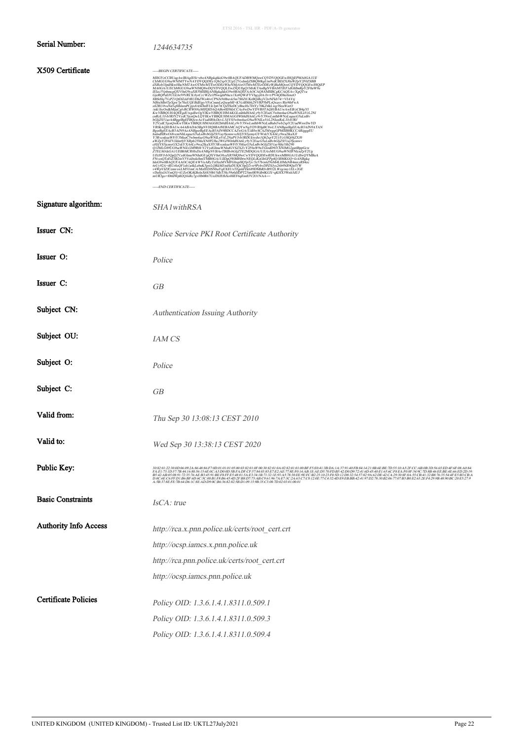| | |
|---|---|
| **Serial Number:** | *1244634735* |
| **X509 Certificate** | *-----BEGIN CERTIFICATE-----* |
| | *MIIGYzCCBUugAwIBAgIESt+zhzANBgkqhkiG9w0BAQUFADBWMQswCQYDVQQGEwJHQjEPMA0GA1UE* |
| | *ChMGUG9saWNlMTYwNAYDVQQDEy1Qb2xpY2UgU2VydmljZSBQS0kgUm9vdCBDZXJ0aWZpY2F0ZSBB* |
| | *dXRob3JpdHkwHhcNMTAwOTMwMTEwODEzWhcNMjAwOTMwMTEzODEzWjBaMQswCQYDVQQGEwJHQjEP* |
| | *MA0GA1UEChMGUG9saWNlMQ8wDQYDVQQLEwZJQU1gQ1MxKTAnBgNVBAMTIEF1dGhlbnRpY2F0aW9u* |
| | *IElzc3VpbmcgQXV0aG9yaXR5MIIBIjANBgkqhkiG9w0BAQEFAAOCAQ8AMIIBCgKCAQEAv/XgQTva* |
| | *-----END CERTIFICATE-----* |
| **Signature algorithm:** | *SHA1withRSA* |
| **Issuer CN:** | *Police Service PKI Root Certificate Authority* |
| **Issuer O:** | *Police* |
| **Issuer C:** | *GB* |
| **Subject CN:** | *Authentication Issuing Authority* |
| **Subject OU:** | *IAM CS* |
| **Subject O:** | *Police* |
| **Subject C:** | *GB* |
| **Valid from:** | *Thu Sep 30 13:08:13 CEST 2010* |
| **Valid to:** | *Wed Sep 30 13:38:13 CEST 2020* |
| **Public Key:** | *30:82:01:22:30:0D:06:09:2A:86:48:86:F7:0D:01:01:01:05:00:03:82:01:0F:00:30:82:01:0A:02:82:01:01:00:BF:F5:E0:41:3B:DA:1A:37:91:40:FB:84:14:21:8B:6E:BE:7D:55:10:A5:2F:CC:AB:0B:3D:56:65:ED:4F:6F:08:A0:84:...* |
| **Basic Constraints** | *IsCA: true* |
| **Authority Info Access** | *http://rca.x.pnn.police.uk/certs/root_cert.crt* |
| | *http://ocsp.iamcs.x.pnn.police.uk* |
| | *http://rca.pnn.police.uk/certs/root_cert.crt* |
| | *http://ocsp.iamcs.pnn.police.uk* |
| **Certificate Policies** | *Policy OID: 1.3.6.1.4.1.8311.0.509.1* |
| | *Policy OID: 1.3.6.1.4.1.8311.0.509.3* |
| | *Policy OID: 1.3.6.1.4.1.8311.0.509.4* |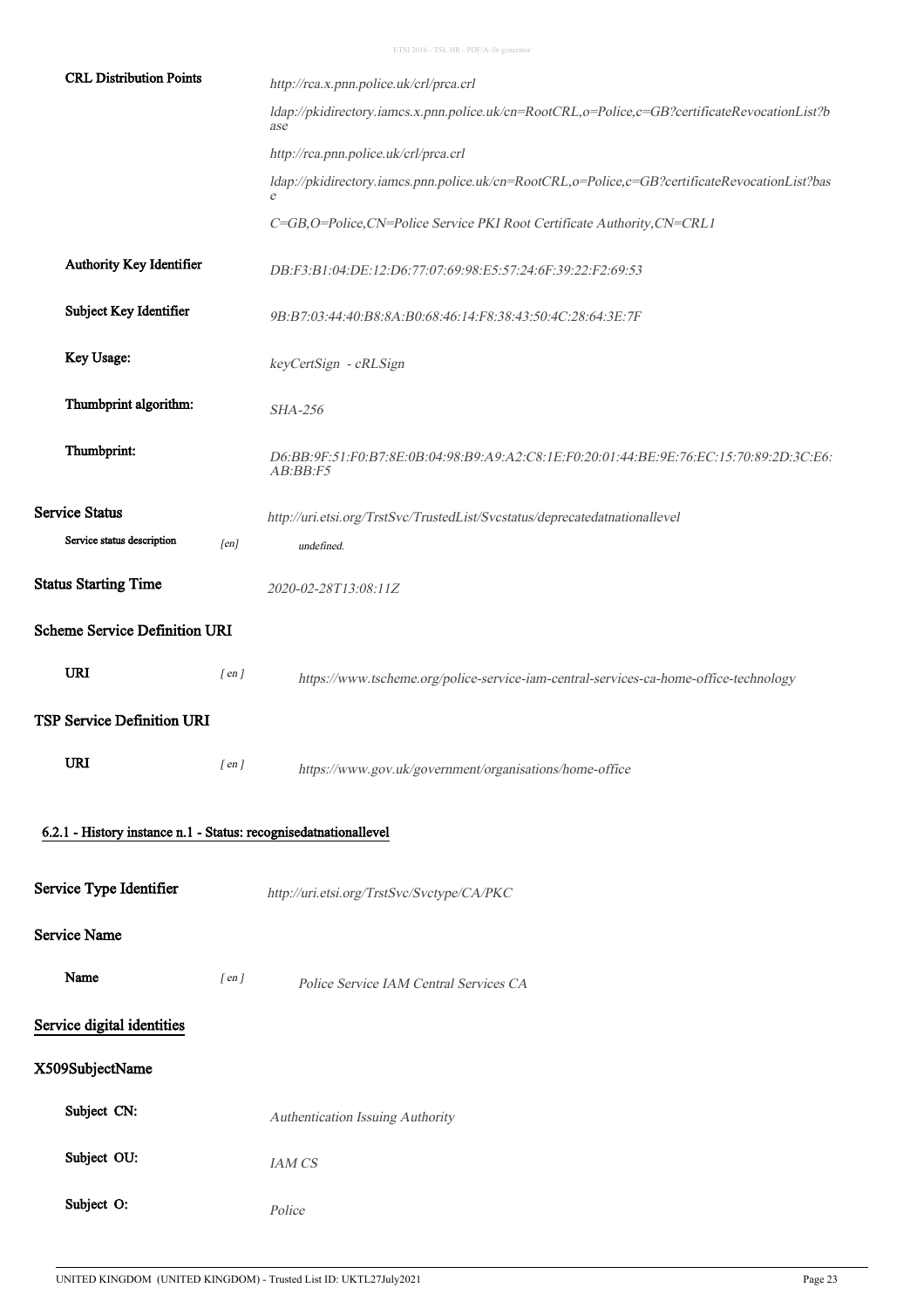| | |
|---|---|
| **CRL Distribution Points** | *http://rca.x.pnn.police.uk/crl/prca.crl* |
| | *ldap://pkidirectory.iamcs.x.pnn.police.uk/cn=RootCRL,o=Police,c=GB?certificateRevocationList?base* |
| | *http://rca.pnn.police.uk/crl/prca.crl* |
| | *ldap://pkidirectory.iamcs.pnn.police.uk/cn=RootCRL,o=Police,c=GB?certificateRevocationList?base* |
| | *C=GB,O=Police,CN=Police Service PKI Root Certificate Authority,CN=CRL1* |
| **Authority Key Identifier** | *DB:F3:B1:04:DE:12:D6:77:07:69:98:E5:57:24:6F:39:22:F2:69:53* |
| **Subject Key Identifier** | *9B:B7:03:44:40:B8:8A:B0:68:46:14:F8:38:43:50:4C:28:64:3E:7F* |
| **Key Usage:** | *keyCertSign - cRLSign* |
| **Thumbprint algorithm:** | *SHA-256* |
| **Thumbprint:** | *D6:BB:9F:51:F0:B7:8E:0B:04:98:B9:A9:A2:C8:1E:F0:20:01:44:BE:9E:76:EC:15:70:89:2D:3C:E6:AB:BB:F5* |

**Service Status** *http://uri.etsi.org/TrstSvc/TrustedList/Svcstatus/deprecatedatnationallevel*

Service status description [en] *undefined.*

**Status Starting Time** *2020-02-28T13:08:11Z*

**Scheme Service Definition URI**

**URI** [ en ] *https://www.tscheme.org/police-service-iam-central-services-ca-home-office-technology*

**TSP Service Definition URI**

**URI** [ en ] *https://www.gov.uk/government/organisations/home-office*

## 6.2.1 - History instance n.1 - Status: recognisedatnationallevel

**Service Type Identifier** *http://uri.etsi.org/TrstSvc/Svctype/CA/PKC*

**Service Name**

**Name** [ en ] *Police Service IAM Central Services CA*

**Service digital identities**

**X509SubjectName**

| | |
|---|---|
| **Subject CN:** | *Authentication Issuing Authority* |
| **Subject OU:** | *IAM CS* |
| **Subject O:** | *Police* |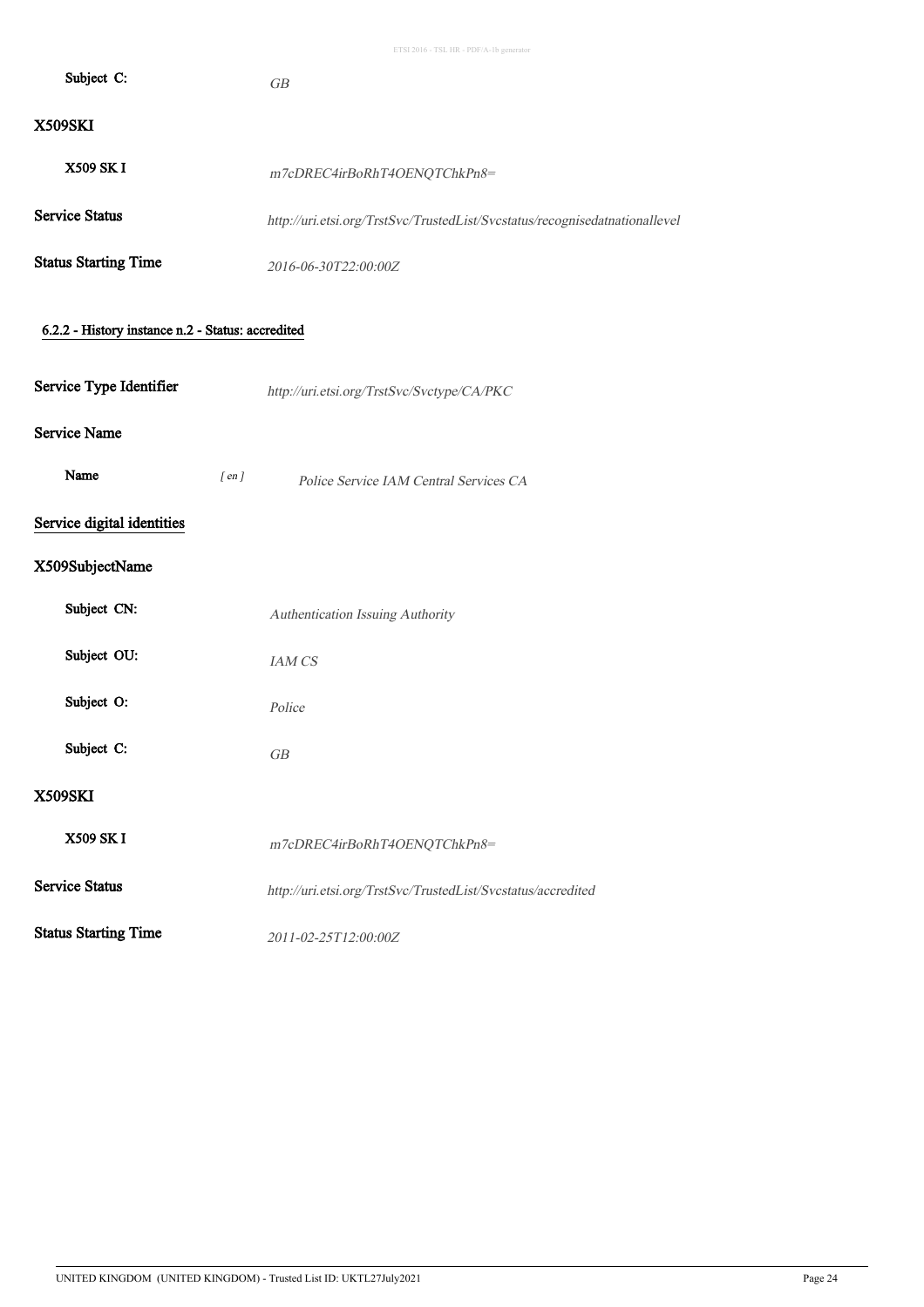**Subject C:** *GB*

**X509SKI**

**X509 SK I** *m7cDREC4irBoRhT4OENQTChkPn8=*

**Service Status** *http://uri.etsi.org/TrstSvc/TrustedList/Svcstatus/recognisedatnationallevel*

**Status Starting Time** *2016-06-30T22:00:00Z*

### 6.2.2 - History instance n.2 - Status: accredited

**Service Type Identifier** *http://uri.etsi.org/TrstSvc/Svctype/CA/PKC*

**Service Name**

**Name** *[ en ]* *Police Service IAM Central Services CA*

**Service digital identities**

**X509SubjectName**

**Subject CN:** *Authentication Issuing Authority*

**Subject OU:** *IAM CS*

**Subject O:** *Police*

**Subject C:** *GB*

**X509SKI**

**X509 SK I** *m7cDREC4irBoRhT4OENQTChkPn8=*

**Service Status** *http://uri.etsi.org/TrstSvc/TrustedList/Svcstatus/accredited*

**Status Starting Time** *2011-02-25T12:00:00Z*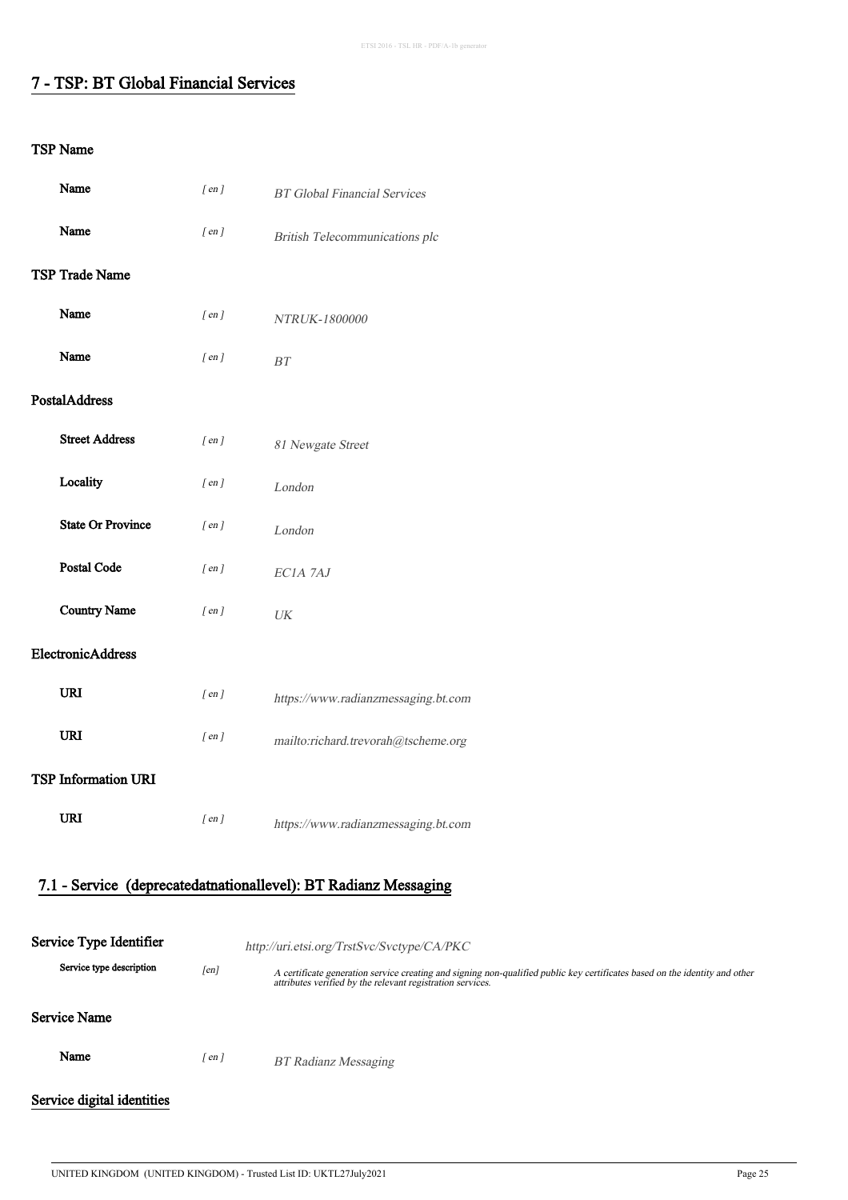## 7 - TSP: BT Global Financial Services

### TSP Name

| | | |
|---|---|---|
| **Name** | [ en ] | *BT Global Financial Services* |
| **Name** | [ en ] | *British Telecommunications plc* |

### TSP Trade Name

| | | |
|---|---|---|
| **Name** | [ en ] | *NTRUK-1800000* |
| **Name** | [ en ] | *BT* |

### PostalAddress

| | | |
|---|---|---|
| **Street Address** | [ en ] | *81 Newgate Street* |
| **Locality** | [ en ] | *London* |
| **State Or Province** | [ en ] | *London* |
| **Postal Code** | [ en ] | *EC1A 7AJ* |
| **Country Name** | [ en ] | *UK* |

### ElectronicAddress

| | | |
|---|---|---|
| **URI** | [ en ] | *https://www.radianzmessaging.bt.com* |
| **URI** | [ en ] | *mailto:richard.trevorah@tscheme.org* |

### TSP Information URI

| | | |
|---|---|---|
| **URI** | [ en ] | *https://www.radianzmessaging.bt.com* |

## 7.1 - Service (deprecatedatnationallevel): BT Radianz Messaging

**Service Type Identifier** *http://uri.etsi.org/TrstSvc/Svctype/CA/PKC*

| | | |
|---|---|---|
| **Service type description** | [en] | *A certificate generation service creating and signing non-qualified public key certificates based on the identity and other attributes verified by the relevant registration services.* |

### Service Name

| | | |
|---|---|---|
| **Name** | [ en ] | *BT Radianz Messaging* |

### Service digital identities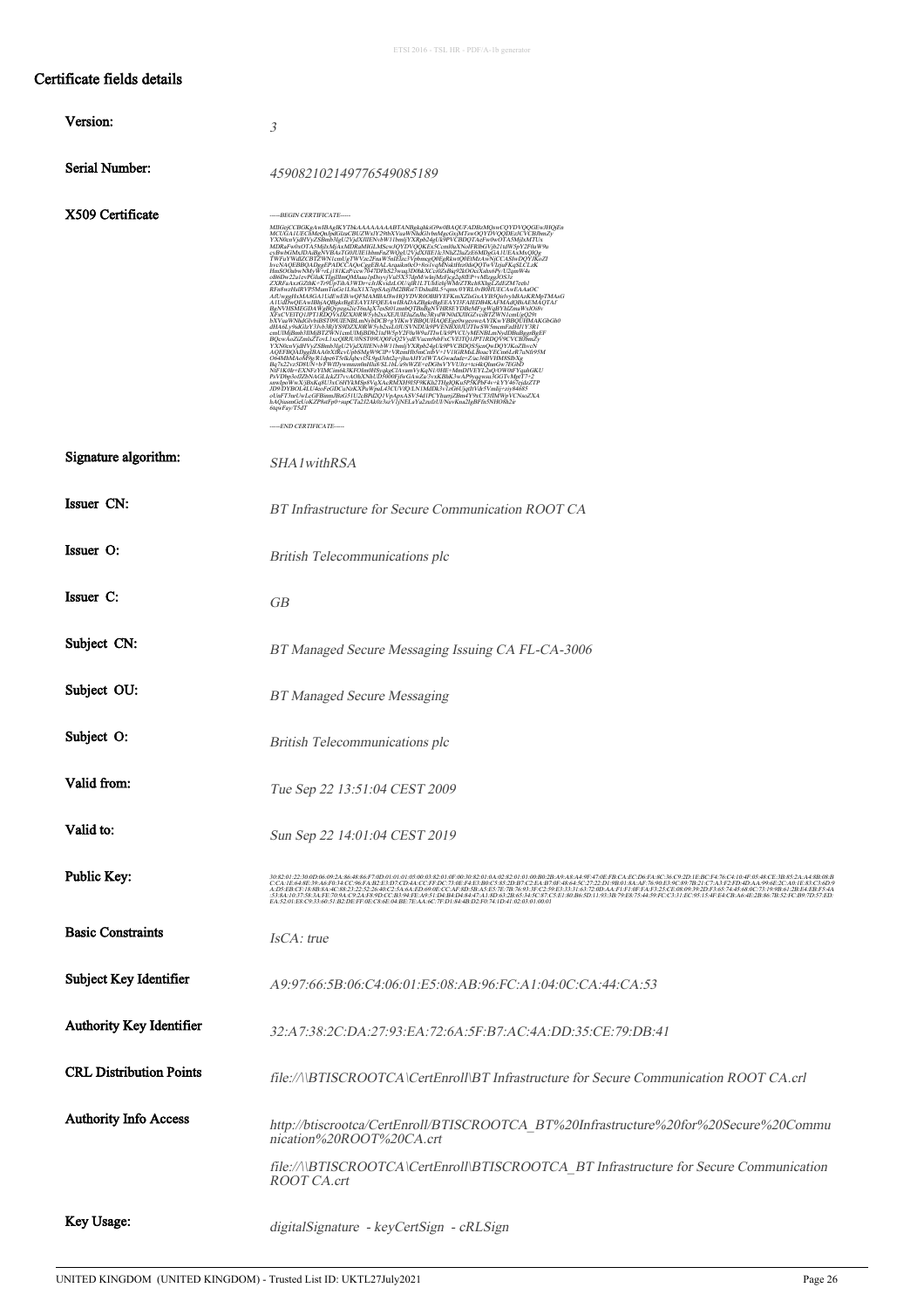## Certificate fields details

| | |
|---|---|
| **Version:** | *3* |
| **Serial Number:** | *459082102149776549085189* |
| **X509 Certificate** | -----BEGIN CERTIFICATE----- MIIGeiCCBGKgAwIBAgIKYTbkAAAAAAAABTANBgkqhkiG9w0BAQUFADBzMQswCQYDVQQGEwJHQjEn … -----END CERTIFICATE----- |
| **Signature algorithm:** | *SHA1withRSA* |
| **Issuer CN:** | *BT Infrastructure for Secure Communication ROOT CA* |
| **Issuer O:** | *British Telecommunications plc* |
| **Issuer C:** | *GB* |
| **Subject CN:** | *BT Managed Secure Messaging Issuing CA FL-CA-3006* |
| **Subject OU:** | *BT Managed Secure Messaging* |
| **Subject O:** | *British Telecommunications plc* |
| **Valid from:** | *Tue Sep 22 13:51:04 CEST 2009* |
| **Valid to:** | *Sun Sep 22 14:01:04 CEST 2019* |
| **Public Key:** | *30:82:01:22:30:0D:06:09:2A:86:48:86:F7:0D:01:01:01:05:00:03:82:01:0F:00:30:82:01:0A:02:82:01:01:00:B0:2B:A9:A8:A4:9F:47:0E:FB:CA:EC:D6:FA:8C:36:C9:2D:1E:BC:F4:76:C4:10:4F:05:48:CE:3B:85:2A:A4:8B:0B … :02:03:01:00:01* |
| **Basic Constraints** | *IsCA: true* |
| **Subject Key Identifier** | *A9:97:66:5B:06:C4:06:01:E5:08:AB:96:FC:A1:04:0C:CA:44:CA:53* |
| **Authority Key Identifier** | *32:A7:38:2C:DA:27:93:EA:72:6A:5F:B7:AC:4A:DD:35:CE:79:DB:41* |
| **CRL Distribution Points** | *file://\\BTISCROOTCA\CertEnroll\BT Infrastructure for Secure Communication ROOT CA.crl* |
| **Authority Info Access** | *http://btiscrootca/CertEnroll/BTISCROOTCA_BT%20Infrastructure%20for%20Secure%20Communication%20ROOT%20CA.crt* <br> *file://\\BTISCROOTCA\CertEnroll\BTISCROOTCA_BT Infrastructure for Secure Communication ROOT CA.crt* |
| **Key Usage:** | *digitalSignature - keyCertSign - cRLSign* |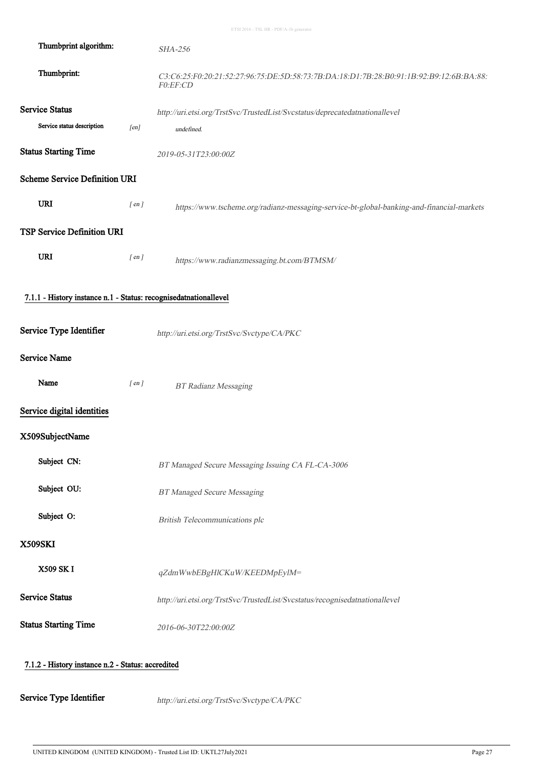**Thumbprint algorithm:** *SHA-256*

**Thumbprint:** *C3:C6:25:F0:20:21:52:27:96:75:DE:5D:58:73:7B:DA:18:D1:7B:28:B0:91:1B:92:B9:12:6B:BA:88:F0:EF:CD*

**Service Status** *http://uri.etsi.org/TrstSvc/TrustedList/Svcstatus/deprecatedatnationallevel*

**Service status description** [en] *undefined.*

**Status Starting Time** *2019-05-31T23:00:00Z*

**Scheme Service Definition URI**

**URI** [ en ] *https://www.tscheme.org/radianz-messaging-service-bt-global-banking-and-financial-markets*

**TSP Service Definition URI**

**URI** [ en ] *https://www.radianzmessaging.bt.com/BTMSM/*

## 7.1.1 - History instance n.1 - Status: recognisedatnationallevel

**Service Type Identifier** *http://uri.etsi.org/TrstSvc/Svctype/CA/PKC*

**Service Name**

**Name** [ en ] *BT Radianz Messaging*

**Service digital identities**

**X509SubjectName**

**Subject CN:** *BT Managed Secure Messaging Issuing CA FL-CA-3006*

**Subject OU:** *BT Managed Secure Messaging*

**Subject O:** *British Telecommunications plc*

**X509SKI**

**X509 SK I** *qZdmWwbEBgHlCKuW/KEEDMpEylM=*

**Service Status** *http://uri.etsi.org/TrstSvc/TrustedList/Svcstatus/recognisedatnationallevel*

**Status Starting Time** *2016-06-30T22:00:00Z*

## 7.1.2 - History instance n.2 - Status: accredited

**Service Type Identifier** *http://uri.etsi.org/TrstSvc/Svctype/CA/PKC*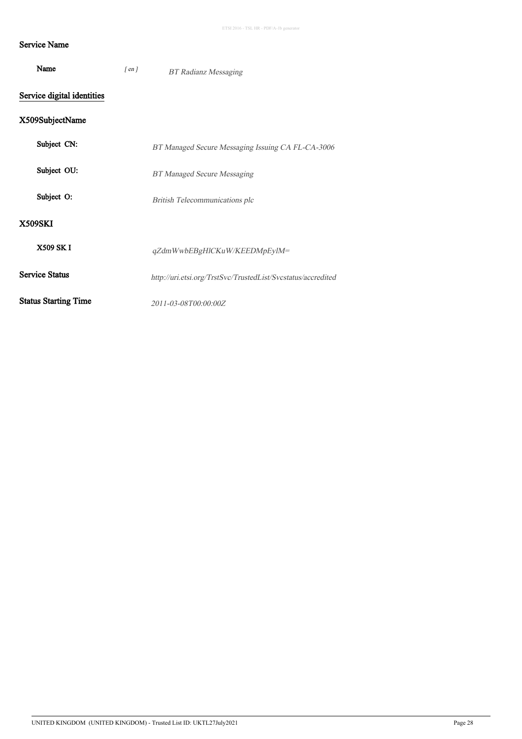### Service Name

| | | |
|---|---|---|
| **Name** | *[ en ]* | *BT Radianz Messaging* |

### Service digital identities

### X509SubjectName

| | |
|---|---|
| **Subject CN:** | *BT Managed Secure Messaging Issuing CA FL-CA-3006* |
| **Subject OU:** | *BT Managed Secure Messaging* |
| **Subject O:** | *British Telecommunications plc* |

### X509SKI

| | |
|---|---|
| **X509 SK I** | *qZdmWwbEBgHlCKuW/KEEDMpEylM=* |

| | |
|---|---|
| **Service Status** | *http://uri.etsi.org/TrstSvc/TrustedList/Svcstatus/accredited* |
| **Status Starting Time** | *2011-03-08T00:00:00Z* |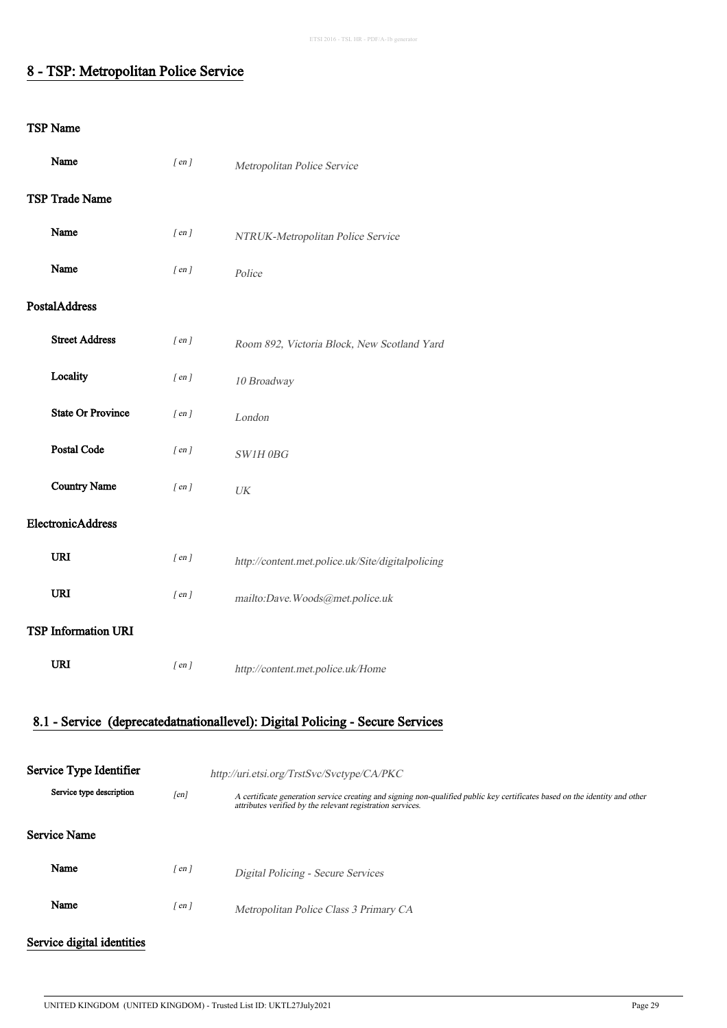## 8 - TSP: Metropolitan Police Service

### TSP Name

| | | |
|---|---|---|
| **Name** | [ en ] | *Metropolitan Police Service* |

### TSP Trade Name

| | | |
|---|---|---|
| **Name** | [ en ] | *NTRUK-Metropolitan Police Service* |
| **Name** | [ en ] | *Police* |

### PostalAddress

| | | |
|---|---|---|
| **Street Address** | [ en ] | *Room 892, Victoria Block, New Scotland Yard* |
| **Locality** | [ en ] | *10 Broadway* |
| **State Or Province** | [ en ] | *London* |
| **Postal Code** | [ en ] | *SW1H 0BG* |
| **Country Name** | [ en ] | *UK* |

### ElectronicAddress

| | | |
|---|---|---|
| **URI** | [ en ] | *http://content.met.police.uk/Site/digitalpolicing* |
| **URI** | [ en ] | *mailto:Dave.Woods@met.police.uk* |

### TSP Information URI

| | | |
|---|---|---|
| **URI** | [ en ] | *http://content.met.police.uk/Home* |

## 8.1 - Service (deprecatedatnationallevel): Digital Policing - Secure Services

**Service Type Identifier** *http://uri.etsi.org/TrstSvc/Svctype/CA/PKC*

| | | |
|---|---|---|
| **Service type description** | [en] | *A certificate generation service creating and signing non-qualified public key certificates based on the identity and other attributes verified by the relevant registration services.* |

### Service Name

| | | |
|---|---|---|
| **Name** | [ en ] | *Digital Policing - Secure Services* |
| **Name** | [ en ] | *Metropolitan Police Class 3 Primary CA* |

### Service digital identities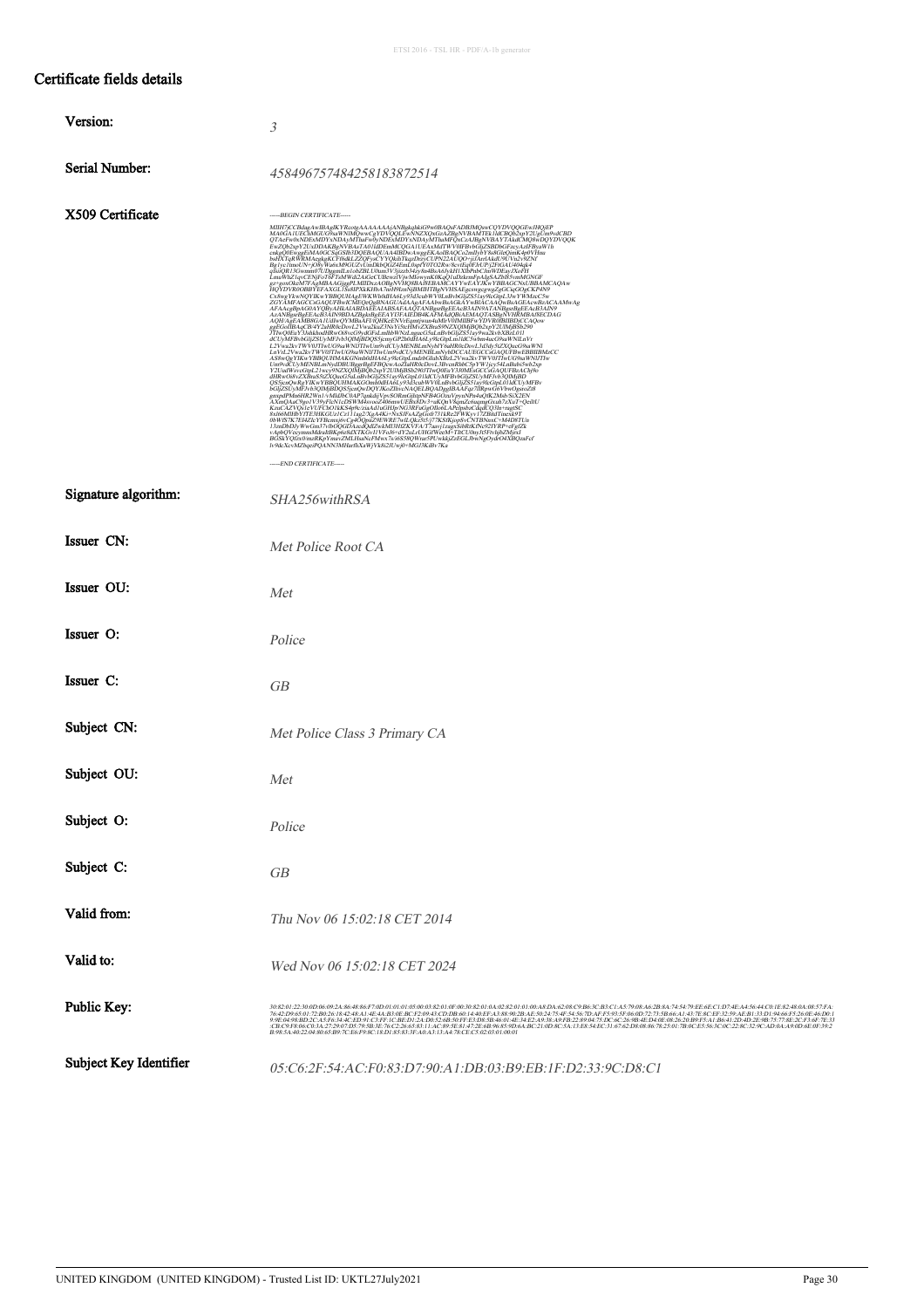## Certificate fields details

| Field | Value |
|---|---|
| **Version:** | *3* |
| **Serial Number:** | *458496757484258183872514* |
| **X509 Certificate** | *-----BEGIN CERTIFICATE-----* <br> *MIIH7jCCBdagAwIBAgIKYRcotgAAAAAAAjANBgkqhkiG9w0BAQsFADBJMQswCQYDVQQGEwJHQjEP* <br> *MA0GA1UEChMGUG9saWNlMQwwCgYDVQQLEwNNZXQxGzAZBgNVBAMTEk1ldCBQb2xpY2UgUm9vdCBD* <br> *QTAeFw0xNDExMDYxNDAyMTlaFw0yNDExMDYxNDAyMTlaMFQxCzAJBgNVBAYTAkdCMQ8wDQYDVQQK* <br> *-----END CERTIFICATE-----* |
| **Signature algorithm:** | *SHA256withRSA* |
| **Issuer CN:** | *Met Police Root CA* |
| **Issuer OU:** | *Met* |
| **Issuer O:** | *Police* |
| **Issuer C:** | *GB* |
| **Subject CN:** | *Met Police Class 3 Primary CA* |
| **Subject OU:** | *Met* |
| **Subject O:** | *Police* |
| **Subject C:** | *GB* |
| **Valid from:** | *Thu Nov 06 15:02:18 CET 2014* |
| **Valid to:** | *Wed Nov 06 15:02:18 CET 2024* |
| **Public Key:** | *30:82:01:22:30:0D:06:09:2A:86:48:86:F7:0D:01:01:01:05:00:03:82:01:0F:00:30:82:01:0A:02:82:01:01:00:...:02:03:01:00:01* |
| **Subject Key Identifier** | *05:C6:2F:54:AC:F0:83:D7:90:A1:DB:03:B9:EB:1F:D2:33:9C:D8:C1* |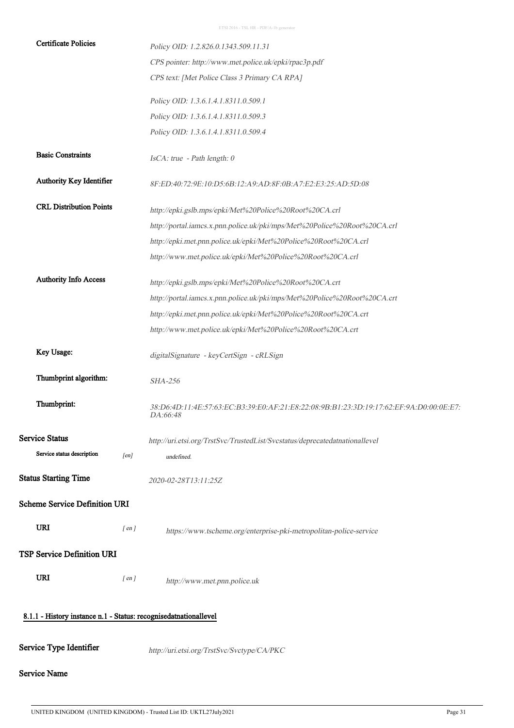| | | |
|---|---|---|
| **Certificate Policies** | | *Policy OID: 1.2.826.0.1343.509.11.31* |
| | | *CPS pointer: http://www.met.police.uk/epki/rpac3p.pdf* |
| | | *CPS text: [Met Police Class 3 Primary CA RPA]* |
| | | *Policy OID: 1.3.6.1.4.1.8311.0.509.1* |
| | | *Policy OID: 1.3.6.1.4.1.8311.0.509.3* |
| | | *Policy OID: 1.3.6.1.4.1.8311.0.509.4* |
| **Basic Constraints** | | *IsCA: true - Path length: 0* |
| **Authority Key Identifier** | | *8F:ED:40:72:9E:10:D5:6B:12:A9:AD:8F:0B:A7:E2:E3:25:AD:5D:08* |
| **CRL Distribution Points** | | *http://epki.gslb.mps/epki/Met%20Police%20Root%20CA.crl* |
| | | *http://portal.iamcs.x.pnn.police.uk/pki/mps/Met%20Police%20Root%20CA.crl* |
| | | *http://epki.met.pnn.police.uk/epki/Met%20Police%20Root%20CA.crl* |
| | | *http://www.met.police.uk/epki/Met%20Police%20Root%20CA.crl* |
| **Authority Info Access** | | *http://epki.gslb.mps/epki/Met%20Police%20Root%20CA.crt* |
| | | *http://portal.iamcs.x.pnn.police.uk/pki/mps/Met%20Police%20Root%20CA.crt* |
| | | *http://epki.met.pnn.police.uk/epki/Met%20Police%20Root%20CA.crt* |
| | | *http://www.met.police.uk/epki/Met%20Police%20Root%20CA.crt* |
| **Key Usage:** | | *digitalSignature - keyCertSign - cRLSign* |
| **Thumbprint algorithm:** | | *SHA-256* |
| **Thumbprint:** | | *38:D6:4D:11:4E:57:63:EC:B3:39:E0:AF:21:E8:22:08:9B:B1:23:3D:19:17:62:EF:9A:D0:00:0E:E7:DA:66:48* |
| **Service Status** | | *http://uri.etsi.org/TrstSvc/TrustedList/Svcstatus/deprecatedatnationallevel* |
| **Service status description** | *[en]* | *undefined.* |
| **Status Starting Time** | | *2020-02-28T13:11:25Z* |

**Scheme Service Definition URI**

| | | |
|---|---|---|
| **URI** | *[ en ]* | *https://www.tscheme.org/enterprise-pki-metropolitan-police-service* |

**TSP Service Definition URI**

| | | |
|---|---|---|
| **URI** | *[ en ]* | *http://www.met.pnn.police.uk* |

**8.1.1 - History instance n.1 - Status: recognisedatnationallevel**

| | |
|---|---|
| **Service Type Identifier** | *http://uri.etsi.org/TrstSvc/Svctype/CA/PKC* |

**Service Name**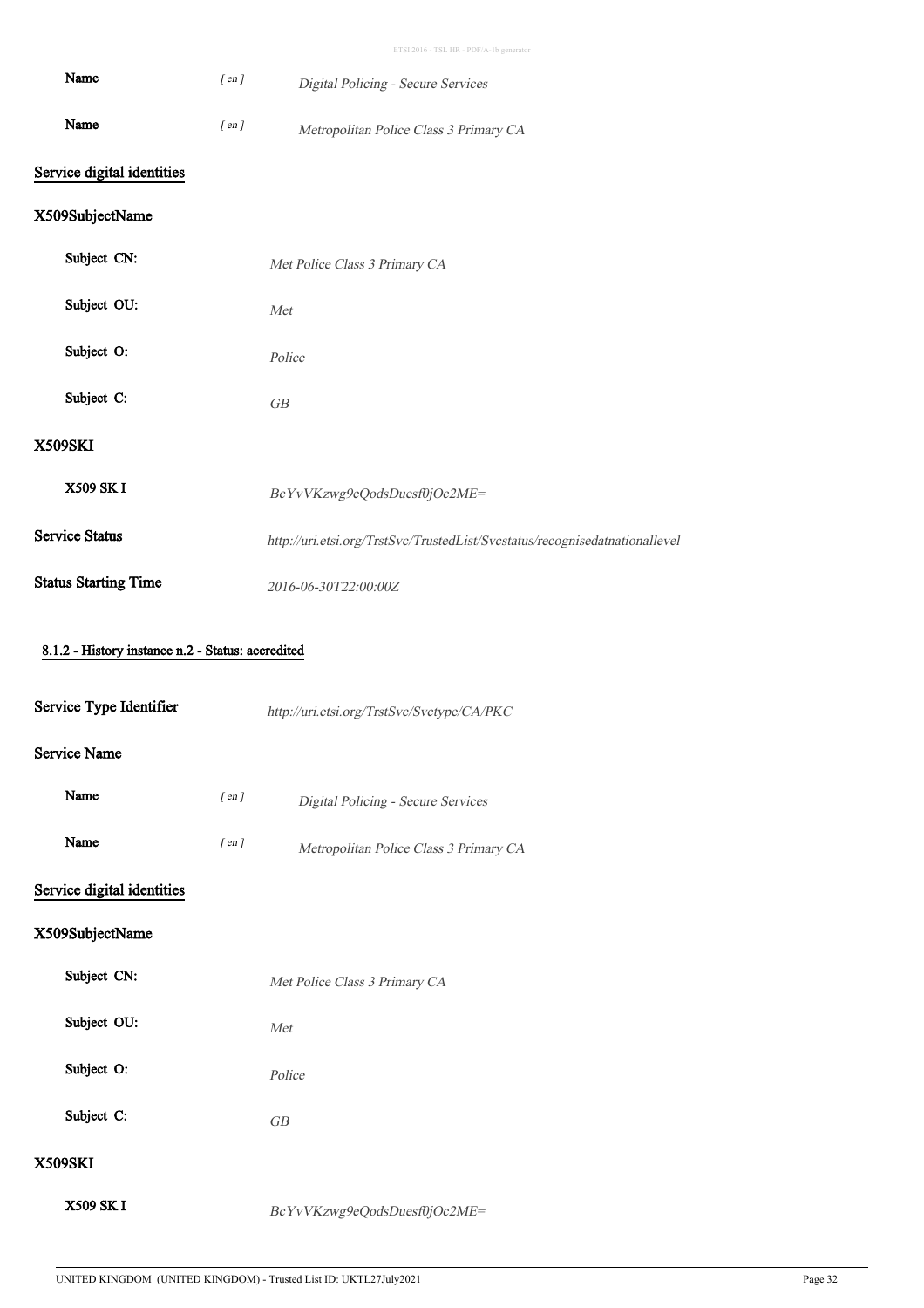| | | |
|---|---|---|
| **Name** | *[ en ]* | *Digital Policing - Secure Services* |
| **Name** | *[ en ]* | *Metropolitan Police Class 3 Primary CA* |

## Service digital identities

### X509SubjectName

| | |
|---|---|
| **Subject CN:** | *Met Police Class 3 Primary CA* |
| **Subject OU:** | *Met* |
| **Subject O:** | *Police* |
| **Subject C:** | *GB* |

### X509SKI

| | |
|---|---|
| **X509 SK I** | *BcYvVKzwg9eQodsDuesf0jOc2ME=* |

| | |
|---|---|
| **Service Status** | *http://uri.etsi.org/TrstSvc/TrustedList/Svcstatus/recognisedatnationallevel* |
| **Status Starting Time** | *2016-06-30T22:00:00Z* |

#### 8.1.2 - History instance n.2 - Status: accredited

| | |
|---|---|
| **Service Type Identifier** | *http://uri.etsi.org/TrstSvc/Svctype/CA/PKC* |

### Service Name

| | | |
|---|---|---|
| **Name** | *[ en ]* | *Digital Policing - Secure Services* |
| **Name** | *[ en ]* | *Metropolitan Police Class 3 Primary CA* |

## Service digital identities

### X509SubjectName

| | |
|---|---|
| **Subject CN:** | *Met Police Class 3 Primary CA* |
| **Subject OU:** | *Met* |
| **Subject O:** | *Police* |
| **Subject C:** | *GB* |

### X509SKI

| | |
|---|---|
| **X509 SK I** | *BcYvVKzwg9eQodsDuesf0jOc2ME=* |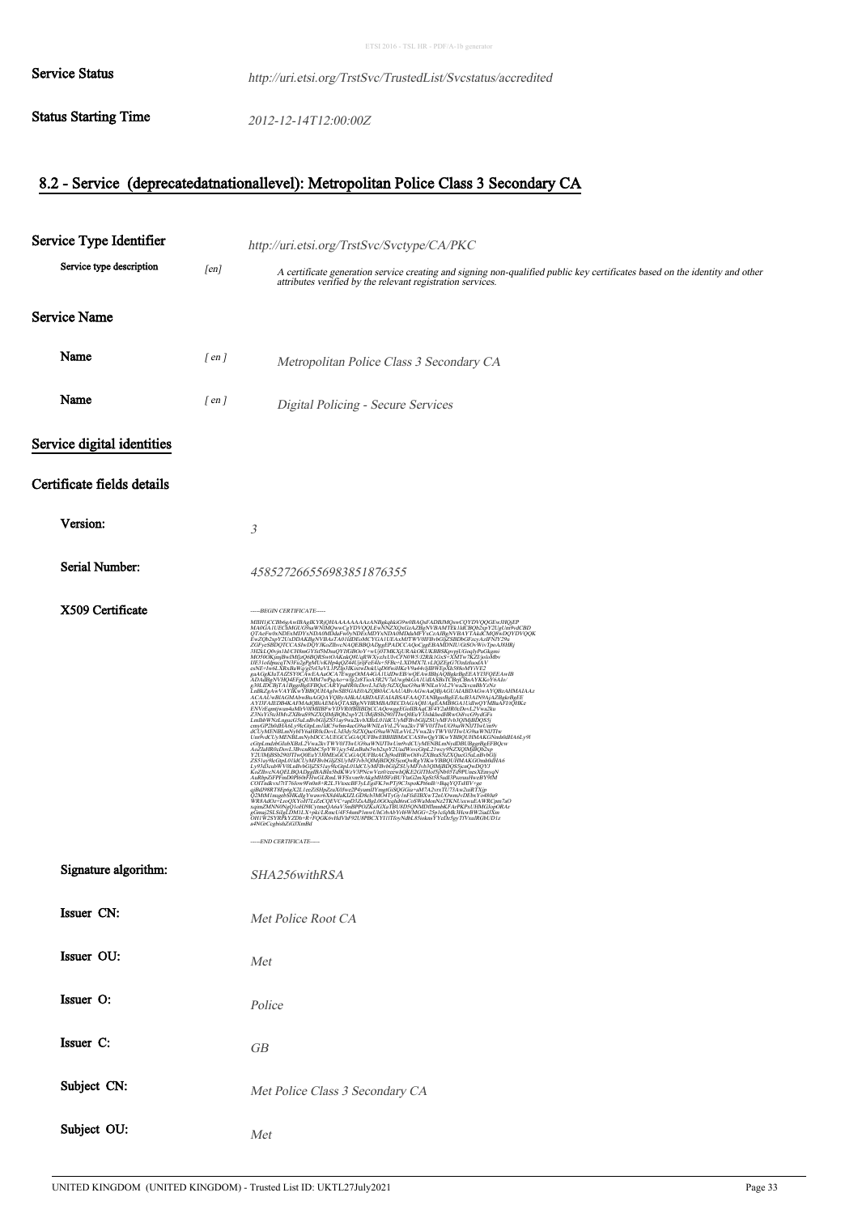**Service Status** *http://uri.etsi.org/TrstSvc/TrustedList/Svcstatus/accredited*

**Status Starting Time** *2012-12-14T12:00:00Z*

## 8.2 - Service (deprecatedatnationallevel): Metropolitan Police Class 3 Secondary CA

### Service Type Identifier

*http://uri.etsi.org/TrstSvc/Svctype/CA/PKC*

| | | |
|---|---|---|
| Service type description | [en] | *A certificate generation service creating and signing non-qualified public key certificates based on the identity and other attributes verified by the relevant registration services.* |

### Service Name

| | | |
|---|---|---|
| **Name** | [ en ] | *Metropolitan Police Class 3 Secondary CA* |
| **Name** | [ en ] | *Digital Policing - Secure Services* |

### Service digital identities

### Certificate fields details

| | |
|---|---|
| **Version:** | *3* |
| **Serial Number:** | *458527266556983851876355* |
| **X509 Certificate** | -----BEGIN CERTIFICATE----- <br> -----END CERTIFICATE----- |
| **Signature algorithm:** | *SHA256withRSA* |
| **Issuer CN:** | *Met Police Root CA* |
| **Issuer OU:** | *Met* |
| **Issuer O:** | *Police* |
| **Issuer C:** | *GB* |
| **Subject CN:** | *Met Police Class 3 Secondary CA* |
| **Subject OU:** | *Met* |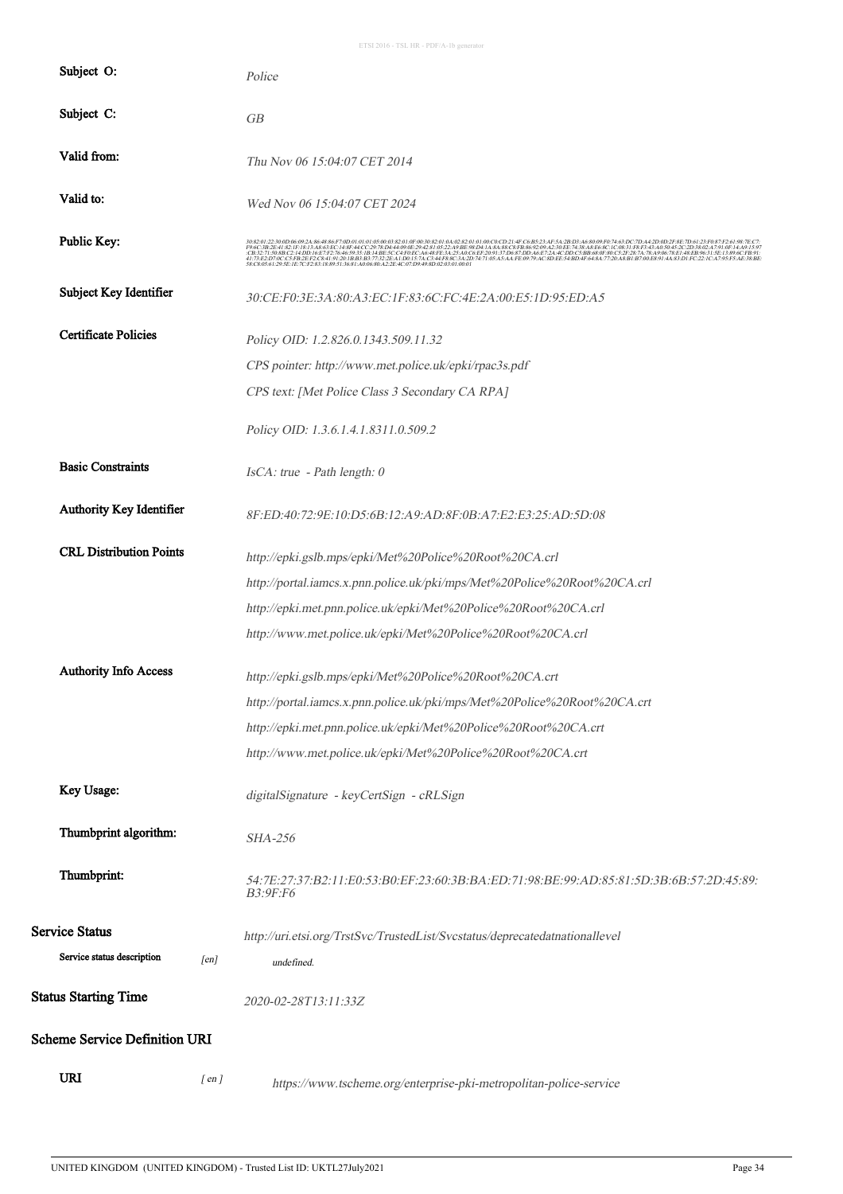| | |
|---|---|
| **Subject O:** | *Police* |
| **Subject C:** | *GB* |
| **Valid from:** | *Thu Nov 06 15:04:07 CET 2014* |
| **Valid to:** | *Wed Nov 06 15:04:07 CET 2024* |
| **Public Key:** | *30:82:01:22:30:0D:06:09:2A:86:48:86:F7:0D:01:01:01:05:00:03:82:01:0F:00:30:82:01:0A:02:82:01:01:00:C0:CD:21:4F:C6:B5:23:AF:5A:2B:D3:A6:80:09:F0:74:63:DC:7D:A4:2D:0D:2F:8F:7D:61:23:F0:87:F2:61:98:7E:C7:F9:6C:3B:2E:41:82:1F:18:13:A8:63:EC:14:8F:44:CC:29:78:D4:44:09:0E:29:42:81:05:22:A9:BE:98:D4:1A:8A:88:C8:FB:86:92:09:A2:30:EE:74:38:A8:E6:8C:1C:08:31:F8:F3:43:A0:50:45:2C:2D:38:02:A7:91:0F:14:A9:15:97:CB:32:71:50:8B:C2:14:DD:16:E7:F2:76:46:59:35:1B:14:BE:5C:C4:F0:EC:A6:48:FE:3A:25:A0:C6:EF:20:91:37:D6:87:DD:A6:E7:2A:4C:DD:C5:BB:68:0F:80:C5:2F:28:7A:78:A9:06:78:E1:48:EB:96:31:5E:13:89:6C:FB:91:41:73:E2:D7:0C:C5:FB:2E:F2:C8:41:91:20:1B:B3:B3:77:32:2E:A1:D0:15:7A:C3:44:F8:8C:3A:2D:74:71:05:A5:AA:FE:09:79:AC:8D:EE:54:BD:4F:64:8A:77:20:A8:B1:B7:00:E8:91:4A:83:D1:FC:22:1C:A7:95:F5:AE:38:BE:58:C8:05:61:29:5E:1E:7C:F2:83:18:89:51:36:81:A0:06:80:A2:2E:4C:07:D9:49:8D:02:03:01:00:01* |
| **Subject Key Identifier** | *30:CE:F0:3E:3A:80:A3:EC:1F:83:6C:FC:4E:2A:00:E5:1D:95:ED:A5* |
| **Certificate Policies** | *Policy OID: 1.2.826.0.1343.509.11.32*<br>*CPS pointer: http://www.met.police.uk/epki/rpac3s.pdf*<br>*CPS text: [Met Police Class 3 Secondary CA RPA]*<br><br>*Policy OID: 1.3.6.1.4.1.8311.0.509.2* |
| **Basic Constraints** | *IsCA: true - Path length: 0* |
| **Authority Key Identifier** | *8F:ED:40:72:9E:10:D5:6B:12:A9:AD:8F:0B:A7:E2:E3:25:AD:5D:08* |
| **CRL Distribution Points** | *http://epki.gslb.mps/epki/Met%20Police%20Root%20CA.crl*<br>*http://portal.iamcs.x.pnn.police.uk/pki/mps/Met%20Police%20Root%20CA.crl*<br>*http://epki.met.pnn.police.uk/epki/Met%20Police%20Root%20CA.crl*<br>*http://www.met.police.uk/epki/Met%20Police%20Root%20CA.crl* |
| **Authority Info Access** | *http://epki.gslb.mps/epki/Met%20Police%20Root%20CA.crt*<br>*http://portal.iamcs.x.pnn.police.uk/pki/mps/Met%20Police%20Root%20CA.crt*<br>*http://epki.met.pnn.police.uk/epki/Met%20Police%20Root%20CA.crt*<br>*http://www.met.police.uk/epki/Met%20Police%20Root%20CA.crt* |
| **Key Usage:** | *digitalSignature - keyCertSign - cRLSign* |
| **Thumbprint algorithm:** | *SHA-256* |
| **Thumbprint:** | *54:7E:27:37:B2:11:E0:53:B0:EF:23:60:3B:BA:ED:71:98:BE:99:AD:85:81:5D:3B:6B:57:2D:45:89:B3:9F:F6* |

**Service Status** *http://uri.etsi.org/TrstSvc/TrustedList/Svcstatus/deprecatedatnationallevel*

Service status description [en] *undefined.*

**Status Starting Time** *2020-02-28T13:11:33Z*

**Scheme Service Definition URI**

**URI** [ en ] *https://www.tscheme.org/enterprise-pki-metropolitan-police-service*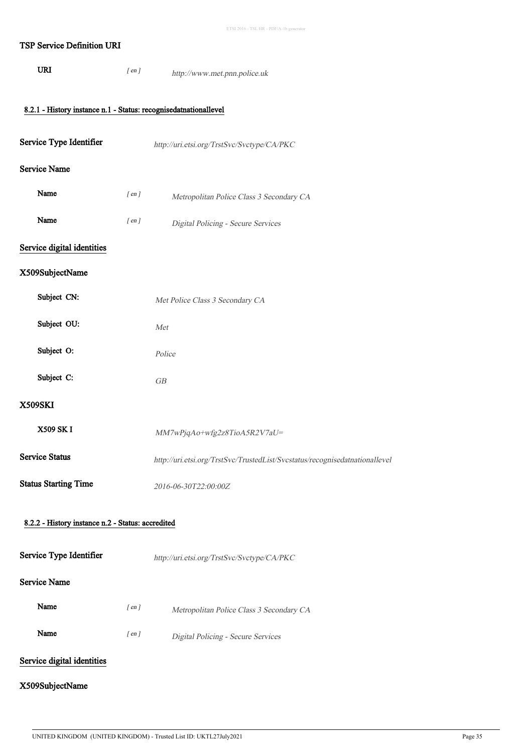**TSP Service Definition URI**

| | | |
|---|---|---|
| **URI** | *[ en ]* | *http://www.met.pnn.police.uk* |

#### 8.2.1 - History instance n.1 - Status: recognisedatnationallevel

**Service Type Identifier** *http://uri.etsi.org/TrstSvc/Svctype/CA/PKC*

**Service Name**

| | | |
|---|---|---|
| **Name** | *[ en ]* | *Metropolitan Police Class 3 Secondary CA* |
| **Name** | *[ en ]* | *Digital Policing - Secure Services* |

**Service digital identities**

**X509SubjectName**

| | |
|---|---|
| **Subject CN:** | *Met Police Class 3 Secondary CA* |
| **Subject OU:** | *Met* |
| **Subject O:** | *Police* |
| **Subject C:** | *GB* |

**X509SKI**

| | |
|---|---|
| **X509 SK I** | *MM7wPjqAo+wfg2z8TioA5R2V7aU=* |

**Service Status** *http://uri.etsi.org/TrstSvc/TrustedList/Svcstatus/recognisedatnationallevel*

**Status Starting Time** *2016-06-30T22:00:00Z*

#### 8.2.2 - History instance n.2 - Status: accredited

**Service Type Identifier** *http://uri.etsi.org/TrstSvc/Svctype/CA/PKC*

**Service Name**

| | | |
|---|---|---|
| **Name** | *[ en ]* | *Metropolitan Police Class 3 Secondary CA* |
| **Name** | *[ en ]* | *Digital Policing - Secure Services* |

**Service digital identities**

**X509SubjectName**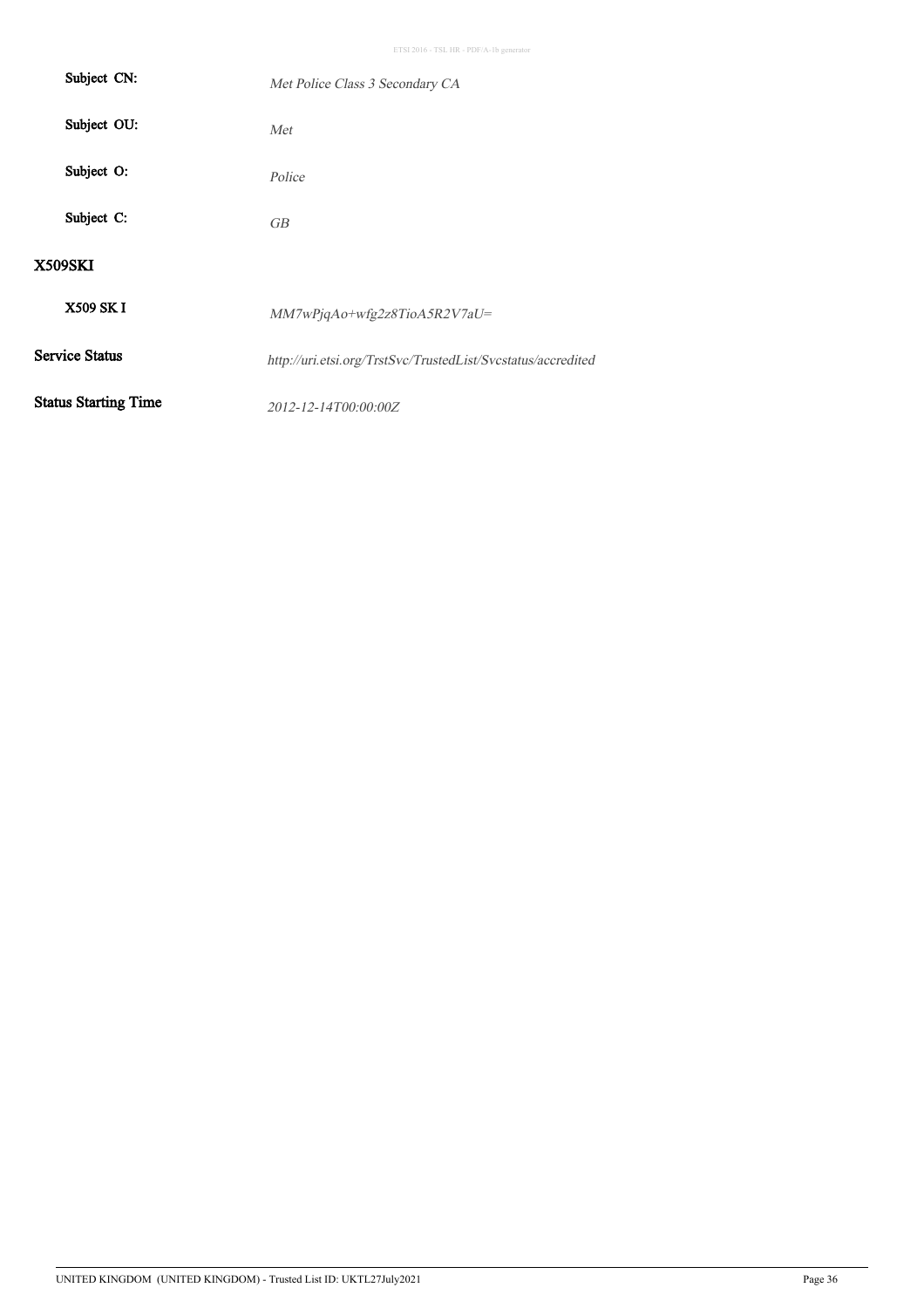| | |
|---|---|
| **Subject CN:** | *Met Police Class 3 Secondary CA* |
| **Subject OU:** | *Met* |
| **Subject O:** | *Police* |
| **Subject C:** | *GB* |

## X509SKI

| | |
|---|---|
| **X509 SK I** | *MM7wPjqAo+wfg2z8TioA5R2V7aU=* |

| | |
|---|---|
| **Service Status** | *http://uri.etsi.org/TrstSvc/TrustedList/Svcstatus/accredited* |
| **Status Starting Time** | *2012-12-14T00:00:00Z* |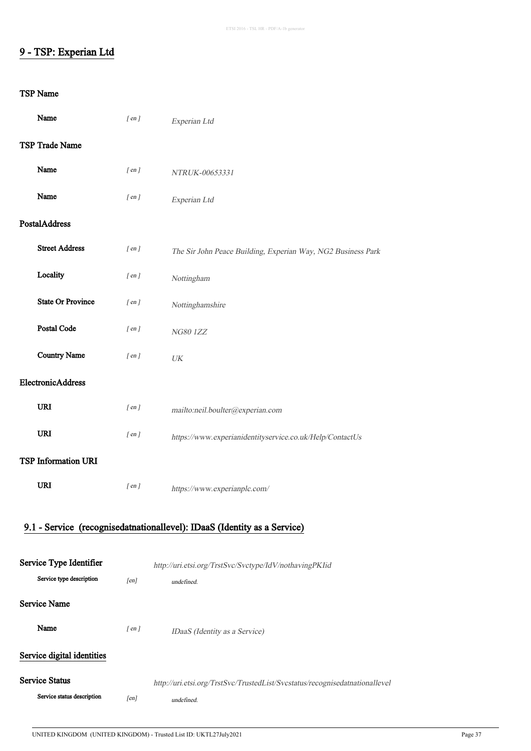## 9 - TSP: Experian Ltd

### TSP Name

| | | |
|---|---|---|
| **Name** | *[ en ]* | *Experian Ltd* |

### TSP Trade Name

| | | |
|---|---|---|
| **Name** | *[ en ]* | *NTRUK-00653331* |
| **Name** | *[ en ]* | *Experian Ltd* |

### PostalAddress

| | | |
|---|---|---|
| **Street Address** | *[ en ]* | *The Sir John Peace Building, Experian Way, NG2 Business Park* |
| **Locality** | *[ en ]* | *Nottingham* |
| **State Or Province** | *[ en ]* | *Nottinghamshire* |
| **Postal Code** | *[ en ]* | *NG80 1ZZ* |
| **Country Name** | *[ en ]* | *UK* |

### ElectronicAddress

| | | |
|---|---|---|
| **URI** | *[ en ]* | *mailto:neil.boulter@experian.com* |
| **URI** | *[ en ]* | *https://www.experianidentityservice.co.uk/Help/ContactUs* |

### TSP Information URI

| | | |
|---|---|---|
| **URI** | *[ en ]* | *https://www.experianplc.com/* |

## 9.1 - Service (recognisedatnationallevel): IDaaS (Identity as a Service)

### Service Type Identifier

*http://uri.etsi.org/TrstSvc/Svctype/IdV/nothavingPKIid*

| | | |
|---|---|---|
| **Service type description** | *[en]* | *undefined.* |

### Service Name

| | | |
|---|---|---|
| **Name** | *[ en ]* | *IDaaS (Identity as a Service)* |

### Service digital identities

### Service Status

*http://uri.etsi.org/TrstSvc/TrustedList/Svcstatus/recognisedatnationallevel*

| | | |
|---|---|---|
| **Service status description** | *[en]* | *undefined.* |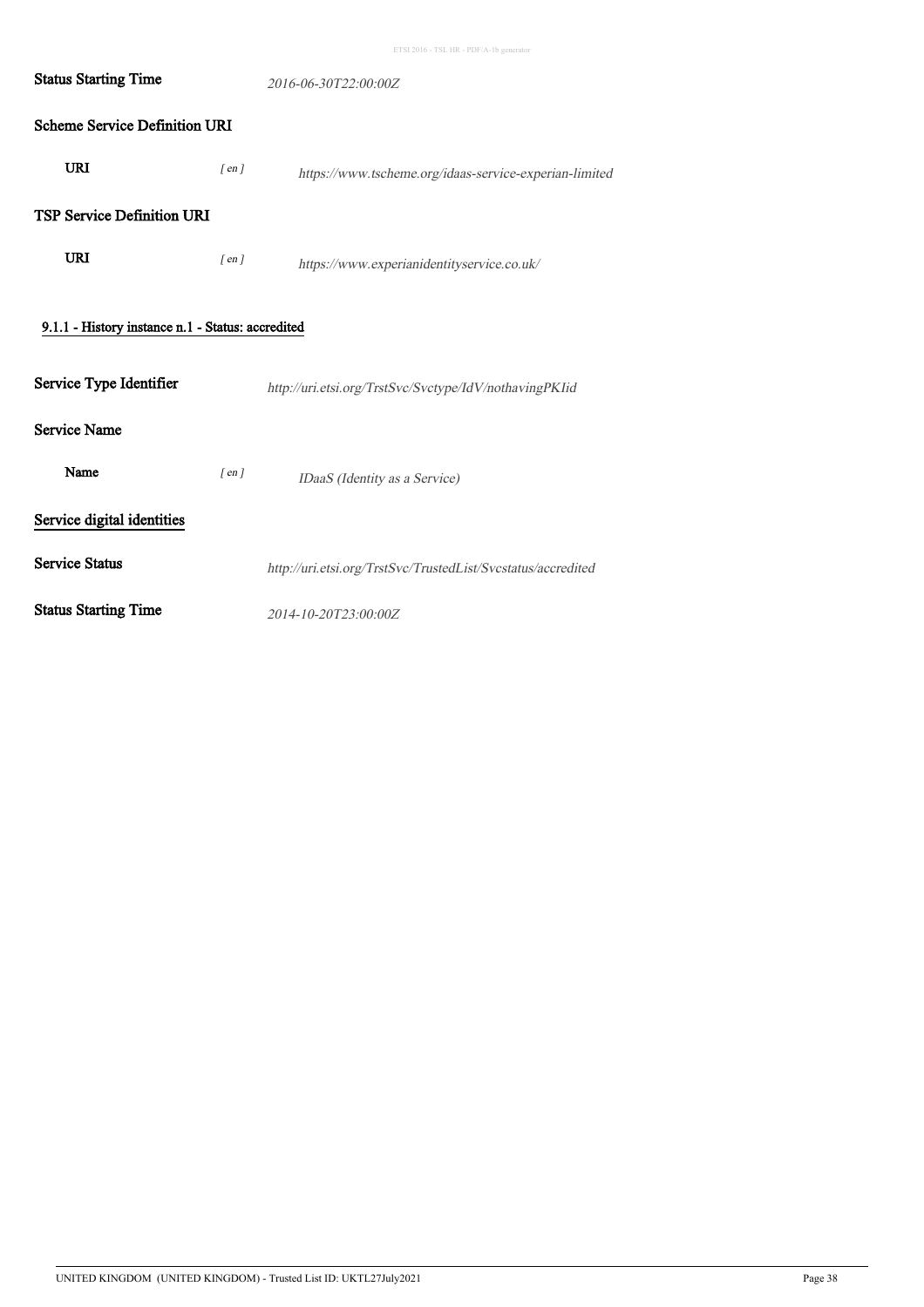**Status Starting Time** *2016-06-30T22:00:00Z*

**Scheme Service Definition URI**

**URI** *[ en ]* *https://www.tscheme.org/idaas-service-experian-limited*

**TSP Service Definition URI**

**URI** *[ en ]* *https://www.experianidentityservice.co.uk/*

### 9.1.1 - History instance n.1 - Status: accredited

**Service Type Identifier** *http://uri.etsi.org/TrstSvc/Svctype/IdV/nothavingPKIid*

**Service Name**

**Name** *[ en ]* *IDaaS (Identity as a Service)*

**Service digital identities**

**Service Status** *http://uri.etsi.org/TrstSvc/TrustedList/Svcstatus/accredited*

**Status Starting Time** *2014-10-20T23:00:00Z*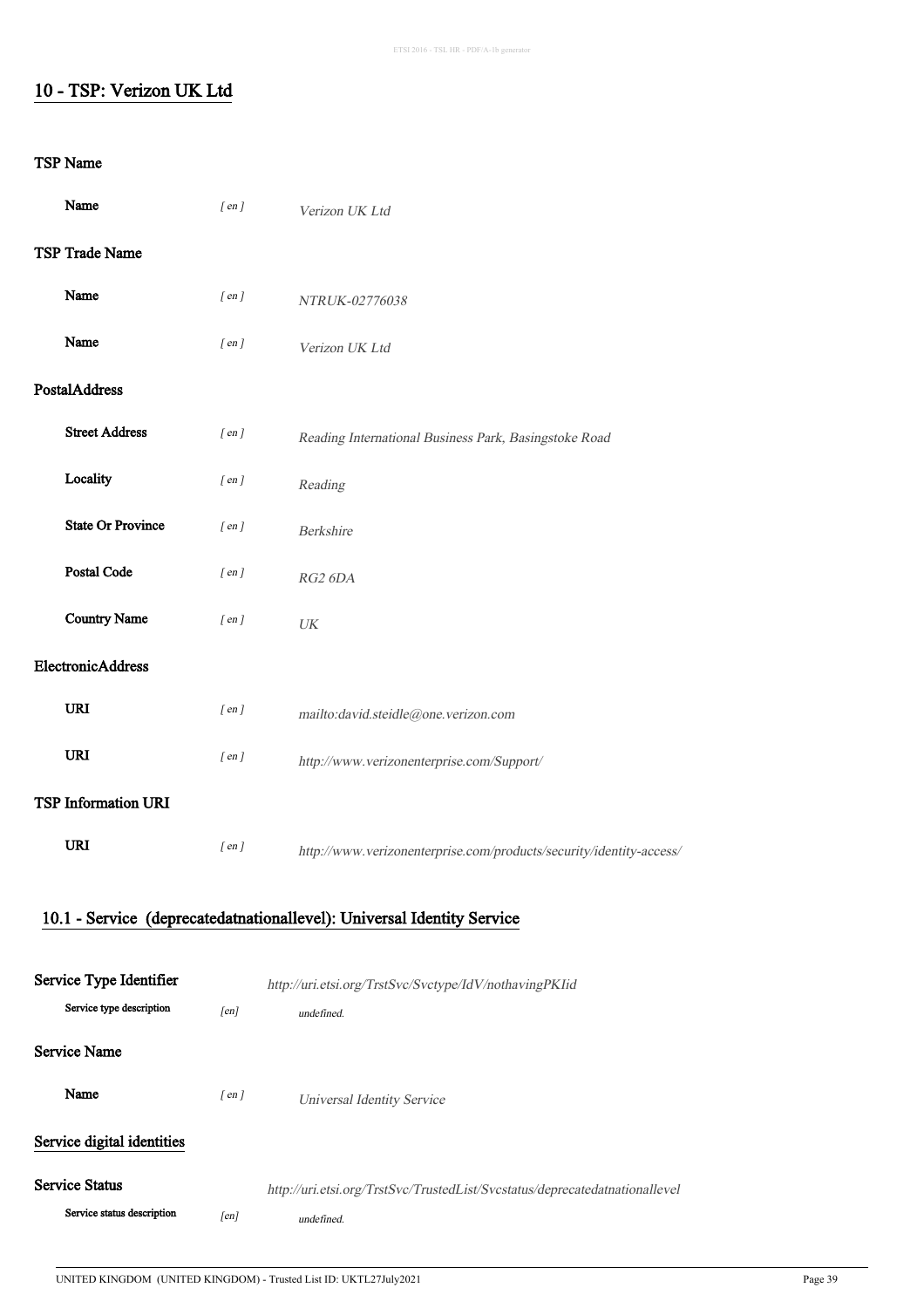## 10 - TSP: Verizon UK Ltd

### TSP Name

| | | |
|---|---|---|
| **Name** | *[ en ]* | *Verizon UK Ltd* |

### TSP Trade Name

| | | |
|---|---|---|
| **Name** | *[ en ]* | *NTRUK-02776038* |
| **Name** | *[ en ]* | *Verizon UK Ltd* |

### PostalAddress

| | | |
|---|---|---|
| **Street Address** | *[ en ]* | *Reading International Business Park, Basingstoke Road* |
| **Locality** | *[ en ]* | *Reading* |
| **State Or Province** | *[ en ]* | *Berkshire* |
| **Postal Code** | *[ en ]* | *RG2 6DA* |
| **Country Name** | *[ en ]* | *UK* |

### ElectronicAddress

| | | |
|---|---|---|
| **URI** | *[ en ]* | *mailto:david.steidle@one.verizon.com* |
| **URI** | *[ en ]* | *http://www.verizonenterprise.com/Support/* |

### TSP Information URI

| | | |
|---|---|---|
| **URI** | *[ en ]* | *http://www.verizonenterprise.com/products/security/identity-access/* |

## 10.1 - Service (deprecatednationallevel): Universal Identity Service

**Service Type Identifier** *http://uri.etsi.org/TrstSvc/Svctype/IdV/nothavingPKIid*

**Service type description** *[en]* *undefined.*

### Service Name

| | | |
|---|---|---|
| **Name** | *[ en ]* | *Universal Identity Service* |

### Service digital identities

**Service Status** *http://uri.etsi.org/TrstSvc/TrustedList/Svcstatus/deprecatednationallevel*

**Service status description** *[en]* *undefined.*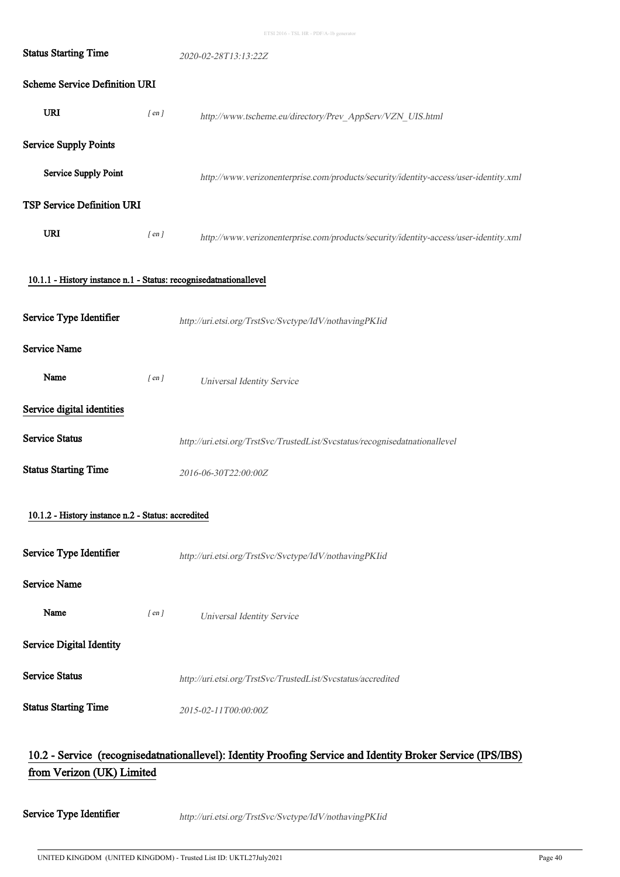**Status Starting Time** *2020-02-28T13:13:22Z*

**Scheme Service Definition URI**

**URI** *[ en ]* *http://www.tscheme.eu/directory/Prev_AppServ/VZN_UIS.html*

**Service Supply Points**

**Service Supply Point** *http://www.verizonenterprise.com/products/security/identity-access/user-identity.xml*

**TSP Service Definition URI**

**URI** *[ en ]* *http://www.verizonenterprise.com/products/security/identity-access/user-identity.xml*

#### 10.1.1 - History instance n.1 - Status: recognisedatnationallevel

**Service Type Identifier** *http://uri.etsi.org/TrstSvc/Svctype/IdV/nothavingPKIid*

**Service Name**

**Name** *[ en ]* *Universal Identity Service*

**Service digital identities**

**Service Status** *http://uri.etsi.org/TrstSvc/TrustedList/Svcstatus/recognisedatnationallevel*

**Status Starting Time** *2016-06-30T22:00:00Z*

#### 10.1.2 - History instance n.2 - Status: accredited

**Service Type Identifier** *http://uri.etsi.org/TrstSvc/Svctype/IdV/nothavingPKIid*

**Service Name**

**Name** *[ en ]* *Universal Identity Service*

**Service Digital Identity**

**Service Status** *http://uri.etsi.org/TrstSvc/TrustedList/Svcstatus/accredited*

**Status Starting Time** *2015-02-11T00:00:00Z*

## 10.2 - Service (recognisedatnationallevel): Identity Proofing Service and Identity Broker Service (IPS/IBS) from Verizon (UK) Limited

**Service Type Identifier** *http://uri.etsi.org/TrstSvc/Svctype/IdV/nothavingPKIid*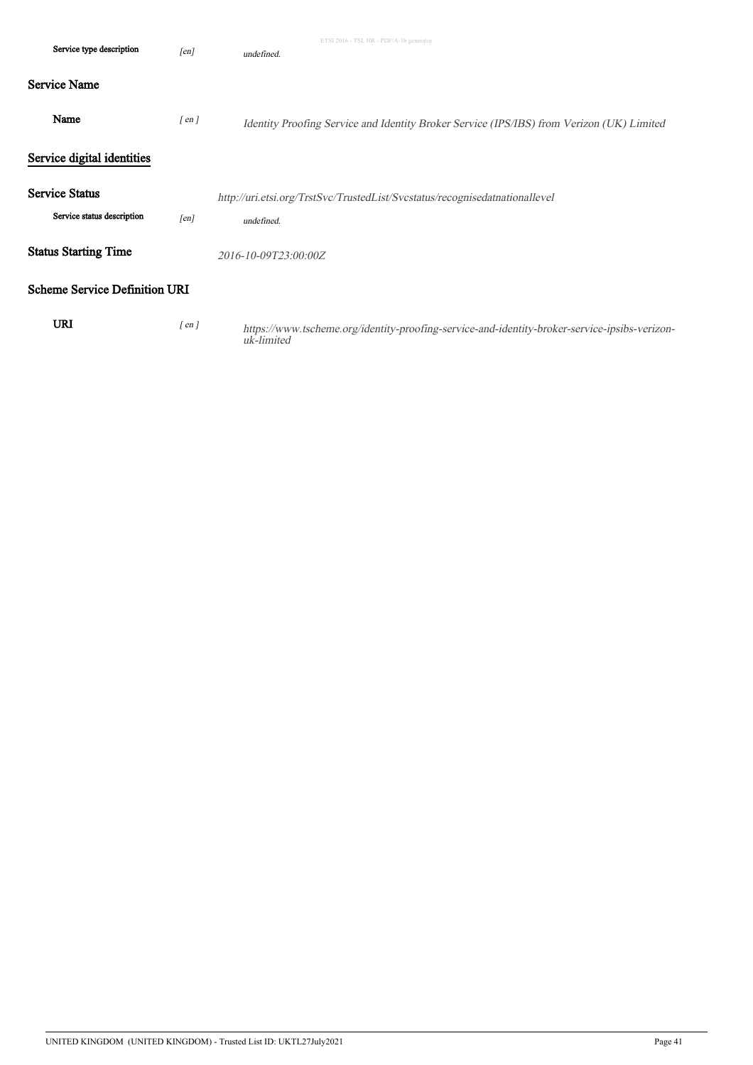Service type description [en] *undefined.*

### Service Name

**Name** [ en ] *Identity Proofing Service and Identity Broker Service (IPS/IBS) from Verizon (UK) Limited*

### Service digital identities

### Service Status

*http://uri.etsi.org/TrstSvc/TrustedList/Svcstatus/recognisedatnationallevel*

Service status description [en] *undefined.*

### Status Starting Time

*2016-10-09T23:00:00Z*

### Scheme Service Definition URI

**URI** [ en ] *https://www.tscheme.org/identity-proofing-service-and-identity-broker-service-ipsibs-verizon-uk-limited*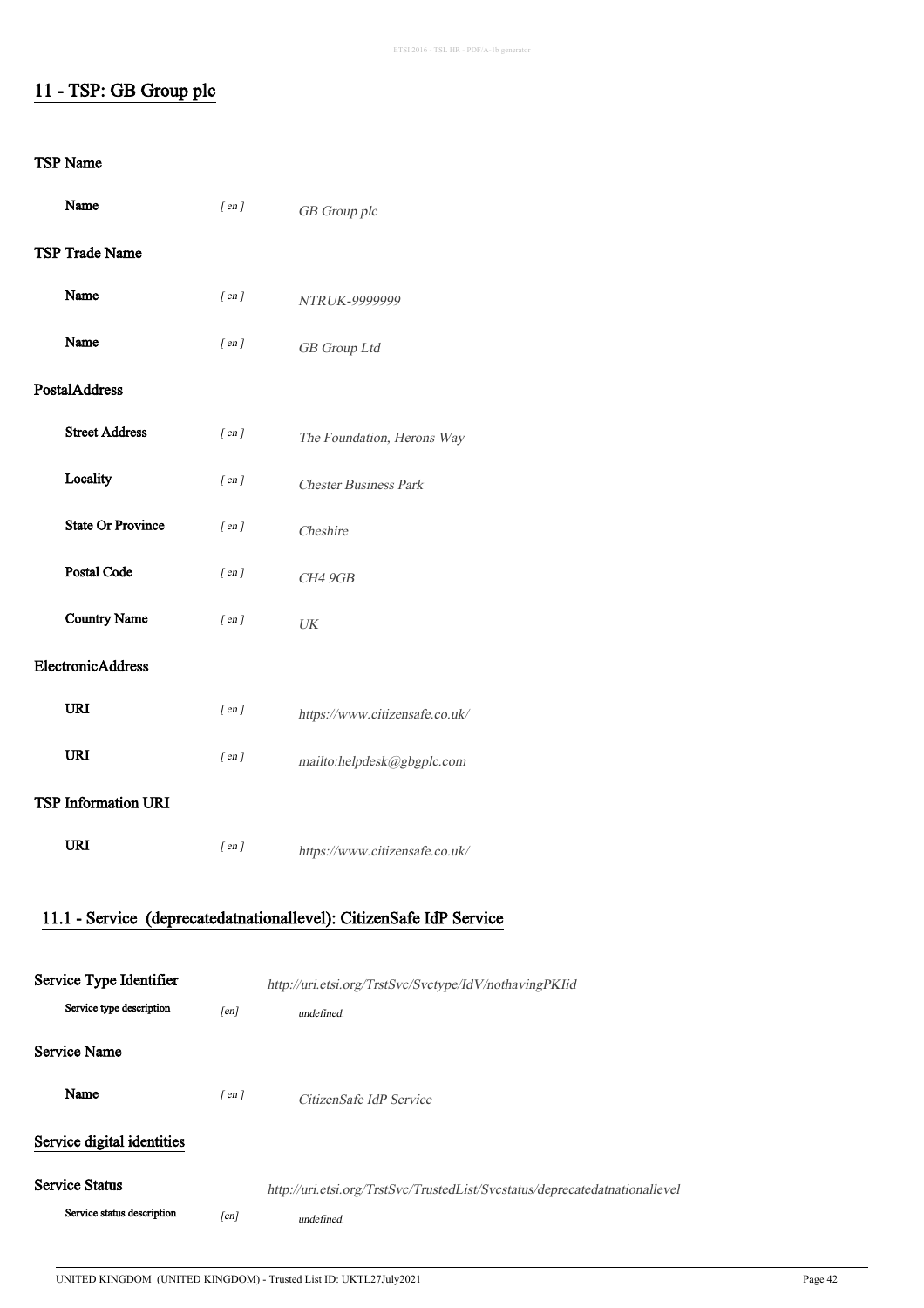## 11 - TSP: GB Group plc

### TSP Name

| | | |
|---|---|---|
| **Name** | *[ en ]* | *GB Group plc* |

### TSP Trade Name

| | | |
|---|---|---|
| **Name** | *[ en ]* | *NTRUK-9999999* |
| **Name** | *[ en ]* | *GB Group Ltd* |

### PostalAddress

| | | |
|---|---|---|
| **Street Address** | *[ en ]* | *The Foundation, Herons Way* |
| **Locality** | *[ en ]* | *Chester Business Park* |
| **State Or Province** | *[ en ]* | *Cheshire* |
| **Postal Code** | *[ en ]* | *CH4 9GB* |
| **Country Name** | *[ en ]* | *UK* |

### ElectronicAddress

| | | |
|---|---|---|
| **URI** | *[ en ]* | *https://www.citizensafe.co.uk/* |
| **URI** | *[ en ]* | *mailto:helpdesk@gbgplc.com* |

### TSP Information URI

| | | |
|---|---|---|
| **URI** | *[ en ]* | *https://www.citizensafe.co.uk/* |

## 11.1 - Service (deprecatedatnationallevel): CitizenSafe IdP Service

**Service Type Identifier** *http://uri.etsi.org/TrstSvc/Svctype/IdV/nothavingPKIid*

| | | |
|---|---|---|
| **Service type description** | *[en]* | *undefined.* |

### Service Name

| | | |
|---|---|---|
| **Name** | *[ en ]* | *CitizenSafe IdP Service* |

### Service digital identities

**Service Status** *http://uri.etsi.org/TrstSvc/TrustedList/Svcstatus/deprecatedatnationallevel*

| | | |
|---|---|---|
| **Service status description** | *[en]* | *undefined.* |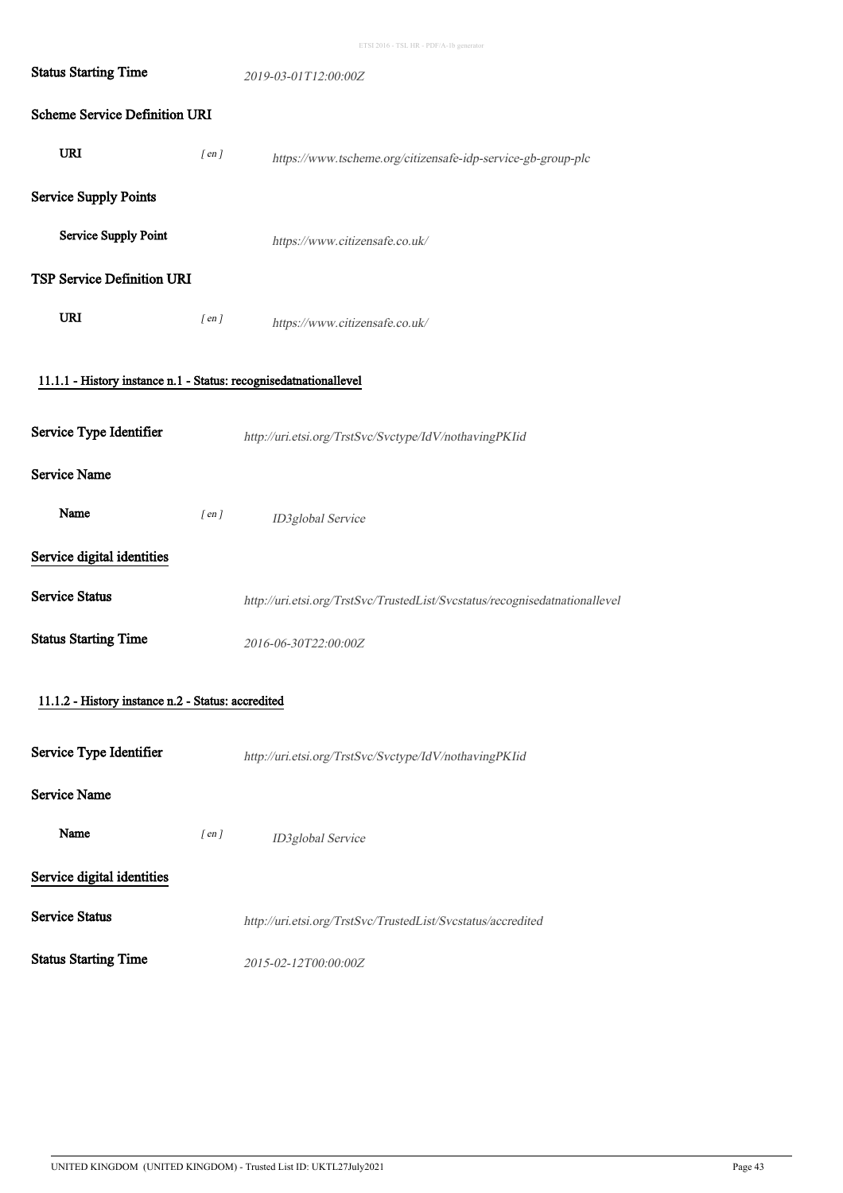**Status Starting Time** *2019-03-01T12:00:00Z*

**Scheme Service Definition URI**

**URI** [ en ] *https://www.tscheme.org/citizensafe-idp-service-gb-group-plc*

**Service Supply Points**

**Service Supply Point** *https://www.citizensafe.co.uk/*

**TSP Service Definition URI**

**URI** [ en ] *https://www.citizensafe.co.uk/*

### 11.1.1 - History instance n.1 - Status: recognisedatnationallevel

**Service Type Identifier** *http://uri.etsi.org/TrstSvc/Svctype/IdV/nothavingPKIid*

**Service Name**

**Name** [ en ] *ID3global Service*

**Service digital identities**

**Service Status** *http://uri.etsi.org/TrstSvc/TrustedList/Svcstatus/recognisedatnationallevel*

**Status Starting Time** *2016-06-30T22:00:00Z*

### 11.1.2 - History instance n.2 - Status: accredited

**Service Type Identifier** *http://uri.etsi.org/TrstSvc/Svctype/IdV/nothavingPKIid*

**Service Name**

**Name** [ en ] *ID3global Service*

**Service digital identities**

**Service Status** *http://uri.etsi.org/TrstSvc/TrustedList/Svcstatus/accredited*

**Status Starting Time** *2015-02-12T00:00:00Z*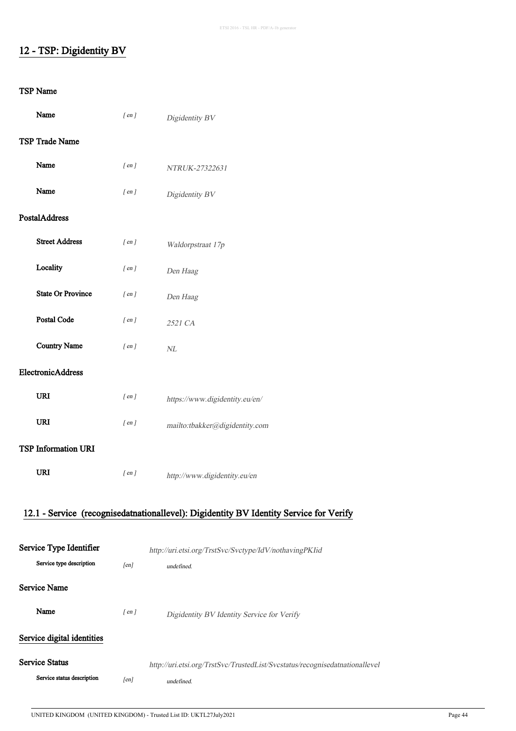## 12 - TSP: Digidentity BV

### TSP Name

| | | |
|---|---|---|
| **Name** | *[ en ]* | *Digidentity BV* |

### TSP Trade Name

| | | |
|---|---|---|
| **Name** | *[ en ]* | *NTRUK-27322631* |
| **Name** | *[ en ]* | *Digidentity BV* |

### PostalAddress

| | | |
|---|---|---|
| **Street Address** | *[ en ]* | *Waldorpstraat 17p* |
| **Locality** | *[ en ]* | *Den Haag* |
| **State Or Province** | *[ en ]* | *Den Haag* |
| **Postal Code** | *[ en ]* | *2521 CA* |
| **Country Name** | *[ en ]* | *NL* |

### ElectronicAddress

| | | |
|---|---|---|
| **URI** | *[ en ]* | *https://www.digidentity.eu/en/* |
| **URI** | *[ en ]* | *mailto:tbakker@digidentity.com* |

### TSP Information URI

| | | |
|---|---|---|
| **URI** | *[ en ]* | *http://www.digidentity.eu/en* |

## 12.1 - Service (recognisedatnationallevel): Digidentity BV Identity Service for Verify

### Service Type Identifier

*http://uri.etsi.org/TrstSvc/Svctype/IdV/nothavingPKIid*

| | | |
|---|---|---|
| **Service type description** | *[en]* | *undefined.* |

### Service Name

| | | |
|---|---|---|
| **Name** | *[ en ]* | *Digidentity BV Identity Service for Verify* |

### Service digital identities

### Service Status

*http://uri.etsi.org/TrstSvc/TrustedList/Svcstatus/recognisedatnationallevel*

| | | |
|---|---|---|
| **Service status description** | *[en]* | *undefined.* |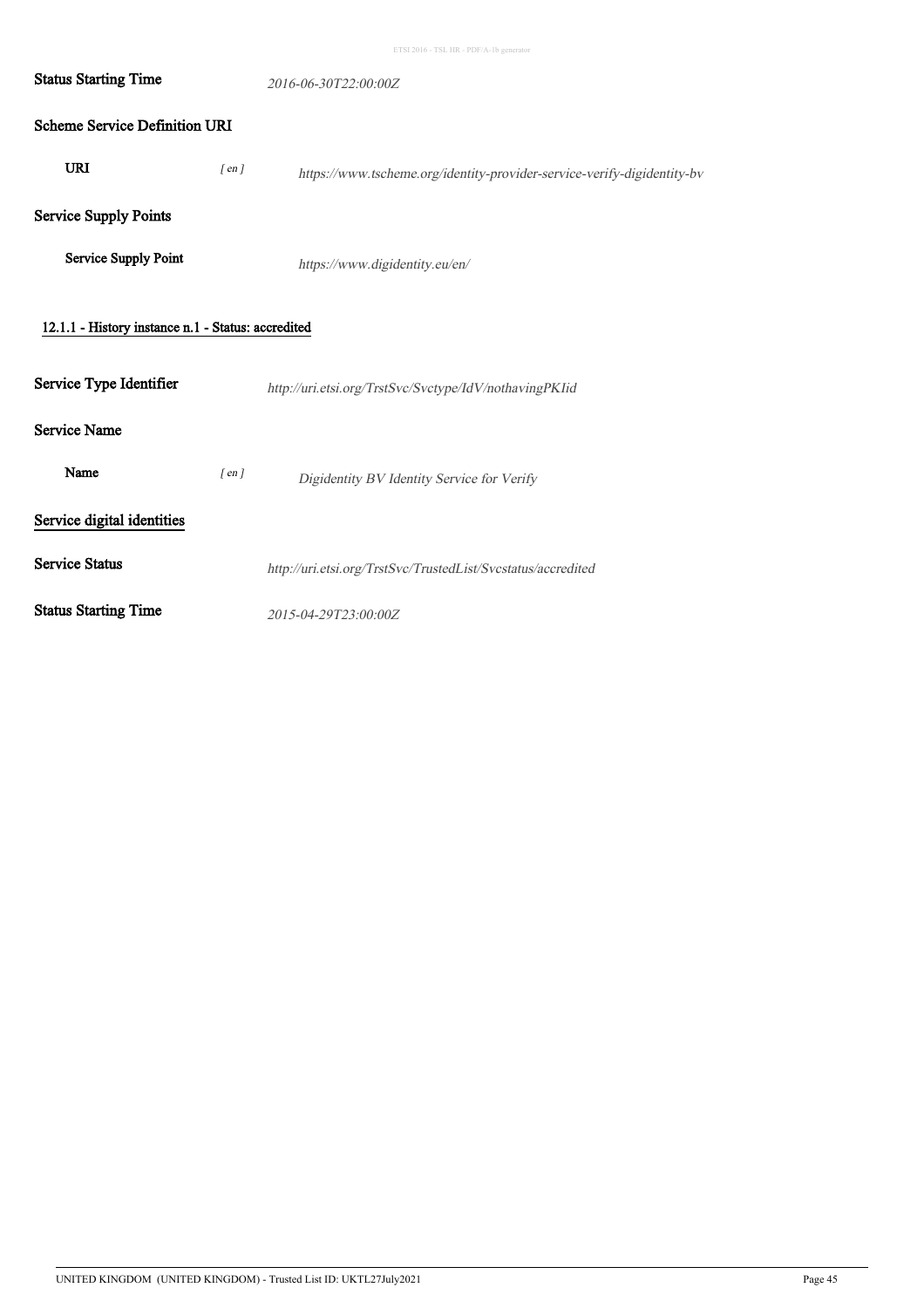**Status Starting Time** *2016-06-30T22:00:00Z*

**Scheme Service Definition URI**

**URI** *[ en ]* *https://www.tscheme.org/identity-provider-service-verify-digidentity-bv*

**Service Supply Points**

**Service Supply Point** *https://www.digidentity.eu/en/*

#### 12.1.1 - History instance n.1 - Status: accredited

**Service Type Identifier** *http://uri.etsi.org/TrstSvc/Svctype/IdV/nothavingPKIid*

**Service Name**

**Name** *[ en ]* *Digidentity BV Identity Service for Verify*

**Service digital identities**

**Service Status** *http://uri.etsi.org/TrstSvc/TrustedList/Svcstatus/accredited*

**Status Starting Time** *2015-04-29T23:00:00Z*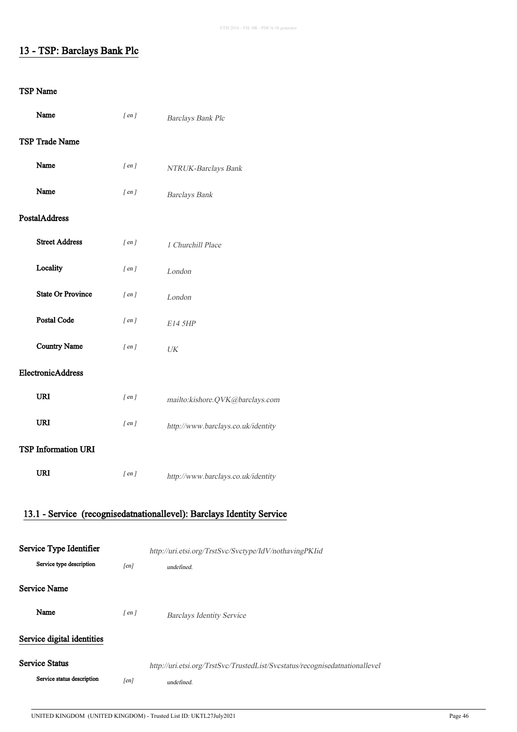## 13 - TSP: Barclays Bank Plc

### TSP Name

| | | |
|---|---|---|
| **Name** | *[ en ]* | *Barclays Bank Plc* |

### TSP Trade Name

| | | |
|---|---|---|
| **Name** | *[ en ]* | *NTRUK-Barclays Bank* |
| **Name** | *[ en ]* | *Barclays Bank* |

### PostalAddress

| | | |
|---|---|---|
| **Street Address** | *[ en ]* | *1 Churchill Place* |
| **Locality** | *[ en ]* | *London* |
| **State Or Province** | *[ en ]* | *London* |
| **Postal Code** | *[ en ]* | *E14 5HP* |
| **Country Name** | *[ en ]* | *UK* |

### ElectronicAddress

| | | |
|---|---|---|
| **URI** | *[ en ]* | *mailto:kishore.QVK@barclays.com* |
| **URI** | *[ en ]* | *http://www.barclays.co.uk/identity* |

### TSP Information URI

| | | |
|---|---|---|
| **URI** | *[ en ]* | *http://www.barclays.co.uk/identity* |

## 13.1 - Service (recognisedatnationallevel): Barclays Identity Service

**Service Type Identifier** *http://uri.etsi.org/TrstSvc/Svctype/IdV/nothavingPKIid*

**Service type description** *[en]* *undefined.*

### Service Name

| | | |
|---|---|---|
| **Name** | *[ en ]* | *Barclays Identity Service* |

### Service digital identities

**Service Status** *http://uri.etsi.org/TrstSvc/TrustedList/Svcstatus/recognisedatnationallevel*

**Service status description** *[en]* *undefined.*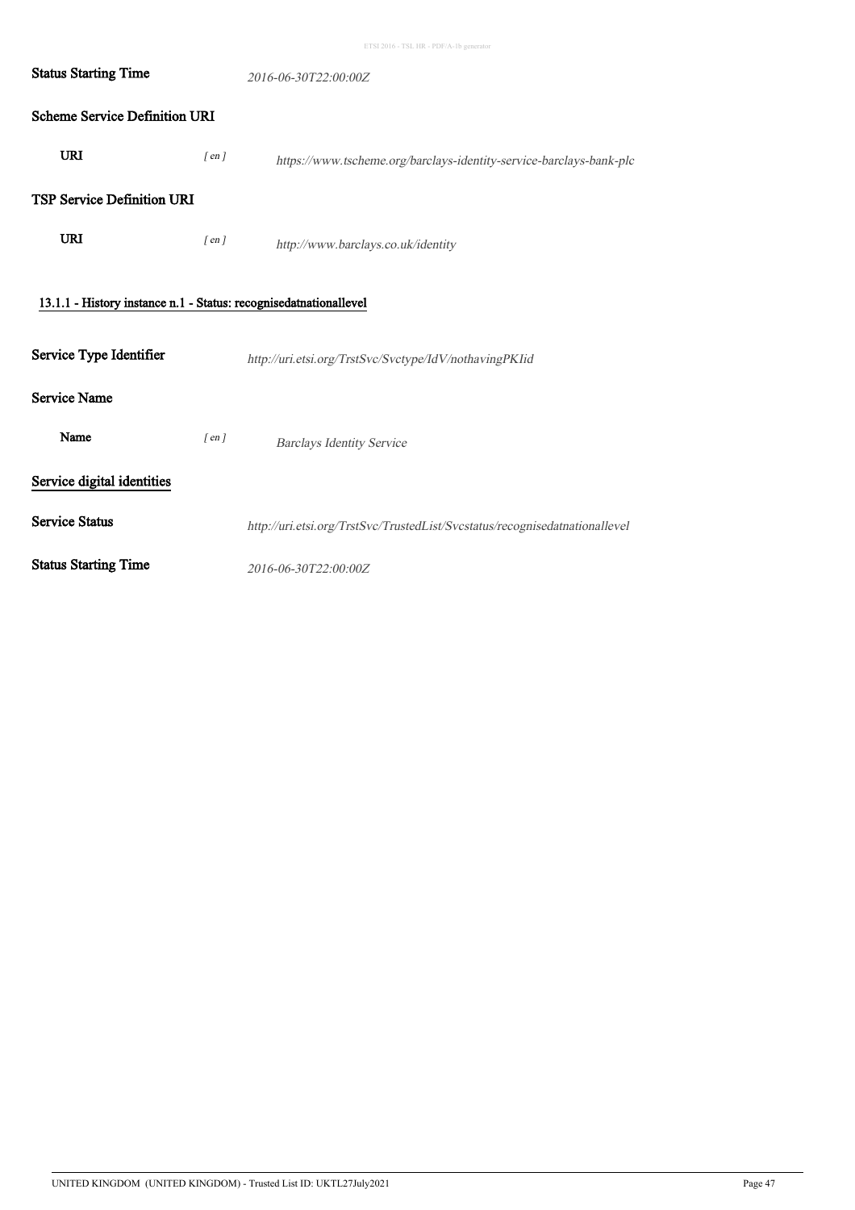**Status Starting Time** *2016-06-30T22:00:00Z*

**Scheme Service Definition URI**

**URI** *[ en ]* *https://www.tscheme.org/barclays-identity-service-barclays-bank-plc*

**TSP Service Definition URI**

**URI** *[ en ]* *http://www.barclays.co.uk/identity*

#### 13.1.1 - History instance n.1 - Status: recognisedatnationallevel

**Service Type Identifier** *http://uri.etsi.org/TrstSvc/Svctype/IdV/nothavingPKIid*

**Service Name**

**Name** *[ en ]* *Barclays Identity Service*

**Service digital identities**

**Service Status** *http://uri.etsi.org/TrstSvc/TrustedList/Svcstatus/recognisedatnationallevel*

**Status Starting Time** *2016-06-30T22:00:00Z*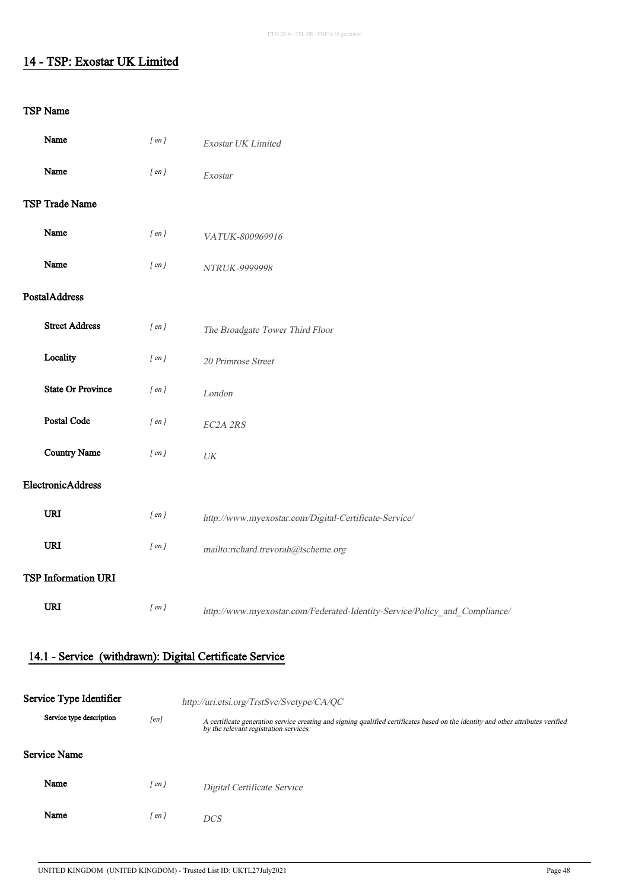## 14 - TSP: Exostar UK Limited

### TSP Name

| | | |
|---|---|---|
| **Name** | *[ en ]* | *Exostar UK Limited* |
| **Name** | *[ en ]* | *Exostar* |

### TSP Trade Name

| | | |
|---|---|---|
| **Name** | *[ en ]* | *VATUK-800969916* |
| **Name** | *[ en ]* | *NTRUK-9999998* |

### PostalAddress

| | | |
|---|---|---|
| **Street Address** | *[ en ]* | *The Broadgate Tower Third Floor* |
| **Locality** | *[ en ]* | *20 Primrose Street* |
| **State Or Province** | *[ en ]* | *London* |
| **Postal Code** | *[ en ]* | *EC2A 2RS* |
| **Country Name** | *[ en ]* | *UK* |

### ElectronicAddress

| | | |
|---|---|---|
| **URI** | *[ en ]* | *http://www.myexostar.com/Digital-Certificate-Service/* |
| **URI** | *[ en ]* | *mailto:richard.trevorah@tscheme.org* |

### TSP Information URI

| | | |
|---|---|---|
| **URI** | *[ en ]* | *http://www.myexostar.com/Federated-Identity-Service/Policy_and_Compliance/* |

## 14.1 - Service (withdrawn): Digital Certificate Service

### Service Type Identifier

*http://uri.etsi.org/TrstSvc/Svctype/CA/QC*

| | | |
|---|---|---|
| **Service type description** | *[en]* | *A certificate generation service creating and signing qualified certificates based on the identity and other attributes verified by the relevant registration services.* |

### Service Name

| | | |
|---|---|---|
| **Name** | *[ en ]* | *Digital Certificate Service* |
| **Name** | *[ en ]* | *DCS* |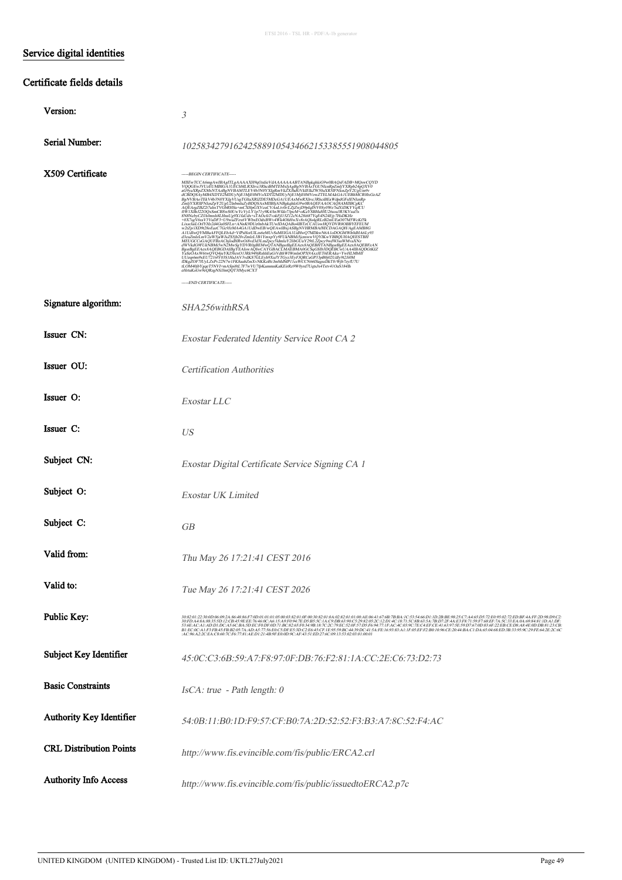## Service digital identities

### Certificate fields details

**Version:** *3*

**Serial Number:** *1025834279162425889105434662153385551908044805*

**X509 Certificate**

```
-----BEGIN CERTIFICATE-----
MIIFwTCCA6mgAwIBAgITLgAAAAXH9qOzdieVdAAAAAAABTANBgkqhkiG9w0BAQsFADB+MQswCQYD
VQQGEwJVUzEUMBIGA1UEChMLRXhvc3RhciBMTEMxIjAgBgNVBAsTGUNlcnRpZmljYXRpb24gQXV0
aG9yaXRpZXMxNTAzBgNVBAMTLEV4b3N0YXIgRmVkZXJhdGVkIElkZW50aXR5IFNlcnZpY2UgUm9v
dCBDQSAyMB4XDTE2MDUyNjE1MjE0MVoXDTI2MDUyNjE1MjE0MVowZTELMAkGA1UEBhMCR0IxGzAZ
BgNVBAoTEkV4b3N0YXIgVUsgTGltaXRlZDE5MDcGA1UEAxMwRXhvc3RhciBEaWdpdGFsIENlcnRp
ZmljYXRlIFNlcnZpY2UgU2lnbmluZyBDQSAxMIIBIjANBgkqhkiG9w0BAQEFAAOCAQ8AMIIBCgKC
AQEArgZBZ2t7uhxTVGbRHSu+mCXHpGXVcuCVAnLtv0r/LZjZwjD9jdNV0Sy0We7nZGDKYVqlCU
-----END CERTIFICATE-----
```

**Signature algorithm:** *SHA256withRSA*

**Issuer CN:** *Exostar Federated Identity Service Root CA 2*

**Issuer OU:** *Certification Authorities*

**Issuer O:** *Exostar LLC*

**Issuer C:** *US*

**Subject CN:** *Exostar Digital Certificate Service Signing CA 1*

**Subject O:** *Exostar UK Limited*

**Subject C:** *GB*

**Valid from:** *Thu May 26 17:21:41 CEST 2016*

**Valid to:** *Tue May 26 17:21:41 CEST 2026*

**Public Key:** *30:82:01:22:30:0D:06:09:2A:86:48:86:F7:0D:01:01:01:05:00:03:82:01:0F:00:30:82:01:0A:02:82:01:01:00:AE:06:41:67:6B:7B:BA:1C:53:54:66:D1:1D:2B:BE:98:25:C7:A4:65:D5:72:E0:95:02:72:ED:BF:4A:FF:2D:98:D9:C2: ... :02:03:01:00:01*

**Subject Key Identifier:** *45:0C:C3:6B:59:A7:F8:97:0F:DB:76:F2:81:1A:CC:2E:C6:73:D2:73*

**Basic Constraints:** *IsCA: true - Path length: 0*

**Authority Key Identifier:** *54:0B:11:B0:1D:F9:57:CF:B0:7A:2D:52:52:F3:B3:A7:8C:52:F4:AC*

**CRL Distribution Points:** *http://www.fis.evincible.com/fis/public/ERCA2.crl*

**Authority Info Access:** *http://www.fis.evincible.com/fis/public/issuedtoERCA2.p7c*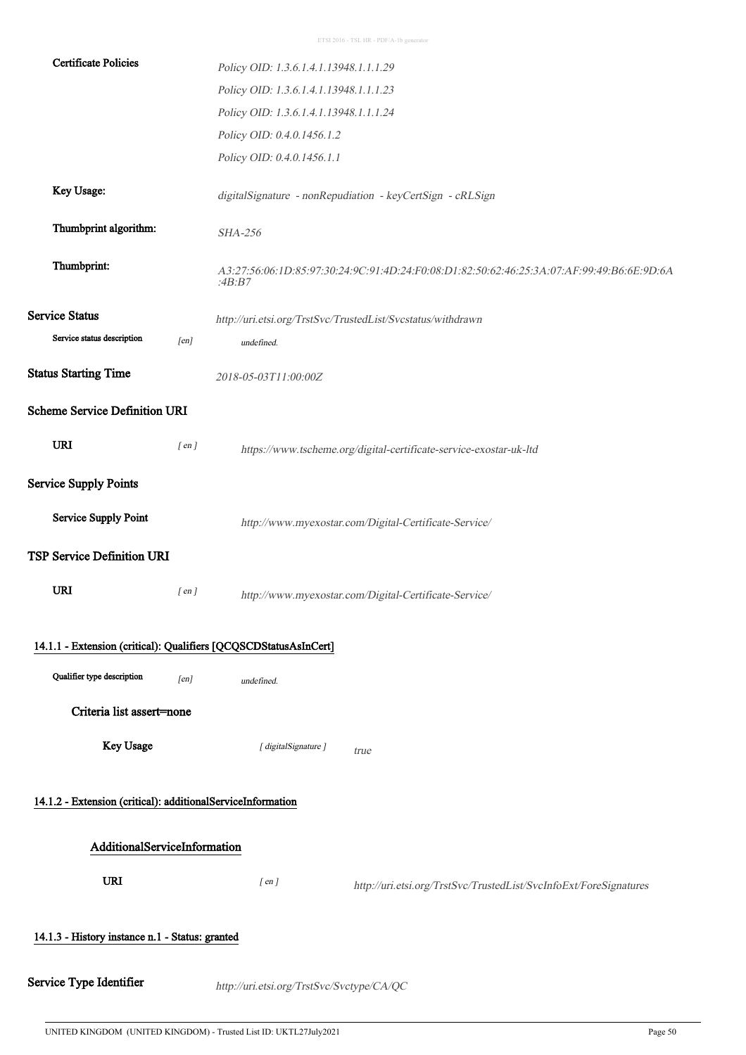| | | |
|---|---|---|
| **Certificate Policies** | | *Policy OID: 1.3.6.1.4.1.13948.1.1.1.29* |
| | | *Policy OID: 1.3.6.1.4.1.13948.1.1.1.23* |
| | | *Policy OID: 1.3.6.1.4.1.13948.1.1.1.24* |
| | | *Policy OID: 0.4.0.1456.1.2* |
| | | *Policy OID: 0.4.0.1456.1.1* |
| **Key Usage:** | | *digitalSignature - nonRepudiation - keyCertSign - cRLSign* |
| **Thumbprint algorithm:** | | *SHA-256* |
| **Thumbprint:** | | *A3:27:56:06:1D:85:97:30:24:9C:91:4D:24:F0:08:D1:82:50:62:46:25:3A:07:AF:99:49:B6:6E:9D:6A:4B:B7* |

**Service Status** *http://uri.etsi.org/TrstSvc/TrustedList/Svcstatus/withdrawn*

Service status description *[en]* *undefined.*

**Status Starting Time** *2018-05-03T11:00:00Z*

**Scheme Service Definition URI**

**URI** *[ en ]* *https://www.tscheme.org/digital-certificate-service-exostar-uk-ltd*

**Service Supply Points**

**Service Supply Point** *http://www.myexostar.com/Digital-Certificate-Service/*

**TSP Service Definition URI**

**URI** *[ en ]* *http://www.myexostar.com/Digital-Certificate-Service/*

14.1.1 - Extension (critical): Qualifiers [QCQSCDStatusAsInCert]

Qualifier type description *[en]* *undefined.*

Criteria list assert=none

**Key Usage** *[ digitalSignature ]* *true*

14.1.2 - Extension (critical): additionalServiceInformation

AdditionalServiceInformation

**URI** *[ en ]* *http://uri.etsi.org/TrstSvc/TrustedList/SvcInfoExt/ForeSignatures*

14.1.3 - History instance n.1 - Status: granted

**Service Type Identifier** *http://uri.etsi.org/TrstSvc/Svctype/CA/QC*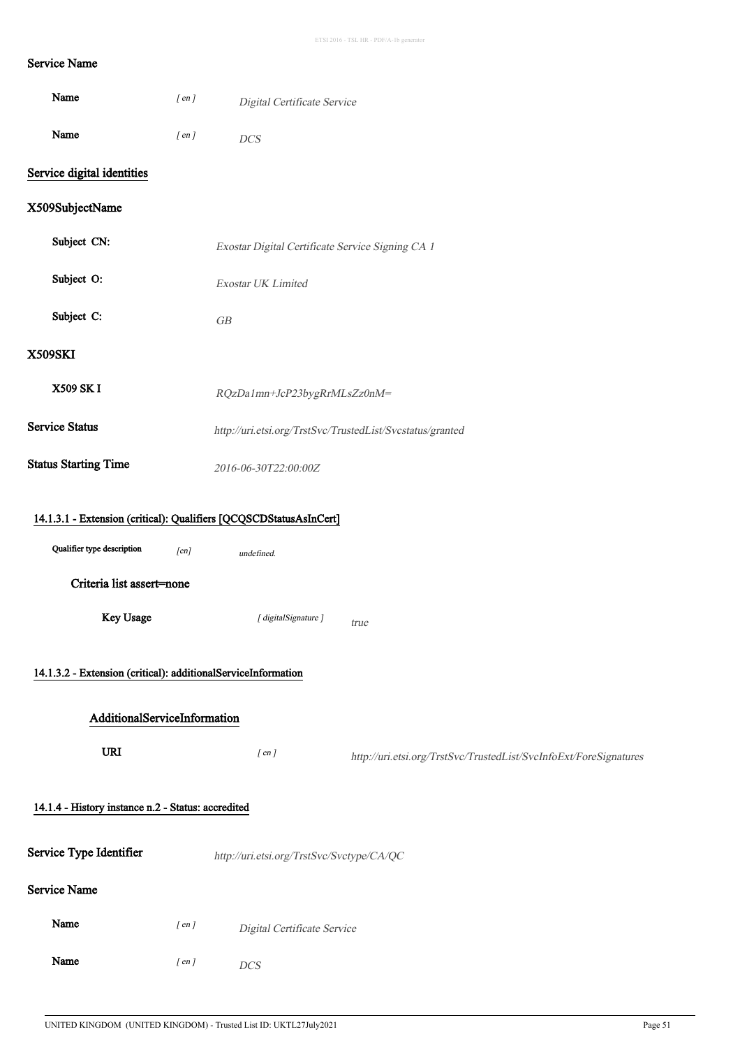### Service Name

| | | |
|---|---|---|
| **Name** | *[ en ]* | *Digital Certificate Service* |
| **Name** | *[ en ]* | *DCS* |

### Service digital identities

### X509SubjectName

| | |
|---|---|
| **Subject CN:** | *Exostar Digital Certificate Service Signing CA 1* |
| **Subject O:** | *Exostar UK Limited* |
| **Subject C:** | *GB* |

### X509SKI

| | |
|---|---|
| **X509 SK I** | *RQzDa1mn+JcP23bygRrMLsZz0nM=* |

| | |
|---|---|
| **Service Status** | *http://uri.etsi.org/TrstSvc/TrustedList/Svcstatus/granted* |
| **Status Starting Time** | *2016-06-30T22:00:00Z* |

#### 14.1.3.1 - Extension (critical): Qualifiers [QCQSCDStatusAsInCert]

| | | |
|---|---|---|
| **Qualifier type description** | *[en]* | *undefined.* |

**Criteria list assert=none**

| | | |
|---|---|---|
| **Key Usage** | *[ digitalSignature ]* | *true* |

#### 14.1.3.2 - Extension (critical): additionalServiceInformation

**AdditionalServiceInformation**

| | | |
|---|---|---|
| **URI** | *[ en ]* | *http://uri.etsi.org/TrstSvc/TrustedList/SvcInfoExt/ForeSignatures* |

#### 14.1.4 - History instance n.2 - Status: accredited

| | |
|---|---|
| **Service Type Identifier** | *http://uri.etsi.org/TrstSvc/Svctype/CA/QC* |

### Service Name

| | | |
|---|---|---|
| **Name** | *[ en ]* | *Digital Certificate Service* |
| **Name** | *[ en ]* | *DCS* |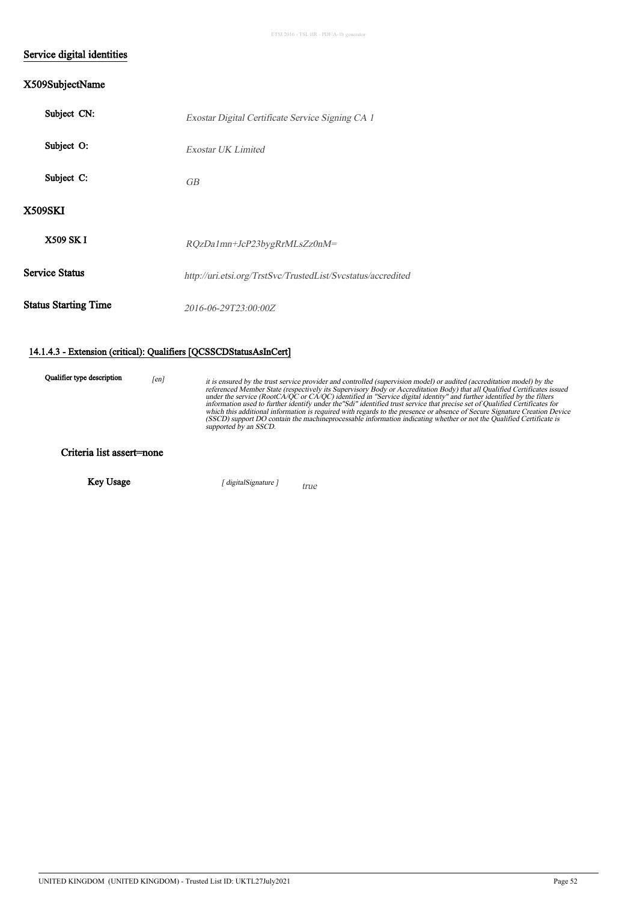## Service digital identities

### X509SubjectName

| | |
|---|---|
| **Subject CN:** | *Exostar Digital Certificate Service Signing CA 1* |
| **Subject O:** | *Exostar UK Limited* |
| **Subject C:** | *GB* |

### X509SKI

| | |
|---|---|
| **X509 SK I** | *RQzDa1mn+JcP23bygRrMLsZz0nM=* |

| | |
|---|---|
| **Service Status** | *http://uri.etsi.org/TrstSvc/TrustedList/Svcstatus/accredited* |
| **Status Starting Time** | *2016-06-29T23:00:00Z* |

#### 14.1.4.3 - Extension (critical): Qualifiers [QCSSCDStatusAsInCert]

| | | |
|---|---|---|
| **Qualifier type description** | *[en]* | *it is ensured by the trust service provider and controlled (supervision model) or audited (accreditation model) by the referenced Member State (respectively its Supervisory Body or Accreditation Body) that all Qualified Certificates issued under the service (RootCA/QC or CA/QC) identified in "Service digital identity" and further identified by the filters information used to further identify under the"Sdi" identified trust service that precise set of Qualified Certificates for which this additional information is required with regards to the presence or absence of Secure Signature Creation Device (SSCD) support DO contain the machineprocessable information indicating whether or not the Qualified Certificate is supported by an SSCD.* |

**Criteria list assert=none**

| | | |
|---|---|---|
| **Key Usage** | *[ digitalSignature ]* | true |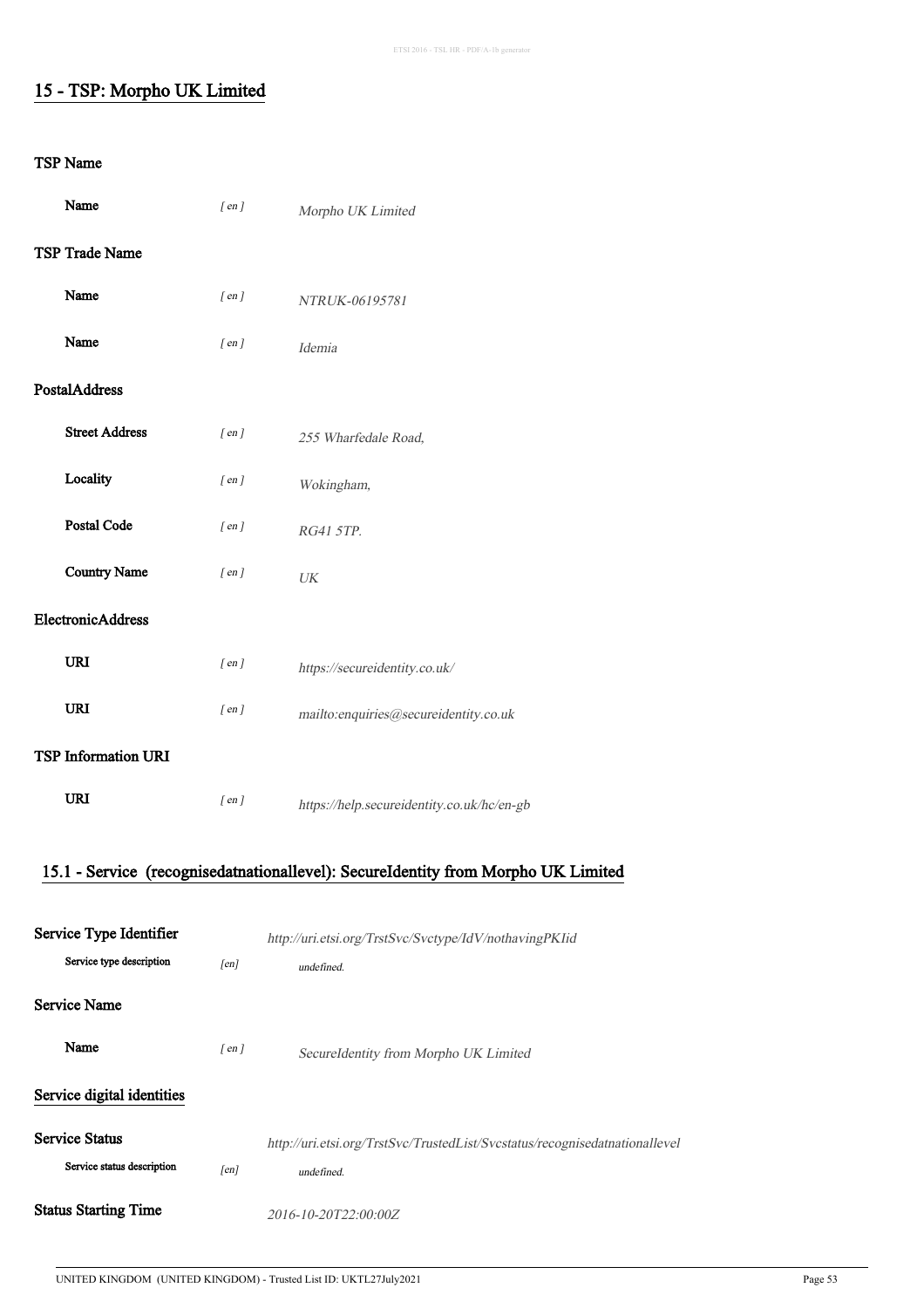## 15 - TSP: Morpho UK Limited

### TSP Name

| | | |
|---|---|---|
| **Name** | *[ en ]* | *Morpho UK Limited* |

### TSP Trade Name

| | | |
|---|---|---|
| **Name** | *[ en ]* | *NTRUK-06195781* |
| **Name** | *[ en ]* | *Idemia* |

### PostalAddress

| | | |
|---|---|---|
| **Street Address** | *[ en ]* | *255 Wharfedale Road,* |
| **Locality** | *[ en ]* | *Wokingham,* |
| **Postal Code** | *[ en ]* | *RG41 5TP.* |
| **Country Name** | *[ en ]* | *UK* |

### ElectronicAddress

| | | |
|---|---|---|
| **URI** | *[ en ]* | *https://secureidentity.co.uk/* |
| **URI** | *[ en ]* | *mailto:enquiries@secureidentity.co.uk* |

### TSP Information URI

| | | |
|---|---|---|
| **URI** | *[ en ]* | *https://help.secureidentity.co.uk/hc/en-gb* |

## 15.1 - Service (recognisedatnationallevel): SecureIdentity from Morpho UK Limited

**Service Type Identifier** *http://uri.etsi.org/TrstSvc/Svctype/IdV/nothavingPKIid*

**Service type description** *[en]* *undefined.*

### Service Name

| | | |
|---|---|---|
| **Name** | *[ en ]* | *SecureIdentity from Morpho UK Limited* |

### Service digital identities

**Service Status** *http://uri.etsi.org/TrstSvc/TrustedList/Svcstatus/recognisedatnationallevel*

**Service status description** *[en]* *undefined.*

**Status Starting Time** *2016-10-20T22:00:00Z*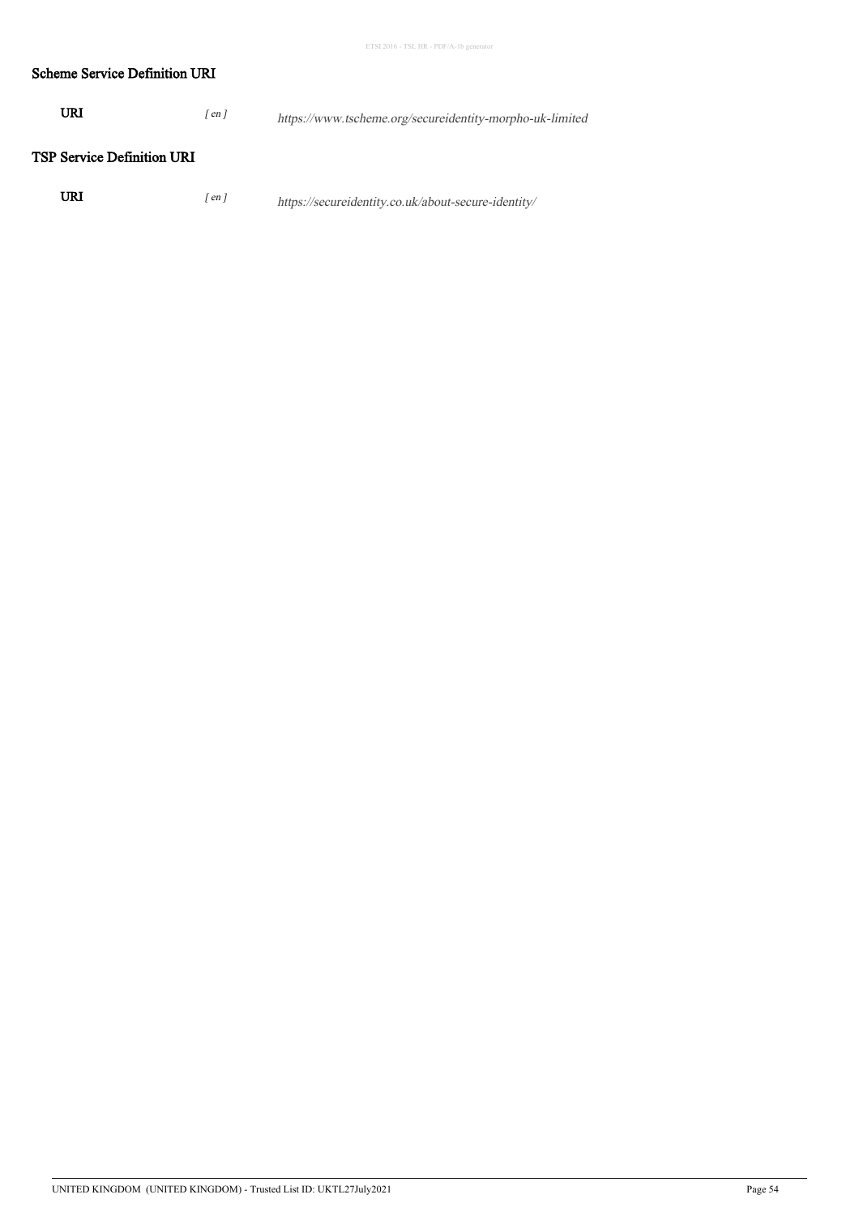### Scheme Service Definition URI

| | | |
|---|---|---|
| **URI** | *[ en ]* | *https://www.tscheme.org/secureidentity-morpho-uk-limited* |

### TSP Service Definition URI

| | | |
|---|---|---|
| **URI** | *[ en ]* | *https://secureidentity.co.uk/about-secure-identity/* |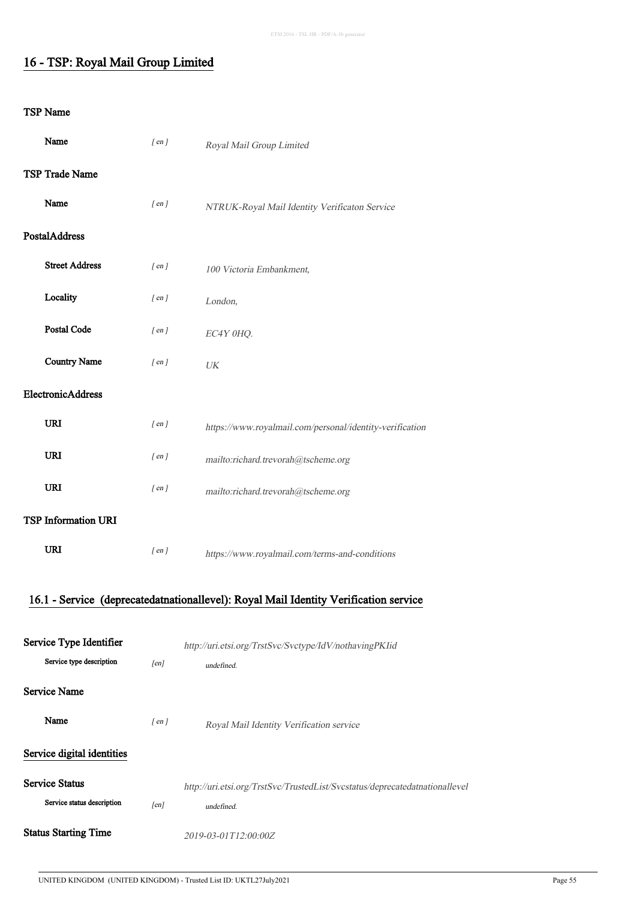## 16 - TSP: Royal Mail Group Limited

### TSP Name

**Name** *[ en ]* *Royal Mail Group Limited*

### TSP Trade Name

**Name** *[ en ]* *NTRUK-Royal Mail Identity Verificaton Service*

### PostalAddress

**Street Address** *[ en ]* *100 Victoria Embankment,*

**Locality** *[ en ]* *London,*

**Postal Code** *[ en ]* *EC4Y 0HQ.*

**Country Name** *[ en ]* *UK*

### ElectronicAddress

**URI** *[ en ]* *https://www.royalmail.com/personal/identity-verification*

**URI** *[ en ]* *mailto:richard.trevorah@tscheme.org*

**URI** *[ en ]* *mailto:richard.trevorah@tscheme.org*

### TSP Information URI

**URI** *[ en ]* *https://www.royalmail.com/terms-and-conditions*

## 16.1 - Service (deprecatedatnationallevel): Royal Mail Identity Verification service

**Service Type Identifier** *http://uri.etsi.org/TrstSvc/Svctype/IdV/nothavingPKIid*

**Service type description** *[en]* *undefined.*

### Service Name

**Name** *[ en ]* *Royal Mail Identity Verification service*

### Service digital identities

**Service Status** *http://uri.etsi.org/TrstSvc/TrustedList/Svcstatus/deprecatednationallevel*

**Service status description** *[en]* *undefined.*

**Status Starting Time** *2019-03-01T12:00:00Z*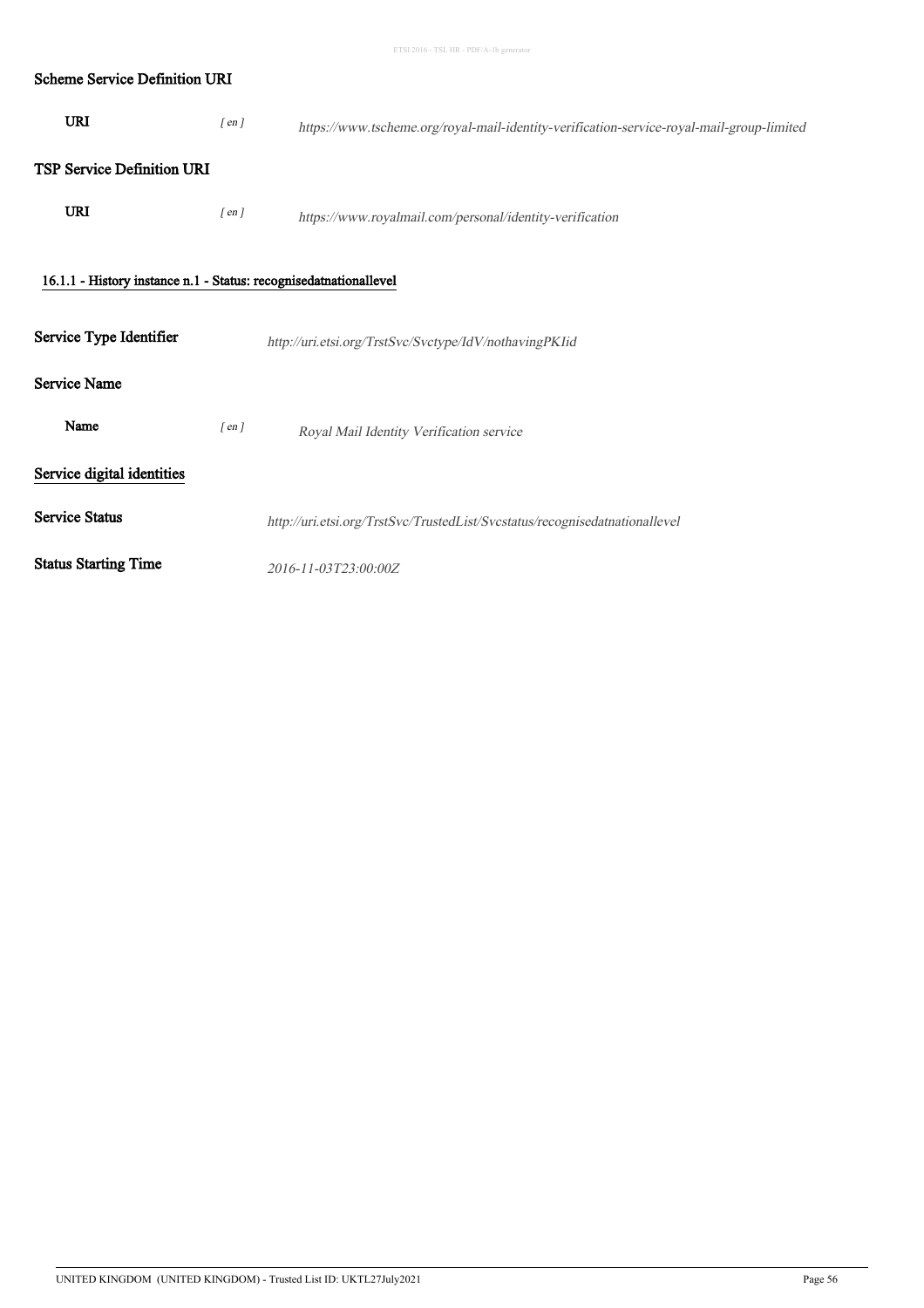### Scheme Service Definition URI

| | | |
|---|---|---|
| **URI** | *[ en ]* | *https://www.tscheme.org/royal-mail-identity-verification-service-royal-mail-group-limited* |

### TSP Service Definition URI

| | | |
|---|---|---|
| **URI** | *[ en ]* | *https://www.royalmail.com/personal/identity-verification* |

#### 16.1.1 - History instance n.1 - Status: recognisedatnationallevel

**Service Type Identifier** *http://uri.etsi.org/TrstSvc/Svctype/IdV/nothavingPKIid*

### Service Name

| | | |
|---|---|---|
| **Name** | *[ en ]* | *Royal Mail Identity Verification service* |

### Service digital identities

**Service Status** *http://uri.etsi.org/TrstSvc/TrustedList/Svcstatus/recognisedatnationallevel*

**Status Starting Time** *2016-11-03T23:00:00Z*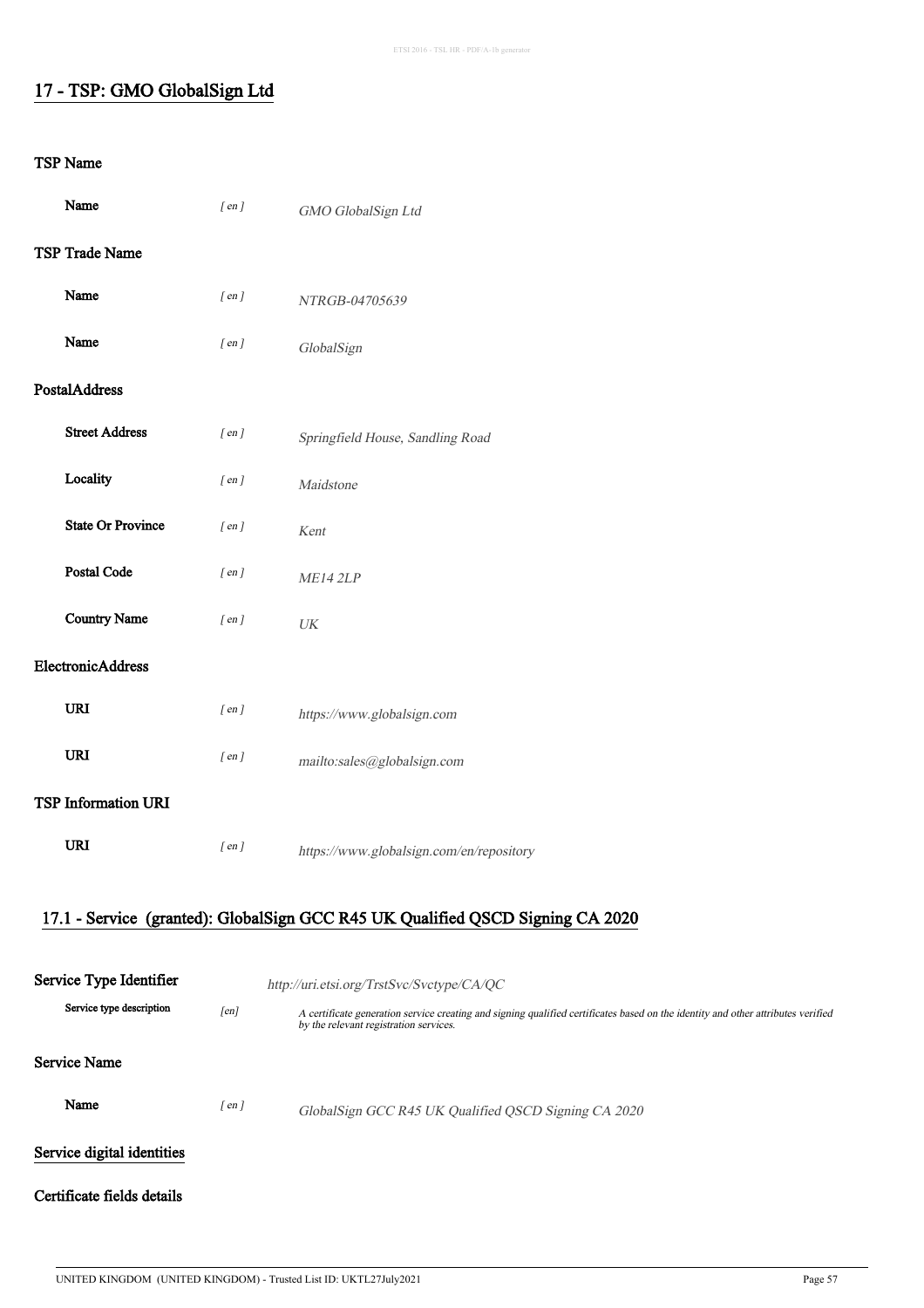## 17 - TSP: GMO GlobalSign Ltd

### TSP Name

| | | |
|---|---|---|
| **Name** | *[ en ]* | *GMO GlobalSign Ltd* |

### TSP Trade Name

| | | |
|---|---|---|
| **Name** | *[ en ]* | *NTRGB-04705639* |
| **Name** | *[ en ]* | *GlobalSign* |

### PostalAddress

| | | |
|---|---|---|
| **Street Address** | *[ en ]* | *Springfield House, Sandling Road* |
| **Locality** | *[ en ]* | *Maidstone* |
| **State Or Province** | *[ en ]* | *Kent* |
| **Postal Code** | *[ en ]* | *ME14 2LP* |
| **Country Name** | *[ en ]* | *UK* |

### ElectronicAddress

| | | |
|---|---|---|
| **URI** | *[ en ]* | *https://www.globalsign.com* |
| **URI** | *[ en ]* | *mailto:sales@globalsign.com* |

### TSP Information URI

| | | |
|---|---|---|
| **URI** | *[ en ]* | *https://www.globalsign.com/en/repository* |

## 17.1 - Service (granted): GlobalSign GCC R45 UK Qualified QSCD Signing CA 2020

### Service Type Identifier

*http://uri.etsi.org/TrstSvc/Svctype/CA/QC*

| | | |
|---|---|---|
| **Service type description** | *[en]* | *A certificate generation service creating and signing qualified certificates based on the identity and other attributes verified by the relevant registration services.* |

### Service Name

| | | |
|---|---|---|
| **Name** | *[ en ]* | *GlobalSign GCC R45 UK Qualified QSCD Signing CA 2020* |

### Service digital identities

### Certificate fields details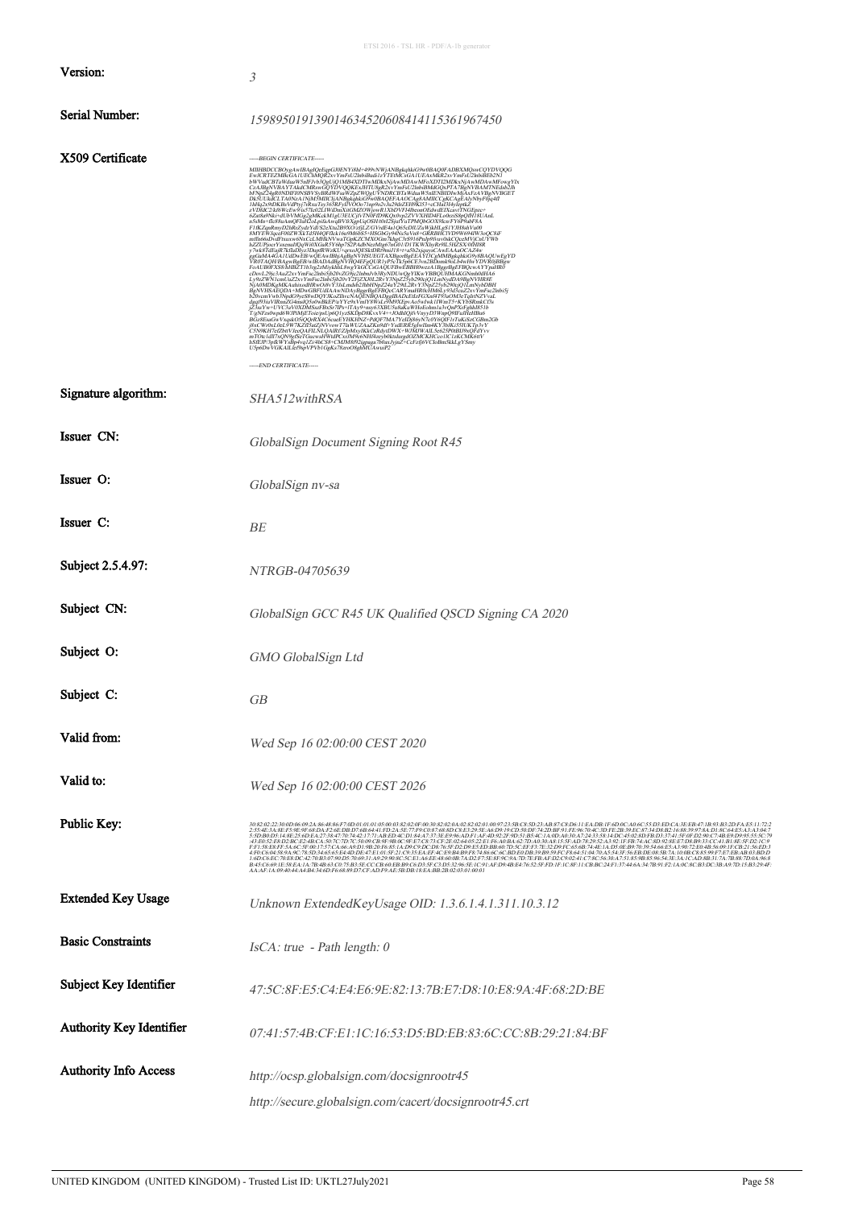| | |
|---|---|
| **Version:** | *3* |
| **Serial Number:** | *159895019139014634520608414115361967450* |
| **X509 Certificate** | -----BEGIN CERTIFICATE-----<br>MIIHBDCCBOygAwIBAgIQEqgG0ENY8hl+499vNWjANBgkqhkiG9w0BAQ0FADBXMQswCQYDVQQG<br>EwJCRTEZMBcGA1UEChMQR2xvYmFsU2lnbiBudi1zYTEtMCsGA1UEAxMkR2xvYmFsU2lnbiBEb2N1<br>bWVudCBTaWduaW5nIFJvb3QgUjQ1MB4XDTIwMDkxNjAwMDAwMFoXDTI2MDkxNjAwMDAwMFowgYIx<br>CzAJBgNVBAYTAkdCMRswGQYDVQQKExJHTU8gR2xvYmFsU2lnbiBMdGQxPTA7BgNVBAMTNEdsb2Jh<br>bFNpZ24gR0NDIFI0NSBVSyBRdWFsaWZpZWQgUVNDRCBTaWduaW5nIENBIDIwMjAxFzAVBgNVBGET<br>-----END CERTIFICATE----- |
| **Signature algorithm:** | *SHA512withRSA* |
| **Issuer CN:** | *GlobalSign Document Signing Root R45* |
| **Issuer O:** | *GlobalSign nv-sa* |
| **Issuer C:** | *BE* |
| **Subject 2.5.4.97:** | *NTRGB-04705639* |
| **Subject CN:** | *GlobalSign GCC R45 UK Qualified QSCD Signing CA 2020* |
| **Subject O:** | *GMO GlobalSign Ltd* |
| **Subject C:** | *GB* |
| **Valid from:** | *Wed Sep 16 02:00:00 CEST 2020* |
| **Valid to:** | *Wed Sep 16 02:00:00 CEST 2026* |
| **Public Key:** | *30:82:02:22:30:0D:06:09:2A:86:48:86:F7:0D:01:01:01:05:00:03:82:02:0F:00:30:82:02:0A:02:82:02:01:00:97:23:5B:C8:5D:23:AB:87:C8:D6:11:EA:DB:1F:6D:0C:A0:6C:55:D3:ED:CA:3E:EB:47:1B:93:B3:2D:FA:E5:11:72:2 ... AA:AF:1A:09:40:44:A4:B4:34:6D:F6:68:89:D7:CF:AD:F9:AE:5B:DB:18:EA:BB:2B:02:03:01:00:01* |
| **Extended Key Usage** | *Unknown ExtendedKeyUsage OID: 1.3.6.1.4.1.311.10.3.12* |
| **Basic Constraints** | *IsCA: true - Path length: 0* |
| **Subject Key Identifier** | *47:5C:8F:E5:C4:E4:E6:9E:82:13:7B:E7:D8:10:E8:9A:4F:68:2D:BE* |
| **Authority Key Identifier** | *07:41:57:4B:CF:E1:1C:16:53:D5:BD:EB:83:6C:CC:8B:29:21:84:BF* |
| **Authority Info Access** | *http://ocsp.globalsign.com/docsignrootr45*<br>*http://secure.globalsign.com/cacert/docsignrootr45.crt* |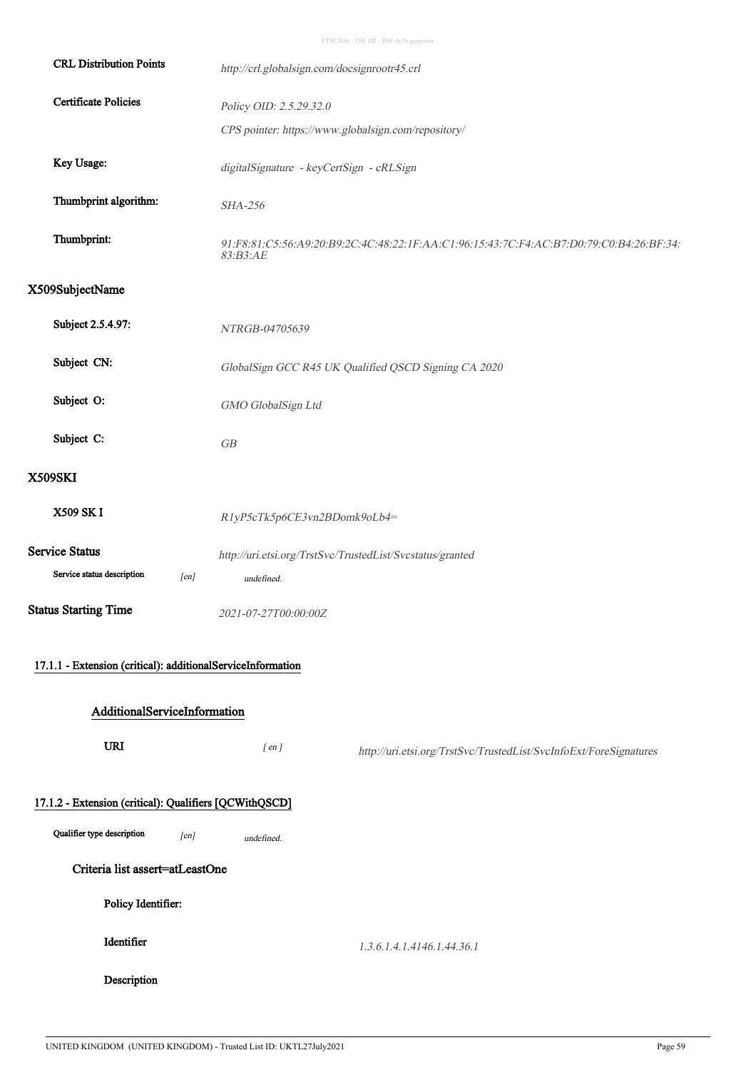| | |
|---|---|
| **CRL Distribution Points** | *http://crl.globalsign.com/docsignrootr45.crl* |
| **Certificate Policies** | *Policy OID: 2.5.29.32.0* |
| | *CPS pointer: https://www.globalsign.com/repository/* |
| **Key Usage:** | *digitalSignature - keyCertSign - cRLSign* |
| **Thumbprint algorithm:** | *SHA-256* |
| **Thumbprint:** | *91:F8:81:C5:56:A9:20:B9:2C:4C:48:22:1F:AA:C1:96:15:43:7C:F4:AC:B7:D0:79:C0:B4:26:BF:34:83:B3:AE* |

## X509SubjectName

| | |
|---|---|
| **Subject 2.5.4.97:** | *NTRGB-04705639* |
| **Subject CN:** | *GlobalSign GCC R45 UK Qualified QSCD Signing CA 2020* |
| **Subject O:** | *GMO GlobalSign Ltd* |
| **Subject C:** | *GB* |

## X509SKI

| | |
|---|---|
| **X509 SK I** | *R1yP5cTk5p6CE3vn2BDomk9oLb4=* |

**Service Status** *http://uri.etsi.org/TrstSvc/TrustedList/Svcstatus/granted*

**Service status description** *[en]* *undefined.*

**Status Starting Time** *2021-07-27T00:00:00Z*

### 17.1.1 - Extension (critical): additionalServiceInformation

#### AdditionalServiceInformation

**URI** *[ en ]* *http://uri.etsi.org/TrstSvc/TrustedList/SvcInfoExt/ForeSignatures*

### 17.1.2 - Extension (critical): Qualifiers [QCWithQSCD]

**Qualifier type description** *[en]* *undefined.*

#### Criteria list assert=atLeastOne

**Policy Identifier:**

**Identifier** *1.3.6.1.4.1.4146.1.44.36.1*

**Description**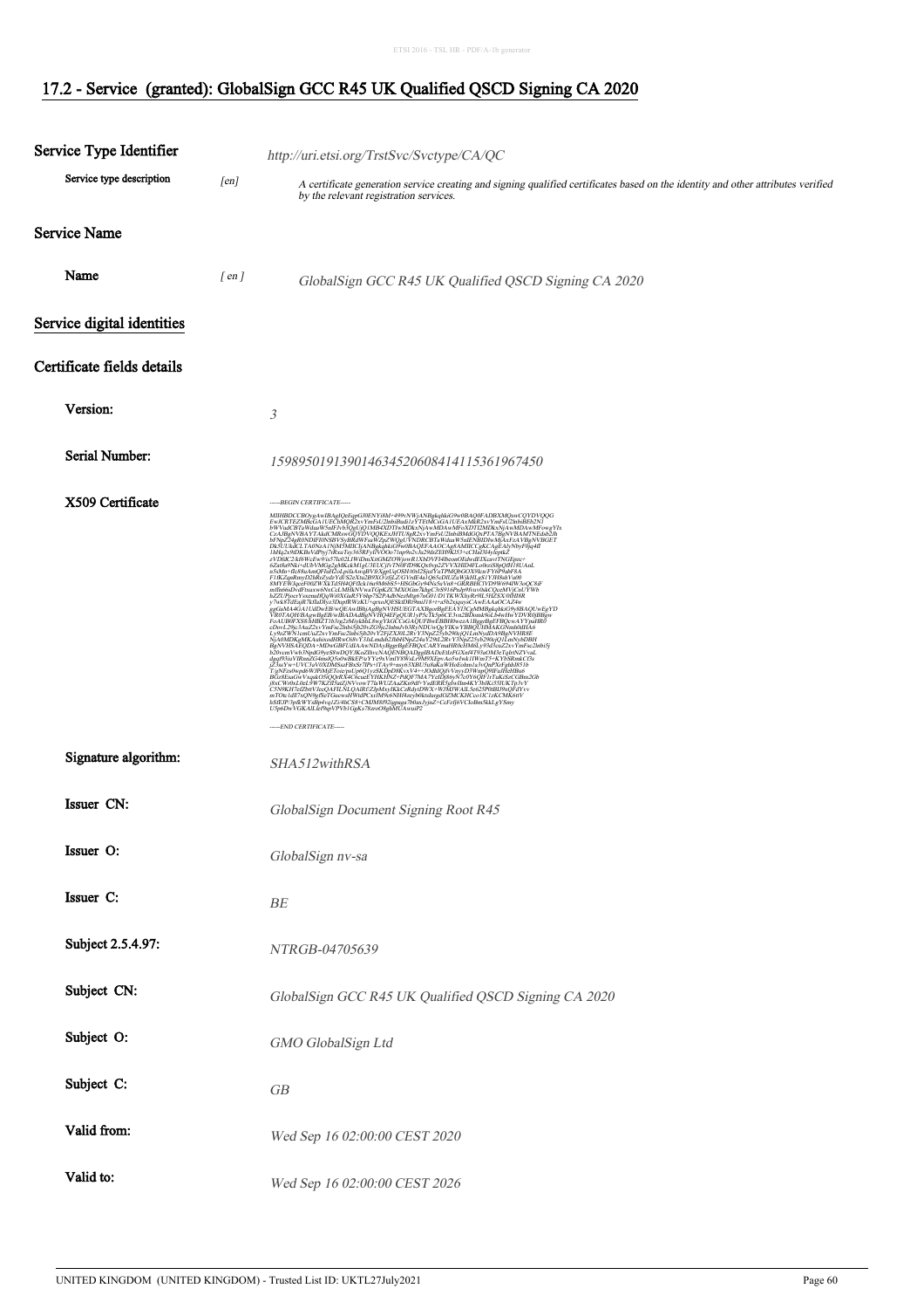## 17.2 - Service (granted): GlobalSign GCC R45 UK Qualified QSCD Signing CA 2020

**Service Type Identifier** *http://uri.etsi.org/TrstSvc/Svctype/CA/QC*

**Service type description** *[en]* *A certificate generation service creating and signing qualified certificates based on the identity and other attributes verified by the relevant registration services.*

### Service Name

**Name** *[ en ]* *GlobalSign GCC R45 UK Qualified QSCD Signing CA 2020*

### Service digital identities

### Certificate fields details

**Version:** *3*

**Serial Number:** *159895019139014634520608414115361967450*

**X509 Certificate**

```
-----BEGIN CERTIFICATE-----
MIIHBDCCBOygAwIBAgIQeEqpGJ0ENYi8hI+499vNWjANBgkqhkiG9w0BAQ0FADBXMQswCQYDVQQG
EwJCRTEZMBcGA1UEChMQR2xvYmFsU2lnbiBudi1zYTEtMCsGA1UEAxMkR2xvYmFsU2lnbiBEb2N1
bWVudCBTaWduaW5nIFJvb3QgUjQ1MB4XDTIwMDkxNjAwMDAwMFoXDTI2MDkxNjAwMDAwMFowgYIx
CzAJBgNVBAYTAkdCMRswGQYDVQQKExJHTU8gR2xvYmFsU2lnbiBMdGQxPTA7BgNVBAMTNEdsb2Jh
bFNpZ24gR0NDIFI0NSBVSyBRdWFsaWZpZWQgUVNDRCBTaWduaW5nIENBIDIwMjAxFzAVBgNVBGET
Dk5UUkdCLTA0NzA1NjM5MIICIjANBgkqhkiG9w0BAQEFAAOCAg8AMIICCgKCAgEAlyNbyF0jq4ll
-----END CERTIFICATE-----
```

**Signature algorithm:** *SHA512withRSA*

**Issuer CN:** *GlobalSign Document Signing Root R45*

**Issuer O:** *GlobalSign nv-sa*

**Issuer C:** *BE*

**Subject 2.5.4.97:** *NTRGB-04705639*

**Subject CN:** *GlobalSign GCC R45 UK Qualified QSCD Signing CA 2020*

**Subject O:** *GMO GlobalSign Ltd*

**Subject C:** *GB*

**Valid from:** *Wed Sep 16 02:00:00 CEST 2020*

**Valid to:** *Wed Sep 16 02:00:00 CEST 2026*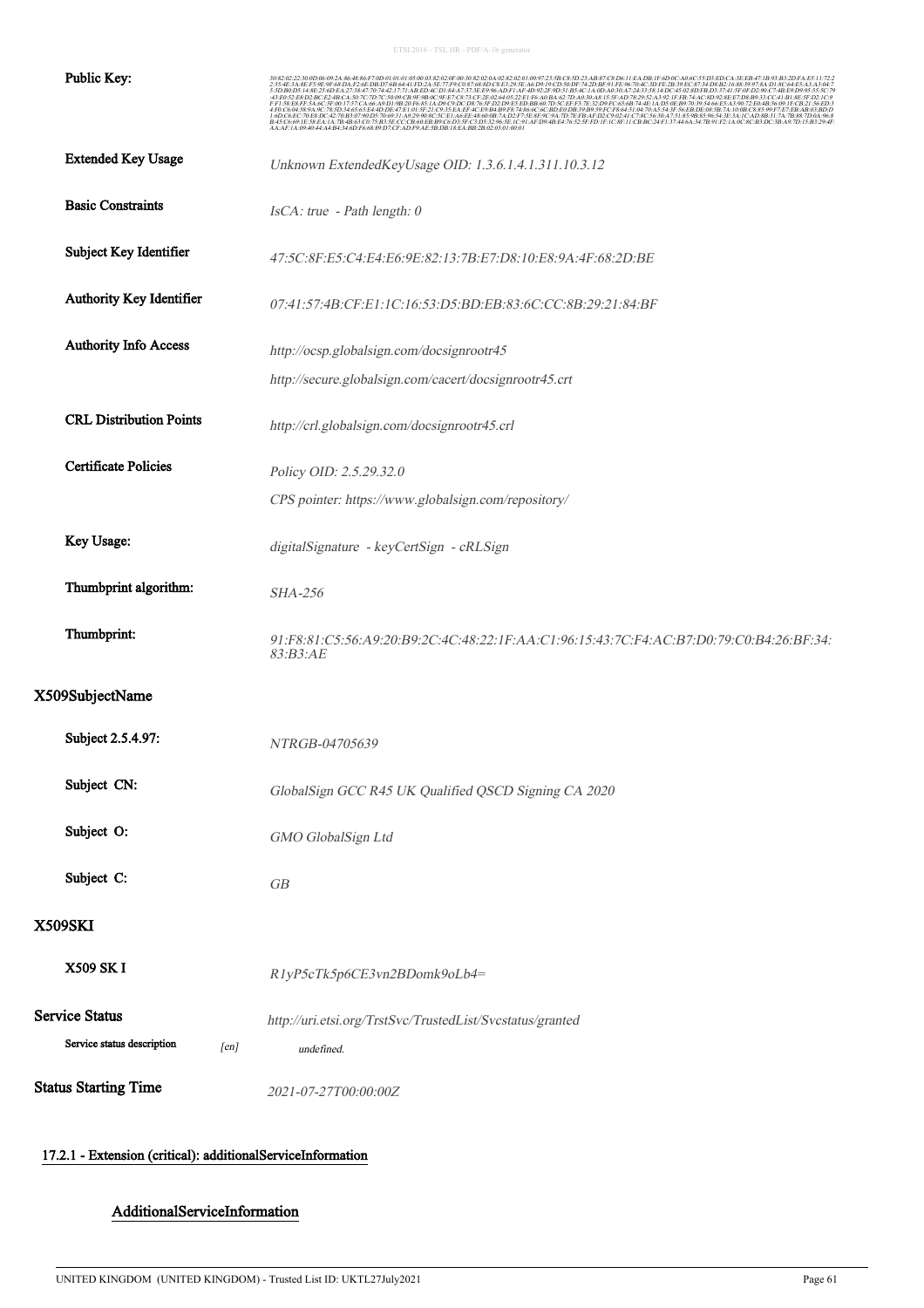| | |
|---|---|
| **Public Key:** | 30:82:02:22:30:0D:06:09:2A:86:48:86:F7:0D:01:01:01:05:00:03:82:02:0F:00:30:82:02:0A:02:82:02:01:00:97:23:5B:C8:5D:23:AB:87:C8:D6:11:EA:DB:1F:6D:0C:A0:6C:55:D3:ED:CA:3E:EB:47:1B:93:B3:2D:FA:E5:11:72:22:55:4E:3A:8E:F5:9E:9F:68:DA:F2:6E:DB:D7:6B:64:41:FD:2A:5E:77:F9:C0:87:68:8D:C8:E3:29:5E:A6:D9:19:CD:50:DF:74:2D:BF:91:FE:96:70:4C:3D:FE:2B:39:EC:87:34:D8:B2:16:88:39:97:8A:D1:8C:64:E5:A3:A3:04:75:5D:B0:D5:14:8E:25:6D:EA:27:38:47:70:74:42:17:71:AB:ED:4C:D1:84:A7:37:3E:E9:96:AD:F1:AF:4D:92:2F:9D:51:B5:4C:1A:0D:A0:30:A7:24:33:58:14:DC:45:02:8D:FB:D3:37:41:5F:0F:D2:90:C7:4B:E9:D9:95:55:5C:79:43:E0:52:E8:D2:BC:E2:4B:CA:50:7C:7D:7C:50:09:CB:9F:9B:0C:9F:E7:C8:73:CF:2E:02:64:05:22:E1:F6:A0:BA:62:7D:A0:30:A8:15:5F:AD:78:29:52:A3:92:1F:FB:74:AC:8D:92:8E:E7:D8:B0:33:CC:41:B1:8E:5F:D2:1C:9F:F1:58:E8:FF:5A:6C:5F:00:17:57:CA:66:A9:D1:9B:20:F6:85:1A:D9:C9:DC:D8:76:5F:D2:D9:E5:ED:BB:60:7D:5C:EF:F7:7E:32:D9:FC:65:6B:74:4E:1A:D5:0E:B9:70:39:54:66:E5:A3:90:72:E0:4B:56:09:1F:CB:21:56:ED:34:FF:C6:04:58:9A:9C:78:5D:34:65:65:E4:4D:DE:47:E1:01:5F:21:C9:35:EA:EF:4C:E9:B4:B9:F6:74:86:6C:6C:BD:E0:DB:39:B9:59:FC:F8:64:51:04:70:A5:54:3F:56:EB:DE:08:5B:7A:10:0B:C8:85:99:F7:E7:EB:AB:03:BD:D1:6D:C6:EC:70:E8:DC:42:70:B3:07:90:D5:70:69:31:A9:29:90:8C:5C:E1:A6:EE:48:60:8B:7A:D2:F7:5E:8F:9C:9A:7D:7E:FB:AF:D2:C9:02:41:C7:8C:56:30:A7:51:85:9B:85:96:54:3E:3A:1C:AD:8B:31:7A:7B:88:7D:0A:96:8B:45:C6:69:1E:58:EA:1A:7B:4B:63:C0:75:B3:5E:CC:CB:60:EB:B9:C6:D3:5F:C3:D5:32:96:5E:1C:91:AF:D9:4B:E4:76:52:5F:FD:1F:1C:8F:11:CB:BC:24:F1:37:44:6A:34:7B:91:F2:1A:0C:8C:B3:DC:3B:A9:7D:15:B3:29:4F:AA:AF:1A:09:40:44:A4:B4:34:6D:F6:68:89:D7:CF:AD:F9:AE:5B:DB:18:EA:BB:2B:02:03:01:00:01 |
| **Extended Key Usage** | *Unknown ExtendedKeyUsage OID: 1.3.6.1.4.1.311.10.3.12* |
| **Basic Constraints** | *IsCA: true - Path length: 0* |
| **Subject Key Identifier** | *47:5C:8F:E5:C4:E4:E6:9E:82:13:7B:E7:D8:10:E8:9A:4F:68:2D:BE* |
| **Authority Key Identifier** | *07:41:57:4B:CF:E1:1C:16:53:D5:BD:EB:83:6C:CC:8B:29:21:84:BF* |
| **Authority Info Access** | *http://ocsp.globalsign.com/docsignrootr45*<br>*http://secure.globalsign.com/cacert/docsignrootr45.crt* |
| **CRL Distribution Points** | *http://crl.globalsign.com/docsignrootr45.crl* |
| **Certificate Policies** | *Policy OID: 2.5.29.32.0*<br>*CPS pointer: https://www.globalsign.com/repository/* |
| **Key Usage:** | *digitalSignature - keyCertSign - cRLSign* |
| **Thumbprint algorithm:** | *SHA-256* |
| **Thumbprint:** | *91:F8:81:C5:56:A9:20:B9:2C:4C:48:22:1F:AA:C1:96:15:43:7C:F4:AC:B7:D0:79:C0:B4:26:BF:34:83:B3:AE* |

## X509SubjectName

| | |
|---|---|
| **Subject 2.5.4.97:** | *NTRGB-04705639* |
| **Subject CN:** | *GlobalSign GCC R45 UK Qualified QSCD Signing CA 2020* |
| **Subject O:** | *GMO GlobalSign Ltd* |
| **Subject C:** | *GB* |

## X509SKI

| | |
|---|---|
| **X509 SK I** | *R1yP5cTk5p6CE3vn2BDomk9oLb4=* |

| | | |
|---|---|---|
| **Service Status** | | *http://uri.etsi.org/TrstSvc/TrustedList/Svcstatus/granted* |
| Service status description | [en] | *undefined.* |
| **Status Starting Time** | | *2021-07-27T00:00:00Z* |

### 17.2.1 - Extension (critical): additionalServiceInformation

#### AdditionalServiceInformation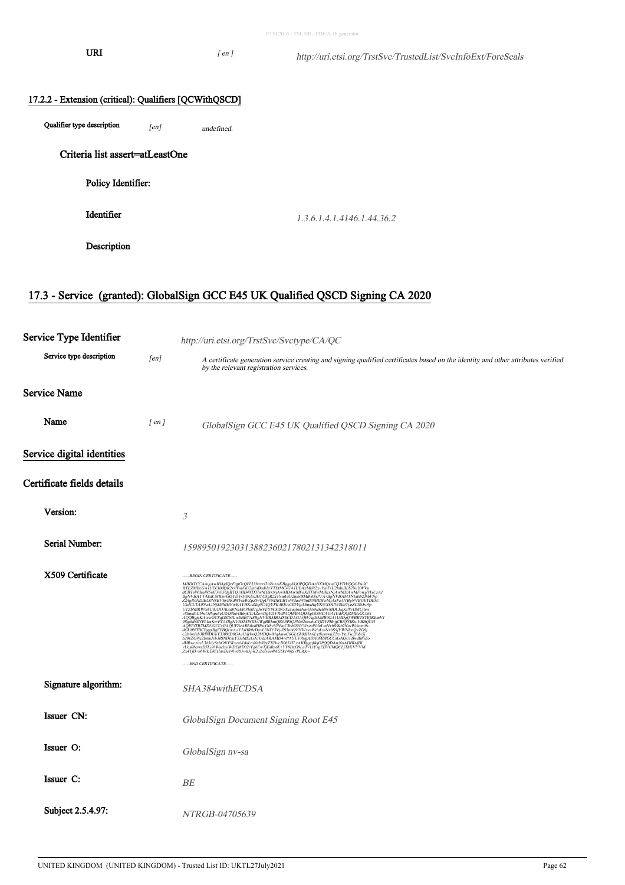| | | |
|---|---|---|
| **URI** | *[ en ]* | *http://uri.etsi.org/TrstSvc/TrustedList/SvcInfoExt/ForeSeals* |

### 17.2.2 - Extension (critical): Qualifiers [QCWithQSCD]

| | | |
|---|---|---|
| **Qualifier type description** | *[en]* | *undefined.* |

**Criteria list assert=atLeastOne**

**Policy Identifier:**

| | |
|---|---|
| **Identifier** | *1.3.6.1.4.1.4146.1.44.36.2* |
| **Description** | |

## 17.3 - Service (granted): GlobalSign GCC E45 UK Qualified QSCD Signing CA 2020

| | | |
|---|---|---|
| **Service Type Identifier** | | *http://uri.etsi.org/TrstSvc/Svctype/CA/QC* |
| **Service type description** | *[en]* | *A certificate generation service creating and signing qualified certificates based on the identity and other attributes verified by the relevant registration services.* |

### Service Name

| | | |
|---|---|---|
| **Name** | *[ en ]* | *GlobalSign GCC E45 UK Qualified QSCD Signing CA 2020* |

### Service digital identities

### Certificate fields details

| | |
|---|---|
| **Version:** | *3* |
| **Serial Number:** | *15989501923031388236021780213134231801 1* |
| **X509 Certificate** | *-----BEGIN CERTIFICATE-----* <br> *MIIDtTCCAzugAwIBAgIQEqpGcQFLUdvrer3ttZuzAKBggqhkjOPQQDAzBXMQswCQYDVQQGEwJC* <br> *RTEZMBcGA1UEChMQR2xvYmFsU2lnbiBudi1zYTEtMCsGA1UEAxMkR2xvYmFsU2lnbiBEb2N1bWVu* <br> *dCBTaWduaW5nIFJvb3QgRTQ1MB4XDTIwMDkxNjAwMDAwMFoXDTMwMDkxNjAwMDAwMFowgYIxCzAJ* <br> *...* <br> *-----END CERTIFICATE-----* |
| **Signature algorithm:** | *SHA384withECDSA* |
| **Issuer CN:** | *GlobalSign Document Signing Root E45* |
| **Issuer O:** | *GlobalSign nv-sa* |
| **Issuer C:** | *BE* |
| **Subject 2.5.4.97:** | *NTRGB-04705639* |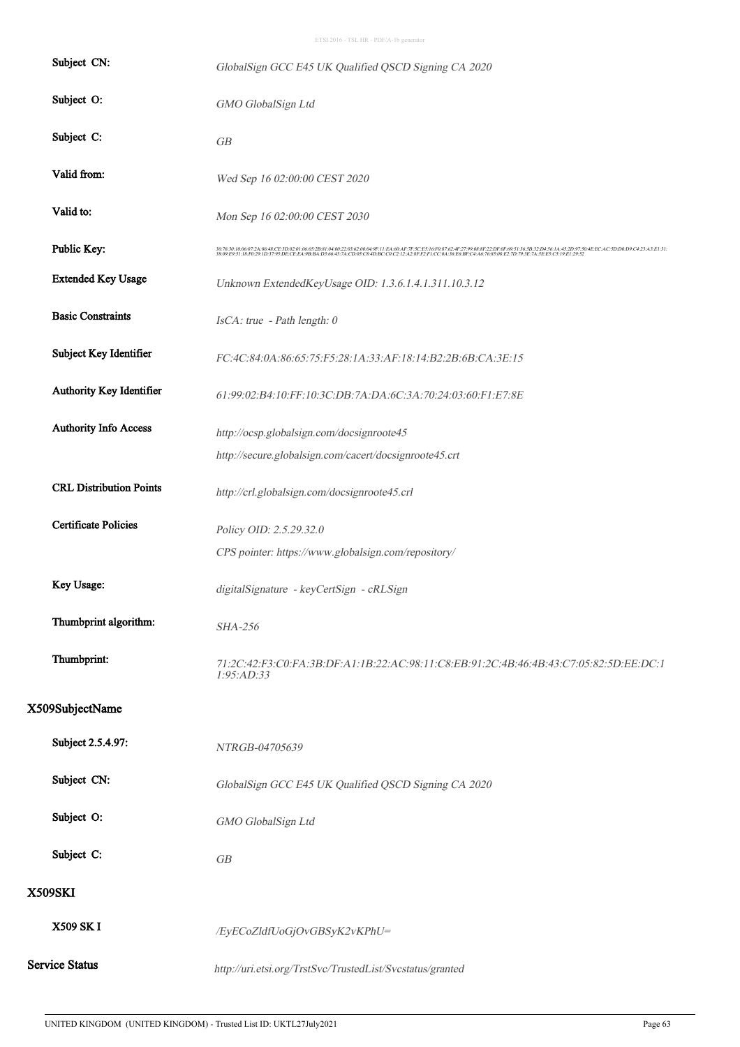| | |
|---|---|
| Subject CN: | *GlobalSign GCC E45 UK Qualified QSCD Signing CA 2020* |
| Subject O: | *GMO GlobalSign Ltd* |
| Subject C: | *GB* |
| Valid from: | *Wed Sep 16 02:00:00 CEST 2020* |
| Valid to: | *Mon Sep 16 02:00:00 CEST 2030* |
| Public Key: | *30:76:30:10:06:07:2A:86:48:CE:3D:02:01:06:05:2B:81:04:00:22:03:62:00:04:9F:11:EA:60:AF:7F:5C:E5:16:F0:87:62:4F:27:99:08:8F:22:DF:0F:69:51:36:5B:32:D4:56:1A:45:2D:97:50:4E:EC:AC:5D:D0:D9:C4:23:A3:E1:31:38:09:E9:51:18:F0:29:1D:37:95:DE:CE:EA:9B:BA:D3:66:43:7A:CD:05:C8:4D:BC:C0:C2:12:A2:8F:F2:F1:CC:0A:36:E6:BF:C4:A6:76:85:08:E2:7D:79:3E:7A:5E:E5:C5:19:E1:29:52* |
| Extended Key Usage | *Unknown ExtendedKeyUsage OID: 1.3.6.1.4.1.311.10.3.12* |
| Basic Constraints | *IsCA: true - Path length: 0* |
| Subject Key Identifier | *FC:4C:84:0A:86:65:75:F5:28:1A:33:AF:18:14:B2:2B:6B:CA:3E:15* |
| Authority Key Identifier | *61:99:02:B4:10:FF:10:3C:DB:7A:DA:6C:3A:70:24:03:60:F1:E7:8E* |
| Authority Info Access | *http://ocsp.globalsign.com/docsignroote45* |
| | *http://secure.globalsign.com/cacert/docsignroote45.crt* |
| CRL Distribution Points | *http://crl.globalsign.com/docsignroote45.crl* |
| Certificate Policies | *Policy OID: 2.5.29.32.0* |
| | *CPS pointer: https://www.globalsign.com/repository/* |
| Key Usage: | *digitalSignature - keyCertSign - cRLSign* |
| Thumbprint algorithm: | *SHA-256* |
| Thumbprint: | *71:2C:42:F3:C0:FA:3B:DF:A1:1B:22:AC:98:11:C8:EB:91:2C:4B:46:4B:43:C7:05:82:5D:EE:DC:11:95:AD:33* |

## X509SubjectName

| | |
|---|---|
| Subject 2.5.4.97: | *NTRGB-04705639* |
| Subject CN: | *GlobalSign GCC E45 UK Qualified QSCD Signing CA 2020* |
| Subject O: | *GMO GlobalSign Ltd* |
| Subject C: | *GB* |

## X509SKI

| | |
|---|---|
| **X509 SK I** | */EyECoZldfUoGjOvGBSyK2vKPhU=* |

| | |
|---|---|
| Service Status | *http://uri.etsi.org/TrstSvc/TrustedList/Svcstatus/granted* |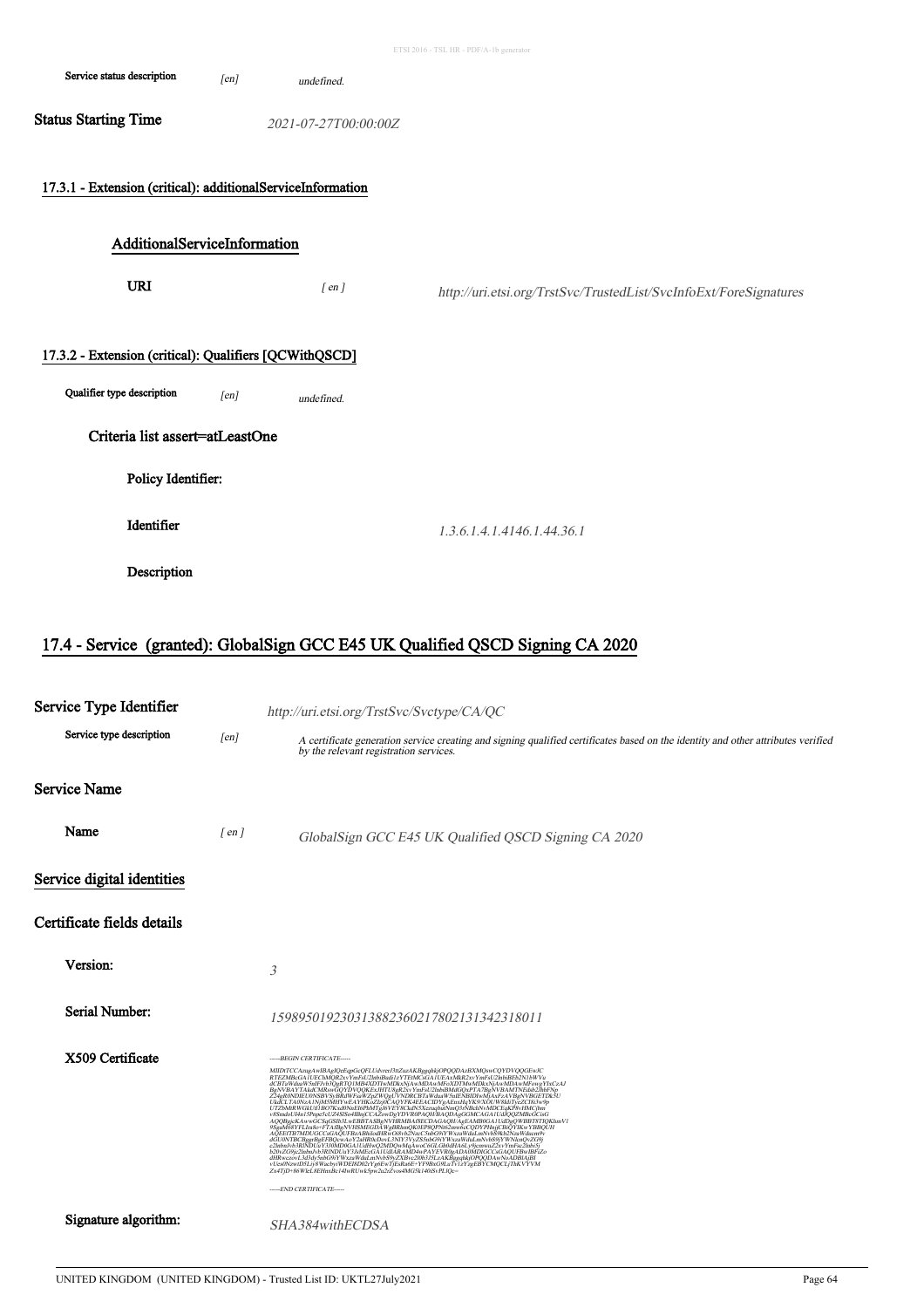| | | |
|---|---|---|
| Service status description | *[en]* | *undefined.* |

**Status Starting Time** *2021-07-27T00:00:00Z*

### 17.3.1 - Extension (critical): additionalServiceInformation

#### AdditionalServiceInformation

| | | |
|---|---|---|
| **URI** | *[ en ]* | *http://uri.etsi.org/TrstSvc/TrustedList/SvcInfoExt/ForeSignatures* |

### 17.3.2 - Extension (critical): Qualifiers [QCWithQSCD]

| | | |
|---|---|---|
| Qualifier type description | *[en]* | *undefined.* |

**Criteria list assert=atLeastOne**

**Policy Identifier:**

| | |
|---|---|
| **Identifier** | *1.3.6.1.4.1.4146.1.44.36.1* |
| **Description** | |

## 17.4 - Service (granted): GlobalSign GCC E45 UK Qualified QSCD Signing CA 2020

**Service Type Identifier** *http://uri.etsi.org/TrstSvc/Svctype/CA/QC*

| | | |
|---|---|---|
| Service type description | *[en]* | *A certificate generation service creating and signing qualified certificates based on the identity and other attributes verified by the relevant registration services.* |

**Service Name**

| | | |
|---|---|---|
| **Name** | *[ en ]* | *GlobalSign GCC E45 UK Qualified QSCD Signing CA 2020* |

**Service digital identities**

**Certificate fields details**

| | |
|---|---|
| **Version:** | *3* |
| **Serial Number:** | *159895019230313882360217802131342318011* |

**X509 Certificate**

```
-----BEGIN CERTIFICATE-----
MIIDtTCCAzugAwIBAgIQeEqpGcQFLUdvrerI3tlZuzAKBggqhkjOPQQDAzBXMQswCQYDVQQGEwJC
RTEZMBcGA1UEChMQR2xvYmFsU2lnbiBudi1zYTEtMCsGA1UEAxMkR2xvYmFsU2lnbiBEb2N1bWVu
dCBTaWduaW5nIFJvb3QgRTQ1MB4XDTIwMDkxNjAwMDAwMFoXDTMwMDkxNjAwMDAwMFowgYIxCzAJ
BgNVBAYTAkdCMRswGQYDVQQKExJHTU8gR2xvYmFsU2lnbiBMdGQxPTA7BgNVBAMTNEdsb2JhbFNp
Z24gR0NDIEU0NSBVSyBRdWFsaWZpZWQgUVNDRCBTaWduaW5nIENBIDIwMjAxFzAVBgNVBGETDk5U
UkdCLTA0NzA1NjM5MHYwEAYHKoZIzj0CAQYFK4EEACIDYgAEnsHqYK9/XOU/W8dzTyzZCf8i3w9p
UTZbMtRWGkUJ1BO7Ksd0NnEf6PhMTg9rVEY9CkdN5XzruqhuiNmQ5iNBcIrNvMDCEqKf9vHMCjbm
v8SmdoUI4u15PnpeScUZ4SISo4IBnjCCAZowDgYDVR0PAQH/BAQDAgGGMCAGA1UdJQQZMBcGCisG
AQQBgjcKAwwGCSqGSIb3LwEBBTASBgNVHRMBAf8ECDAGAQH/AgEAMB0GA1UdDgQWBBTNTIQKlunV1
9SgdM68YFLJza8o+fTAfBgNVHSMEGDAWgBRhnsQK0EP8QPNt62mswhcCQDYPHnjjCBqQYIKwYBBQUH
AQEEfTB7MDUGCCsGAQUFBzABhilodHRwOi8vb2NzcC5nbG9iYWxzaWduLmNvbS9kb2NzaWduc
dGU0NTBCBggrBgEFBQcwAoY2aHR0cDovL3NlY3VyZS5nbG9iYWxzaWduLmNvbS9jYWNlcnQvZG9j
c2lnbnJvb3RlNDUuY3J0MD0GA1UdHwQ2MDQwMqAwoC6GLGh0dHA6Ly9jcmwuZ2xvYmFsc2lnbi5j
b20vZG9jc2lnbnJvb3RlNDUuY3JsMEcGA1UdIARAMD4wPAYEVR0gADA0MDIGCCsGAQUFBwIBFiZo
dHRwczovL3d3dy5nbG9iYWxzaWduLmNvbS9yZXBvc2l0b3J5LzAKBggqhkjOPQQDAwNoADBlAjB1
vUzs0NzwiD5Liy8WacbyiWDEl8D02rYg6EwTjEsRa6E+YF9BxG9LaTv1zYzgEBYCMQCLjThKVYVM
Zx4TjD+86WleL8EHnxBc14lwRUwk5pw2u2sZvos4MG5k140iSvPLIQc=
-----END CERTIFICATE-----
```

**Signature algorithm:** *SHA384withECDSA*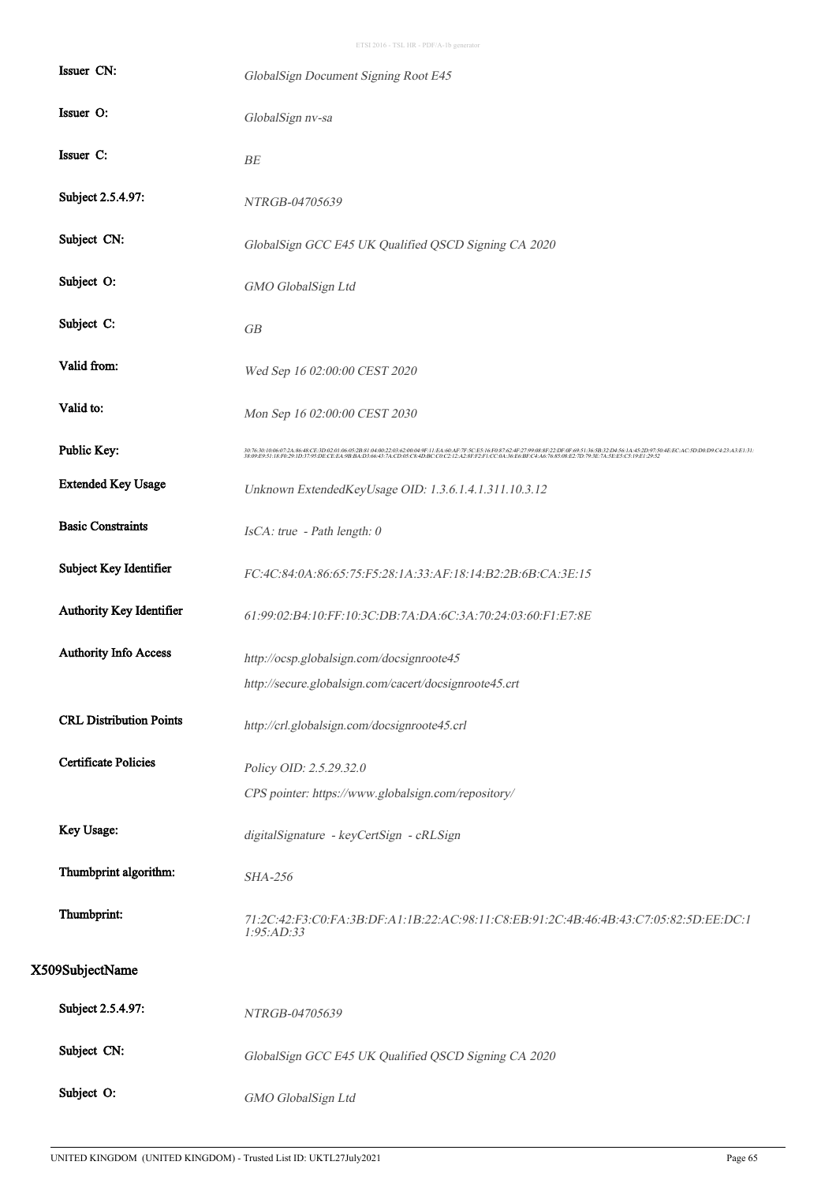| | |
|---|---|
| Issuer CN: | *GlobalSign Document Signing Root E45* |
| Issuer O: | *GlobalSign nv-sa* |
| Issuer C: | *BE* |
| Subject 2.5.4.97: | *NTRGB-04705639* |
| Subject CN: | *GlobalSign GCC E45 UK Qualified QSCD Signing CA 2020* |
| Subject O: | *GMO GlobalSign Ltd* |
| Subject C: | *GB* |
| Valid from: | *Wed Sep 16 02:00:00 CEST 2020* |
| Valid to: | *Mon Sep 16 02:00:00 CEST 2030* |
| Public Key: | *30:76:30:10:06:07:2A:86:48:CE:3D:02:01:06:05:2B:81:04:00:22:03:62:00:04:9F:11:EA:60:AF:7F:5C:E5:16:F0:87:62:4F:27:99:08:8F:22:DF:0F:69:51:36:5B:32:D4:56:1A:45:2D:97:50:4E:EC:AC:5D:D0:D9:C4:23:A3:E1:31:38:09:E9:51:18:F0:29:1D:37:95:DE:CE:EA:9B:BA:D3:66:43:7A:CD:05:C8:4D:BC:C0:C2:12:A2:8F:F2:F1:CC:0A:36:E6:BF:C4:A6:76:85:08:E2:7D:79:3E:7A:5E:E5:C5:19:E1:29:52* |
| Extended Key Usage | *Unknown ExtendedKeyUsage OID: 1.3.6.1.4.1.311.10.3.12* |
| Basic Constraints | *IsCA: true - Path length: 0* |
| Subject Key Identifier | *FC:4C:84:0A:86:65:75:F5:28:1A:33:AF:18:14:B2:2B:6B:CA:3E:15* |
| Authority Key Identifier | *61:99:02:B4:10:FF:10:3C:DB:7A:DA:6C:3A:70:24:03:60:F1:E7:8E* |
| Authority Info Access | *http://ocsp.globalsign.com/docsignroote45*<br>*http://secure.globalsign.com/cacert/docsignroote45.crt* |
| CRL Distribution Points | *http://crl.globalsign.com/docsignroote45.crl* |
| Certificate Policies | *Policy OID: 2.5.29.32.0*<br>*CPS pointer: https://www.globalsign.com/repository/* |
| Key Usage: | *digitalSignature - keyCertSign - cRLSign* |
| Thumbprint algorithm: | *SHA-256* |
| Thumbprint: | *71:2C:42:F3:C0:FA:3B:DF:A1:1B:22:AC:98:11:C8:EB:91:2C:4B:46:4B:43:C7:05:82:5D:EE:DC:11:95:AD:33* |

## X509SubjectName

| | |
|---|---|
| Subject 2.5.4.97: | *NTRGB-04705639* |
| Subject CN: | *GlobalSign GCC E45 UK Qualified QSCD Signing CA 2020* |
| Subject O: | *GMO GlobalSign Ltd* |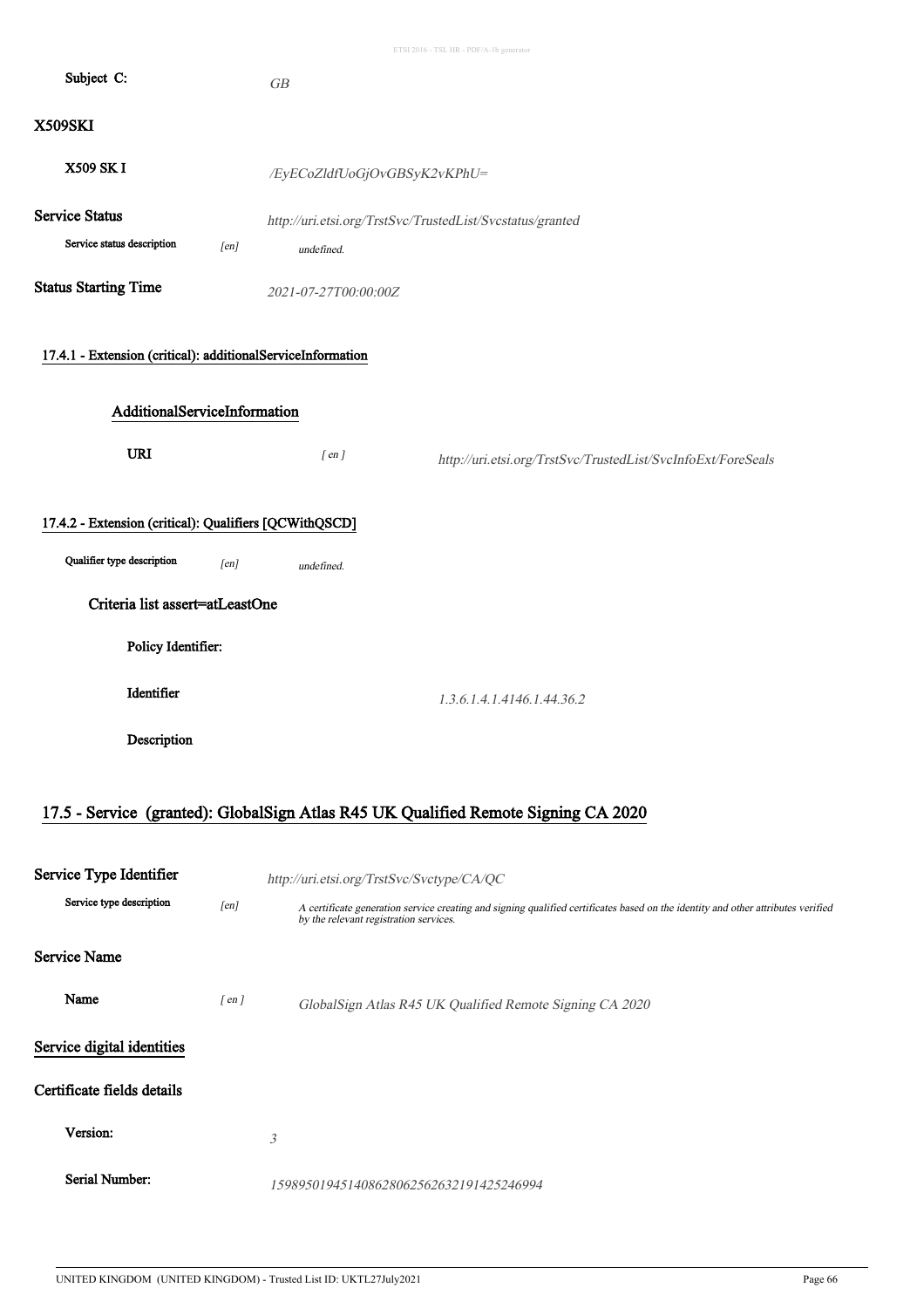**Subject C:** *GB*

## X509SKI

**X509 SK I** *\/EyECoZldfUoGjOvGBSyK2vKPhU=*

**Service Status** *http://uri.etsi.org/TrstSvc/TrustedList/Svcstatus/granted*

**Service status description** [en] *undefined.*

**Status Starting Time** *2021-07-27T00:00:00Z*

### 17.4.1 - Extension (critical): additionalServiceInformation

#### AdditionalServiceInformation

**URI** [ en ] *http://uri.etsi.org/TrstSvc/TrustedList/SvcInfoExt/ForeSeals*

### 17.4.2 - Extension (critical): Qualifiers [QCWithQSCD]

**Qualifier type description** [en] *undefined.*

**Criteria list assert=atLeastOne**

**Policy Identifier:**

**Identifier** *1.3.6.1.4.1.4146.1.44.36.2*

**Description**

## 17.5 - Service (granted): GlobalSign Atlas R45 UK Qualified Remote Signing CA 2020

**Service Type Identifier** *http://uri.etsi.org/TrstSvc/Svctype/CA/QC*

**Service type description** [en] *A certificate generation service creating and signing qualified certificates based on the identity and other attributes verified by the relevant registration services.*

**Service Name**

**Name** [ en ] *GlobalSign Atlas R45 UK Qualified Remote Signing CA 2020*

**Service digital identities**

**Certificate fields details**

**Version:** *3*

**Serial Number:** *159895019451408628062562632191425246994*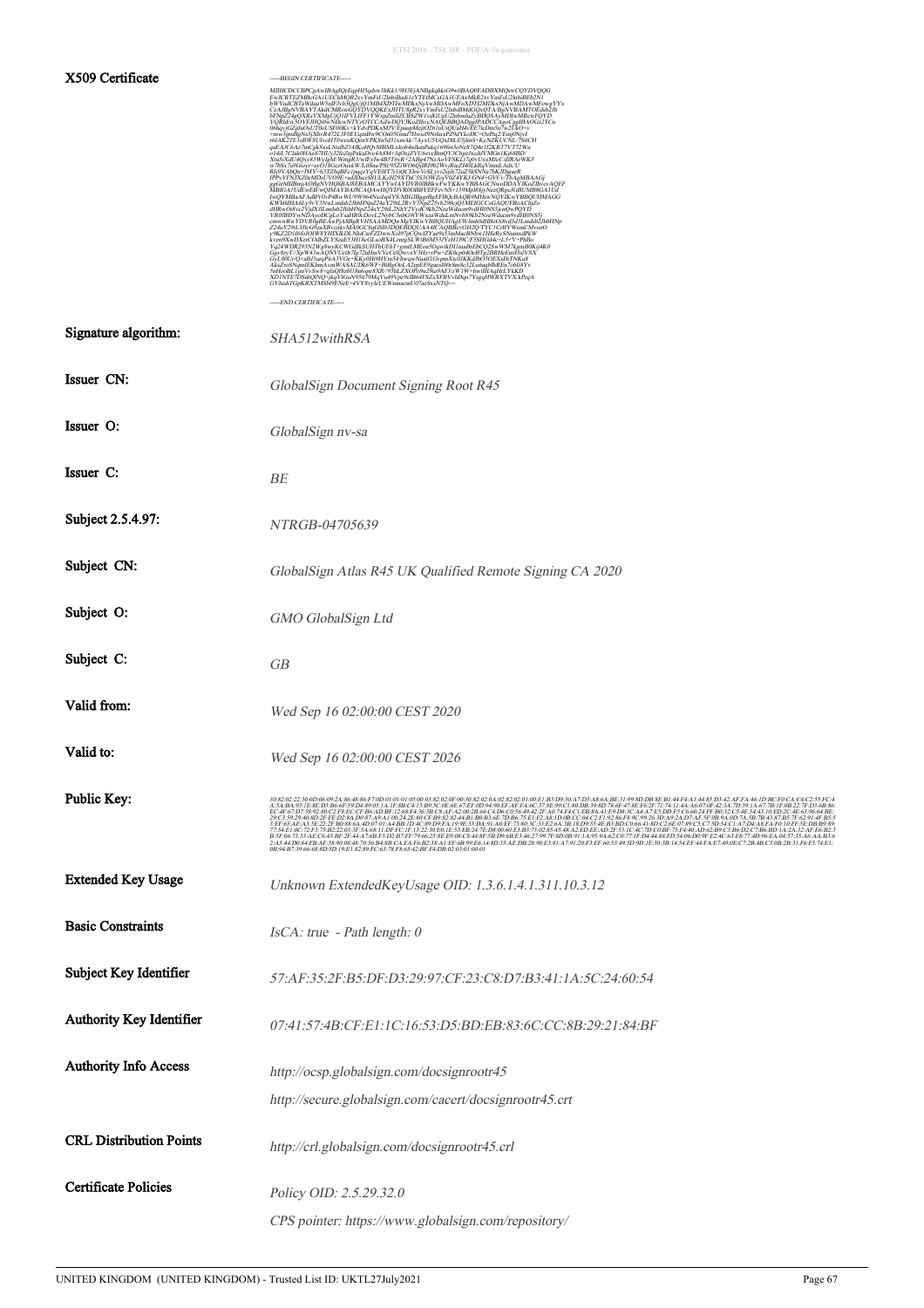| | |
|---|---|
| **X509 Certificate** | -----BEGIN CERTIFICATE-----<br>MIIHCDCCBPCgAwIBAgIQeEqpHISqdsw3hKk1/9H3EjANBgkqhkiG9w0BAQ0FADBXMQswCQYDVQQG<br>EwJCRTEZMBcGA1UEChMQR2xvYmFsU2lnbiBudi1zYTEtMCsGA1UEAxMkR2xvYmFsU2lnbiBEb2N1<br>bWVudCBTaWduaW5nIFJvb3QgUjQ1MB4XDTIwMDkxNjAwMDAwMFoXDTI2MDkxNjAwMDAwMFowgYYx<br>CzAJBgNVBAYTAkdCMRswGQYDVQQKExJHTU8gR2xvYmFsU2lnbiBMdGQxQTA/BgNVBAMTOEdsb2Jh<br>bFNpZ24gQXRsYXMgUjQ1IFVLIFF1YWxpZmllZCBSZW1vdGUgU2lnbmluZyBDQSAyMDIwMRcwFQYD<br>VQRhEw5OVFJHQi0wNDcwNTYzOTCCAiIwDQYJKoZIhvcNAQEBBQADggIPADCCAgoCggIBAOGi2TCn<br>06hqxjGZdaOsU7HoUSF06Kv+kYdvPDKsM/V/EpaapMejtO2b1nUiQUaH4vEE7lcDmSn7w2EkO+v<br>+mw3gnuBgNaSjXhvR472L3F0EUqmBw9COn05GmdTMwui98x6uxPZ9dYkoDC+OzPtg2/Emj0NyrI<br>r6IAK2TE1sBWSUvoH10weaKQenYPKSn5d31xmAk/7AyxU5UQxDtLE5jlmS+KcNZKUCNL7StCH<br>qaEAJC6Az7mCgkSsaLNufbZ14lKoHQvMBMLxkob4ufkmPaksj169fn5oNeh7Q4e12KR77V7T2Wa<br>o14iL7Clahl0HAaS7HUy22fiiZmjPakaDvc4A8M+1qOxjZYUfevcI6nQY3Chge/xxzldVMGn1Kjt6BD/<br>XIuX5XdU4QsyS3WyIgM/WmgR3/w/Ey0w4B5T6yR+2ABg47NzAoVFSKLt5p0vUxxMfeCsllRArWK5<br>w7bSx7a9Giuyr+ayO18GcztOaxkW/L0Sau/PSt/95ZiWOtiQjIR09h2WvjRizZ1tH0LkRqVmmLAdu/U<br>BIj0VAhQw+JMY+h13ZbqBFc1pqgzYqVE0If7r1tQCEbwVeSLyvr2qih72uZ5hSNNu7bKJDguaR<br>IPPvYFN3XZ0eMDxUVO9E+adDkeeSS1LKsH29XTiC5S3OWZsjV0Z4YKJ/GN4+GVCvTbAqMBAAGj<br>ggGnMIIBozAOBgNVHQ8BAf8EBAMCAYYwEAYDVR0lBAkwBwYFZ4EMAQMwDAYJKoZIhvcvAQEF<br>MBIGA1UdEwEB/wQIMAYBAf8CAQAwHQYDVR0OBBYEFFevNS+139MpI8SjyNozQRpcJGBUMB8GA1Ud<br>IwQYMBaAFAdBV0vP4RwWU9W964NzIsp...<br>KWhtdHA6Ly9vY3NwLmdsb2JhbHNpZ24uY29tL2RvY3NpZ25yb290cjQ1MEIGCCsGAQUFBzAChjZo<br>dHRwOi8vc2VjdXJlLmdsb2JhbHNpZ24uY29tL2NhY2VydC9kb2NzaWduMTAxODBgNVHR8EKzApMCeg<br>VR0fBDYwNDAyoDCgLoYsaHR0cDovL2NybC5nbG9iYWxzaWduLmNvbS9kb2NzaWducm9vdHI0NS5j<br>cmwwRwYDVR0gBEAwPjA8BgRVHSAAMDQwMgYIKwYBBQUHAgEWJmh0dHBzOi8vd3d3Lmdsb2JhbHNp<br>Z24uY29tL3JlcG9zaXRvcnkvMA0GCSqGSIb3DQEBDQUAA4ICAQBBcvGH2QiTYC1CtBYWsmCMvoeO<br>y9KZ2D1lt6IolOIW8YHIXIkDLNhCaeFZDwwXo9FpCQwJZYae9x53mMacBNbw1HSrRyS9umvdPkW<br>kvem9XwDXmCOdbZLYSzaE53H18eGLsoBX4LzmgSLWtB6M33JYzH1J9C/F5SHGd4c+L5+V+PhBo<br>Yq24WDR293N2Wg8wykCWGuBLkSUHTbUfAT+gmtLMEm5OgwtkDI3muBrEbCQ2SwWM7kgmB0Kj4K0<br>Ggv8rvT/XpW43wAQNVUc0t7lg72uHmVVcCeIQwvxY3Hz+rPw+ZK0cp04OeBTg2BRHeEmS5sIVSX<br>GyL00Lv/Q+aBJ3ungPkA3VGe+KKyj0H69HYm54/hwqnNuafUGvpmXIc0IKKdDbO3OEXsDiTNKu8<br>AkaZwSNqmIFKbmAvmWASAUDk6WF+BtBgOuLA2epEF9gued00rSm8c52LuGaqhllnRFm7cbli8Yv<br>5nHsoBL1jmVvSw8+qfaQfRzb18m6qn6XRi/95hLZXOPe9u2Ra9AF1zW1W+hwtlHAqHtLYkKD<br>XD1NTE7D5dhQlNQ+jkqV0GuN95ti79MqVu49Vpz9cIB64FSZxXFBVvhDqn7YjqqHWRXTVX/kPrqA<br>GVhishTGpKRXTMSb9ENeE+4VY8vyleUEWmnucmU07aeSxsNTQ==<br>-----END CERTIFICATE----- |
| **Signature algorithm:** | *SHA512withRSA* |
| **Issuer CN:** | *GlobalSign Document Signing Root R45* |
| **Issuer O:** | *GlobalSign nv-sa* |
| **Issuer C:** | *BE* |
| **Subject 2.5.4.97:** | *NTRGB-04705639* |
| **Subject CN:** | *GlobalSign Atlas R45 UK Qualified Remote Signing CA 2020* |
| **Subject O:** | *GMO GlobalSign Ltd* |
| **Subject C:** | *GB* |
| **Valid from:** | *Wed Sep 16 02:00:00 CEST 2020* |
| **Valid to:** | *Wed Sep 16 02:00:00 CEST 2026* |
| **Public Key:** | *30:82:02:22:30:0D:06:09:2A:86:48:86:F7:0D:01:01:01:05:00:03:82:02:0F:00:30:82:02:0A:02:82:02:01:00:E1:B3:D9:30:A7:D3:A8:6A:BE:31:99:8D:DB:8E:B1:44:F4:A1:44:85:D3:42:AF:FA:46:1D:BC:F0:CA:C4:C2:55:FC:4A:5A:BA:93:1E:8E:D3:B6:6F:59:D4:89:05:1A:1F:8B:C4:13:B9:5C:0E:6E:67:EF:0D:94:90:EF:AF:FA:6C:37:8E:99:C1:80:DB:39:8D:78:6F:47:8E:F6:2F:71:74:11:4A:A6:07:0F:42:3A:7D:39:1A:67:7B:1F:0B:22:7F:D3:6B:86:EC:4F:67:D7:58:92:80:C2:F8:EC:CF:B6:AD:BF:12:68:F4:36:3B:C8:AF:A2:00:2B:64:C4:D6:C0:56:49:42:2F:A0:74:F4:C1:EB:8A:41:E9:D8:3C:A4:4A:E7:E5:DD:F5:C6:60:24:FF:B0:32:C5:4E:54:43:10:ED:2C:4E:63:96:64:BE:29:C3:59:29:40:8D:2F:FE:D2:8A:D0:87:A9:A1:00:24:2E:80:CF:B9:82:82:44:B1:B0:B3:6E:7D:B6:75:E1:F2:A8:1D:0B:CC:04:C2:F1:92:86:F8:9C:99:26:3D:A9:2A:D7:AF:5F:9B:9A:0D:7A:5B:7B:43:87:B5:7F:62:91:4F:B5:53:EF:65:AE:A3:5E:22:2F:B0:88:6A:4D:07:01:A4:BB:1D:4C:89:D9:FA:19:9E:33:DA:91:A0:EF:73:80:3C:33:E2:6A:3B:18:D9:55:4E:B3:BD:C0:66:41:8D:C2:6E:07:89:C5:C7:5D:54:C1:A7:D4:A8:FA:F0:10:FF:5E:DB:B9:89:77:54:E1:0C:72:F3:75:B2:22:03:3F:5A:68:11:DF:FC:1F:13:22:30:E0:1E:53:EB:24:7F:D8:00:60:E3:B3:73:02:85:45:48:A2:ED:EE:AD:2F:55:1C:4C:7D:C0:BF:75:F4:40:AD:62:B9:C3:B6:D2:C7:B6:BD:1A:2A:32:AF:E6:B2:3B:5F:06:73:33:AE:C6:45:BF:2F:44:A7:6B:F3:D2:B7:FF:79:66:25:8E:E9:08:C8:44:8F:5B:D9:6B:E3:46:27:99:7F:8D:0B:91:1A:95:9A:62:C0:77:1F:D4:44:88:FD:54:06:D0:9F:E2:4C:63:E8:77:4D:96:EA:04:57:35:A6:AA:B3:62:A5:44:D0:84:FB:AF:58:90:08:48:70:56:B4:8B:CA:FA:F6:B2:38:A1:EF:6B:99:E6:14:8D:35:AE:DB:28:90:E3:81:A7:91:20:F3:EF:60:53:49:5D:9D:1E:30:3B:14:54:EF:44:FA:E7:49:0E:C7:2B:4B:C5:0B:2B:31:F6:F5:74:E1:0B:94:B7:39:66:68:8D:5D:19:E1:82:89:FC:63:78:F8:65:42:BF:F4:DB:02:03:01:00:01* |
| **Extended Key Usage** | *Unknown ExtendedKeyUsage OID: 1.3.6.1.4.1.311.10.3.12* |
| **Basic Constraints** | *IsCA: true - Path length: 0* |
| **Subject Key Identifier** | *57:AF:35:2F:B5:DF:D3:29:97:CF:23:C8:D7:B3:41:1A:5C:24:60:54* |
| **Authority Key Identifier** | *07:41:57:4B:CF:E1:1C:16:53:D5:BD:EB:83:6C:CC:8B:29:21:84:BF* |
| **Authority Info Access** | *http://ocsp.globalsign.com/docsignrootr45*<br>*http://secure.globalsign.com/cacert/docsignrootr45.crt* |
| **CRL Distribution Points** | *http://crl.globalsign.com/docsignrootr45.crl* |
| **Certificate Policies** | *Policy OID: 2.5.29.32.0*<br>*CPS pointer: https://www.globalsign.com/repository/* |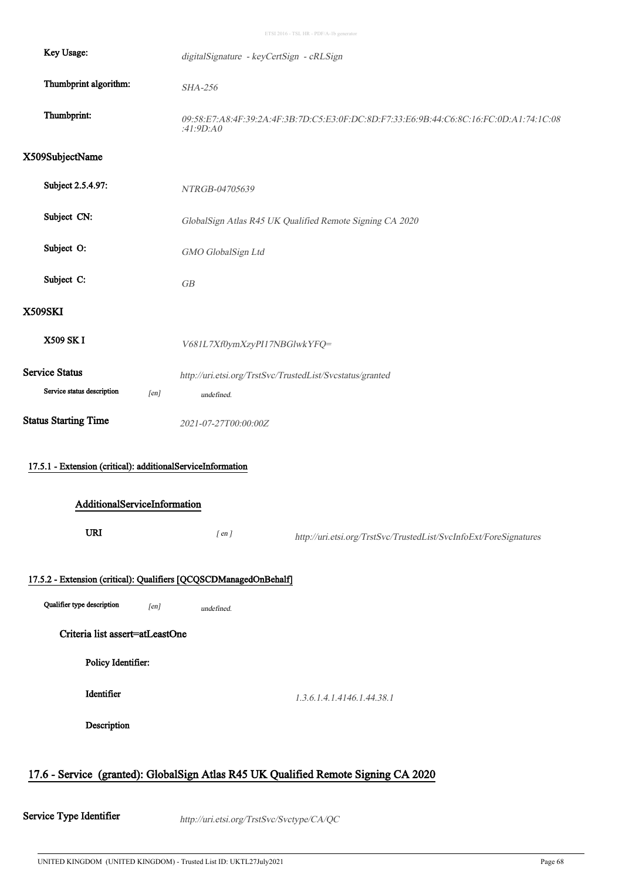| | |
|---|---|
| **Key Usage:** | *digitalSignature - keyCertSign - cRLSign* |
| **Thumbprint algorithm:** | *SHA-256* |
| **Thumbprint:** | *09:58:E7:A8:4F:39:2A:4F:3B:7D:C5:E3:0F:DC:8D:F7:33:E6:9B:44:C6:8C:16:FC:0D:A1:74:1C:08:41:9D:A0* |

## X509SubjectName

| | |
|---|---|
| **Subject 2.5.4.97:** | *NTRGB-04705639* |
| **Subject CN:** | *GlobalSign Atlas R45 UK Qualified Remote Signing CA 2020* |
| **Subject O:** | *GMO GlobalSign Ltd* |
| **Subject C:** | *GB* |

## X509SKI

| | |
|---|---|
| **X509 SK I** | *V681L7Xf0ymXzyPI17NBGlwkYFQ=* |

**Service Status** *http://uri.etsi.org/TrstSvc/TrustedList/Svcstatus/granted*

**Service status description** *[en]* *undefined.*

**Status Starting Time** *2021-07-27T00:00:00Z*

### 17.5.1 - Extension (critical): additionalServiceInformation

#### AdditionalServiceInformation

**URI** *[ en ]* *http://uri.etsi.org/TrstSvc/TrustedList/SvcInfoExt/ForeSignatures*

### 17.5.2 - Extension (critical): Qualifiers [QCQSCDManagedOnBehalf]

**Qualifier type description** *[en]* *undefined.*

#### Criteria list assert=atLeastOne

**Policy Identifier:**

**Identifier** *1.3.6.1.4.1.4146.1.44.38.1*

**Description**

## 17.6 - Service (granted): GlobalSign Atlas R45 UK Qualified Remote Signing CA 2020

**Service Type Identifier** *http://uri.etsi.org/TrstSvc/Svctype/CA/QC*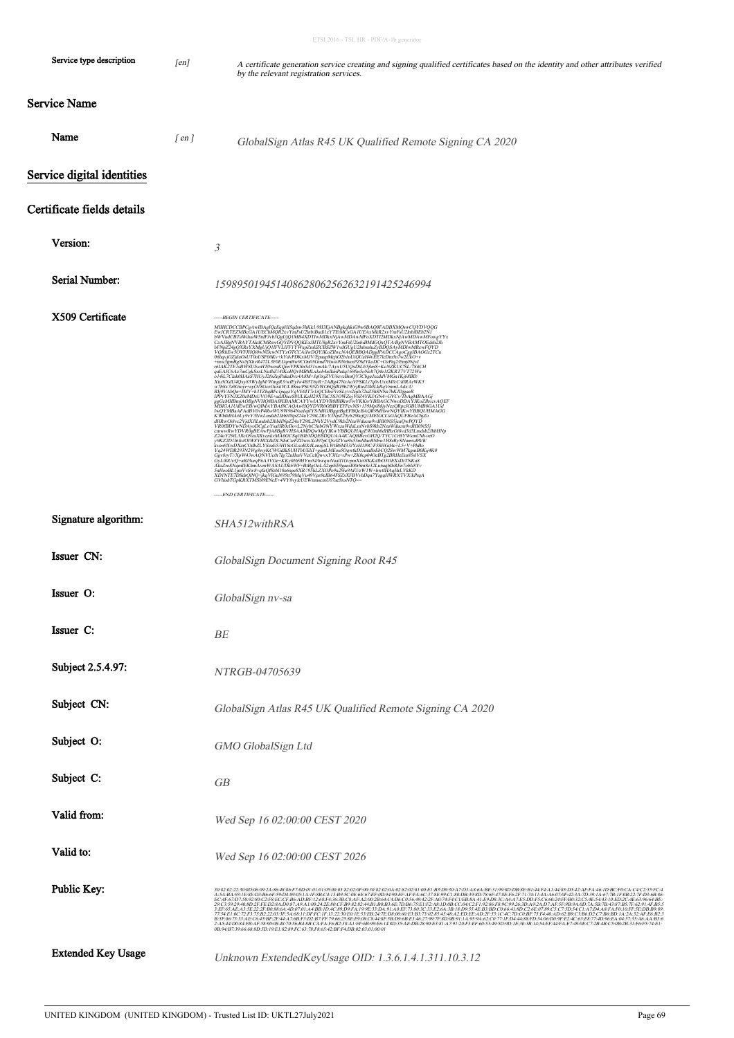| | | |
|---|---|---|
| Service type description | *[en]* | *A certificate generation service creating and signing qualified certificates based on the identity and other attributes verified by the relevant registration services.* |

## Service Name

| | | |
|---|---|---|
| **Name** | *[ en ]* | *GlobalSign Atlas R45 UK Qualified Remote Signing CA 2020* |

## Service digital identities

## Certificate fields details

| | |
|---|---|
| **Version:** | *3* |
| **Serial Number:** | *159895019451408628062562632191425246994* |
| **X509 Certificate** | *-----BEGIN CERTIFICATE-----* <br> *MIIHCDCCBPCgAwIBAgIQeEqpHI5gdsw3hKk1/9H3EjANBgkqhkiG9w0BAQ0FADBXMQswCQYDVQQG* <br> *EwJCRTEZMBcGA1UEChMQR2xvYmFsU2lnbiBudi1zYTEtMCsGA1UEAxMkR2xvYmFsU2lnbiBEb2N1* <br> *bWVudCBTaWduaW5nIFJvb3QgUjQ1MB4XDTIwMDkxNjAwMDAwMFoXDTI2MDkxNjAwMDAwMFowgYYx* <br> *CzAJBgNVBAYTAkdCMRswGQYDVQQKExJHTU8gR2xvYmFsU2lnbiBMdGQxQTA/BgNVBAMTOEdsb2Jh* <br> *bFNpZ24gQXRsYXMgUjQ1IFVLIFF1YWxpZmllZCBSZW1vdGUgU2lnbmluZyBDQSAyMDIwMRcwFQYD* <br> *VQRhEw5OVFJHQi0wNDcwNTYzOTCCAiIwDQYJKoZIhvcNAQEBBQADggIPADCCAgoCggIBAOGt2TCn* <br> *...* <br> *-----END CERTIFICATE-----* |
| **Signature algorithm:** | *SHA512withRSA* |
| **Issuer CN:** | *GlobalSign Document Signing Root R45* |
| **Issuer O:** | *GlobalSign nv-sa* |
| **Issuer C:** | *BE* |
| **Subject 2.5.4.97:** | *NTRGB-04705639* |
| **Subject CN:** | *GlobalSign Atlas R45 UK Qualified Remote Signing CA 2020* |
| **Subject O:** | *GMO GlobalSign Ltd* |
| **Subject C:** | *GB* |
| **Valid from:** | *Wed Sep 16 02:00:00 CEST 2020* |
| **Valid to:** | *Wed Sep 16 02:00:00 CEST 2026* |
| **Public Key:** | *30:82:02:22:30:0D:06:09:2A:86:48:86:F7:0D:01:01:01:05:00:03:82:02:0F:00:30:82:02:0A:02:82:02:01:00:E1:B3:D9:30:A7:D3:A8:6A:BE:31:99:8D:DB:8E:B1:44:F4:A1:44:85:D3:42:AF:FA:46:1D:BC:F0:CA:C4:C2:55:FC:4 ... 0B:94:B7:39:66:68:8D:5D:19:E1:82:89:FC:63:78:F8:65:42:BF:F4:DB:02:03:01:00:01* |
| **Extended Key Usage** | *Unknown ExtendedKeyUsage OID: 1.3.6.1.4.1.311.10.3.12* |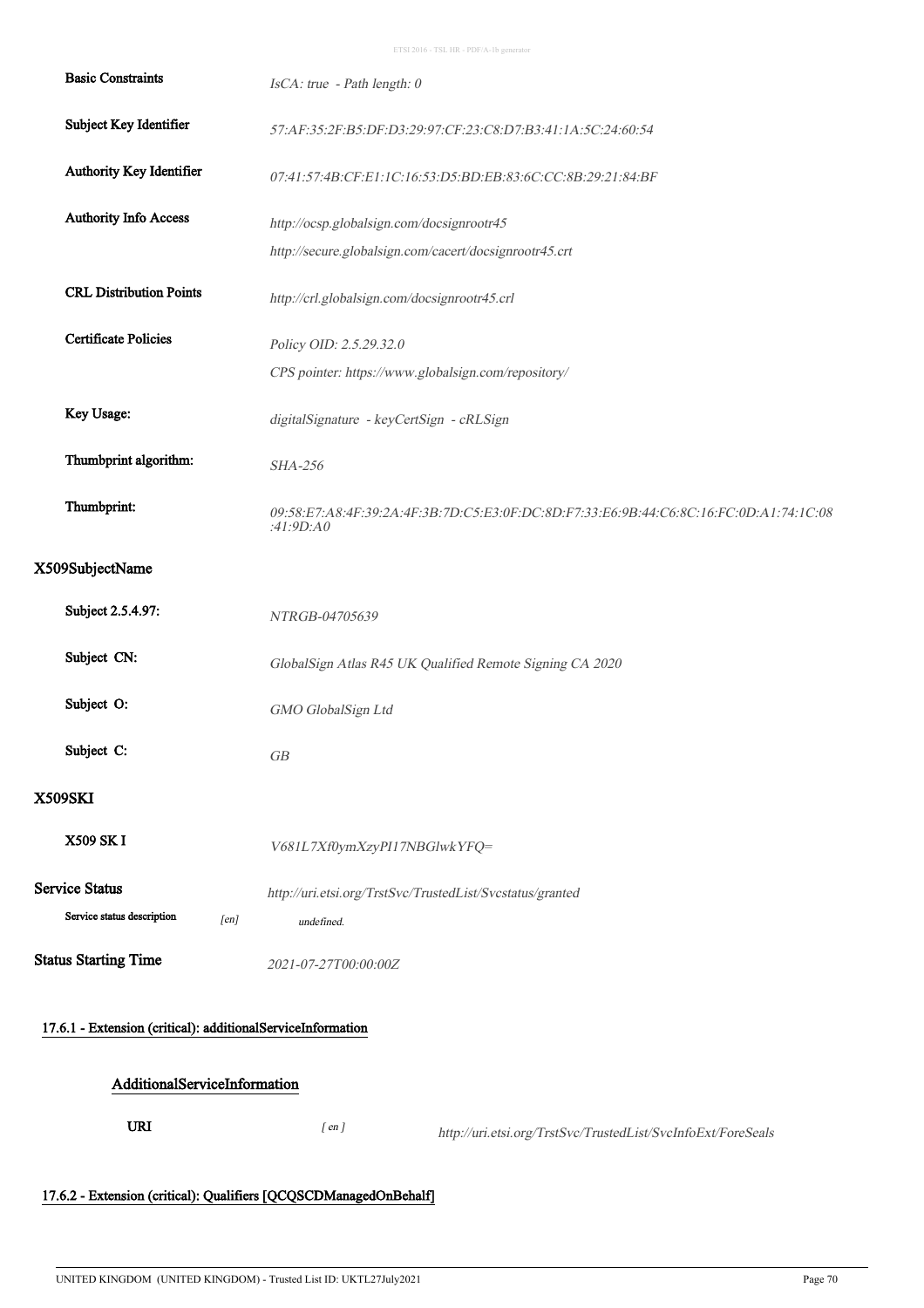**Basic Constraints** | *IsCA: true - Path length: 0*

**Subject Key Identifier** | *57:AF:35:2F:B5:DF:D3:29:97:CF:23:C8:D7:B3:41:1A:5C:24:60:54*

**Authority Key Identifier** | *07:41:57:4B:CF:E1:1C:16:53:D5:BD:EB:83:6C:CC:8B:29:21:84:BF*

**Authority Info Access** | *http://ocsp.globalsign.com/docsignrootr45*
*http://secure.globalsign.com/cacert/docsignrootr45.crt*

**CRL Distribution Points** | *http://crl.globalsign.com/docsignrootr45.crl*

**Certificate Policies** | *Policy OID: 2.5.29.32.0*
*CPS pointer: https://www.globalsign.com/repository/*

**Key Usage:** | *digitalSignature - keyCertSign - cRLSign*

**Thumbprint algorithm:** | *SHA-256*

**Thumbprint:** | *09:58:E7:A8:4F:39:2A:4F:3B:7D:C5:E3:0F:DC:8D:F7:33:E6:9B:44:C6:8C:16:FC:0D:A1:74:1C:08:41:9D:A0*

## X509SubjectName

**Subject 2.5.4.97:** | *NTRGB-04705639*

**Subject CN:** | *GlobalSign Atlas R45 UK Qualified Remote Signing CA 2020*

**Subject O:** | *GMO GlobalSign Ltd*

**Subject C:** | *GB*

## X509SKI

**X509 SK I** | *V681L7Xf0ymXzyPI17NBGlwkYFQ=*

**Service Status** | *http://uri.etsi.org/TrstSvc/TrustedList/Svcstatus/granted*

**Service status description** [en] *undefined.*

**Status Starting Time** | *2021-07-27T00:00:00Z*

### 17.6.1 - Extension (critical): additionalServiceInformation

#### AdditionalServiceInformation

**URI** *[ en ]* *http://uri.etsi.org/TrstSvc/TrustedList/SvcInfoExt/ForeSeals*

### 17.6.2 - Extension (critical): Qualifiers [QCQSCDManagedOnBehalf]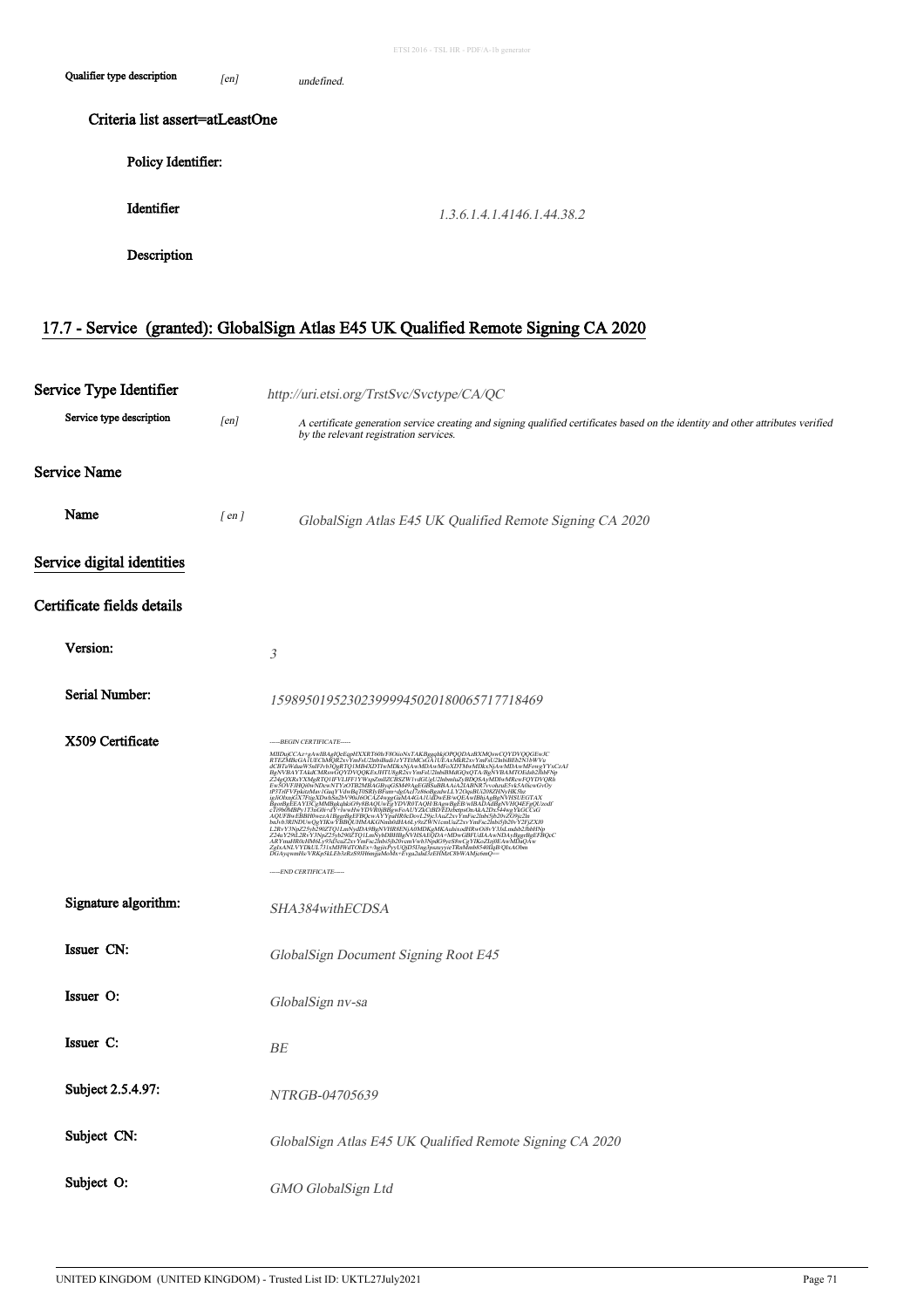| | | |
|---|---|---|
| Qualifier type description | [en] | *undefined.* |

### Criteria list assert=atLeastOne

**Policy Identifier:**

| | |
|---|---|
| **Identifier** | *1.3.6.1.4.1.4146.1.44.38.2* |
| **Description** | |

## 17.7 - Service (granted): GlobalSign Atlas E45 UK Qualified Remote Signing CA 2020

### Service Type Identifier

*http://uri.etsi.org/TrstSvc/Svctype/CA/QC*

| | | |
|---|---|---|
| Service type description | [en] | *A certificate generation service creating and signing qualified certificates based on the identity and other attributes verified by the relevant registration services.* |

### Service Name

| | | |
|---|---|---|
| **Name** | [ en ] | *GlobalSign Atlas E45 UK Qualified Remote Signing CA 2020* |

### Service digital identities

### Certificate fields details

| | |
|---|---|
| **Version:** | *3* |
| **Serial Number:** | *159895019523023999945020180065717718469* |
| **X509 Certificate** | see below |
| **Signature algorithm:** | *SHA384withECDSA* |
| **Issuer CN:** | *GlobalSign Document Signing Root E45* |
| **Issuer O:** | *GlobalSign nv-sa* |
| **Issuer C:** | *BE* |
| **Subject 2.5.4.97:** | *NTRGB-04705639* |
| **Subject CN:** | *GlobalSign Atlas E45 UK Qualified Remote Signing CA 2020* |
| **Subject O:** | *GMO GlobalSign Ltd* |

```
-----BEGIN CERTIFICATE-----
MIIDujCCAz+gAwIBAgIQeEqpHXXRT60h/F8OiioNxTAKBggqhkjOPQQDAzBXMQswCQYDVQQGEwJC
RTEZMBcGA1UEChMQR2xvYmFsU2lnbiBudi1zYTEtMCsGA1UEAxMkR2xvYmFsU2lnbiBEb2N1bWVu
dCBTaWduaW5nIFJvb3QgRTQ1MB4XDTIwMDkxNjAwMDAwMFoXDTMwMDkxNjAwMDAwMFowgYYxCzAJ
BgNVBAYTAkdCMRswGQYDVQQKExJHTU8gR2xvYmFsU2lnbiBMdGQxQTA/BgNVBAMTOEdsb2JhbFNp
Z24gQXRsYXMgRTQ1IFVLIFF1YWxpZmllZCBSZW1vdGUgU2lnbmluZyBDQSAyMDIwMRcwFQYDVQRh
EwJOVFJHQi0wNDcwNTYzOTB2MBAGByqGSM49AgEGBSuBBAAiA2IABNR7vvohuuE5vk5A0hcwGvOy
tP3TdFVFpkdzMav1GuqYVdwBgT0SRIyBFum+dpfAcJ7z86oBgzdwLLY2OquBU208ZHNyHK5hz
ug3lOhznjGX7FtjgXDwhSu2bV90d6OCAZ4wggGaMA4GA1UdDwEB/wQEAwIBhjAgBgNVHSUEGTAX
BggrBgEEAYI3CgMMBgkqhkiG9y8BAQUwEgYDVR0TAQH/BAgwBgEB/wIBADAdBgNVHQ4EFgQUzodf
cTr9b0MBPy1T3nG0v+dY+lwwHwYDVR0jBBgwFoAUYZkCtBD/EDzbetpsOnAkA2Dx544wgYkGCCsG
AQUFBwEBBH0wezA1BggrBgEFBQcwAYYpaHR0cDovL29jc3AuZ2xvYmFsc2lnbi5jb20vZG9jc2ln
bnJvb3RlNDUwQgYIKwYBBQUHMAKGNmh0dHA6Ly9zZWN1cmUuZ2xvYmFsc2lnbi5jb20vY2FjZXJ0
L2RvY3NpZ25yb290ZTQ1LmNydDA9BgNVHR8ENjA0MDKgMKAuhixodHRwOi8vY3JsLmdsb2JhbHNp
Z24uY29tL2RvY3NpZ25yb290ZTQ1LmNybDBHBgNVHSAEQDA+MDwGBFUdIAAwNDAyBggrBgEFBQcC
ARYmaHR0cHM6Ly93d3cuZ2xvYmFsc2lnbi5jb20vcmVwb3NpdG9yeS8wCgYIKoZIzj0EAwMDaQAw
ZgIxANLVYDkUL731xMHWdTOhEx+3ygixPyyUQjD5I3ng3pxzsyyieTRnMmb8540IqB/QIxAObm
DGAyqwmHe/VRKp5kLEb3zRzS9JH6mjuMoMx+Evga2uhd3zEHMzC8bWAMjc6mQ==
-----END CERTIFICATE-----
```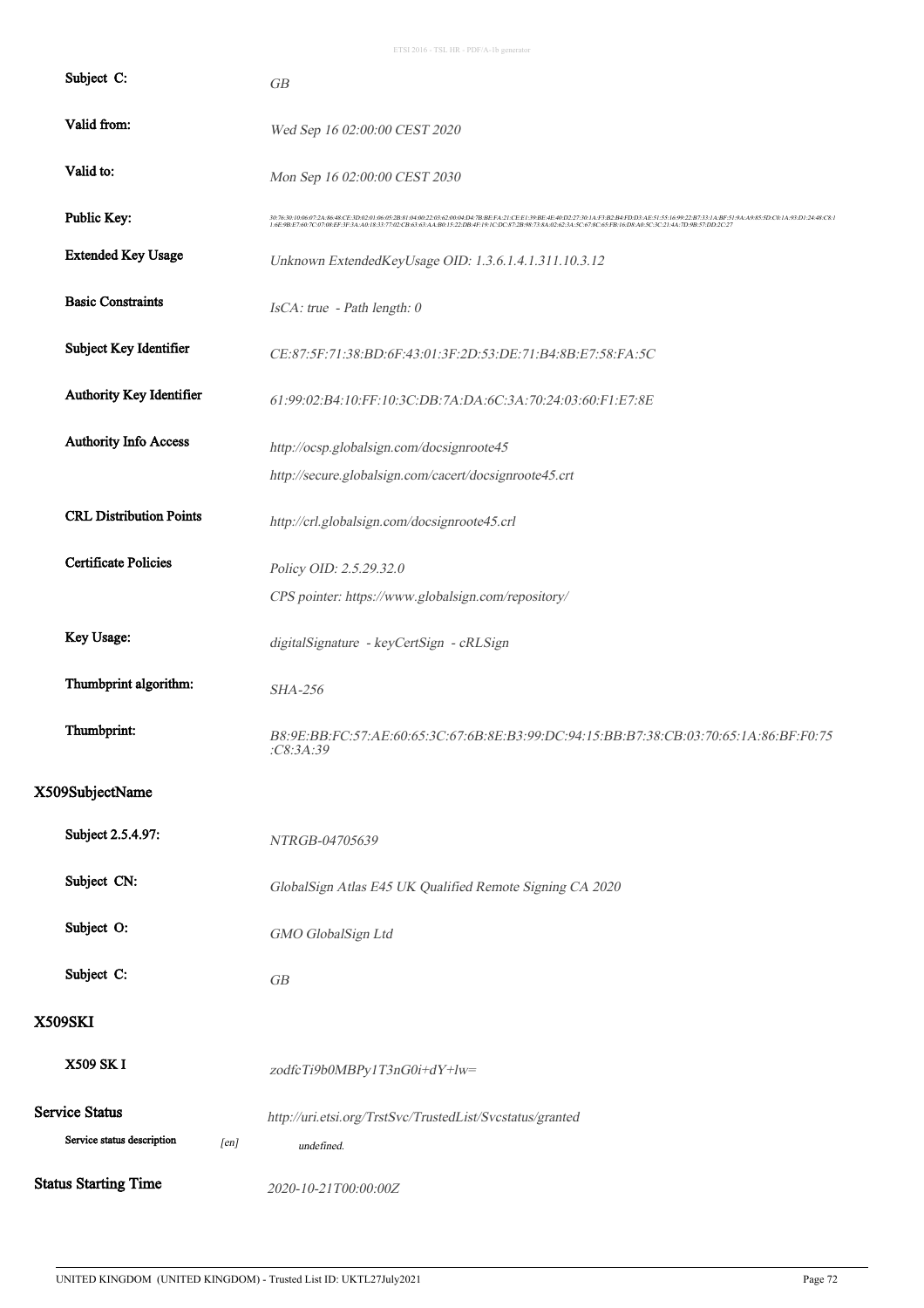| | |
|---|---|
| **Subject C:** | *GB* |
| **Valid from:** | *Wed Sep 16 02:00:00 CEST 2020* |
| **Valid to:** | *Mon Sep 16 02:00:00 CEST 2030* |
| **Public Key:** | *30:76:30:10:06:07:2A:86:48:CE:3D:02:01:06:05:2B:81:04:00:22:03:62:00:04:D4:7B:BE:FA:21:CE:E1:39:BE:4E:40:D2:27:30:1A:F3:B2:B4:FD:D3:AE:51:55:16:99:22:B7:33:1A:BF:51:9A:A9:85:5D:C0:1A:93:D1:24:48:C8:16:E9B:E7:60:7C:07:08:EF:3F:3A:A0:18:33:77:02:CB:63:63:AA:B0:15:22:DB:4F:19:1C:DC:87:2B:98:73:8A:02:62:3A:5C:67:8C:65:FB:16:D8:A0:5C:3C:21:4A:7D:9B:57:DD:2C:27* |
| **Extended Key Usage** | *Unknown ExtendedKeyUsage OID: 1.3.6.1.4.1.311.10.3.12* |
| **Basic Constraints** | *IsCA: true - Path length: 0* |
| **Subject Key Identifier** | *CE:87:5F:71:38:BD:6F:43:01:3F:2D:53:DE:71:B4:8B:E7:58:FA:5C* |
| **Authority Key Identifier** | *61:99:02:B4:10:FF:10:3C:DB:7A:DA:6C:3A:70:24:03:60:F1:E7:8E* |
| **Authority Info Access** | *http://ocsp.globalsign.com/docsignroote45* |
| | *http://secure.globalsign.com/cacert/docsignroote45.crt* |
| **CRL Distribution Points** | *http://crl.globalsign.com/docsignroote45.crl* |
| **Certificate Policies** | *Policy OID: 2.5.29.32.0* |
| | *CPS pointer: https://www.globalsign.com/repository/* |
| **Key Usage:** | *digitalSignature - keyCertSign - cRLSign* |
| **Thumbprint algorithm:** | *SHA-256* |
| **Thumbprint:** | *B8:9E:BB:FC:57:AE:60:65:3C:67:6B:8E:B3:99:DC:94:15:BB:B7:38:CB:03:70:65:1A:86:BF:F0:75:C8:3A:39* |

## X509SubjectName

| | |
|---|---|
| **Subject 2.5.4.97:** | *NTRGB-04705639* |
| **Subject CN:** | *GlobalSign Atlas E45 UK Qualified Remote Signing CA 2020* |
| **Subject O:** | *GMO GlobalSign Ltd* |
| **Subject C:** | *GB* |

## X509SKI

| | |
|---|---|
| **X509 SK I** | *zodfcTi9b0MBPy1T3nG0i+dY+lw=* |

## Service Status

*http://uri.etsi.org/TrstSvc/TrustedList/Svcstatus/granted*

| | | |
|---|---|---|
| **Service status description** | *[en]* | *undefined.* |

## Status Starting Time

*2020-10-21T00:00:00Z*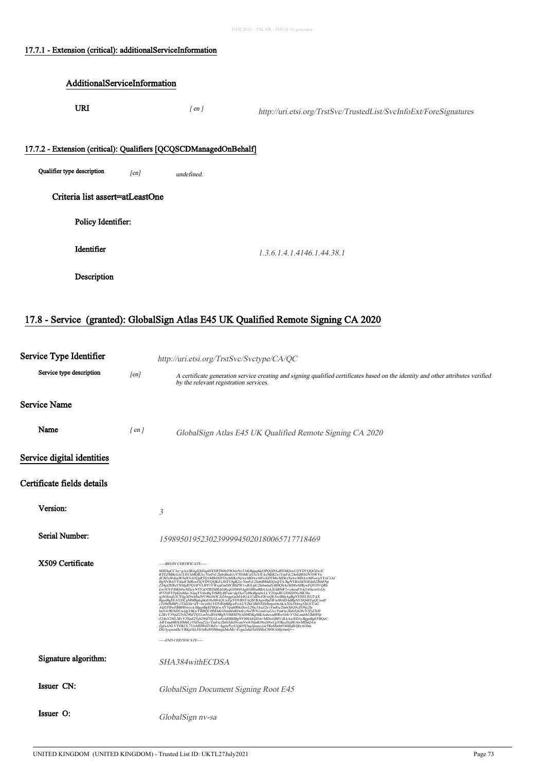### 17.7.1 - Extension (critical): additionalServiceInformation

**AdditionalServiceInformation**

| | | |
|---|---|---|
| **URI** | *[ en ]* | *http://uri.etsi.org/TrstSvc/TrustedList/SvcInfoExt/ForeSignatures* |

### 17.7.2 - Extension (critical): Qualifiers [QCQSCDManagedOnBehalf]

| | | |
|---|---|---|
| **Qualifier type description** | *[en]* | *undefined.* |

**Criteria list assert=atLeastOne**

**Policy Identifier:**

| | |
|---|---|
| **Identifier** | *1.3.6.1.4.1.4146.1.44.38.1* |
| **Description** | |

## 17.8 - Service (granted): GlobalSign Atlas E45 UK Qualified Remote Signing CA 2020

**Service Type Identifier** *http://uri.etsi.org/TrstSvc/Svctype/CA/QC*

| | | |
|---|---|---|
| **Service type description** | *[en]* | *A certificate generation service creating and signing qualified certificates based on the identity and other attributes verified by the relevant registration services.* |

**Service Name**

| | | |
|---|---|---|
| **Name** | *[ en ]* | *GlobalSign Atlas E45 UK Qualified Remote Signing CA 2020* |

**Service digital identities**

**Certificate fields details**

| | |
|---|---|
| **Version:** | *3* |
| **Serial Number:** | *159895019523023999945020180065717718469* |
| **X509 Certificate** | -----BEGIN CERTIFICATE----- MIIDujCCAz+gAwIBAgIQeEigpHXXRT60h/F8OioNxTAKBggqhkjOPQQDAzBXMQswCQYDVQQGEwJC ... -----END CERTIFICATE----- |
| **Signature algorithm:** | *SHA384withECDSA* |
| **Issuer CN:** | *GlobalSign Document Signing Root E45* |
| **Issuer O:** | *GlobalSign nv-sa* |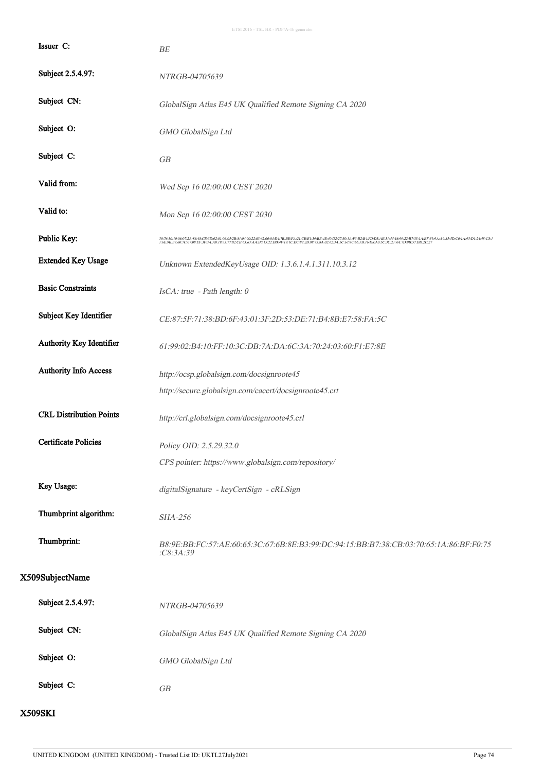| | |
|---|---|
| **Issuer C:** | *BE* |
| **Subject 2.5.4.97:** | *NTRGB-04705639* |
| **Subject CN:** | *GlobalSign Atlas E45 UK Qualified Remote Signing CA 2020* |
| **Subject O:** | *GMO GlobalSign Ltd* |
| **Subject C:** | *GB* |
| **Valid from:** | *Wed Sep 16 02:00:00 CEST 2020* |
| **Valid to:** | *Mon Sep 16 02:00:00 CEST 2030* |
| **Public Key:** | *30:76:30:10:06:07:2A:86:48:CE:3D:02:01:06:05:2B:81:04:00:22:03:62:00:04:D4:7B:BE:FA:21:CE:E1:39:BE:4E:40:D2:27:30:1A:F3:B2:B4:FD:D3:AE:51:55:16:99:22:B7:33:1A:BF:51:9A:A9:85:5D:C0:1A:93:D1:24:48:C8:11:6E:9B:E7:60:7C:07:08:EF:3F:3A:A0:18:33:77:02:CB:63:63:AA:B0:15:22:DB:4F:19:1C:DC:87:2B:98:73:8A:02:62:3A:5C:67:8C:65:FB:16:D8:A0:5C:3C:21:4A:7D:9B:57:DD:2C:27* |
| **Extended Key Usage** | *Unknown ExtendedKeyUsage OID: 1.3.6.1.4.1.311.10.3.12* |
| **Basic Constraints** | *IsCA: true - Path length: 0* |
| **Subject Key Identifier** | *CE:87:5F:71:38:BD:6F:43:01:3F:2D:53:DE:71:B4:8B:E7:58:FA:5C* |
| **Authority Key Identifier** | *61:99:02:B4:10:FF:10:3C:DB:7A:DA:6C:3A:70:24:03:60:F1:E7:8E* |
| **Authority Info Access** | *http://ocsp.globalsign.com/docsignroote45*<br>*http://secure.globalsign.com/cacert/docsignroote45.crt* |
| **CRL Distribution Points** | *http://crl.globalsign.com/docsignroote45.crl* |
| **Certificate Policies** | *Policy OID: 2.5.29.32.0*<br>*CPS pointer: https://www.globalsign.com/repository/* |
| **Key Usage:** | *digitalSignature - keyCertSign - cRLSign* |
| **Thumbprint algorithm:** | *SHA-256* |
| **Thumbprint:** | *B8:9E:BB:FC:57:AE:60:65:3C:67:6B:8E:B3:99:DC:94:15:BB:B7:38:CB:03:70:65:1A:86:BF:F0:75:C8:3A:39* |

## X509SubjectName

| | |
|---|---|
| **Subject 2.5.4.97:** | *NTRGB-04705639* |
| **Subject CN:** | *GlobalSign Atlas E45 UK Qualified Remote Signing CA 2020* |
| **Subject O:** | *GMO GlobalSign Ltd* |
| **Subject C:** | *GB* |

## X509SKI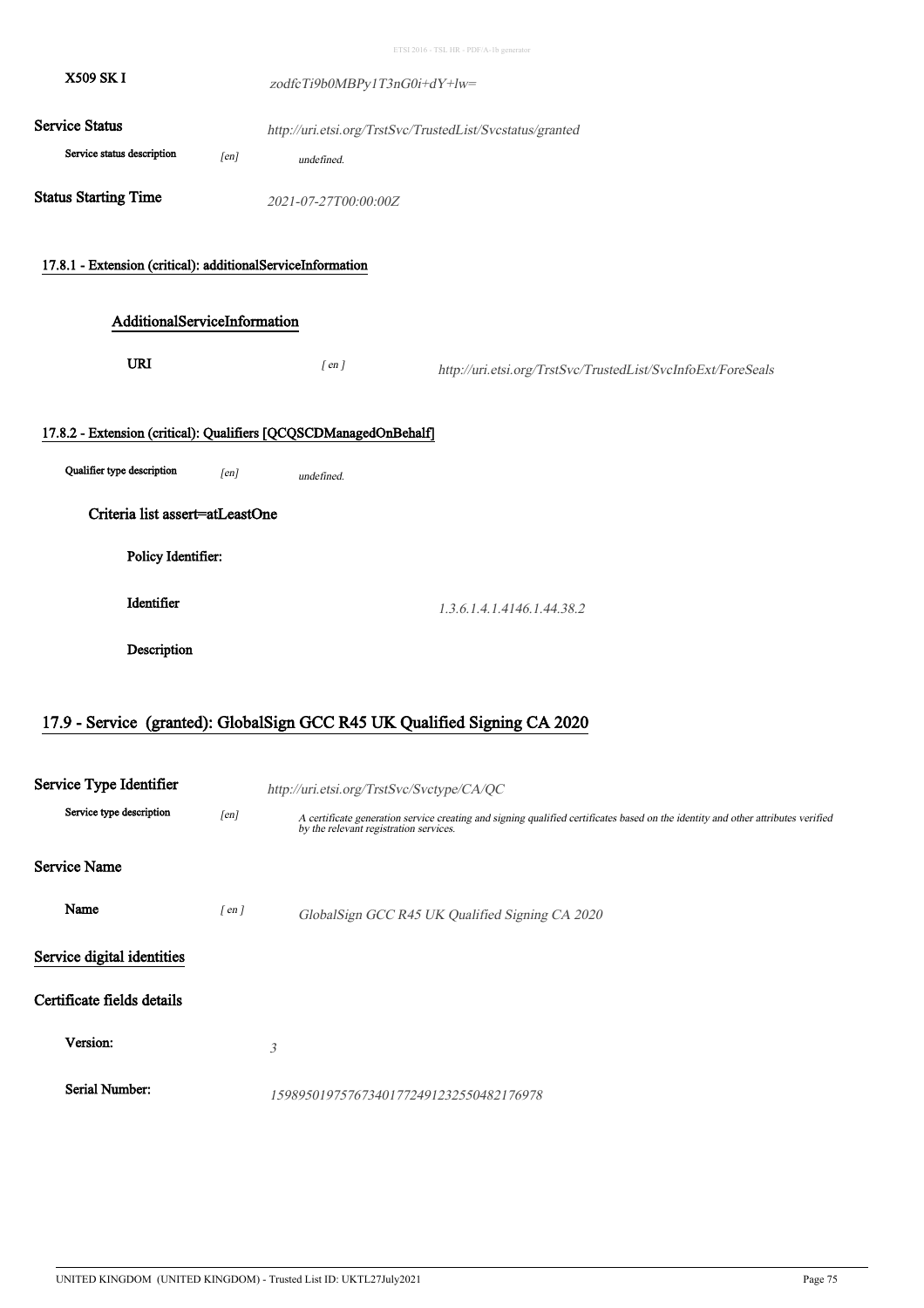**X509 SK I** *zodfcTi9b0MBPy1T3nG0i+dY+lw=*

**Service Status** *http://uri.etsi.org/TrstSvc/TrustedList/Svcstatus/granted*

Service status description *[en]* *undefined.*

**Status Starting Time** *2021-07-27T00:00:00Z*

### 17.8.1 - Extension (critical): additionalServiceInformation

#### AdditionalServiceInformation

**URI** *[ en ]* *http://uri.etsi.org/TrstSvc/TrustedList/SvcInfoExt/ForeSeals*

### 17.8.2 - Extension (critical): Qualifiers [QCQSCDManagedOnBehalf]

Qualifier type description *[en]* *undefined.*

**Criteria list assert=atLeastOne**

**Policy Identifier:**

**Identifier** *1.3.6.1.4.1.4146.1.44.38.2*

**Description**

## 17.9 - Service (granted): GlobalSign GCC R45 UK Qualified Signing CA 2020

**Service Type Identifier** *http://uri.etsi.org/TrstSvc/Svctype/CA/QC*

Service type description *[en]* *A certificate generation service creating and signing qualified certificates based on the identity and other attributes verified by the relevant registration services.*

**Service Name**

**Name** *[ en ]* *GlobalSign GCC R45 UK Qualified Signing CA 2020*

**Service digital identities**

**Certificate fields details**

**Version:** *3*

**Serial Number:** *159895019757673401772491232550482176978*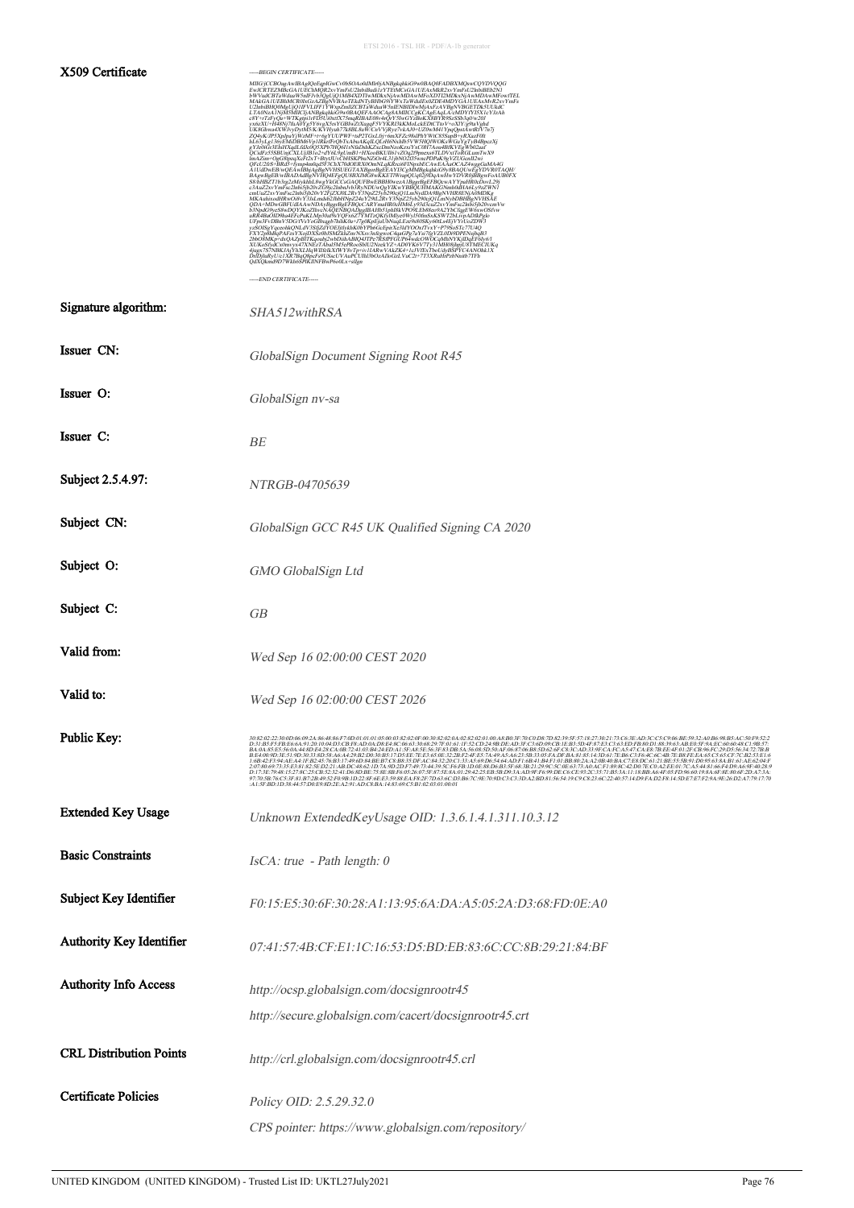| Field | Value |
|---|---|
| X509 Certificate | -----BEGIN CERTIFICATE----- (Base64-encoded certificate body not legible at this resolution) -----END CERTIFICATE----- |
| Signature algorithm: | SHA512withRSA |
| Issuer CN: | GlobalSign Document Signing Root R45 |
| Issuer O: | GlobalSign nv-sa |
| Issuer C: | BE |
| Subject 2.5.4.97: | NTRGB-04705639 |
| Subject CN: | GlobalSign GCC R45 UK Qualified Signing CA 2020 |
| Subject O: | GMO GlobalSign Ltd |
| Subject C: | GB |
| Valid from: | Wed Sep 16 02:00:00 CEST 2020 |
| Valid to: | Wed Sep 16 02:00:00 CEST 2026 |
| Public Key: | 30:82:02:22:30:0D:06:09:2A:86:48:86:F7:0D:01:01:01:05:00:03:82:02:0F:00:30:82:02:0A:02:82:02:01:00:… (middle portion not legible at this resolution) …:A1:5F:BD:1D:38:44:57:D0:E9:8D:2E:A2:91:AD:C8:BA:14:83:69:C5:B1:02:03:01:00:01 |
| Extended Key Usage | Unknown ExtendedKeyUsage OID: 1.3.6.1.4.1.311.10.3.12 |
| Basic Constraints | IsCA: true - Path length: 0 |
| Subject Key Identifier | F0:15:E5:30:6F:30:28:A1:13:95:6A:DA:A5:05:2A:D3:68:FD:0E:A0 |
| Authority Key Identifier | 07:41:57:4B:CF:E1:1C:16:53:D5:BD:EB:83:6C:CC:8B:29:21:84:BF |
| Authority Info Access | http://ocsp.globalsign.com/docsignrootr45<br>http://secure.globalsign.com/cacert/docsignrootr45.crt |
| CRL Distribution Points | http://crl.globalsign.com/docsignrootr45.crl |
| Certificate Policies | Policy OID: 2.5.29.32.0<br>CPS pointer: https://www.globalsign.com/repository/ |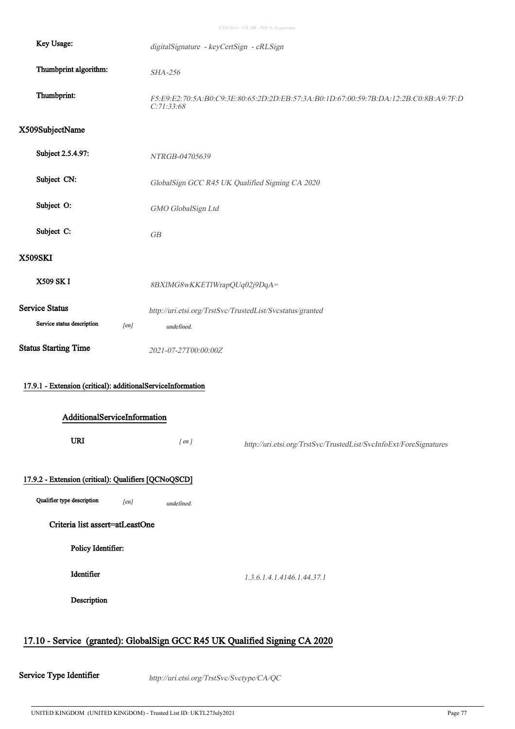**Key Usage:** *digitalSignature - keyCertSign - cRLSign*

**Thumbprint algorithm:** *SHA-256*

**Thumbprint:** *F5:E9:E2:70:5A:B0:C9:3E:80:65:2D:2D:EB:57:3A:B0:1D:67:00:59:7B:DA:12:2B:C0:8B:A9:7F:DC:71:33:68*

### X509SubjectName

**Subject 2.5.4.97:** *NTRGB-04705639*

**Subject CN:** *GlobalSign GCC R45 UK Qualified Signing CA 2020*

**Subject O:** *GMO GlobalSign Ltd*

**Subject C:** *GB*

### X509SKI

**X509 SK I** *8BXlMG8wKKETlWrapQUq02j9DqA=*

**Service Status** *http://uri.etsi.org/TrstSvc/TrustedList/Svcstatus/granted*

**Service status description** *[en]* *undefined.*

**Status Starting Time** *2021-07-27T00:00:00Z*

#### 17.9.1 - Extension (critical): additionalServiceInformation

**AdditionalServiceInformation**

**URI** *[ en ]* *http://uri.etsi.org/TrstSvc/TrustedList/SvcInfoExt/ForeSignatures*

#### 17.9.2 - Extension (critical): Qualifiers [QCNoQSCD]

**Qualifier type description** *[en]* *undefined.*

**Criteria list assert=atLeastOne**

**Policy Identifier:**

**Identifier** *1.3.6.1.4.1.4146.1.44.37.1*

**Description**

## 17.10 - Service (granted): GlobalSign GCC R45 UK Qualified Signing CA 2020

**Service Type Identifier** *http://uri.etsi.org/TrstSvc/Svctype/CA/QC*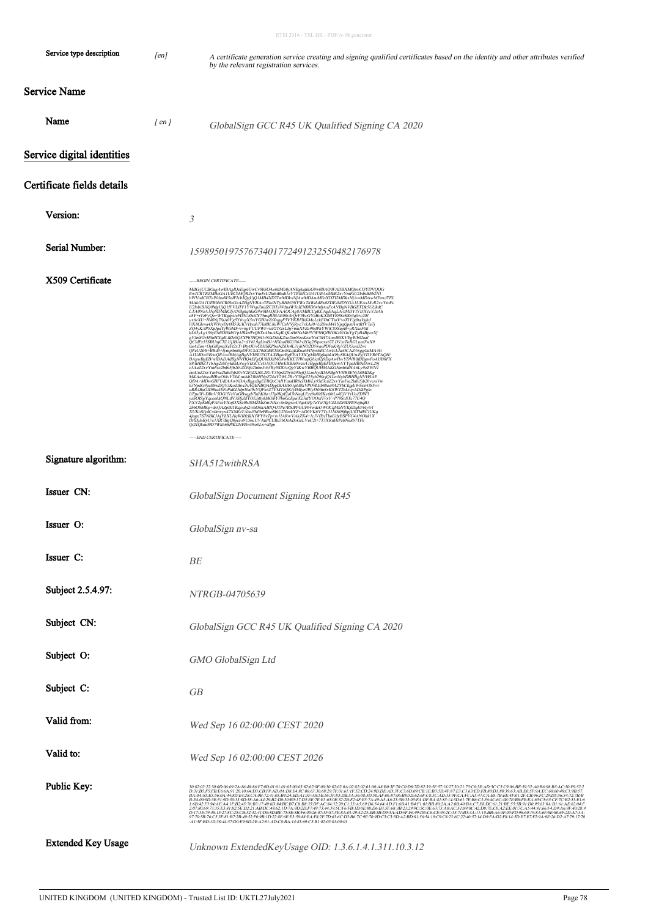| | | |
|---|---|---|
| **Service type description** | *[en]* | *A certificate generation service creating and signing qualified certificates based on the identity and other attributes verified by the relevant registration services.* |

## Service Name

| | | |
|---|---|---|
| **Name** | *[ en ]* | *GlobalSign GCC R45 UK Qualified Signing CA 2020* |

## Service digital identities

## Certificate fields details

**Version:** *3*

**Serial Number:** *159895019757673401772491232550482176978*

**X509 Certificate**

```
-----BEGIN CERTIFICATE-----
MIIGrjCCBOagAwIBAgIQeEqplGwCv0hSOAo0dMIr0jANBgkqhkiG9w0BAQ0FADBXMQswCQYDVQQG
EwJCRTEZMBcGA1UEChMQR2xvYmFsU2lnbiBudi1zYTEtMCsGA1UEAxMkR2xvYmFsU2lnbiBEb2N1
bWVudCBTaWduaW5nIFJvb3QgUjQ1MB4XDTIwMDkxNjAwMDAwMFoXDTI2MDkxNjAwMDAwMFowTFEL
MAkGA1UEBhMCR0IxGzAZBgNVBAoTEkdNTyBHbG9iYWxTaWduIEx0ZDE4MDYGA1UEAxMvR2xvYmFs
U2lnbiBHQ0MgUjQ1IFVLIFF1YWxpZmllZCBTaWduaW5nIENBIDIwMjAxFzAVBgNVBGETDk5UUkdC
LTA0NzA1NjM5MIICIjANBgkqhkiG9w0BAQEFAAOCAg8AMIICCgKCAgEAqLA/cMDYfYl5X1cY1zAh
c8Y+rTzFyQe+WTKgzjn1rFD5U/tbztX75nqRIBAE08v4rQrY5lwGYzBoKXSBYR9SzSSb3q0/w20f
yx6eXU+H48Nj78iA0YgSY6vgX5nYGBlwZ5XuqqF5VYKRfJ8kKMoLckEDtCTnV+oXJY/g9uVqbd
UK8GbvaeXWlvyDytMSK/KVHyuh77k8BL8uW/CnVVjRye7vkAJ0+UZ0wM41YpqQmtAwtRfV7n7j
ZQ4sK/JP5XqlpaYjWzMF+t+6gYUUPWF+tuP2TGxLtIy+6mXFZc98idPhYWtC85SapB+yRXazF0b
bL63yLg136yEMdDBM6Vp1lRkrfFrQbTxAbuAKqlLQLtH6NxhIb5VW5HQ0WOKsWGuYgTyB4Bpcz/Xj
gYIe6Ge5EhHXqdL0Zs0QSXPb7HQ61lNHdNdhKZxcDmNzoKzsiYsC0H7Aoz4BfKVEgWb02aaf
QCulFz5SBUmCXLUjfB1o2+dY6L9pUmB1+HXooBKUll61vZOq29pmzx6TLDVxtToRGLumTwX9
ImAZme+OpG8pzqXcFt2x3+BtyiUvCbHSKPbaNZtOv4L31jbNO2O5wncPDPaK9gYZUKicnJ2wi
QFeU2IiS+BRdJ+fynqn4nq6tF5JChT70tl0ERX0OmNLqKRrcii6FlNprbECAwEAAaOCAZ4wggGaMA4G
A1UdDwEB/wQEAwIBhjAgBgNVHSUEGTAXBgorBgEEAYI3CgMMBgkqhkiG9y8BAQUwEgYDVR0TAQH/
BAgwBgEB/wIBADAdBgNVHQ4EFgQU8BXlMG8wKKETlWtuqQLxjtI2/9DgAwHwYDVR0jBBgwFoAUB0FX
S8/hHBZT1b3ig2eMyklhL8wgYkGCCsGAQUFBwEBBH0wezA1BggrBgEFBQcwAYYpaHR0cDovL29j
c3AuZ2xvYmFsc2lnbi5jb20vZG9jc2lnbmJvb3RyNDUwQgYIKwYBBQUHMAKGNmh0dHA6Ly9zZWN1
cmUuZ2xvYmFsc2lnbi5jb20vY2FjZXJ0L2RvY3NpZ25yb290cjQ1LmNydDA9BgNVHR8ENjA0MDKg
MKAuhixodHRwOi8vY3JsLmdsb2JhbHNpZ24uY29tL2RvY3NpZ25yb290cjQ1LmNybDBHBgNVHSAE
QDA+MDwGBFUdIAAwNDAyBggrBgEFBQcCARYmaHR0cHM6Ly93d3cuZ2xvYmFsc2lnbi5jb20vcmVw
b3NpdG9yeS8wDQYJKoZIhvcNAQENBQADggIBAHb51pbl8kVPO9LEb88er9A2YbCfqgEW6xwOSfvw
uRR4BaOlD9ha4EFcPuKLMp30u0YQFx6Z7FMTzQKfyIMjye0Wyl5f0InSkKSW72bLtvpAD8kPplo
UFpu3FvDBnY5DGt7VsYvGiRuqgb7hdK0a+J7p0KpEjiUbNuqLEze9s8OSKx60tLs4EjVYrUozZDW3
yzSOlSgYqcuz6kQNLdV58jZd3YOEJjtlylkbK0bYPhtf6xEpixXe5MYOOxfTvxY+P79SoST1c77U4Q
FXY2p8hBqPAFzsYXojDXSz0bISMZkhZm/NXsv3n8zgwioC4qaGPg7aYu7fgVZLtDt9DPENgibqB3
2bbO8MKp+dxQAZpBITKqoubz2wbDiihABIQ43TPc7RSlPFGUP64wdcOWOCqMbNYKjIDqiEF6ly6/1
XUKoSfydCu0mvyx47XNEzTAbaI5M5nPRoo5lblU2NzekYZ+AD0YK6V7Ty31M8OfjhpjU87MECIUKq
4jqqx7S7NBKJAjYhXLHZIkWl1l6XWY8rTp+tv1IARwVAkZK4+1cJVfEsTbsUdyBSFYC4ANOhk1X
DrIDjluRyU/e1XR7BqQ8peFs9USacUVAuPCUIhl3b0zAIIoGzLVuC2t+7T3XRuHrPzbNm8b7TFb
QdXQkmd9O7WkbbSPfKlINFBwP6o0Lx+sIlgu
-----END CERTIFICATE-----
```

**Signature algorithm:** *SHA512withRSA*

**Issuer CN:** *GlobalSign Document Signing Root R45*

**Issuer O:** *GlobalSign nv-sa*

**Issuer C:** *BE*

**Subject 2.5.4.97:** *NTRGB-04705639*

**Subject CN:** *GlobalSign GCC R45 UK Qualified Signing CA 2020*

**Subject O:** *GMO GlobalSign Ltd*

**Subject C:** *GB*

**Valid from:** *Wed Sep 16 02:00:00 CEST 2020*

**Valid to:** *Wed Sep 16 02:00:00 CEST 2026*

**Public Key:**

*30:82:02:22:30:0D:06:09:2A:86:48:86:F7:0D:01:01:01:05:00:03:82:02:0F:00:30:82:02:0A:02:82:02:01:00:A8:B0:3F:70:C0:D8:7D:89:79:5F:57:18:D7:30:21:73:C6:3E:AD:3C:C5:C9:07:BE:59:32:A0:CE:39:F5:AC:50:F9:53:F...*
*...:A1:5F:BD:1D:38:44:57:D0:E9:8D:2E:A2:91:AD:C8:BA:14:83:69:C5:B1:02:03:01:00:01*

**Extended Key Usage** *Unknown ExtendedKeyUsage OID: 1.3.6.1.4.1.311.10.3.12*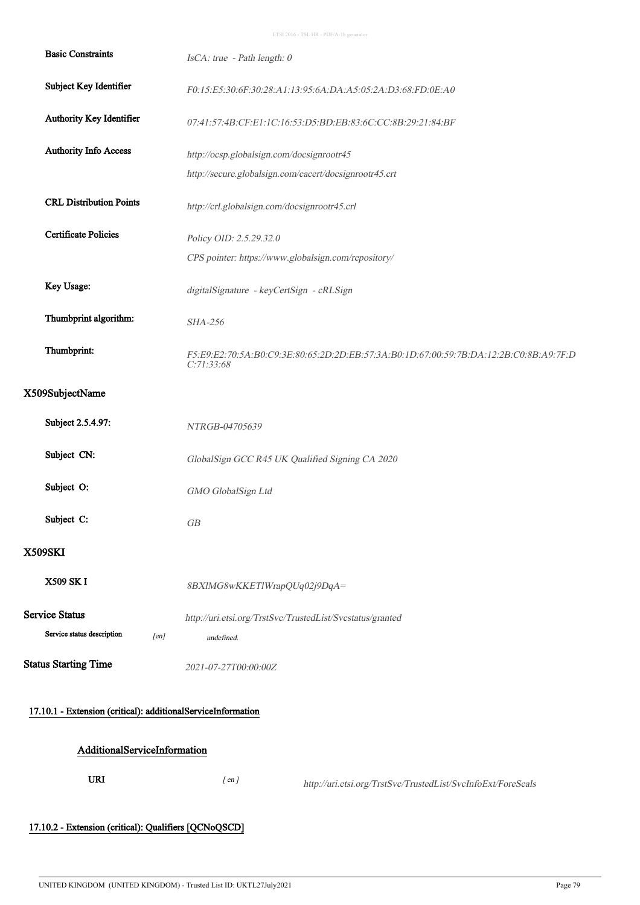| | |
|---|---|
| **Basic Constraints** | *IsCA: true - Path length: 0* |
| **Subject Key Identifier** | *F0:15:E5:30:6F:30:28:A1:13:95:6A:DA:A5:05:2A:D3:68:FD:0E:A0* |
| **Authority Key Identifier** | *07:41:57:4B:CF:E1:1C:16:53:D5:BD:EB:83:6C:CC:8B:29:21:84:BF* |
| **Authority Info Access** | *http://ocsp.globalsign.com/docsignrootr45* |
| | *http://secure.globalsign.com/cacert/docsignrootr45.crt* |
| **CRL Distribution Points** | *http://crl.globalsign.com/docsignrootr45.crl* |
| **Certificate Policies** | *Policy OID: 2.5.29.32.0* |
| | *CPS pointer: https://www.globalsign.com/repository/* |
| **Key Usage:** | *digitalSignature - keyCertSign - cRLSign* |
| **Thumbprint algorithm:** | *SHA-256* |
| **Thumbprint:** | *F5:E9:E2:70:5A:B0:C9:3E:80:65:2D:2D:EB:57:3A:B0:1D:67:00:59:7B:DA:12:2B:C0:8B:A9:7F:DC:71:33:68* |

## X509SubjectName

| | |
|---|---|
| **Subject 2.5.4.97:** | *NTRGB-04705639* |
| **Subject CN:** | *GlobalSign GCC R45 UK Qualified Signing CA 2020* |
| **Subject O:** | *GMO GlobalSign Ltd* |
| **Subject C:** | *GB* |

## X509SKI

| | |
|---|---|
| **X509 SK I** | *8BXlMG8wKKETlWrapQUq02j9DqA=* |

**Service Status** *http://uri.etsi.org/TrstSvc/TrustedList/Svcstatus/granted*

**Service status description** *[en]* *undefined.*

**Status Starting Time** *2021-07-27T00:00:00Z*

### 17.10.1 - Extension (critical): additionalServiceInformation

#### AdditionalServiceInformation

**URI** *[ en ]* *http://uri.etsi.org/TrstSvc/TrustedList/SvcInfoExt/ForeSeals*

### 17.10.2 - Extension (critical): Qualifiers [QCNoQSCD]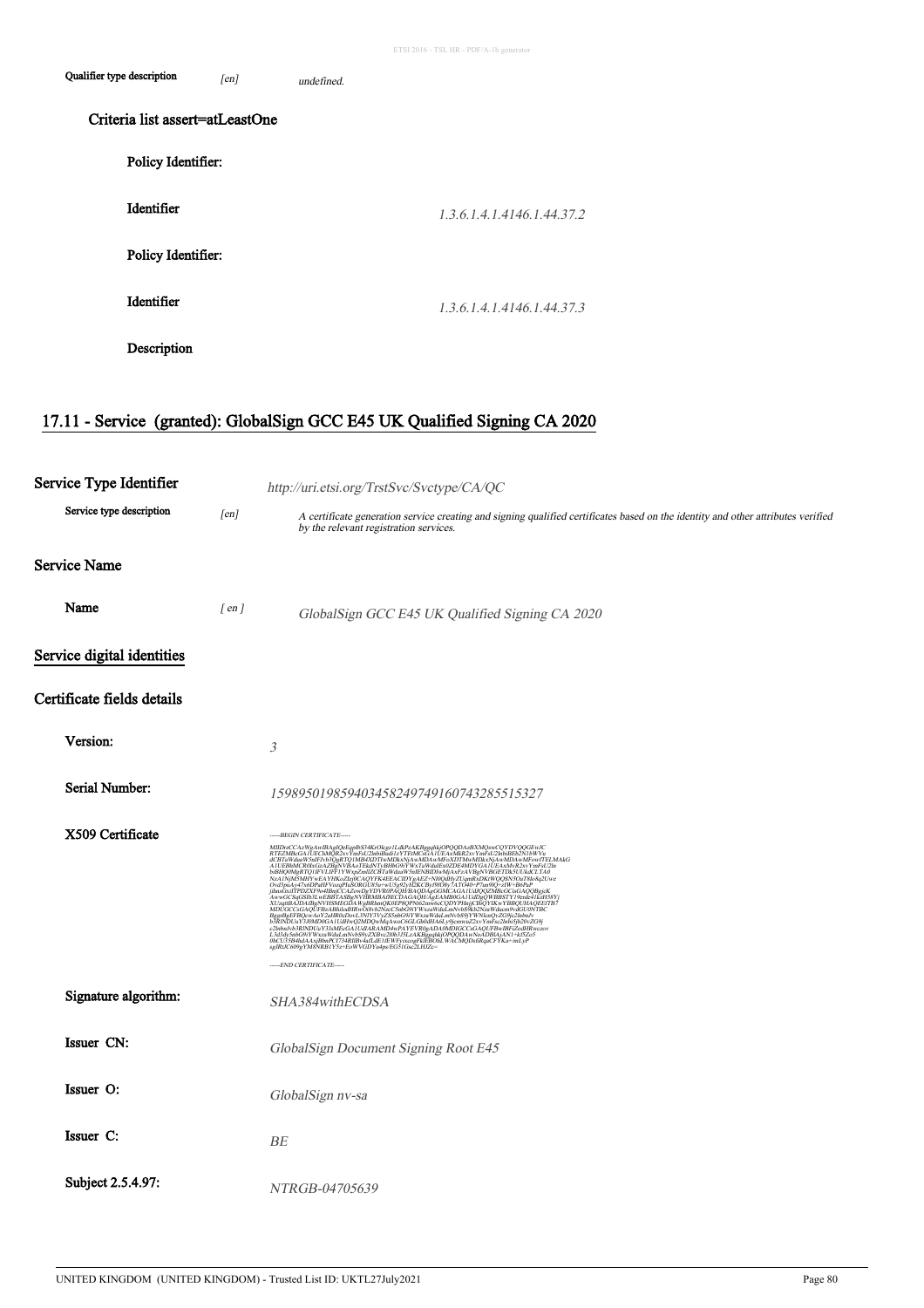| | | |
|---|---|---|
| **Qualifier type description** | *[en]* | *undefined.* |

### Criteria list assert=atLeastOne

**Policy Identifier:**

| | |
|---|---|
| **Identifier** | *1.3.6.1.4.1.4146.1.44.37.2* |

**Policy Identifier:**

| | |
|---|---|
| **Identifier** | *1.3.6.1.4.1.4146.1.44.37.3* |

**Description**

## 17.11 - Service (granted): GlobalSign GCC E45 UK Qualified Signing CA 2020

### Service Type Identifier

*http://uri.etsi.org/TrstSvc/Svctype/CA/QC*

| | | |
|---|---|---|
| **Service type description** | *[en]* | *A certificate generation service creating and signing qualified certificates based on the identity and other attributes verified by the relevant registration services.* |

### Service Name

| | | |
|---|---|---|
| **Name** | *[ en ]* | *GlobalSign GCC E45 UK Qualified Signing CA 2020* |

### Service digital identities

### Certificate fields details

| | |
|---|---|
| **Version:** | *3* |
| **Serial Number:** | *159895019859403458249749160743285515327* |

**X509 Certificate**

```
-----BEGIN CERTIFICATE-----
MIIDrzCCAzWgAwIBAgIQeEqpBtS4KrOkgz1LdkPzAKBggqhkjOPQQDAzBXMQswCQYDVQQGEwJC
RTEZMBcGA1UEChMQR2xvYmFsU2lnbiBudi1zYTEtMCsGA1UEAxMkR2xvYmFsU2lnbiBEb2N1bWVu
dCBTaWduaW5nIFJvb3QgRTQ1MB4XDTIwMDkxNjAwMDAwMFoXDTMwMDkxNjAwMDAwMFowTTELMAkG
A1UEBhMCR0IxGzAZBgNVBAoTEkdNTyBHbG9iYWxTaWduIExtZDE4MDYGA1UEAxMvR2xvYmFsU2ln
biBHQ0MgRTQ1IFVLIFF1YWxpZmllZCBTaWduaW5nIENBIDIwMjAxFzAVBgNVBGETDk5UUkdCLTA0
NzA1NjM5MHYwEAYHKoZIzj0CAQYFK4EEACIDYgAEZ+NI0QdByZUgmRxDKtWQQSN5OaT8ko8q2Uwc
-----END CERTIFICATE-----
```

| | |
|---|---|
| **Signature algorithm:** | *SHA384withECDSA* |
| **Issuer CN:** | *GlobalSign Document Signing Root E45* |
| **Issuer O:** | *GlobalSign nv-sa* |
| **Issuer C:** | *BE* |
| **Subject 2.5.4.97:** | *NTRGB-04705639* |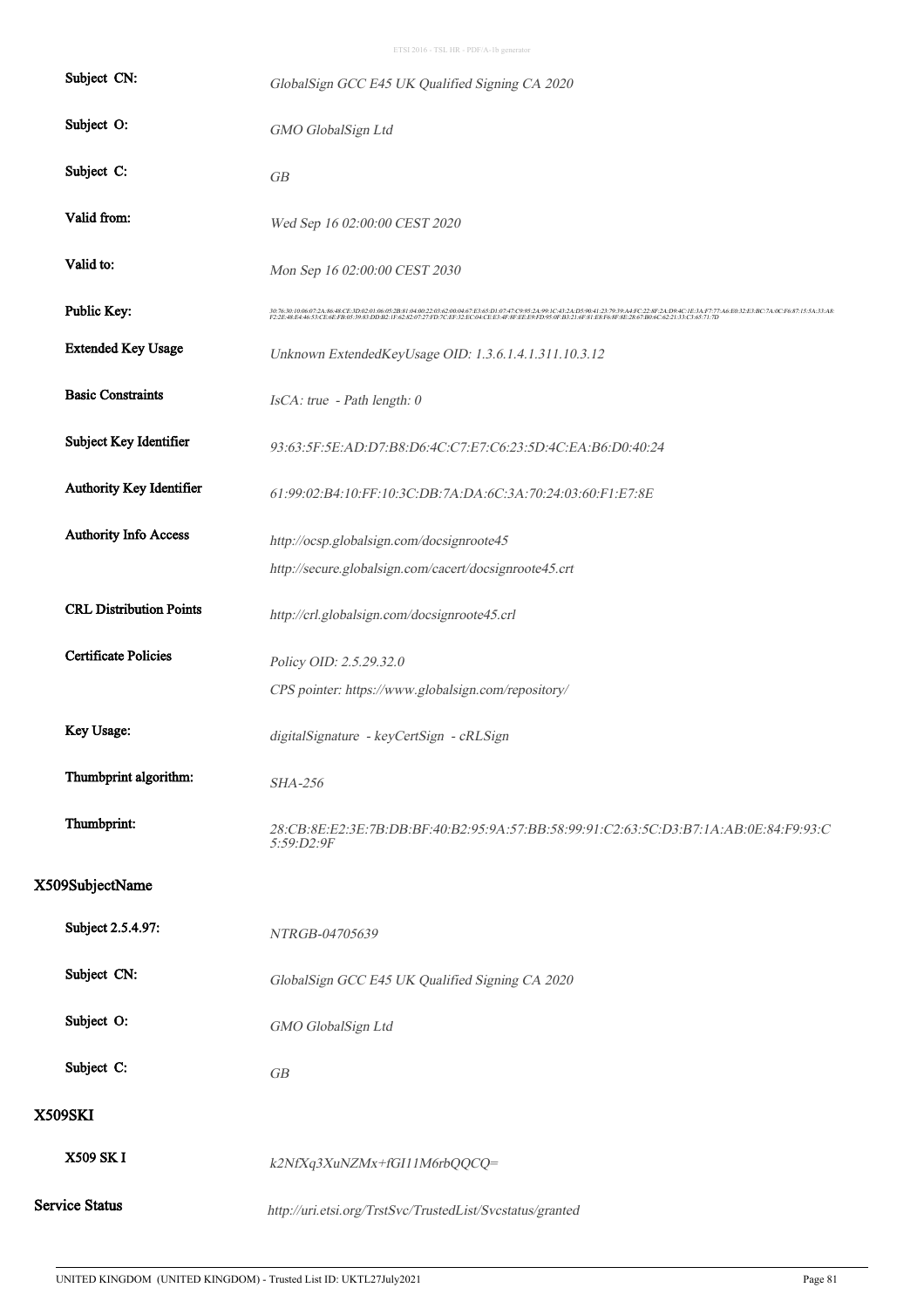| | |
|---|---|
| Subject CN: | *GlobalSign GCC E45 UK Qualified Signing CA 2020* |
| Subject O: | *GMO GlobalSign Ltd* |
| Subject C: | *GB* |
| Valid from: | *Wed Sep 16 02:00:00 CEST 2020* |
| Valid to: | *Mon Sep 16 02:00:00 CEST 2030* |
| Public Key: | *30:76:30:10:06:07:2A:86:48:CE:3D:02:01:06:05:2B:81:04:00:22:03:62:00:04:67:E3:65:D1:07:47:C9:95:2A:99:1C:43:2A:D5:90:41:23:79:39:A4:FC:22:8F:2A:D9:4C:1E:3A:F7:77:A6:E0:32:E3:BC:7A:0C:F6:87:15:5A:33:A8:F2:2E:48:E4:46:53:CE:6E:FB:05:39:83:DD:B2:1F:62:82:07:27:FD:7C:EF:32:EC:04:CE:E3:4F:8F:EE:E9:FD:95:0F:B3:21:6F:81:E8:F6:8F:8E:28:67:B0:6C:62:21:33:C3:65:71:7D* |
| Extended Key Usage | *Unknown ExtendedKeyUsage OID: 1.3.6.1.4.1.311.10.3.12* |
| Basic Constraints | *IsCA: true - Path length: 0* |
| Subject Key Identifier | *93:63:5F:5E:AD:D7:B8:D6:4C:C7:E7:C6:23:5D:4C:EA:B6:D0:40:24* |
| Authority Key Identifier | *61:99:02:B4:10:FF:10:3C:DB:7A:DA:6C:3A:70:24:03:60:F1:E7:8E* |
| Authority Info Access | *http://ocsp.globalsign.com/docsignroote45*<br>*http://secure.globalsign.com/cacert/docsignroote45.crt* |
| CRL Distribution Points | *http://crl.globalsign.com/docsignroote45.crl* |
| Certificate Policies | *Policy OID: 2.5.29.32.0*<br>*CPS pointer: https://www.globalsign.com/repository/* |
| Key Usage: | *digitalSignature - keyCertSign - cRLSign* |
| Thumbprint algorithm: | *SHA-256* |
| Thumbprint: | *28:CB:8E:E2:3E:7B:DB:BF:40:B2:95:9A:57:BB:58:99:91:C2:63:5C:D3:B7:1A:AB:0E:84:F9:93:C5:59:D2:9F* |

## X509SubjectName

| | |
|---|---|
| Subject 2.5.4.97: | *NTRGB-04705639* |
| Subject CN: | *GlobalSign GCC E45 UK Qualified Signing CA 2020* |
| Subject O: | *GMO GlobalSign Ltd* |
| Subject C: | *GB* |

## X509SKI

| | |
|---|---|
| **X509 SK I** | *k2NfXq3XuNZMx+fGI11M6rbQQCQ=* |

**Service Status** *http://uri.etsi.org/TrstSvc/TrustedList/Svcstatus/granted*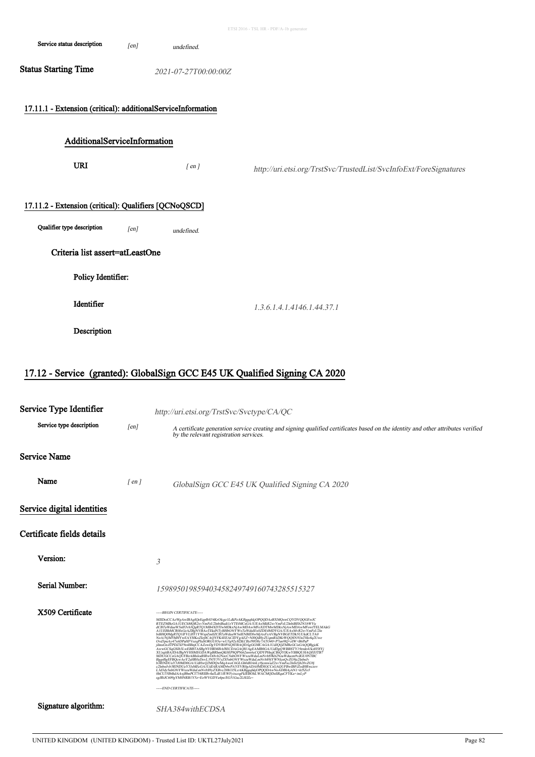| | | |
|---|---|---|
| Service status description | *[en]* | *undefined.* |

**Status Starting Time** *2021-07-27T00:00:00Z*

### 17.11.1 - Extension (critical): additionalServiceInformation

#### AdditionalServiceInformation

| | | |
|---|---|---|
| **URI** | *[ en ]* | *http://uri.etsi.org/TrstSvc/TrustedList/SvcInfoExt/ForeSignatures* |

### 17.11.2 - Extension (critical): Qualifiers [QCNoQSCD]

| | | |
|---|---|---|
| Qualifier type description | *[en]* | *undefined.* |

#### Criteria list assert=atLeastOne

**Policy Identifier:**

| | |
|---|---|
| **Identifier** | *1.3.6.1.4.1.4146.1.44.37.1* |
| **Description** | |

## 17.12 - Service (granted): GlobalSign GCC E45 UK Qualified Signing CA 2020

**Service Type Identifier** *http://uri.etsi.org/TrstSvc/Svctype/CA/QC*

| | | |
|---|---|---|
| Service type description | *[en]* | *A certificate generation service creating and signing qualified certificates based on the identity and other attributes verified by the relevant registration services.* |

### Service Name

| | | |
|---|---|---|
| **Name** | *[ en ]* | *GlobalSign GCC E45 UK Qualified Signing CA 2020* |

### Service digital identities

### Certificate fields details

| | |
|---|---|
| **Version:** | *3* |
| **Serial Number:** | *159895019859403458249749160743285515327* |

**X509 Certificate**

```
-----BEGIN CERTIFICATE-----
MIIDrzCCAzWgAwIBAgIQeEqpIbS34KrOicgz1LdkPzAKBggqhkjOPQQDAzBXMQswCQYDVQQGEwJC
RTEZMBcGA1UEChMQR2xvYmFsU2lnbiBudi1zYTEtMCsGA1UEAxMkR2xvYmFsU2lnbiBEb2N1bWVu
dCBTaWduaW5nIFJvb3QgRTQ1MB4XDTIwMDkxNjAwMDAwMFoXDTMwMDkxNjAwMDAwMFowTTELMAkG
A1UEBhMCR0IxGzAZBgNVBAoTEkdNTyBHbG9iYWxTaWduIEx0ZDE4MDYGA1UEAxMvR2xvYmFsU2ln
biBHQ0MgRTQ1IFVLIFF1YWxpZmllZCBTaWduaW5nIENBIDIwMjAxFzAVBgNVBGETDk5UUkdCLTA0
NzA1NjM5MHYwEAYHKoZIzj0CAQYFK4EEACIDYgAEZ+N8...
-----END CERTIFICATE-----
```

| | |
|---|---|
| **Signature algorithm:** | *SHA384withECDSA* |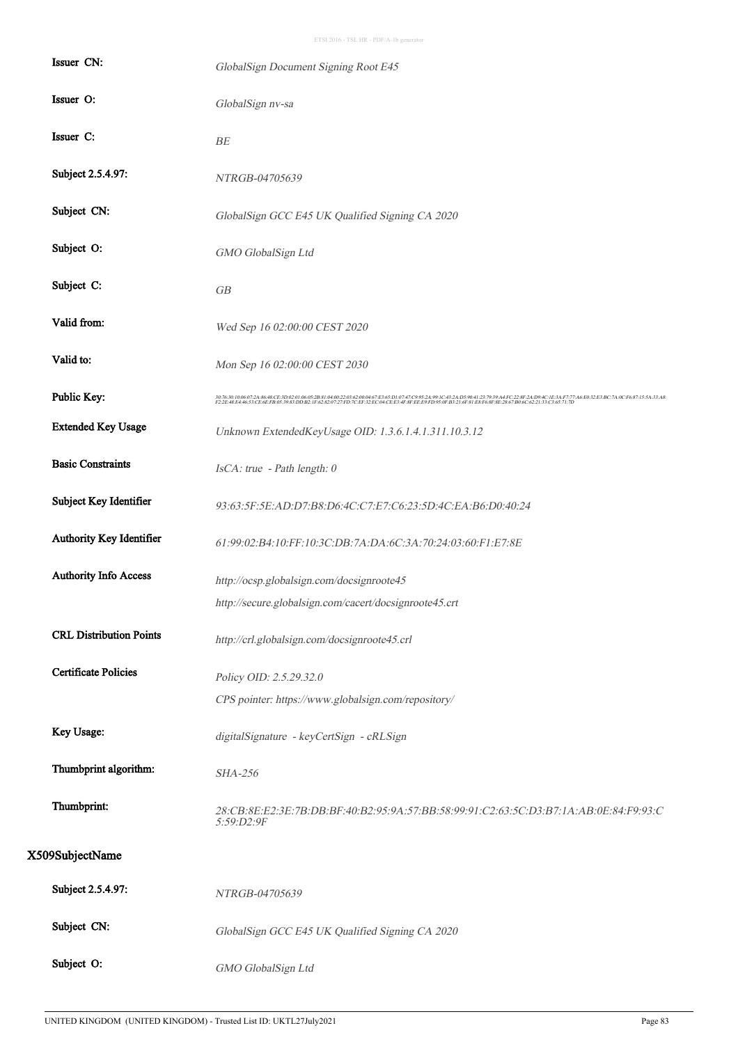| | |
|---|---|
| Issuer CN: | *GlobalSign Document Signing Root E45* |
| Issuer O: | *GlobalSign nv-sa* |
| Issuer C: | *BE* |
| Subject 2.5.4.97: | *NTRGB-04705639* |
| Subject CN: | *GlobalSign GCC E45 UK Qualified Signing CA 2020* |
| Subject O: | *GMO GlobalSign Ltd* |
| Subject C: | *GB* |
| Valid from: | *Wed Sep 16 02:00:00 CEST 2020* |
| Valid to: | *Mon Sep 16 02:00:00 CEST 2030* |
| Public Key: | *30:76:30:10:06:07:2A:86:48:CE:3D:02:01:06:05:2B:81:04:00:22:03:62:00:04:67:E3:65:D1:07:47:C9:95:2A:99:1C:43:2A:D5:90:41:23:79:39:A4:FC:22:8F:2A:D9:4C:1E:3A:F7:77:A6:E0:32:E3:BC:7A:0C:F6:87:15:5A:33:A8:F2:2E:48:E4:46:53:CE:6E:FB:05:39:83:DD:B2:1F:62:82:07:27:FD:7C:EF:32:EC:04:CE:E3:4F:8F:EE:E9:FD:95:0F:B3:21:6F:81:E8:F6:8F:8E:28:67:B0:6C:62:21:33:C3:65:71:7D* |
| Extended Key Usage | *Unknown ExtendedKeyUsage OID: 1.3.6.1.4.1.311.10.3.12* |
| Basic Constraints | *IsCA: true - Path length: 0* |
| Subject Key Identifier | *93:63:5F:5E:AD:D7:B8:D6:4C:C7:E7:C6:23:5D:4C:EA:B6:D0:40:24* |
| Authority Key Identifier | *61:99:02:B4:10:FF:10:3C:DB:7A:DA:6C:3A:70:24:03:60:F1:E7:8E* |
| Authority Info Access | *http://ocsp.globalsign.com/docsignroote45*<br>*http://secure.globalsign.com/cacert/docsignroote45.crt* |
| CRL Distribution Points | *http://crl.globalsign.com/docsignroote45.crl* |
| Certificate Policies | *Policy OID: 2.5.29.32.0*<br>*CPS pointer: https://www.globalsign.com/repository/* |
| Key Usage: | *digitalSignature - keyCertSign - cRLSign* |
| Thumbprint algorithm: | *SHA-256* |
| Thumbprint: | *28:CB:8E:E2:3E:7B:DB:BF:40:B2:95:9A:57:BB:58:99:91:C2:63:5C:D3:B7:1A:AB:0E:84:F9:93:C5:59:D2:9F* |

## X509SubjectName

| | |
|---|---|
| Subject 2.5.4.97: | *NTRGB-04705639* |
| Subject CN: | *GlobalSign GCC E45 UK Qualified Signing CA 2020* |
| Subject O: | *GMO GlobalSign Ltd* |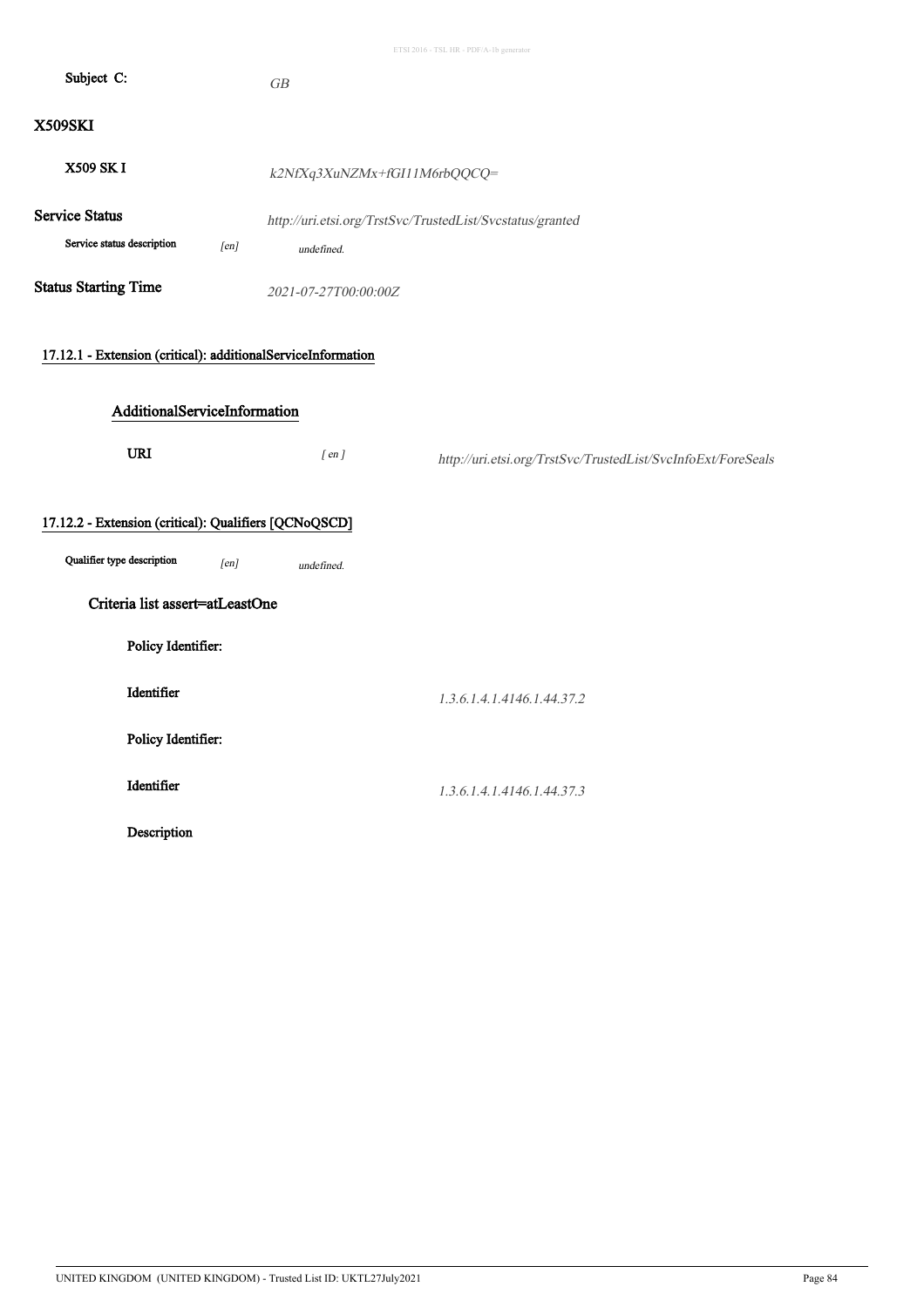**Subject C:** *GB*

## X509SKI

**X509 SK I** *k2NfXq3XuNZMx+fGI11M6rbQQCQ=*

**Service Status** *http://uri.etsi.org/TrstSvc/TrustedList/Svcstatus/granted*

**Service status description** *[en]* *undefined.*

**Status Starting Time** *2021-07-27T00:00:00Z*

### 17.12.1 - Extension (critical): additionalServiceInformation

#### AdditionalServiceInformation

**URI** *[ en ]* *http://uri.etsi.org/TrstSvc/TrustedList/SvcInfoExt/ForeSeals*

### 17.12.2 - Extension (critical): Qualifiers [QCNoQSCD]

**Qualifier type description** *[en]* *undefined.*

#### Criteria list assert=atLeastOne

**Policy Identifier:**

**Identifier** *1.3.6.1.4.1.4146.1.44.37.2*

**Policy Identifier:**

**Identifier** *1.3.6.1.4.1.4146.1.44.37.3*

**Description**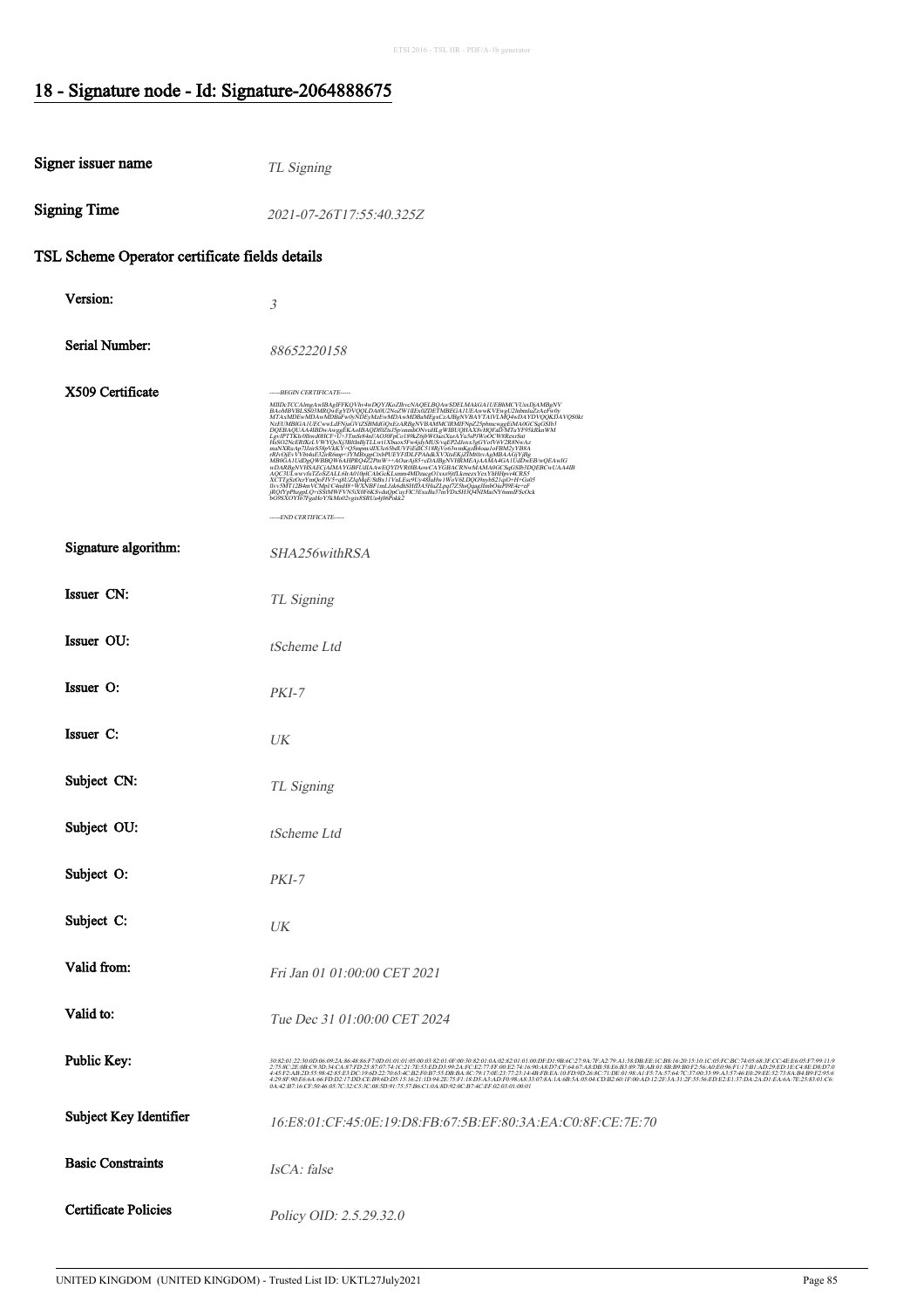# 18 - Signature node - Id: Signature-2064888675

| | |
|---|---|
| **Signer issuer name** | *TL Signing* |
| **Signing Time** | *2021-07-26T17:55:40.325Z* |

## TSL Scheme Operator certificate fields details

| | |
|---|---|
| **Version:** | *3* |
| **Serial Number:** | *88652220158* |
| **X509 Certificate** | -----BEGIN CERTIFICATE----- MIIDc7CCAlmgAwIBAgIFFKQVhv4wDQYJKoZIhvcNAQELBQAwSDELMAkGA1UEBhMCVUsxDjAMBgNV BAoMBVBLSS03MRQwEgYDVQQLDAt0U2NoZW1lIEx0ZDETMBEGA1UEAwwKVEwgU2lnbmluZzAeFw0y MTAxMDEwMDAwMDBaFw0yNDEyMzEwMDAwMDBaMEgxCzAJBgNVBAYTAlVLMQ4wDAYDVQQKDAVQSS0t NzEUMBIGA1UECwwLdFNjaGVtZSBMdGQxEzARBgNVBAMMClRMIFNpZ25pbmcwggEiMA0GCSqGSIb3 DQEBAQUAA4IBDwAwggEKAoIBAQDf0Zu5pvomnbONvuiHLgWlBUQHAX8vHQFaD/MTuYF95kRkuWM -----END CERTIFICATE----- |
| **Signature algorithm:** | *SHA256withRSA* |
| **Issuer CN:** | *TL Signing* |
| **Issuer OU:** | *tScheme Ltd* |
| **Issuer O:** | *PKI-7* |
| **Issuer C:** | *UK* |
| **Subject CN:** | *TL Signing* |
| **Subject OU:** | *tScheme Ltd* |
| **Subject O:** | *PKI-7* |
| **Subject C:** | *UK* |
| **Valid from:** | *Fri Jan 01 01:00:00 CET 2021* |
| **Valid to:** | *Tue Dec 31 01:00:00 CET 2024* |
| **Public Key:** | *30:82:01:22:30:0D:06:09:2A:86:48:86:F7:0D:01:01:01:05:00:03:82:01:0F:00:30:82:01:0A:02:82:01:01:00:DF:D1:9B:6C:27:9A:7F:A2:79:A1:38:DB:EE:1C:B8:16:20:15:10:1C:05:FC:BC:74:05:68:3F:CC:4E:E6:05:F7:99:11:92:75:8C:2E:0B:C9:3D:34:CA:87:FD:25:87:07:74:1C:21:7E:53:ED:D3:99:2A:FC:E2:77:FF:00:E2:74:16:90:A8:D7:CF:64:67:A8:DB:58:E6:B3:89:7B:AB:01:8B:B9:B0:F2:56:A0:E0:96:F1:17:B1:AD:29:ED:1E:C4:8E:D8:D7:04:45:F2:AB:2D:55:98:42:85:E3:DC:19:6D:22:70:63:4C:B2:F0:B7:55:DB:BA:8C:79:17:0E:23:77:23:14:4B:FB:EA:10:FD:9D:26:8C:71:DE:01:98:A1:F5:7A:57:64:7C:37:00:33:99:A3:57:46:E0:29:EE:52:73:8A:B4:B9:F2:95:64:29:8F:90:E6:6A:66:FD:D2:17:DD:CE:B9:6D:D5:15:16:21:1D:94:2E:75:F1:18:D5:A3:AD:F0:9B:A8:33:07:8A:1A:6B:5A:05:04:CD:B2:60:1F:00:AD:12:2F:3A:31:2F:55:56:ED:E2:E1:37:DA:2A:D1:EA:6A:7E:25:83:01:C6:0A:42:B7:16:CF:50:46:05:7C:32:C5:3C:08:5D:91:75:57:B6:C1:0A:8D:92:0C:B7:4C:EF:02:03:01:00:01* |
| **Subject Key Identifier** | *16:E8:01:CF:45:0E:19:D8:FB:67:5B:EF:80:3A:EA:C0:8F:CE:7E:70* |
| **Basic Constraints** | *IsCA: false* |
| **Certificate Policies** | *Policy OID: 2.5.29.32.0* |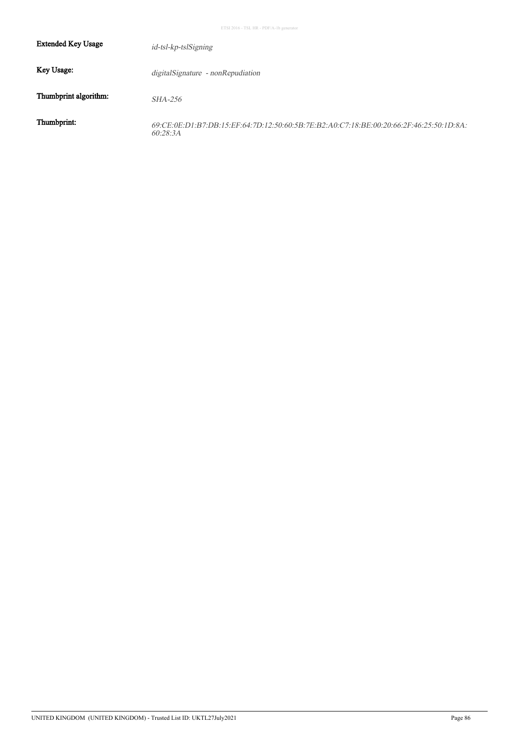| | |
|---|---|
| **Extended Key Usage** | *id-tsl-kp-tslSigning* |
| **Key Usage:** | *digitalSignature - nonRepudiation* |
| **Thumbprint algorithm:** | *SHA-256* |
| **Thumbprint:** | *69:CE:0E:D1:B7:DB:15:EF:64:7D:12:50:60:5B:7E:B2:A0:C7:18:BE:00:20:66:2F:46:25:50:1D:8A:60:28:3A* |